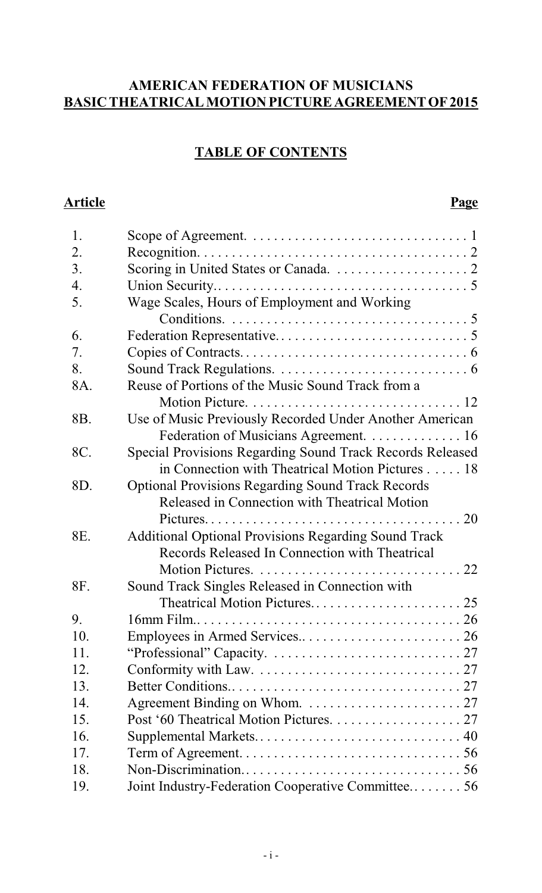**AMERICAN FEDERATION OF MUSICIANS**
**BASIC THEATRICAL MOTION PICTURE AGREEMENT OF 2015**

## TABLE OF CONTENTS

| Article | | Page |
|---|---|---|
| 1. | Scope of Agreement. | 1 |
| 2. | Recognition. | 2 |
| 3. | Scoring in United States or Canada. | 2 |
| 4. | Union Security. | 5 |
| 5. | Wage Scales, Hours of Employment and Working Conditions. | 5 |
| 6. | Federation Representative. | 5 |
| 7. | Copies of Contracts. | 6 |
| 8. | Sound Track Regulations. | 6 |
| 8A. | Reuse of Portions of the Music Sound Track from a Motion Picture. | 12 |
| 8B. | Use of Music Previously Recorded Under Another American Federation of Musicians Agreement. | 16 |
| 8C. | Special Provisions Regarding Sound Track Records Released in Connection with Theatrical Motion Pictures | 18 |
| 8D. | Optional Provisions Regarding Sound Track Records Released in Connection with Theatrical Motion Pictures. | 20 |
| 8E. | Additional Optional Provisions Regarding Sound Track Records Released In Connection with Theatrical Motion Pictures. | 22 |
| 8F. | Sound Track Singles Released in Connection with Theatrical Motion Pictures. | 25 |
| 9. | 16mm Film. | 26 |
| 10. | Employees in Armed Services. | 26 |
| 11. | "Professional" Capacity. | 27 |
| 12. | Conformity with Law. | 27 |
| 13. | Better Conditions. | 27 |
| 14. | Agreement Binding on Whom. | 27 |
| 15. | Post '60 Theatrical Motion Pictures. | 27 |
| 16. | Supplemental Markets. | 40 |
| 17. | Term of Agreement. | 56 |
| 18. | Non-Discrimination. | 56 |
| 19. | Joint Industry-Federation Cooperative Committee. | 56 |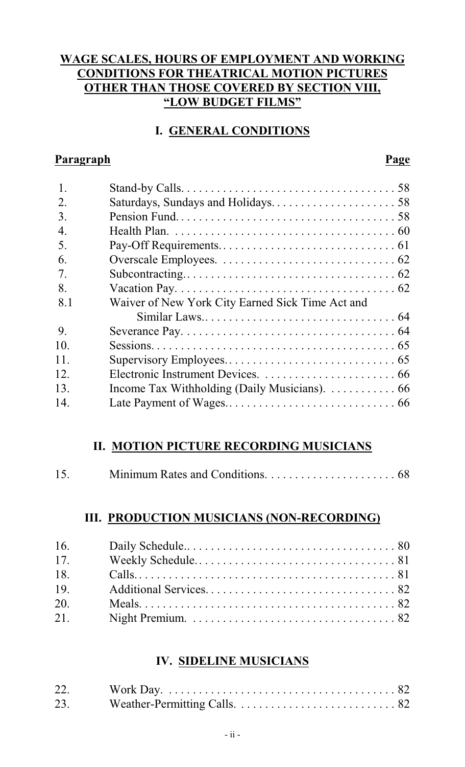## WAGE SCALES, HOURS OF EMPLOYMENT AND WORKING CONDITIONS FOR THEATRICAL MOTION PICTURES OTHER THAN THOSE COVERED BY SECTION VIII, "LOW BUDGET FILMS"

### I. GENERAL CONDITIONS

| Paragraph | | Page |
|---|---|---|
| 1. | Stand-by Calls. | 58 |
| 2. | Saturdays, Sundays and Holidays. | 58 |
| 3. | Pension Fund. | 58 |
| 4. | Health Plan. | 60 |
| 5. | Pay-Off Requirements. | 61 |
| 6. | Overscale Employees. | 62 |
| 7. | Subcontracting. | 62 |
| 8. | Vacation Pay. | 62 |
| 8.1 | Waiver of New York City Earned Sick Time Act and Similar Laws. | 64 |
| 9. | Severance Pay. | 64 |
| 10. | Sessions. | 65 |
| 11. | Supervisory Employees. | 65 |
| 12. | Electronic Instrument Devices. | 66 |
| 13. | Income Tax Withholding (Daily Musicians). | 66 |
| 14. | Late Payment of Wages. | 66 |

### II. MOTION PICTURE RECORDING MUSICIANS

| | | |
|---|---|---|
| 15. | Minimum Rates and Conditions. | 68 |

### III. PRODUCTION MUSICIANS (NON-RECORDING)

| | | |
|---|---|---|
| 16. | Daily Schedule. | 80 |
| 17. | Weekly Schedule. | 81 |
| 18. | Calls. | 81 |
| 19. | Additional Services. | 82 |
| 20. | Meals. | 82 |
| 21. | Night Premium. | 82 |

### IV. SIDELINE MUSICIANS

| | | |
|---|---|---|
| 22. | Work Day. | 82 |
| 23. | Weather-Permitting Calls. | 82 |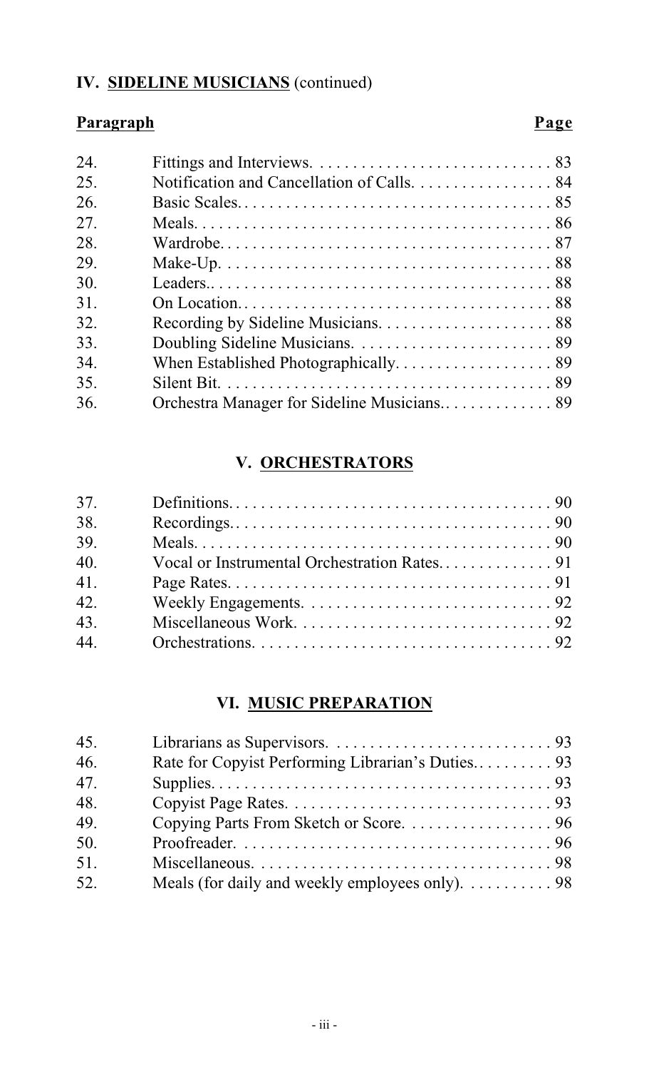## IV. SIDELINE MUSICIANS (continued)

| Paragraph | | Page |
|---|---|---|
| 24. | Fittings and Interviews. | 83 |
| 25. | Notification and Cancellation of Calls. | 84 |
| 26. | Basic Scales. | 85 |
| 27. | Meals. | 86 |
| 28. | Wardrobe. | 87 |
| 29. | Make-Up. | 88 |
| 30. | Leaders. | 88 |
| 31. | On Location. | 88 |
| 32. | Recording by Sideline Musicians. | 88 |
| 33. | Doubling Sideline Musicians. | 89 |
| 34. | When Established Photographically. | 89 |
| 35. | Silent Bit. | 89 |
| 36. | Orchestra Manager for Sideline Musicians. | 89 |

## V. ORCHESTRATORS

| Paragraph | | Page |
|---|---|---|
| 37. | Definitions. | 90 |
| 38. | Recordings. | 90 |
| 39. | Meals. | 90 |
| 40. | Vocal or Instrumental Orchestration Rates. | 91 |
| 41. | Page Rates. | 91 |
| 42. | Weekly Engagements. | 92 |
| 43. | Miscellaneous Work. | 92 |
| 44. | Orchestrations. | 92 |

## VI. MUSIC PREPARATION

| Paragraph | | Page |
|---|---|---|
| 45. | Librarians as Supervisors. | 93 |
| 46. | Rate for Copyist Performing Librarian's Duties. | 93 |
| 47. | Supplies. | 93 |
| 48. | Copyist Page Rates. | 93 |
| 49. | Copying Parts From Sketch or Score. | 96 |
| 50. | Proofreader. | 96 |
| 51. | Miscellaneous. | 98 |
| 52. | Meals (for daily and weekly employees only). | 98 |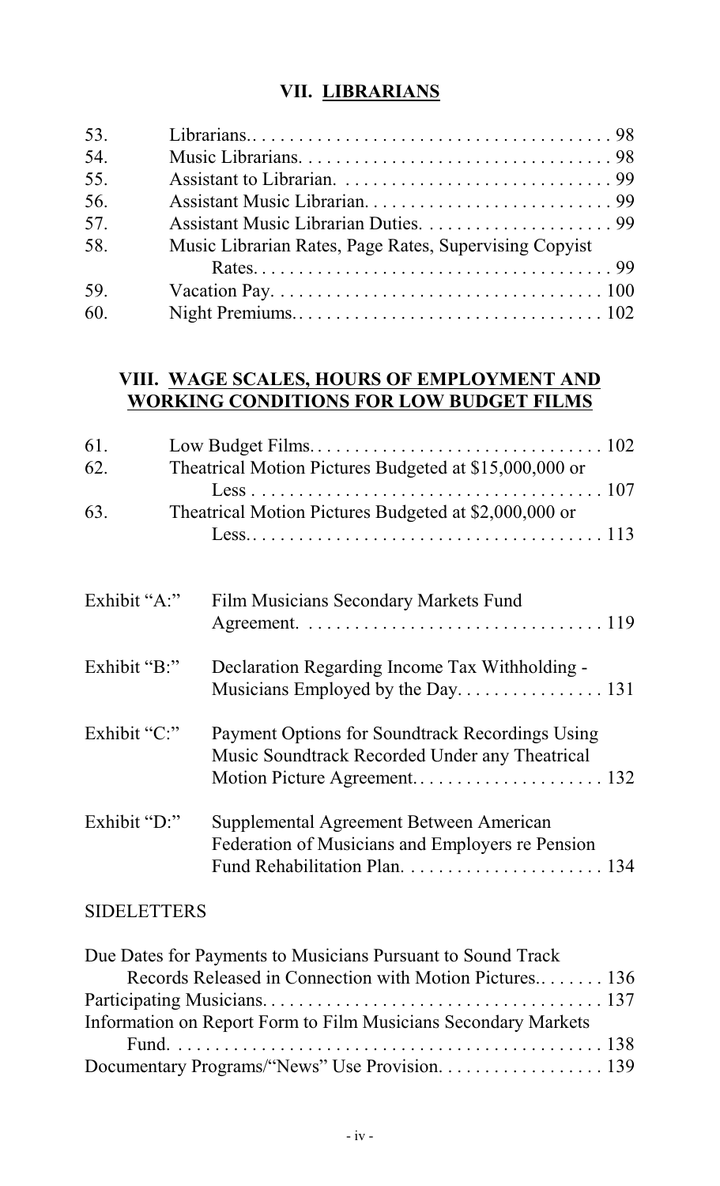## VII. LIBRARIANS

| | | |
|---|---|---|
| 53. | Librarians. | 98 |
| 54. | Music Librarians. | 98 |
| 55. | Assistant to Librarian. | 99 |
| 56. | Assistant Music Librarian. | 99 |
| 57. | Assistant Music Librarian Duties. | 99 |
| 58. | Music Librarian Rates, Page Rates, Supervising Copyist Rates. | 99 |
| 59. | Vacation Pay. | 100 |
| 60. | Night Premiums. | 102 |

## VIII. WAGE SCALES, HOURS OF EMPLOYMENT AND WORKING CONDITIONS FOR LOW BUDGET FILMS

| | | |
|---|---|---|
| 61. | Low Budget Films. | 102 |
| 62. | Theatrical Motion Pictures Budgeted at $15,000,000 or Less | 107 |
| 63. | Theatrical Motion Pictures Budgeted at $2,000,000 or Less. | 113 |

| | | |
|---|---|---|
| Exhibit "A:" | Film Musicians Secondary Markets Fund Agreement. | 119 |
| Exhibit "B:" | Declaration Regarding Income Tax Withholding - Musicians Employed by the Day. | 131 |
| Exhibit "C:" | Payment Options for Soundtrack Recordings Using Music Soundtrack Recorded Under any Theatrical Motion Picture Agreement. | 132 |
| Exhibit "D:" | Supplemental Agreement Between American Federation of Musicians and Employers re Pension Fund Rehabilitation Plan. | 134 |

SIDELETTERS

| | |
|---|---|
| Due Dates for Payments to Musicians Pursuant to Sound Track Records Released in Connection with Motion Pictures. | 136 |
| Participating Musicians. | 137 |
| Information on Report Form to Film Musicians Secondary Markets Fund. | 138 |
| Documentary Programs/"News" Use Provision. | 139 |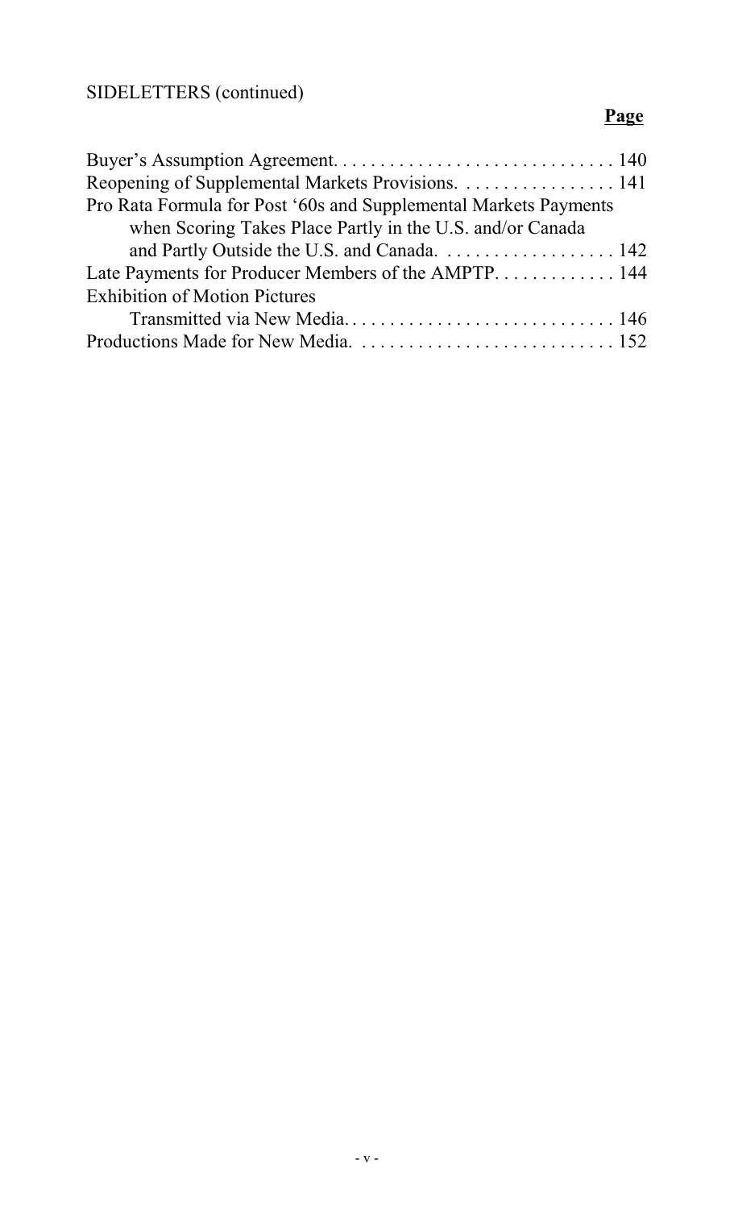SIDELETTERS (continued)

| | **Page** |
|---|---|
| Buyer's Assumption Agreement | 140 |
| Reopening of Supplemental Markets Provisions. | 141 |
| Pro Rata Formula for Post '60s and Supplemental Markets Payments when Scoring Takes Place Partly in the U.S. and/or Canada and Partly Outside the U.S. and Canada. | 142 |
| Late Payments for Producer Members of the AMPTP. | 144 |
| Exhibition of Motion Pictures Transmitted via New Media. | 146 |
| Productions Made for New Media. | 152 |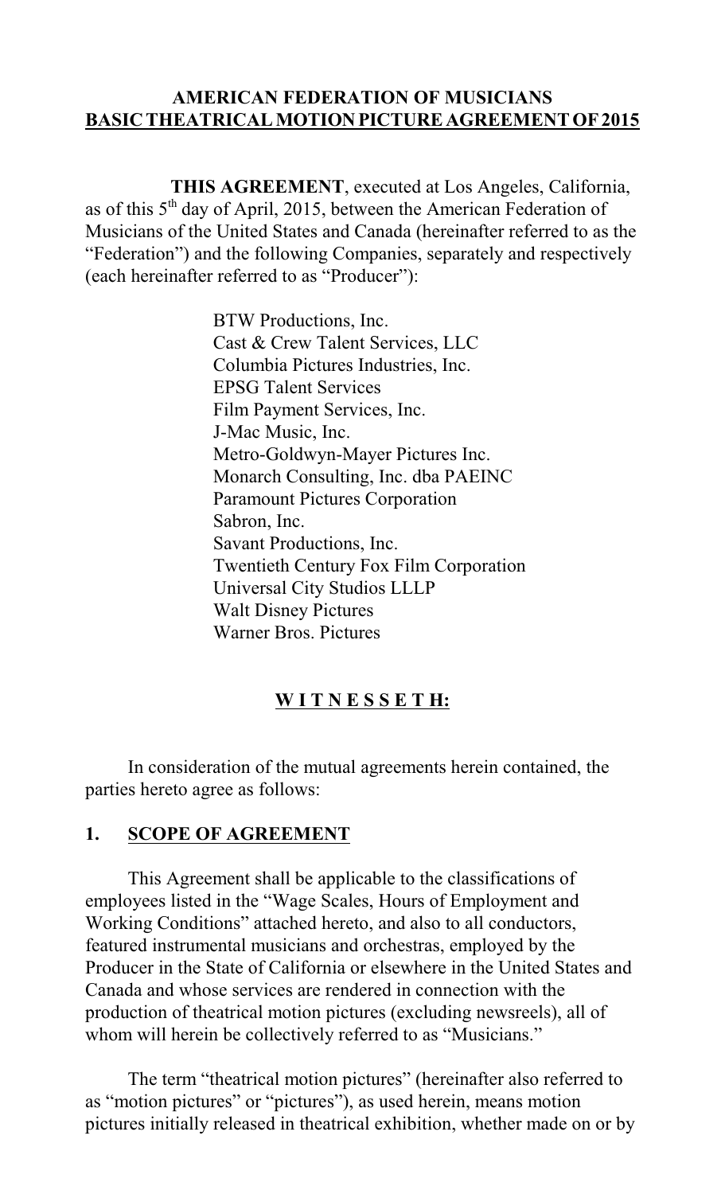**AMERICAN FEDERATION OF MUSICIANS**
**BASIC THEATRICAL MOTION PICTURE AGREEMENT OF 2015**

**THIS AGREEMENT**, executed at Los Angeles, California, as of this 5th day of April, 2015, between the American Federation of Musicians of the United States and Canada (hereinafter referred to as the "Federation") and the following Companies, separately and respectively (each hereinafter referred to as "Producer"):

BTW Productions, Inc.
Cast & Crew Talent Services, LLC
Columbia Pictures Industries, Inc.
EPSG Talent Services
Film Payment Services, Inc.
J-Mac Music, Inc.
Metro-Goldwyn-Mayer Pictures Inc.
Monarch Consulting, Inc. dba PAEINC
Paramount Pictures Corporation
Sabron, Inc.
Savant Productions, Inc.
Twentieth Century Fox Film Corporation
Universal City Studios LLLP
Walt Disney Pictures
Warner Bros. Pictures

**W I T N E S S E T H:**

In consideration of the mutual agreements herein contained, the parties hereto agree as follows:

## 1. SCOPE OF AGREEMENT

This Agreement shall be applicable to the classifications of employees listed in the "Wage Scales, Hours of Employment and Working Conditions" attached hereto, and also to all conductors, featured instrumental musicians and orchestras, employed by the Producer in the State of California or elsewhere in the United States and Canada and whose services are rendered in connection with the production of theatrical motion pictures (excluding newsreels), all of whom will herein be collectively referred to as "Musicians."

The term "theatrical motion pictures" (hereinafter also referred to as "motion pictures" or "pictures"), as used herein, means motion pictures initially released in theatrical exhibition, whether made on or by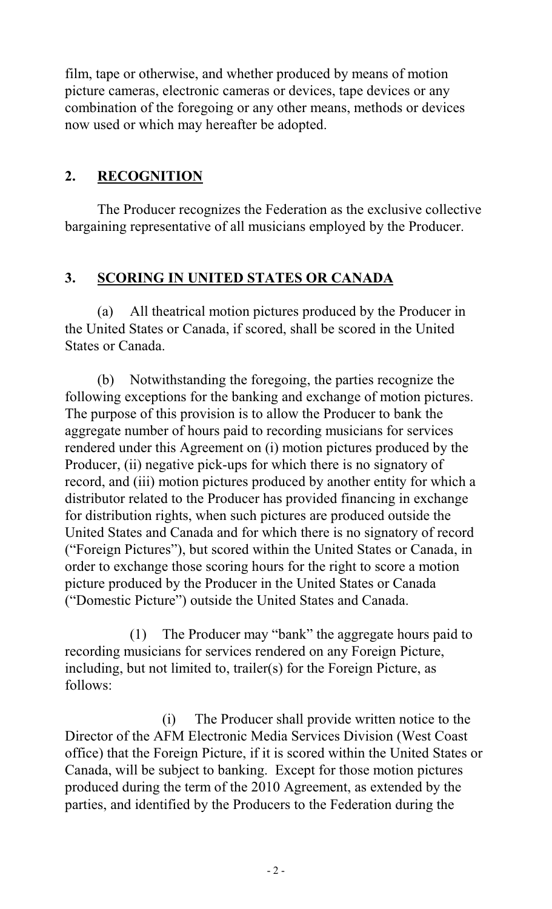film, tape or otherwise, and whether produced by means of motion picture cameras, electronic cameras or devices, tape devices or any combination of the foregoing or any other means, methods or devices now used or which may hereafter be adopted.

## 2. RECOGNITION

The Producer recognizes the Federation as the exclusive collective bargaining representative of all musicians employed by the Producer.

## 3. SCORING IN UNITED STATES OR CANADA

(a) All theatrical motion pictures produced by the Producer in the United States or Canada, if scored, shall be scored in the United States or Canada.

(b) Notwithstanding the foregoing, the parties recognize the following exceptions for the banking and exchange of motion pictures. The purpose of this provision is to allow the Producer to bank the aggregate number of hours paid to recording musicians for services rendered under this Agreement on (i) motion pictures produced by the Producer, (ii) negative pick-ups for which there is no signatory of record, and (iii) motion pictures produced by another entity for which a distributor related to the Producer has provided financing in exchange for distribution rights, when such pictures are produced outside the United States and Canada and for which there is no signatory of record ("Foreign Pictures"), but scored within the United States or Canada, in order to exchange those scoring hours for the right to score a motion picture produced by the Producer in the United States or Canada ("Domestic Picture") outside the United States and Canada.

(1) The Producer may "bank" the aggregate hours paid to recording musicians for services rendered on any Foreign Picture, including, but not limited to, trailer(s) for the Foreign Picture, as follows:

(i) The Producer shall provide written notice to the Director of the AFM Electronic Media Services Division (West Coast office) that the Foreign Picture, if it is scored within the United States or Canada, will be subject to banking. Except for those motion pictures produced during the term of the 2010 Agreement, as extended by the parties, and identified by the Producers to the Federation during the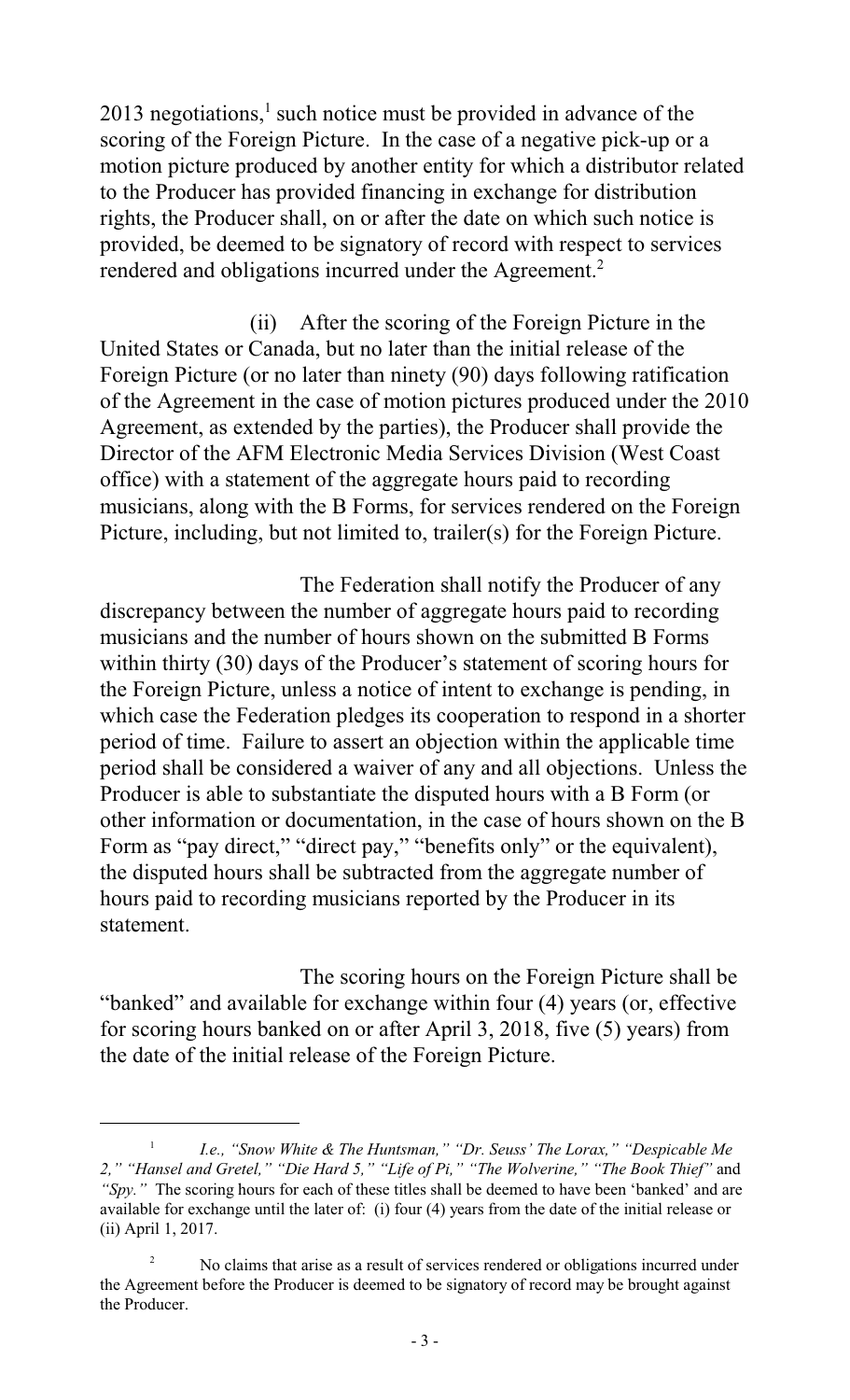2013 negotiations,[1] such notice must be provided in advance of the scoring of the Foreign Picture. In the case of a negative pick-up or a motion picture produced by another entity for which a distributor related to the Producer has provided financing in exchange for distribution rights, the Producer shall, on or after the date on which such notice is provided, be deemed to be signatory of record with respect to services rendered and obligations incurred under the Agreement.[2]

(ii) After the scoring of the Foreign Picture in the United States or Canada, but no later than the initial release of the Foreign Picture (or no later than ninety (90) days following ratification of the Agreement in the case of motion pictures produced under the 2010 Agreement, as extended by the parties), the Producer shall provide the Director of the AFM Electronic Media Services Division (West Coast office) with a statement of the aggregate hours paid to recording musicians, along with the B Forms, for services rendered on the Foreign Picture, including, but not limited to, trailer(s) for the Foreign Picture.

The Federation shall notify the Producer of any discrepancy between the number of aggregate hours paid to recording musicians and the number of hours shown on the submitted B Forms within thirty (30) days of the Producer's statement of scoring hours for the Foreign Picture, unless a notice of intent to exchange is pending, in which case the Federation pledges its cooperation to respond in a shorter period of time. Failure to assert an objection within the applicable time period shall be considered a waiver of any and all objections. Unless the Producer is able to substantiate the disputed hours with a B Form (or other information or documentation, in the case of hours shown on the B Form as "pay direct," "direct pay," "benefits only" or the equivalent), the disputed hours shall be subtracted from the aggregate number of hours paid to recording musicians reported by the Producer in its statement.

The scoring hours on the Foreign Picture shall be "banked" and available for exchange within four (4) years (or, effective for scoring hours banked on or after April 3, 2018, five (5) years) from the date of the initial release of the Foreign Picture.

---

[1] *I.e., "Snow White & The Huntsman," "Dr. Seuss' The Lorax," "Despicable Me 2," "Hansel and Gretel," "Die Hard 5," "Life of Pi," "The Wolverine," "The Book Thief"* and *"Spy."* The scoring hours for each of these titles shall be deemed to have been 'banked' and are available for exchange until the later of: (i) four (4) years from the date of the initial release or (ii) April 1, 2017.

[2] No claims that arise as a result of services rendered or obligations incurred under the Agreement before the Producer is deemed to be signatory of record may be brought against the Producer.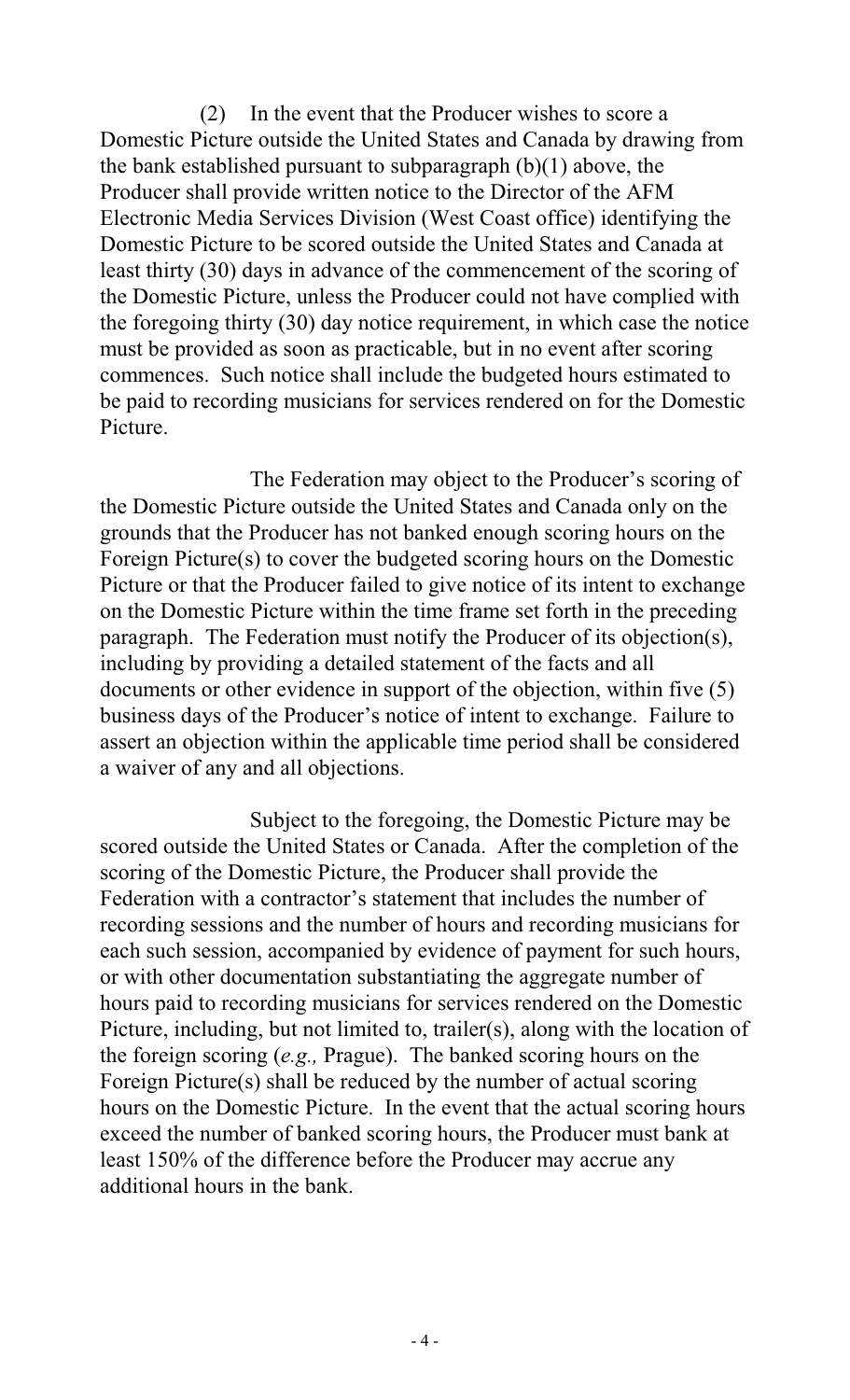(2) In the event that the Producer wishes to score a Domestic Picture outside the United States and Canada by drawing from the bank established pursuant to subparagraph (b)(1) above, the Producer shall provide written notice to the Director of the AFM Electronic Media Services Division (West Coast office) identifying the Domestic Picture to be scored outside the United States and Canada at least thirty (30) days in advance of the commencement of the scoring of the Domestic Picture, unless the Producer could not have complied with the foregoing thirty (30) day notice requirement, in which case the notice must be provided as soon as practicable, but in no event after scoring commences. Such notice shall include the budgeted hours estimated to be paid to recording musicians for services rendered on for the Domestic Picture.

The Federation may object to the Producer's scoring of the Domestic Picture outside the United States and Canada only on the grounds that the Producer has not banked enough scoring hours on the Foreign Picture(s) to cover the budgeted scoring hours on the Domestic Picture or that the Producer failed to give notice of its intent to exchange on the Domestic Picture within the time frame set forth in the preceding paragraph. The Federation must notify the Producer of its objection(s), including by providing a detailed statement of the facts and all documents or other evidence in support of the objection, within five (5) business days of the Producer's notice of intent to exchange. Failure to assert an objection within the applicable time period shall be considered a waiver of any and all objections.

Subject to the foregoing, the Domestic Picture may be scored outside the United States or Canada. After the completion of the scoring of the Domestic Picture, the Producer shall provide the Federation with a contractor's statement that includes the number of recording sessions and the number of hours and recording musicians for each such session, accompanied by evidence of payment for such hours, or with other documentation substantiating the aggregate number of hours paid to recording musicians for services rendered on the Domestic Picture, including, but not limited to, trailer(s), along with the location of the foreign scoring (*e.g.,* Prague). The banked scoring hours on the Foreign Picture(s) shall be reduced by the number of actual scoring hours on the Domestic Picture. In the event that the actual scoring hours exceed the number of banked scoring hours, the Producer must bank at least 150% of the difference before the Producer may accrue any additional hours in the bank.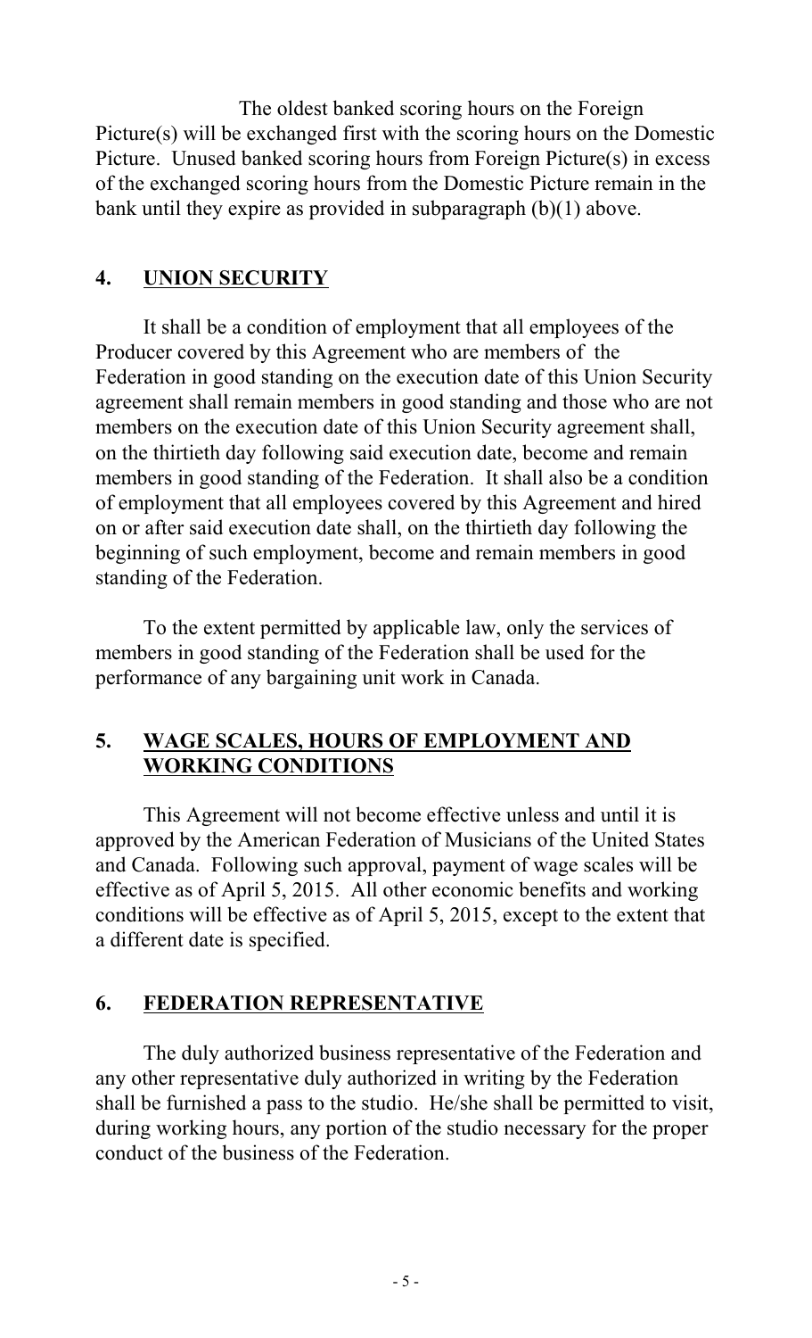The oldest banked scoring hours on the Foreign Picture(s) will be exchanged first with the scoring hours on the Domestic Picture. Unused banked scoring hours from Foreign Picture(s) in excess of the exchanged scoring hours from the Domestic Picture remain in the bank until they expire as provided in subparagraph (b)(1) above.

## 4. UNION SECURITY

It shall be a condition of employment that all employees of the Producer covered by this Agreement who are members of the Federation in good standing on the execution date of this Union Security agreement shall remain members in good standing and those who are not members on the execution date of this Union Security agreement shall, on the thirtieth day following said execution date, become and remain members in good standing of the Federation. It shall also be a condition of employment that all employees covered by this Agreement and hired on or after said execution date shall, on the thirtieth day following the beginning of such employment, become and remain members in good standing of the Federation.

To the extent permitted by applicable law, only the services of members in good standing of the Federation shall be used for the performance of any bargaining unit work in Canada.

## 5. WAGE SCALES, HOURS OF EMPLOYMENT AND WORKING CONDITIONS

This Agreement will not become effective unless and until it is approved by the American Federation of Musicians of the United States and Canada. Following such approval, payment of wage scales will be effective as of April 5, 2015. All other economic benefits and working conditions will be effective as of April 5, 2015, except to the extent that a different date is specified.

## 6. FEDERATION REPRESENTATIVE

The duly authorized business representative of the Federation and any other representative duly authorized in writing by the Federation shall be furnished a pass to the studio. He/she shall be permitted to visit, during working hours, any portion of the studio necessary for the proper conduct of the business of the Federation.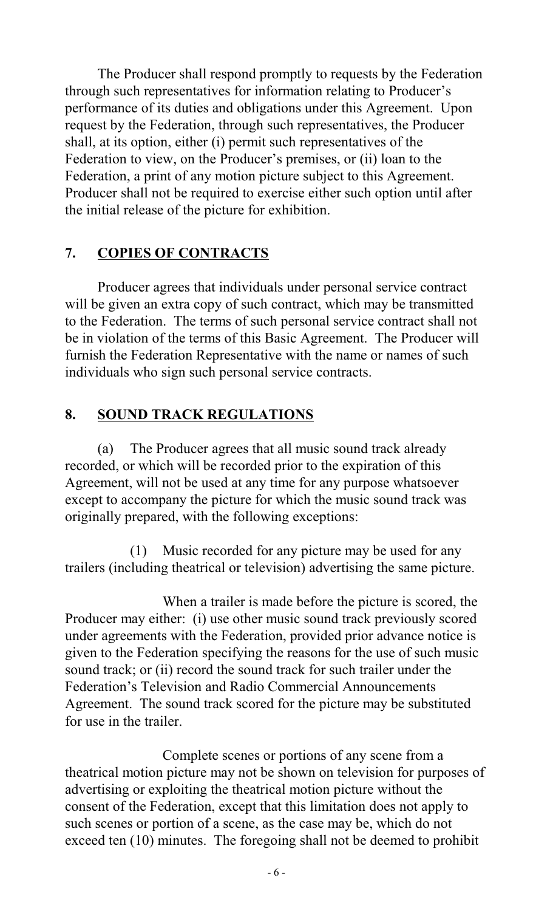The Producer shall respond promptly to requests by the Federation through such representatives for information relating to Producer's performance of its duties and obligations under this Agreement. Upon request by the Federation, through such representatives, the Producer shall, at its option, either (i) permit such representatives of the Federation to view, on the Producer's premises, or (ii) loan to the Federation, a print of any motion picture subject to this Agreement. Producer shall not be required to exercise either such option until after the initial release of the picture for exhibition.

## 7. COPIES OF CONTRACTS

Producer agrees that individuals under personal service contract will be given an extra copy of such contract, which may be transmitted to the Federation. The terms of such personal service contract shall not be in violation of the terms of this Basic Agreement. The Producer will furnish the Federation Representative with the name or names of such individuals who sign such personal service contracts.

## 8. SOUND TRACK REGULATIONS

(a) The Producer agrees that all music sound track already recorded, or which will be recorded prior to the expiration of this Agreement, will not be used at any time for any purpose whatsoever except to accompany the picture for which the music sound track was originally prepared, with the following exceptions:

(1) Music recorded for any picture may be used for any trailers (including theatrical or television) advertising the same picture.

When a trailer is made before the picture is scored, the Producer may either: (i) use other music sound track previously scored under agreements with the Federation, provided prior advance notice is given to the Federation specifying the reasons for the use of such music sound track; or (ii) record the sound track for such trailer under the Federation's Television and Radio Commercial Announcements Agreement. The sound track scored for the picture may be substituted for use in the trailer.

Complete scenes or portions of any scene from a theatrical motion picture may not be shown on television for purposes of advertising or exploiting the theatrical motion picture without the consent of the Federation, except that this limitation does not apply to such scenes or portion of a scene, as the case may be, which do not exceed ten (10) minutes. The foregoing shall not be deemed to prohibit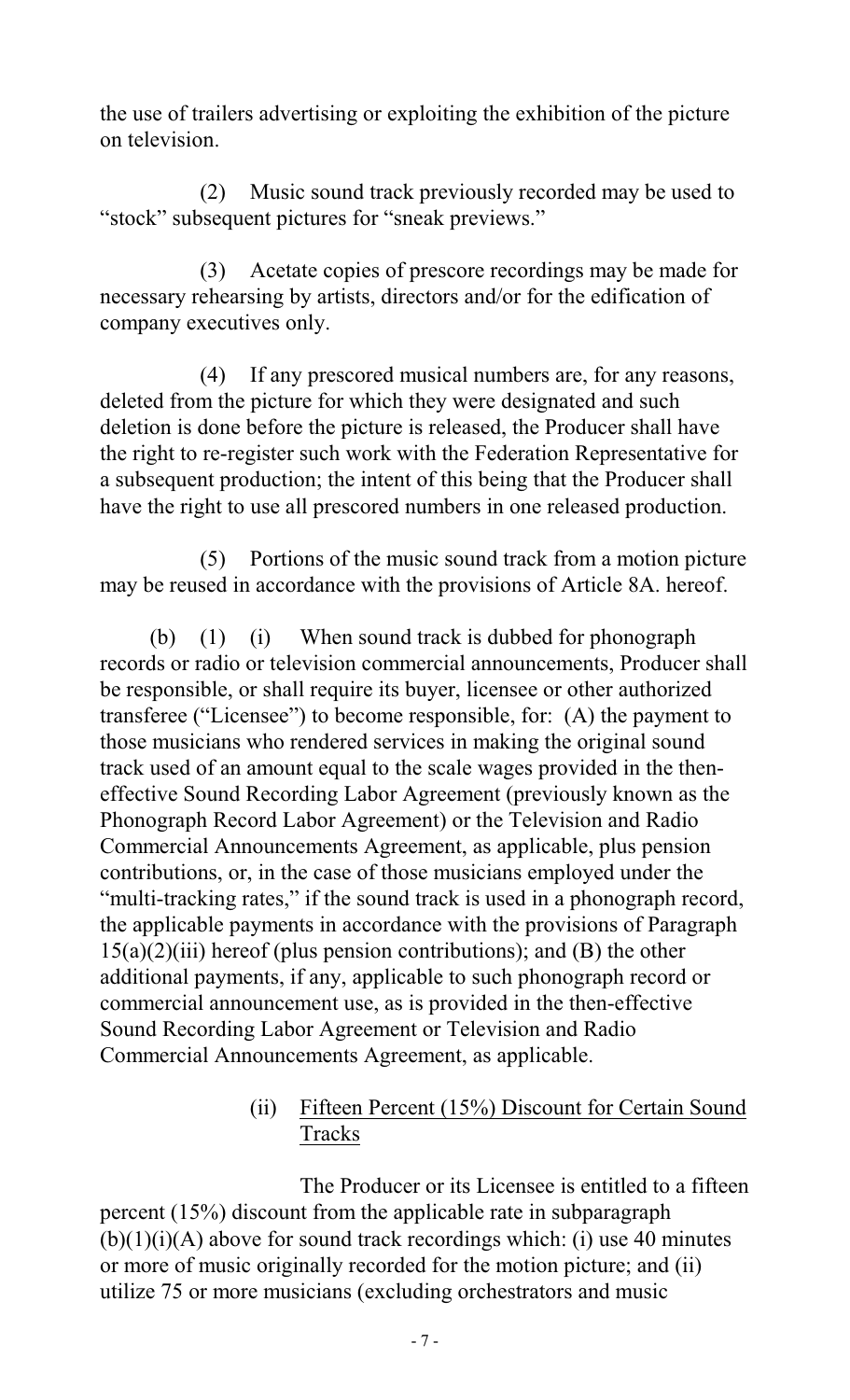the use of trailers advertising or exploiting the exhibition of the picture on television.

(2) Music sound track previously recorded may be used to "stock" subsequent pictures for "sneak previews."

(3) Acetate copies of prescore recordings may be made for necessary rehearsing by artists, directors and/or for the edification of company executives only.

(4) If any prescored musical numbers are, for any reasons, deleted from the picture for which they were designated and such deletion is done before the picture is released, the Producer shall have the right to re-register such work with the Federation Representative for a subsequent production; the intent of this being that the Producer shall have the right to use all prescored numbers in one released production.

(5) Portions of the music sound track from a motion picture may be reused in accordance with the provisions of Article 8A. hereof.

(b) (1) (i) When sound track is dubbed for phonograph records or radio or television commercial announcements, Producer shall be responsible, or shall require its buyer, licensee or other authorized transferee ("Licensee") to become responsible, for: (A) the payment to those musicians who rendered services in making the original sound track used of an amount equal to the scale wages provided in the then-effective Sound Recording Labor Agreement (previously known as the Phonograph Record Labor Agreement) or the Television and Radio Commercial Announcements Agreement, as applicable, plus pension contributions, or, in the case of those musicians employed under the "multi-tracking rates," if the sound track is used in a phonograph record, the applicable payments in accordance with the provisions of Paragraph 15(a)(2)(iii) hereof (plus pension contributions); and (B) the other additional payments, if any, applicable to such phonograph record or commercial announcement use, as is provided in the then-effective Sound Recording Labor Agreement or Television and Radio Commercial Announcements Agreement, as applicable.

(ii) <u>Fifteen Percent (15%) Discount for Certain Sound Tracks</u>

The Producer or its Licensee is entitled to a fifteen percent (15%) discount from the applicable rate in subparagraph (b)(1)(i)(A) above for sound track recordings which: (i) use 40 minutes or more of music originally recorded for the motion picture; and (ii) utilize 75 or more musicians (excluding orchestrators and music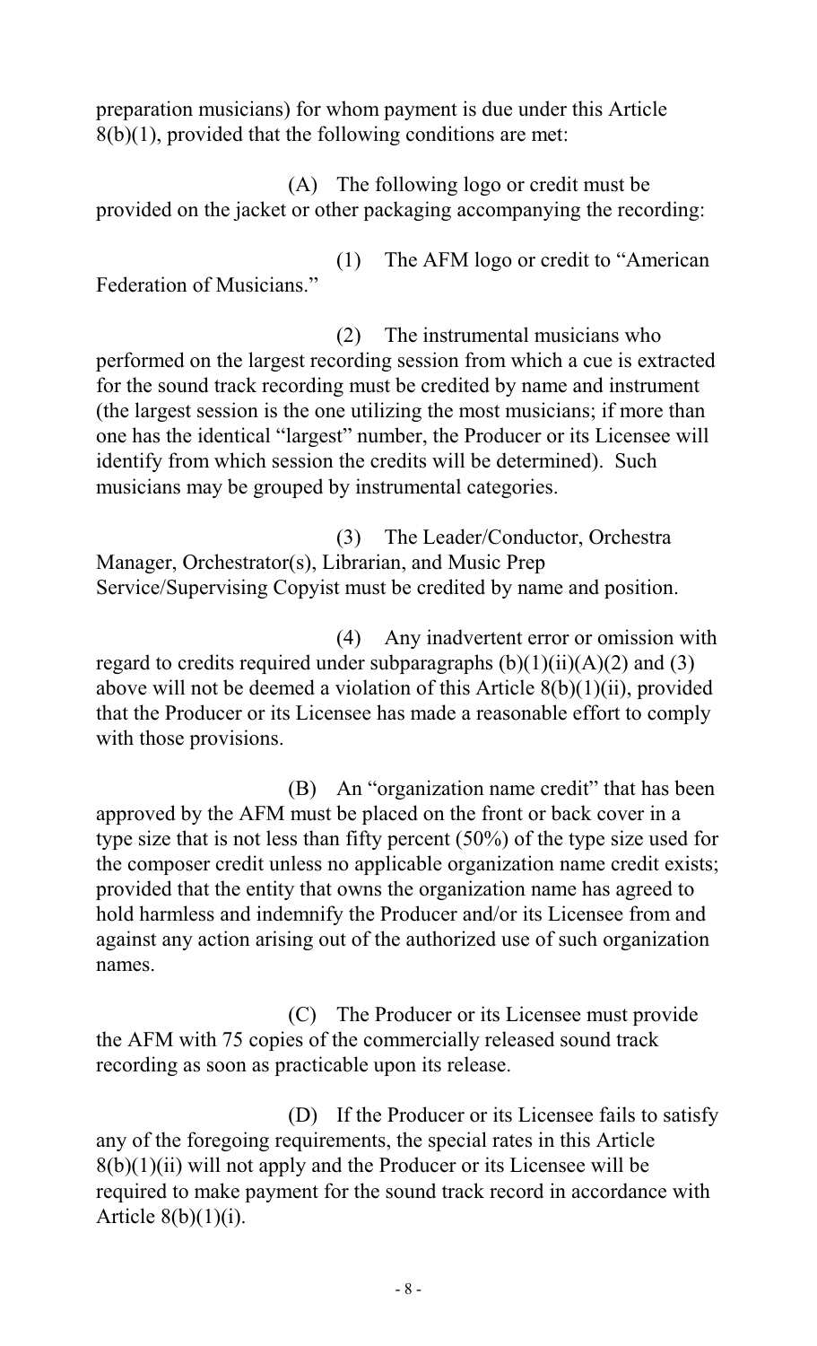preparation musicians) for whom payment is due under this Article 8(b)(1), provided that the following conditions are met:

(A) The following logo or credit must be provided on the jacket or other packaging accompanying the recording:

(1) The AFM logo or credit to "American Federation of Musicians."

(2) The instrumental musicians who performed on the largest recording session from which a cue is extracted for the sound track recording must be credited by name and instrument (the largest session is the one utilizing the most musicians; if more than one has the identical "largest" number, the Producer or its Licensee will identify from which session the credits will be determined). Such musicians may be grouped by instrumental categories.

(3) The Leader/Conductor, Orchestra Manager, Orchestrator(s), Librarian, and Music Prep Service/Supervising Copyist must be credited by name and position.

(4) Any inadvertent error or omission with regard to credits required under subparagraphs (b)(1)(ii)(A)(2) and (3) above will not be deemed a violation of this Article 8(b)(1)(ii), provided that the Producer or its Licensee has made a reasonable effort to comply with those provisions.

(B) An "organization name credit" that has been approved by the AFM must be placed on the front or back cover in a type size that is not less than fifty percent (50%) of the type size used for the composer credit unless no applicable organization name credit exists; provided that the entity that owns the organization name has agreed to hold harmless and indemnify the Producer and/or its Licensee from and against any action arising out of the authorized use of such organization names.

(C) The Producer or its Licensee must provide the AFM with 75 copies of the commercially released sound track recording as soon as practicable upon its release.

(D) If the Producer or its Licensee fails to satisfy any of the foregoing requirements, the special rates in this Article 8(b)(1)(ii) will not apply and the Producer or its Licensee will be required to make payment for the sound track record in accordance with Article 8(b)(1)(i).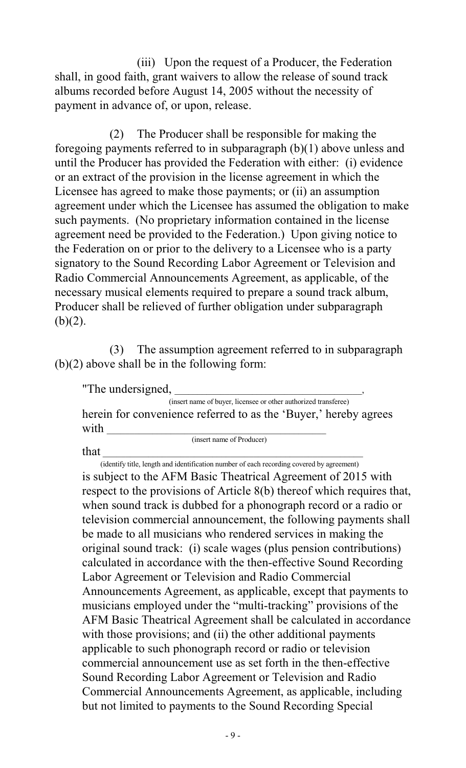(iii) Upon the request of a Producer, the Federation shall, in good faith, grant waivers to allow the release of sound track albums recorded before August 14, 2005 without the necessity of payment in advance of, or upon, release.

(2) The Producer shall be responsible for making the foregoing payments referred to in subparagraph (b)(1) above unless and until the Producer has provided the Federation with either: (i) evidence or an extract of the provision in the license agreement in which the Licensee has agreed to make those payments; or (ii) an assumption agreement under which the Licensee has assumed the obligation to make such payments. (No proprietary information contained in the license agreement need be provided to the Federation.) Upon giving notice to the Federation on or prior to the delivery to a Licensee who is a party signatory to the Sound Recording Labor Agreement or Television and Radio Commercial Announcements Agreement, as applicable, of the necessary musical elements required to prepare a sound track album, Producer shall be relieved of further obligation under subparagraph (b)(2).

(3) The assumption agreement referred to in subparagraph (b)(2) above shall be in the following form:

> "The undersigned, ________________________________,
> (insert name of buyer, licensee or other authorized transferee)
> herein for convenience referred to as the 'Buyer,' hereby agrees with ____________________________________
> (insert name of Producer)
> that ________________________________________________
> (identify title, length and identification number of each recording covered by agreement)
> is subject to the AFM Basic Theatrical Agreement of 2015 with respect to the provisions of Article 8(b) thereof which requires that, when sound track is dubbed for a phonograph record or a radio or television commercial announcement, the following payments shall be made to all musicians who rendered services in making the original sound track: (i) scale wages (plus pension contributions) calculated in accordance with the then-effective Sound Recording Labor Agreement or Television and Radio Commercial Announcements Agreement, as applicable, except that payments to musicians employed under the "multi-tracking" provisions of the AFM Basic Theatrical Agreement shall be calculated in accordance with those provisions; and (ii) the other additional payments applicable to such phonograph record or radio or television commercial announcement use as set forth in the then-effective Sound Recording Labor Agreement or Television and Radio Commercial Announcements Agreement, as applicable, including but not limited to payments to the Sound Recording Special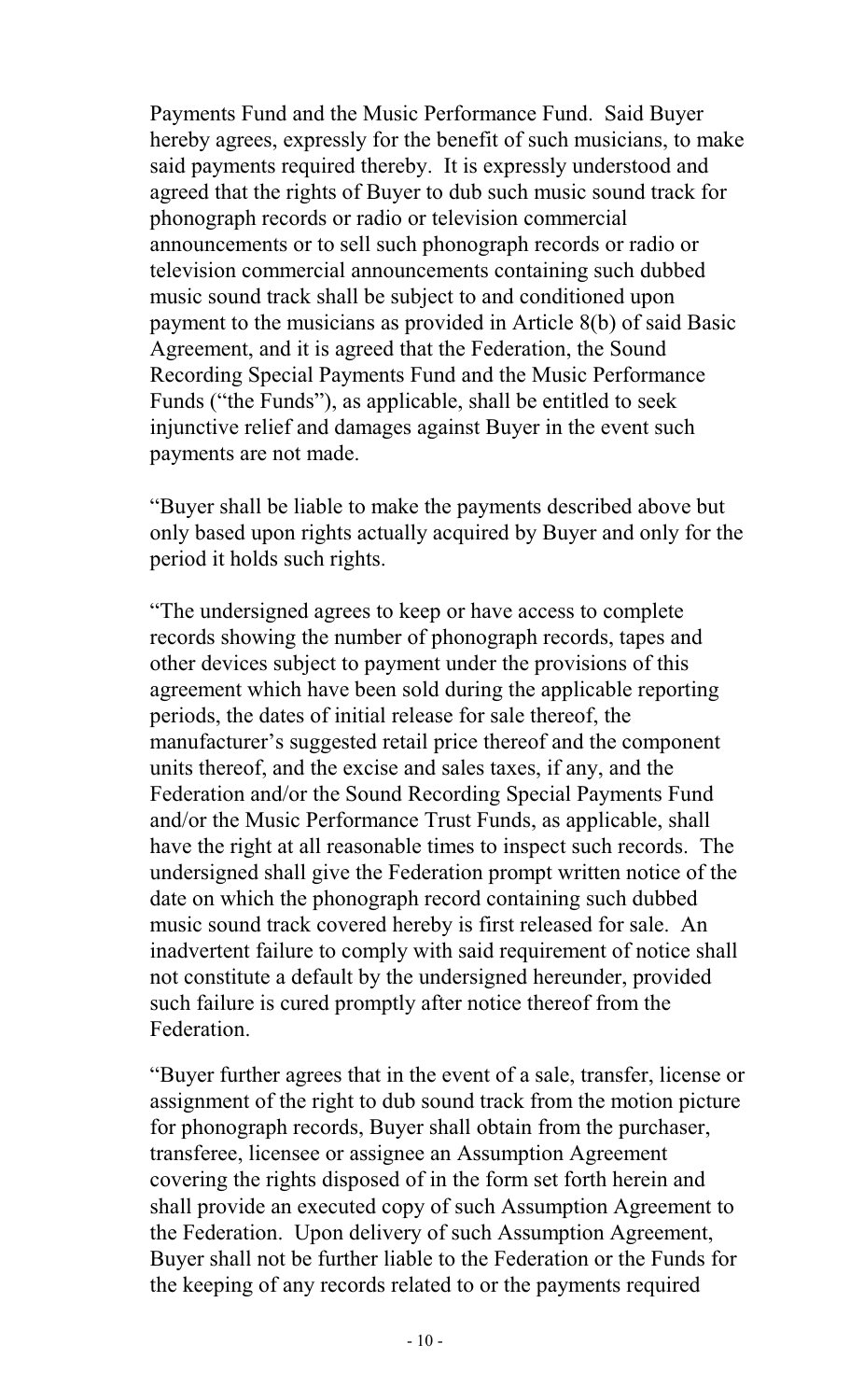Payments Fund and the Music Performance Fund. Said Buyer hereby agrees, expressly for the benefit of such musicians, to make said payments required thereby. It is expressly understood and agreed that the rights of Buyer to dub such music sound track for phonograph records or radio or television commercial announcements or to sell such phonograph records or radio or television commercial announcements containing such dubbed music sound track shall be subject to and conditioned upon payment to the musicians as provided in Article 8(b) of said Basic Agreement, and it is agreed that the Federation, the Sound Recording Special Payments Fund and the Music Performance Funds ("the Funds"), as applicable, shall be entitled to seek injunctive relief and damages against Buyer in the event such payments are not made.

"Buyer shall be liable to make the payments described above but only based upon rights actually acquired by Buyer and only for the period it holds such rights.

"The undersigned agrees to keep or have access to complete records showing the number of phonograph records, tapes and other devices subject to payment under the provisions of this agreement which have been sold during the applicable reporting periods, the dates of initial release for sale thereof, the manufacturer's suggested retail price thereof and the component units thereof, and the excise and sales taxes, if any, and the Federation and/or the Sound Recording Special Payments Fund and/or the Music Performance Trust Funds, as applicable, shall have the right at all reasonable times to inspect such records. The undersigned shall give the Federation prompt written notice of the date on which the phonograph record containing such dubbed music sound track covered hereby is first released for sale. An inadvertent failure to comply with said requirement of notice shall not constitute a default by the undersigned hereunder, provided such failure is cured promptly after notice thereof from the Federation.

"Buyer further agrees that in the event of a sale, transfer, license or assignment of the right to dub sound track from the motion picture for phonograph records, Buyer shall obtain from the purchaser, transferee, licensee or assignee an Assumption Agreement covering the rights disposed of in the form set forth herein and shall provide an executed copy of such Assumption Agreement to the Federation. Upon delivery of such Assumption Agreement, Buyer shall not be further liable to the Federation or the Funds for the keeping of any records related to or the payments required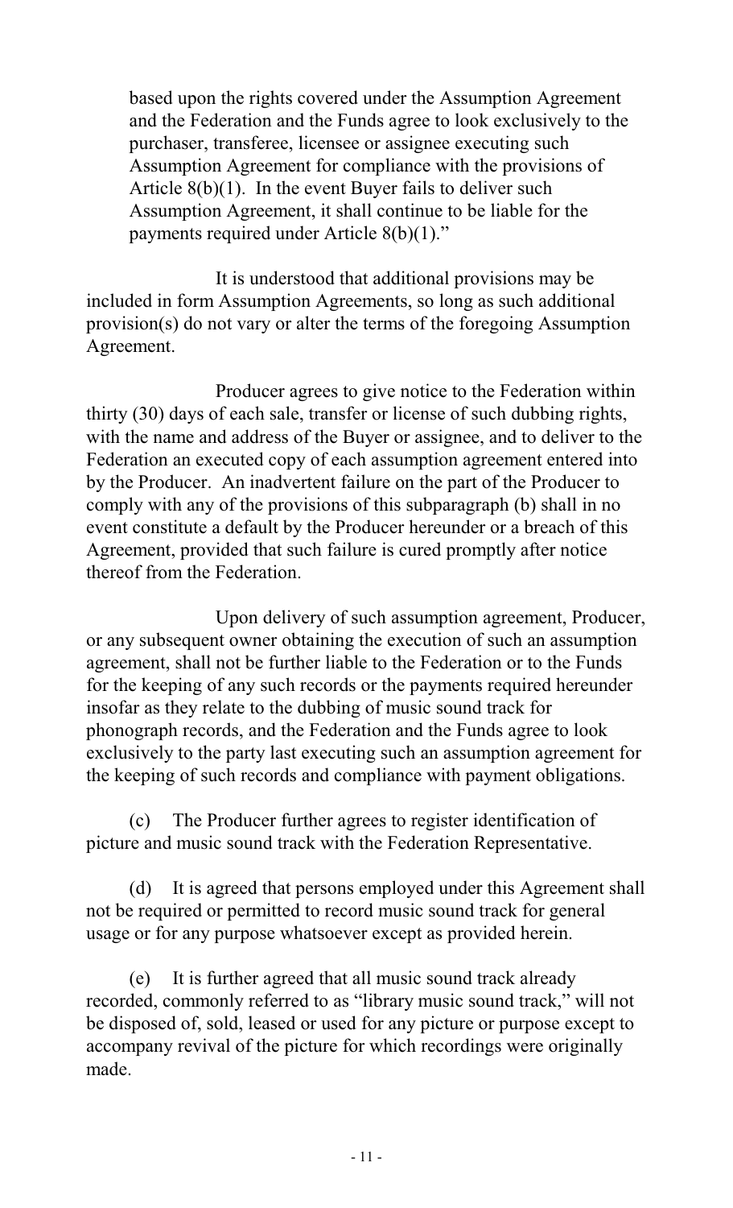based upon the rights covered under the Assumption Agreement and the Federation and the Funds agree to look exclusively to the purchaser, transferee, licensee or assignee executing such Assumption Agreement for compliance with the provisions of Article 8(b)(1). In the event Buyer fails to deliver such Assumption Agreement, it shall continue to be liable for the payments required under Article 8(b)(1)."

It is understood that additional provisions may be included in form Assumption Agreements, so long as such additional provision(s) do not vary or alter the terms of the foregoing Assumption Agreement.

Producer agrees to give notice to the Federation within thirty (30) days of each sale, transfer or license of such dubbing rights, with the name and address of the Buyer or assignee, and to deliver to the Federation an executed copy of each assumption agreement entered into by the Producer. An inadvertent failure on the part of the Producer to comply with any of the provisions of this subparagraph (b) shall in no event constitute a default by the Producer hereunder or a breach of this Agreement, provided that such failure is cured promptly after notice thereof from the Federation.

Upon delivery of such assumption agreement, Producer, or any subsequent owner obtaining the execution of such an assumption agreement, shall not be further liable to the Federation or to the Funds for the keeping of any such records or the payments required hereunder insofar as they relate to the dubbing of music sound track for phonograph records, and the Federation and the Funds agree to look exclusively to the party last executing such an assumption agreement for the keeping of such records and compliance with payment obligations.

(c) The Producer further agrees to register identification of picture and music sound track with the Federation Representative.

(d) It is agreed that persons employed under this Agreement shall not be required or permitted to record music sound track for general usage or for any purpose whatsoever except as provided herein.

(e) It is further agreed that all music sound track already recorded, commonly referred to as "library music sound track," will not be disposed of, sold, leased or used for any picture or purpose except to accompany revival of the picture for which recordings were originally made.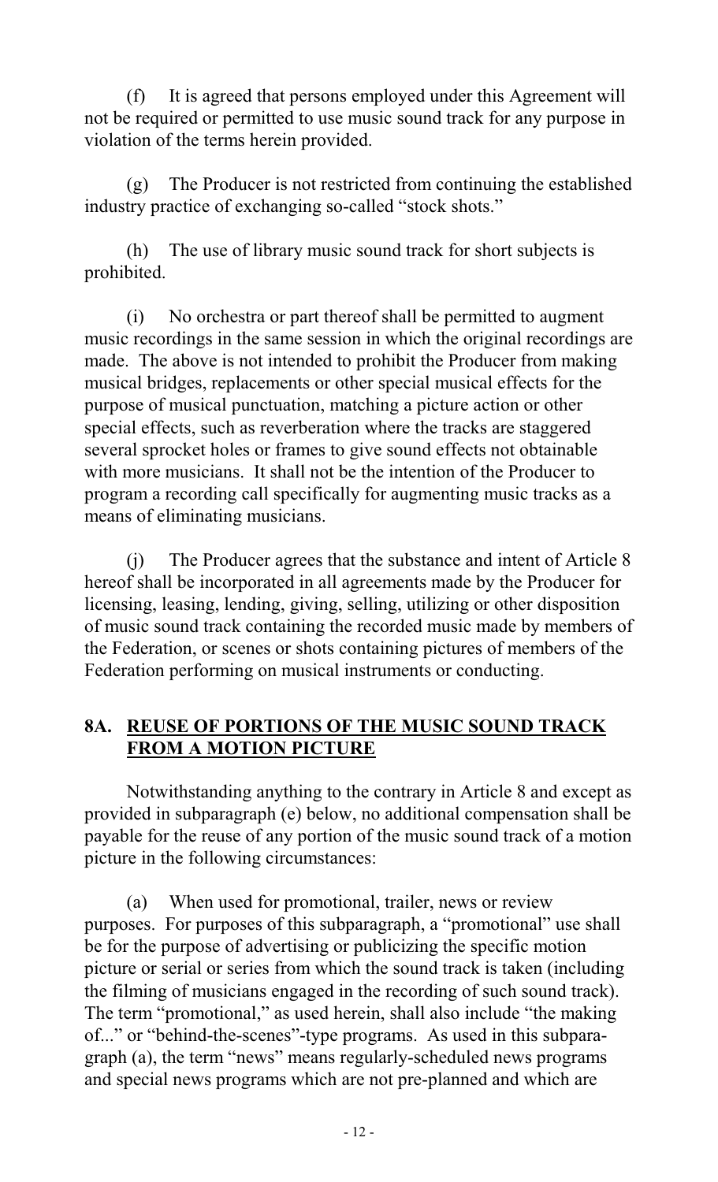(f) It is agreed that persons employed under this Agreement will not be required or permitted to use music sound track for any purpose in violation of the terms herein provided.

(g) The Producer is not restricted from continuing the established industry practice of exchanging so-called "stock shots."

(h) The use of library music sound track for short subjects is prohibited.

(i) No orchestra or part thereof shall be permitted to augment music recordings in the same session in which the original recordings are made. The above is not intended to prohibit the Producer from making musical bridges, replacements or other special musical effects for the purpose of musical punctuation, matching a picture action or other special effects, such as reverberation where the tracks are staggered several sprocket holes or frames to give sound effects not obtainable with more musicians. It shall not be the intention of the Producer to program a recording call specifically for augmenting music tracks as a means of eliminating musicians.

(j) The Producer agrees that the substance and intent of Article 8 hereof shall be incorporated in all agreements made by the Producer for licensing, leasing, lending, giving, selling, utilizing or other disposition of music sound track containing the recorded music made by members of the Federation, or scenes or shots containing pictures of members of the Federation performing on musical instruments or conducting.

## 8A. REUSE OF PORTIONS OF THE MUSIC SOUND TRACK FROM A MOTION PICTURE

Notwithstanding anything to the contrary in Article 8 and except as provided in subparagraph (e) below, no additional compensation shall be payable for the reuse of any portion of the music sound track of a motion picture in the following circumstances:

(a) When used for promotional, trailer, news or review purposes. For purposes of this subparagraph, a "promotional" use shall be for the purpose of advertising or publicizing the specific motion picture or serial or series from which the sound track is taken (including the filming of musicians engaged in the recording of such sound track). The term "promotional," as used herein, shall also include "the making of..." or "behind-the-scenes"-type programs. As used in this subparagraph (a), the term "news" means regularly-scheduled news programs and special news programs which are not pre-planned and which are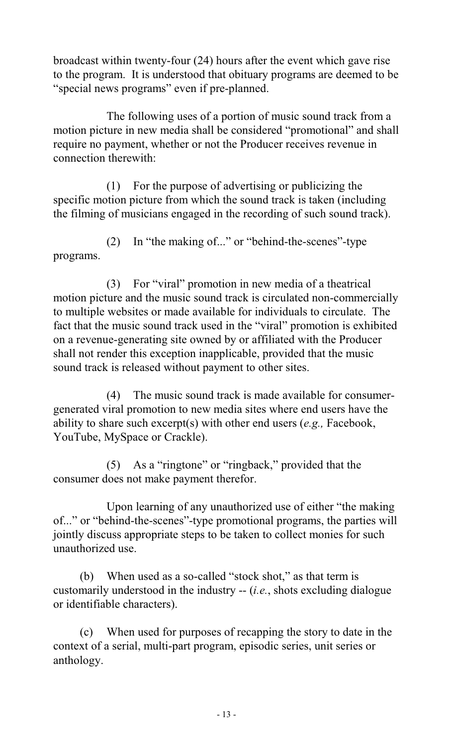broadcast within twenty-four (24) hours after the event which gave rise to the program. It is understood that obituary programs are deemed to be "special news programs" even if pre-planned.

The following uses of a portion of music sound track from a motion picture in new media shall be considered "promotional" and shall require no payment, whether or not the Producer receives revenue in connection therewith:

(1) For the purpose of advertising or publicizing the specific motion picture from which the sound track is taken (including the filming of musicians engaged in the recording of such sound track).

(2) In "the making of..." or "behind-the-scenes"-type programs.

(3) For "viral" promotion in new media of a theatrical motion picture and the music sound track is circulated non-commercially to multiple websites or made available for individuals to circulate. The fact that the music sound track used in the "viral" promotion is exhibited on a revenue-generating site owned by or affiliated with the Producer shall not render this exception inapplicable, provided that the music sound track is released without payment to other sites.

(4) The music sound track is made available for consumer-generated viral promotion to new media sites where end users have the ability to share such excerpt(s) with other end users (*e.g.,* Facebook, YouTube, MySpace or Crackle).

(5) As a "ringtone" or "ringback," provided that the consumer does not make payment therefor.

Upon learning of any unauthorized use of either "the making of..." or "behind-the-scenes"-type promotional programs, the parties will jointly discuss appropriate steps to be taken to collect monies for such unauthorized use.

(b) When used as a so-called "stock shot," as that term is customarily understood in the industry -- (*i.e.*, shots excluding dialogue or identifiable characters).

(c) When used for purposes of recapping the story to date in the context of a serial, multi-part program, episodic series, unit series or anthology.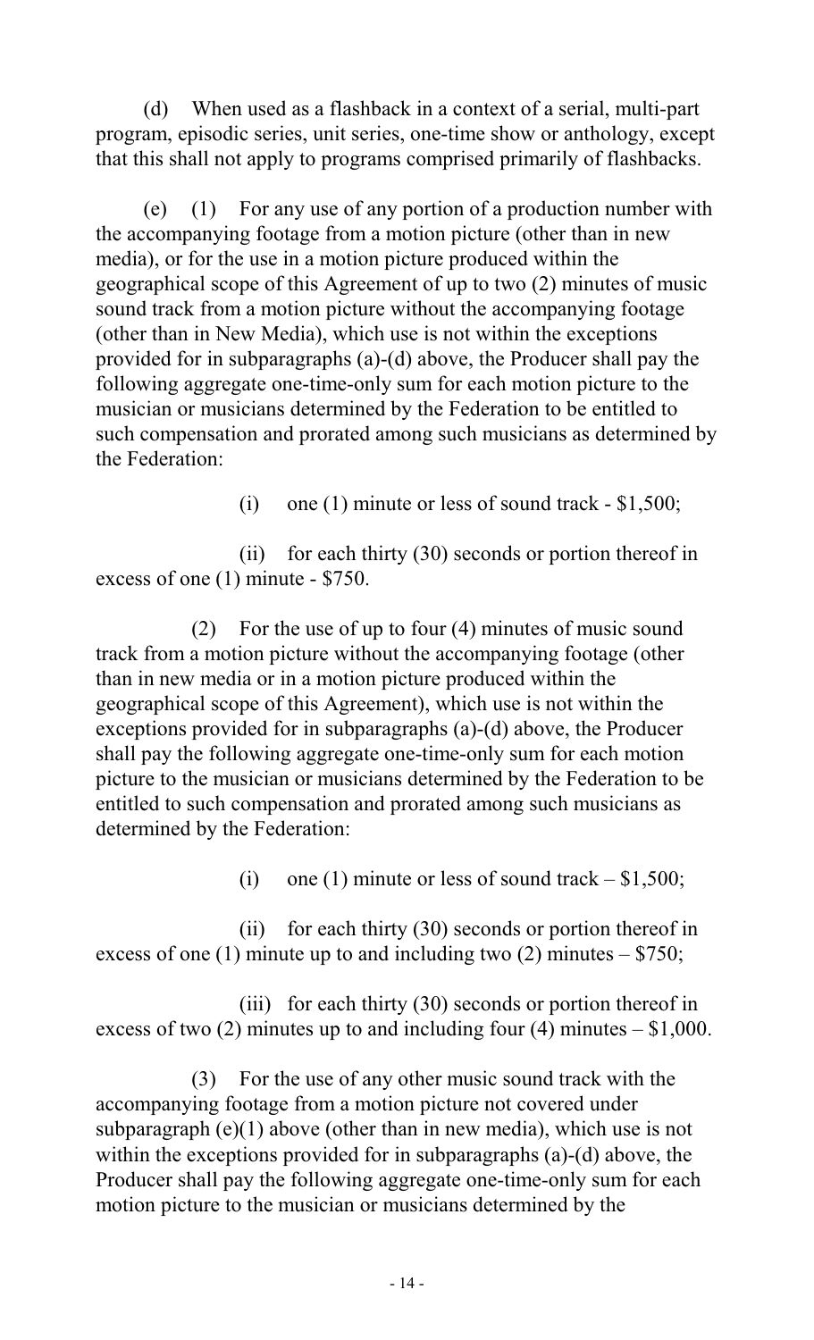(d) When used as a flashback in a context of a serial, multi-part program, episodic series, unit series, one-time show or anthology, except that this shall not apply to programs comprised primarily of flashbacks.

(e) (1) For any use of any portion of a production number with the accompanying footage from a motion picture (other than in new media), or for the use in a motion picture produced within the geographical scope of this Agreement of up to two (2) minutes of music sound track from a motion picture without the accompanying footage (other than in New Media), which use is not within the exceptions provided for in subparagraphs (a)-(d) above, the Producer shall pay the following aggregate one-time-only sum for each motion picture to the musician or musicians determined by the Federation to be entitled to such compensation and prorated among such musicians as determined by the Federation:

(i) one (1) minute or less of sound track - $1,500;

(ii) for each thirty (30) seconds or portion thereof in excess of one (1) minute - $750.

(2) For the use of up to four (4) minutes of music sound track from a motion picture without the accompanying footage (other than in new media or in a motion picture produced within the geographical scope of this Agreement), which use is not within the exceptions provided for in subparagraphs (a)-(d) above, the Producer shall pay the following aggregate one-time-only sum for each motion picture to the musician or musicians determined by the Federation to be entitled to such compensation and prorated among such musicians as determined by the Federation:

(i) one (1) minute or less of sound track – $1,500;

(ii) for each thirty (30) seconds or portion thereof in excess of one (1) minute up to and including two (2) minutes – $750;

(iii) for each thirty (30) seconds or portion thereof in excess of two (2) minutes up to and including four (4) minutes – $1,000.

(3) For the use of any other music sound track with the accompanying footage from a motion picture not covered under subparagraph (e)(1) above (other than in new media), which use is not within the exceptions provided for in subparagraphs (a)-(d) above, the Producer shall pay the following aggregate one-time-only sum for each motion picture to the musician or musicians determined by the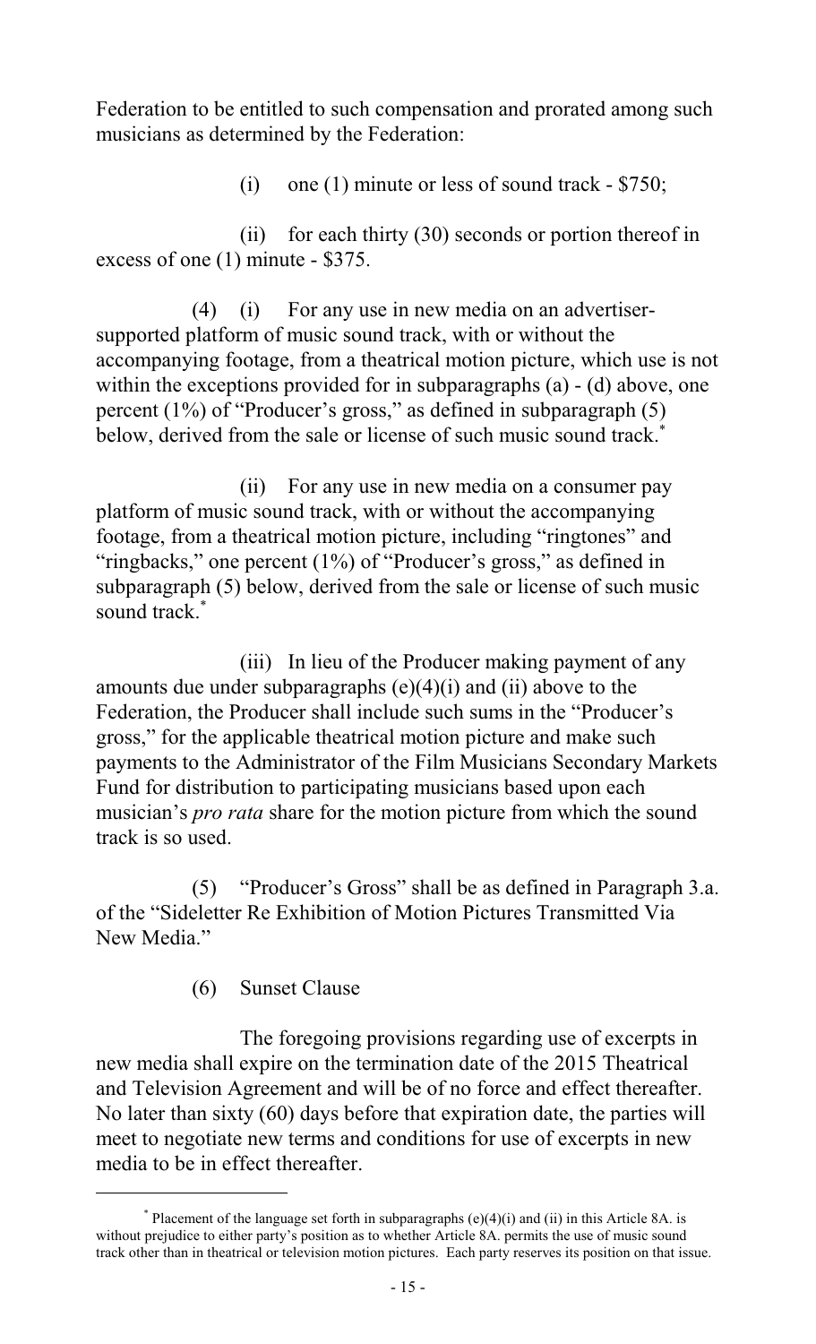Federation to be entitled to such compensation and prorated among such musicians as determined by the Federation:

(i) one (1) minute or less of sound track - $750;

(ii) for each thirty (30) seconds or portion thereof in excess of one (1) minute - $375.

(4) (i) For any use in new media on an advertiser-supported platform of music sound track, with or without the accompanying footage, from a theatrical motion picture, which use is not within the exceptions provided for in subparagraphs (a) - (d) above, one percent (1%) of "Producer's gross," as defined in subparagraph (5) below, derived from the sale or license of such music sound track.*

(ii) For any use in new media on a consumer pay platform of music sound track, with or without the accompanying footage, from a theatrical motion picture, including "ringtones" and "ringbacks," one percent (1%) of "Producer's gross," as defined in subparagraph (5) below, derived from the sale or license of such music sound track.*

(iii) In lieu of the Producer making payment of any amounts due under subparagraphs (e)(4)(i) and (ii) above to the Federation, the Producer shall include such sums in the "Producer's gross," for the applicable theatrical motion picture and make such payments to the Administrator of the Film Musicians Secondary Markets Fund for distribution to participating musicians based upon each musician's *pro rata* share for the motion picture from which the sound track is so used.

(5) "Producer's Gross" shall be as defined in Paragraph 3.a. of the "Sideletter Re Exhibition of Motion Pictures Transmitted Via New Media."

(6) Sunset Clause

The foregoing provisions regarding use of excerpts in new media shall expire on the termination date of the 2015 Theatrical and Television Agreement and will be of no force and effect thereafter. No later than sixty (60) days before that expiration date, the parties will meet to negotiate new terms and conditions for use of excerpts in new media to be in effect thereafter.

---

* Placement of the language set forth in subparagraphs (e)(4)(i) and (ii) in this Article 8A. is without prejudice to either party's position as to whether Article 8A. permits the use of music sound track other than in theatrical or television motion pictures. Each party reserves its position on that issue.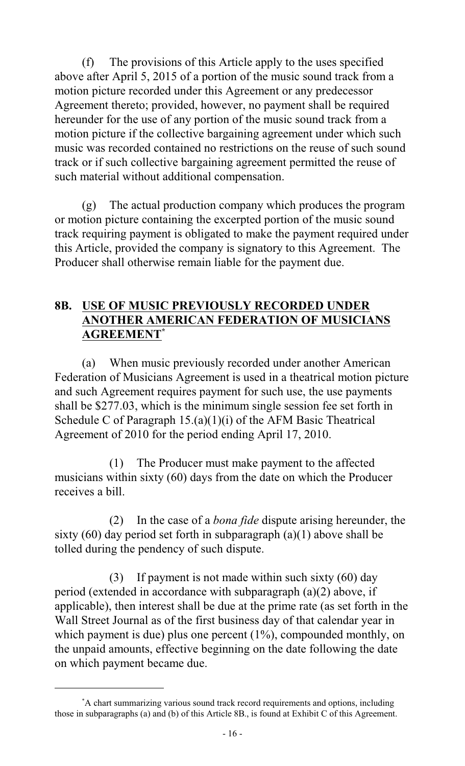(f) The provisions of this Article apply to the uses specified above after April 5, 2015 of a portion of the music sound track from a motion picture recorded under this Agreement or any predecessor Agreement thereto; provided, however, no payment shall be required hereunder for the use of any portion of the music sound track from a motion picture if the collective bargaining agreement under which such music was recorded contained no restrictions on the reuse of such sound track or if such collective bargaining agreement permitted the reuse of such material without additional compensation.

(g) The actual production company which produces the program or motion picture containing the excerpted portion of the music sound track requiring payment is obligated to make the payment required under this Article, provided the company is signatory to this Agreement. The Producer shall otherwise remain liable for the payment due.

## 8B. USE OF MUSIC PREVIOUSLY RECORDED UNDER ANOTHER AMERICAN FEDERATION OF MUSICIANS AGREEMENT*

(a) When music previously recorded under another American Federation of Musicians Agreement is used in a theatrical motion picture and such Agreement requires payment for such use, the use payments shall be $277.03, which is the minimum single session fee set forth in Schedule C of Paragraph 15.(a)(1)(i) of the AFM Basic Theatrical Agreement of 2010 for the period ending April 17, 2010.

(1) The Producer must make payment to the affected musicians within sixty (60) days from the date on which the Producer receives a bill.

(2) In the case of a *bona fide* dispute arising hereunder, the sixty (60) day period set forth in subparagraph (a)(1) above shall be tolled during the pendency of such dispute.

(3) If payment is not made within such sixty (60) day period (extended in accordance with subparagraph (a)(2) above, if applicable), then interest shall be due at the prime rate (as set forth in the Wall Street Journal as of the first business day of that calendar year in which payment is due) plus one percent (1%), compounded monthly, on the unpaid amounts, effective beginning on the date following the date on which payment became due.

---

*A chart summarizing various sound track record requirements and options, including those in subparagraphs (a) and (b) of this Article 8B., is found at Exhibit C of this Agreement.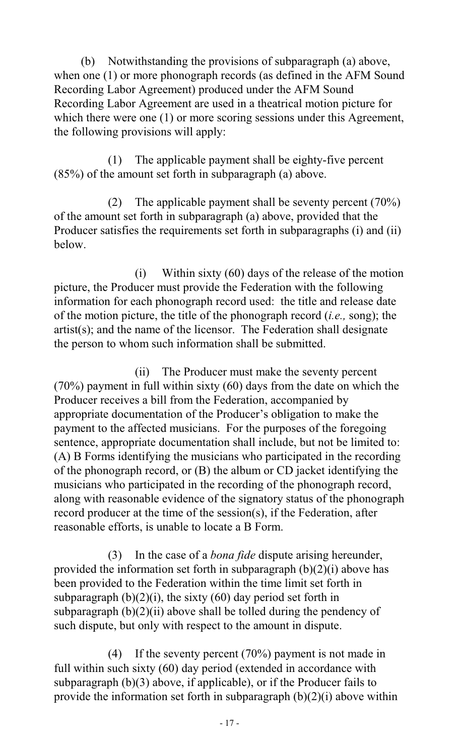(b) Notwithstanding the provisions of subparagraph (a) above, when one (1) or more phonograph records (as defined in the AFM Sound Recording Labor Agreement) produced under the AFM Sound Recording Labor Agreement are used in a theatrical motion picture for which there were one (1) or more scoring sessions under this Agreement, the following provisions will apply:

(1) The applicable payment shall be eighty-five percent (85%) of the amount set forth in subparagraph (a) above.

(2) The applicable payment shall be seventy percent (70%) of the amount set forth in subparagraph (a) above, provided that the Producer satisfies the requirements set forth in subparagraphs (i) and (ii) below.

(i) Within sixty (60) days of the release of the motion picture, the Producer must provide the Federation with the following information for each phonograph record used: the title and release date of the motion picture, the title of the phonograph record (*i.e.,* song); the artist(s); and the name of the licensor. The Federation shall designate the person to whom such information shall be submitted.

(ii) The Producer must make the seventy percent (70%) payment in full within sixty (60) days from the date on which the Producer receives a bill from the Federation, accompanied by appropriate documentation of the Producer's obligation to make the payment to the affected musicians. For the purposes of the foregoing sentence, appropriate documentation shall include, but not be limited to: (A) B Forms identifying the musicians who participated in the recording of the phonograph record, or (B) the album or CD jacket identifying the musicians who participated in the recording of the phonograph record, along with reasonable evidence of the signatory status of the phonograph record producer at the time of the session(s), if the Federation, after reasonable efforts, is unable to locate a B Form.

(3) In the case of a *bona fide* dispute arising hereunder, provided the information set forth in subparagraph (b)(2)(i) above has been provided to the Federation within the time limit set forth in subparagraph (b)(2)(i), the sixty (60) day period set forth in subparagraph (b)(2)(ii) above shall be tolled during the pendency of such dispute, but only with respect to the amount in dispute.

(4) If the seventy percent (70%) payment is not made in full within such sixty (60) day period (extended in accordance with subparagraph (b)(3) above, if applicable), or if the Producer fails to provide the information set forth in subparagraph (b)(2)(i) above within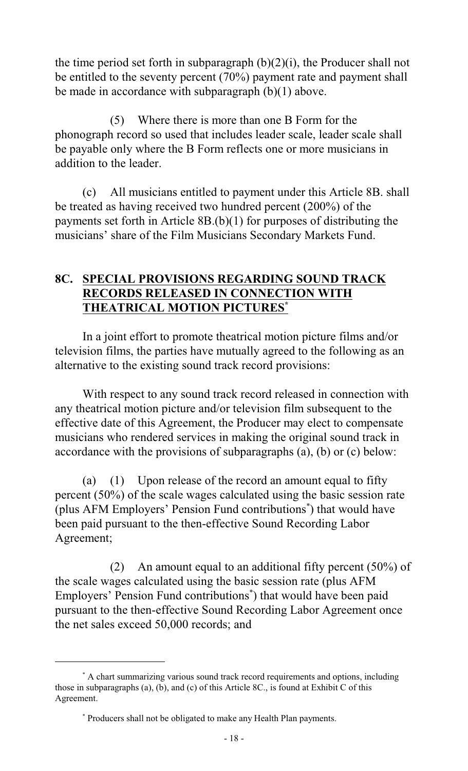the time period set forth in subparagraph (b)(2)(i), the Producer shall not be entitled to the seventy percent (70%) payment rate and payment shall be made in accordance with subparagraph (b)(1) above.

(5) Where there is more than one B Form for the phonograph record so used that includes leader scale, leader scale shall be payable only where the B Form reflects one or more musicians in addition to the leader.

(c) All musicians entitled to payment under this Article 8B. shall be treated as having received two hundred percent (200%) of the payments set forth in Article 8B.(b)(1) for purposes of distributing the musicians' share of the Film Musicians Secondary Markets Fund.

## 8C. SPECIAL PROVISIONS REGARDING SOUND TRACK RECORDS RELEASED IN CONNECTION WITH THEATRICAL MOTION PICTURES*

In a joint effort to promote theatrical motion picture films and/or television films, the parties have mutually agreed to the following as an alternative to the existing sound track record provisions:

With respect to any sound track record released in connection with any theatrical motion picture and/or television film subsequent to the effective date of this Agreement, the Producer may elect to compensate musicians who rendered services in making the original sound track in accordance with the provisions of subparagraphs (a), (b) or (c) below:

(a) (1) Upon release of the record an amount equal to fifty percent (50%) of the scale wages calculated using the basic session rate (plus AFM Employers' Pension Fund contributions*) that would have been paid pursuant to the then-effective Sound Recording Labor Agreement;

(2) An amount equal to an additional fifty percent (50%) of the scale wages calculated using the basic session rate (plus AFM Employers' Pension Fund contributions*) that would have been paid pursuant to the then-effective Sound Recording Labor Agreement once the net sales exceed 50,000 records; and

---

* A chart summarizing various sound track record requirements and options, including those in subparagraphs (a), (b), and (c) of this Article 8C., is found at Exhibit C of this Agreement.

* Producers shall not be obligated to make any Health Plan payments.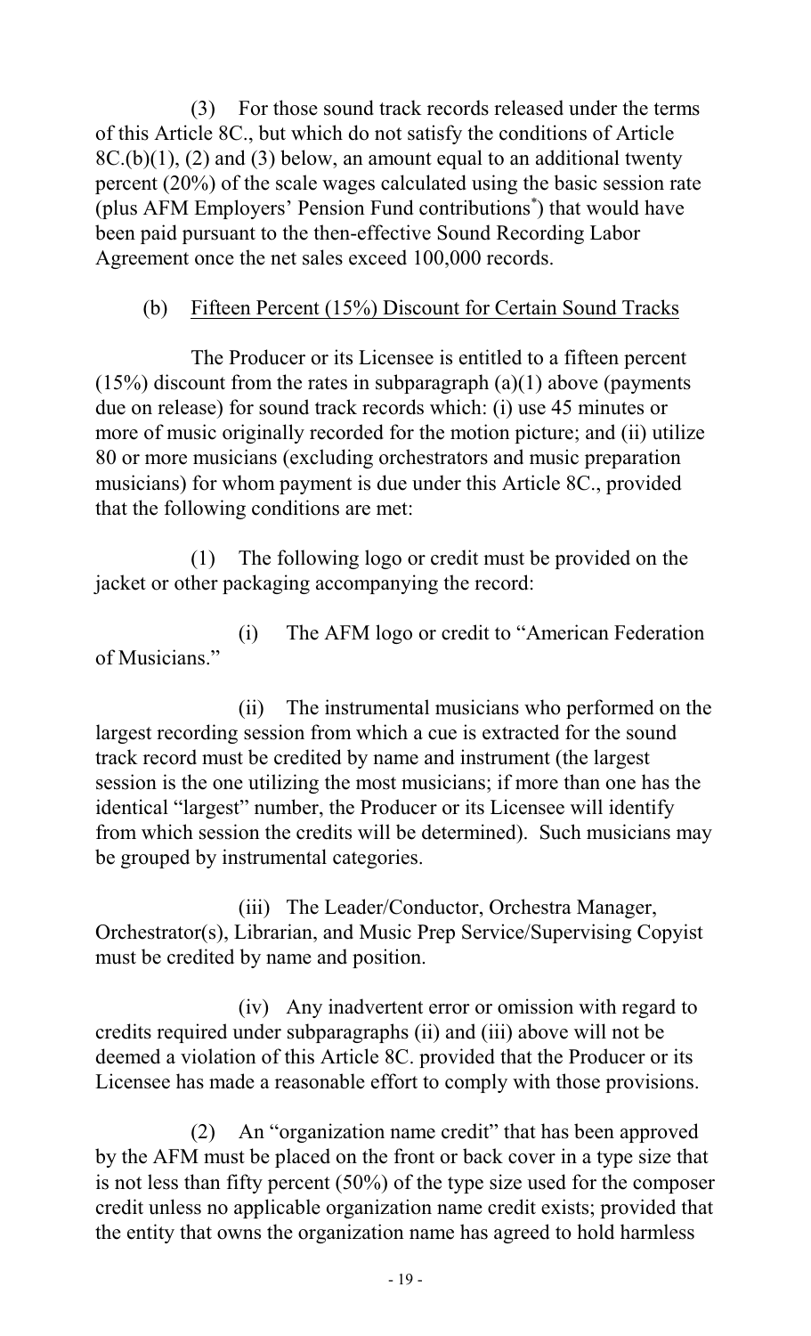(3) For those sound track records released under the terms of this Article 8C., but which do not satisfy the conditions of Article 8C.(b)(1), (2) and (3) below, an amount equal to an additional twenty percent (20%) of the scale wages calculated using the basic session rate (plus AFM Employers' Pension Fund contributions*) that would have been paid pursuant to the then-effective Sound Recording Labor Agreement once the net sales exceed 100,000 records.

(b) Fifteen Percent (15%) Discount for Certain Sound Tracks

The Producer or its Licensee is entitled to a fifteen percent (15%) discount from the rates in subparagraph (a)(1) above (payments due on release) for sound track records which: (i) use 45 minutes or more of music originally recorded for the motion picture; and (ii) utilize 80 or more musicians (excluding orchestrators and music preparation musicians) for whom payment is due under this Article 8C., provided that the following conditions are met:

(1) The following logo or credit must be provided on the jacket or other packaging accompanying the record:

(i) The AFM logo or credit to "American Federation of Musicians."

(ii) The instrumental musicians who performed on the largest recording session from which a cue is extracted for the sound track record must be credited by name and instrument (the largest session is the one utilizing the most musicians; if more than one has the identical "largest" number, the Producer or its Licensee will identify from which session the credits will be determined). Such musicians may be grouped by instrumental categories.

(iii) The Leader/Conductor, Orchestra Manager, Orchestrator(s), Librarian, and Music Prep Service/Supervising Copyist must be credited by name and position.

(iv) Any inadvertent error or omission with regard to credits required under subparagraphs (ii) and (iii) above will not be deemed a violation of this Article 8C. provided that the Producer or its Licensee has made a reasonable effort to comply with those provisions.

(2) An "organization name credit" that has been approved by the AFM must be placed on the front or back cover in a type size that is not less than fifty percent (50%) of the type size used for the composer credit unless no applicable organization name credit exists; provided that the entity that owns the organization name has agreed to hold harmless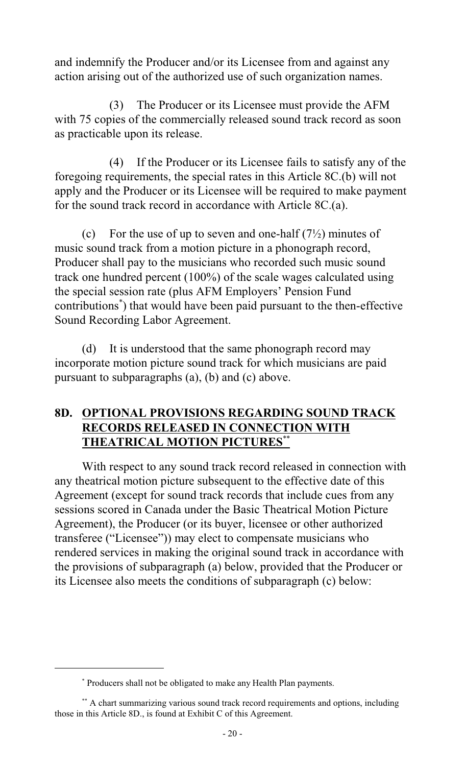and indemnify the Producer and/or its Licensee from and against any action arising out of the authorized use of such organization names.

(3) The Producer or its Licensee must provide the AFM with 75 copies of the commercially released sound track record as soon as practicable upon its release.

(4) If the Producer or its Licensee fails to satisfy any of the foregoing requirements, the special rates in this Article 8C.(b) will not apply and the Producer or its Licensee will be required to make payment for the sound track record in accordance with Article 8C.(a).

(c) For the use of up to seven and one-half (7½) minutes of music sound track from a motion picture in a phonograph record, Producer shall pay to the musicians who recorded such music sound track one hundred percent (100%) of the scale wages calculated using the special session rate (plus AFM Employers' Pension Fund contributions[*]) that would have been paid pursuant to the then-effective Sound Recording Labor Agreement.

(d) It is understood that the same phonograph record may incorporate motion picture sound track for which musicians are paid pursuant to subparagraphs (a), (b) and (c) above.

## 8D. OPTIONAL PROVISIONS REGARDING SOUND TRACK RECORDS RELEASED IN CONNECTION WITH THEATRICAL MOTION PICTURES[**]

With respect to any sound track record released in connection with any theatrical motion picture subsequent to the effective date of this Agreement (except for sound track records that include cues from any sessions scored in Canada under the Basic Theatrical Motion Picture Agreement), the Producer (or its buyer, licensee or other authorized transferee ("Licensee")) may elect to compensate musicians who rendered services in making the original sound track in accordance with the provisions of subparagraph (a) below, provided that the Producer or its Licensee also meets the conditions of subparagraph (c) below:

---

[*] Producers shall not be obligated to make any Health Plan payments.

[**] A chart summarizing various sound track record requirements and options, including those in this Article 8D., is found at Exhibit C of this Agreement.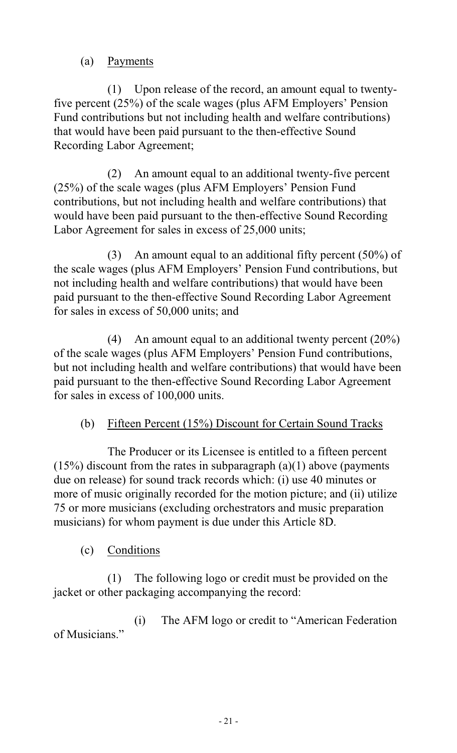(a) Payments

(1) Upon release of the record, an amount equal to twenty-five percent (25%) of the scale wages (plus AFM Employers' Pension Fund contributions but not including health and welfare contributions) that would have been paid pursuant to the then-effective Sound Recording Labor Agreement;

(2) An amount equal to an additional twenty-five percent (25%) of the scale wages (plus AFM Employers' Pension Fund contributions, but not including health and welfare contributions) that would have been paid pursuant to the then-effective Sound Recording Labor Agreement for sales in excess of 25,000 units;

(3) An amount equal to an additional fifty percent (50%) of the scale wages (plus AFM Employers' Pension Fund contributions, but not including health and welfare contributions) that would have been paid pursuant to the then-effective Sound Recording Labor Agreement for sales in excess of 50,000 units; and

(4) An amount equal to an additional twenty percent (20%) of the scale wages (plus AFM Employers' Pension Fund contributions, but not including health and welfare contributions) that would have been paid pursuant to the then-effective Sound Recording Labor Agreement for sales in excess of 100,000 units.

(b) Fifteen Percent (15%) Discount for Certain Sound Tracks

The Producer or its Licensee is entitled to a fifteen percent (15%) discount from the rates in subparagraph (a)(1) above (payments due on release) for sound track records which: (i) use 40 minutes or more of music originally recorded for the motion picture; and (ii) utilize 75 or more musicians (excluding orchestrators and music preparation musicians) for whom payment is due under this Article 8D.

(c) Conditions

(1) The following logo or credit must be provided on the jacket or other packaging accompanying the record:

(i) The AFM logo or credit to "American Federation of Musicians."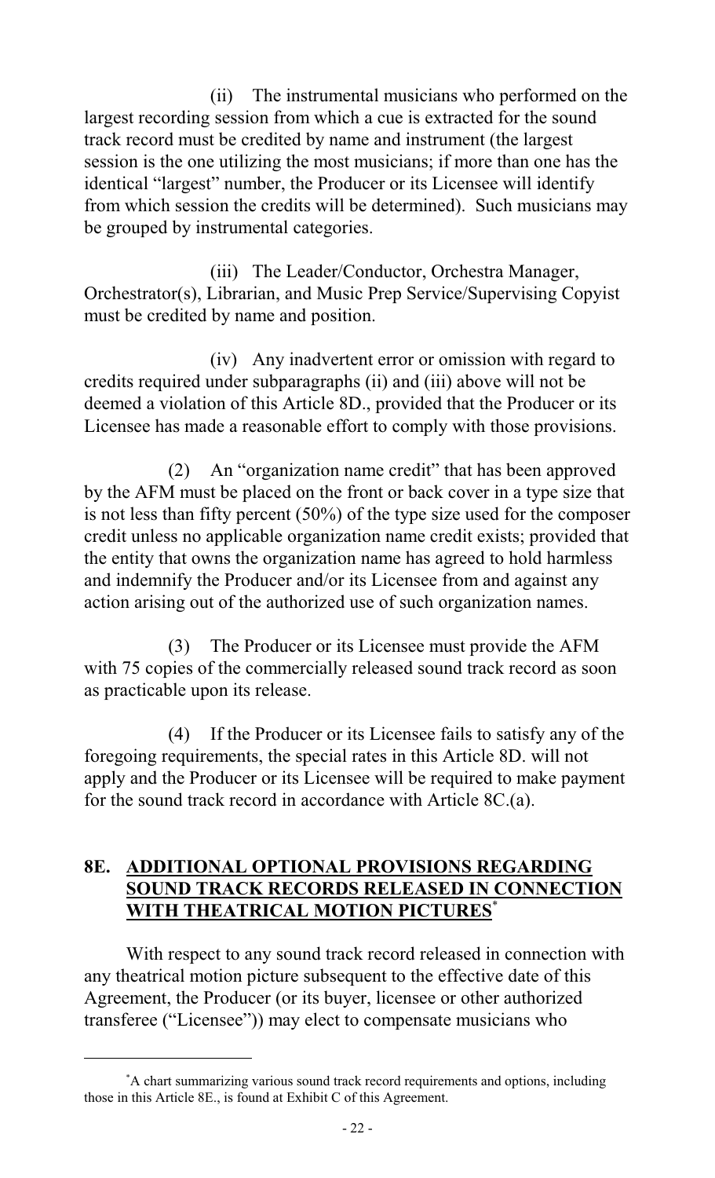(ii) The instrumental musicians who performed on the largest recording session from which a cue is extracted for the sound track record must be credited by name and instrument (the largest session is the one utilizing the most musicians; if more than one has the identical "largest" number, the Producer or its Licensee will identify from which session the credits will be determined). Such musicians may be grouped by instrumental categories.

(iii) The Leader/Conductor, Orchestra Manager, Orchestrator(s), Librarian, and Music Prep Service/Supervising Copyist must be credited by name and position.

(iv) Any inadvertent error or omission with regard to credits required under subparagraphs (ii) and (iii) above will not be deemed a violation of this Article 8D., provided that the Producer or its Licensee has made a reasonable effort to comply with those provisions.

(2) An "organization name credit" that has been approved by the AFM must be placed on the front or back cover in a type size that is not less than fifty percent (50%) of the type size used for the composer credit unless no applicable organization name credit exists; provided that the entity that owns the organization name has agreed to hold harmless and indemnify the Producer and/or its Licensee from and against any action arising out of the authorized use of such organization names.

(3) The Producer or its Licensee must provide the AFM with 75 copies of the commercially released sound track record as soon as practicable upon its release.

(4) If the Producer or its Licensee fails to satisfy any of the foregoing requirements, the special rates in this Article 8D. will not apply and the Producer or its Licensee will be required to make payment for the sound track record in accordance with Article 8C.(a).

## 8E. ADDITIONAL OPTIONAL PROVISIONS REGARDING SOUND TRACK RECORDS RELEASED IN CONNECTION WITH THEATRICAL MOTION PICTURES*

With respect to any sound track record released in connection with any theatrical motion picture subsequent to the effective date of this Agreement, the Producer (or its buyer, licensee or other authorized transferee ("Licensee")) may elect to compensate musicians who

*A chart summarizing various sound track record requirements and options, including those in this Article 8E., is found at Exhibit C of this Agreement.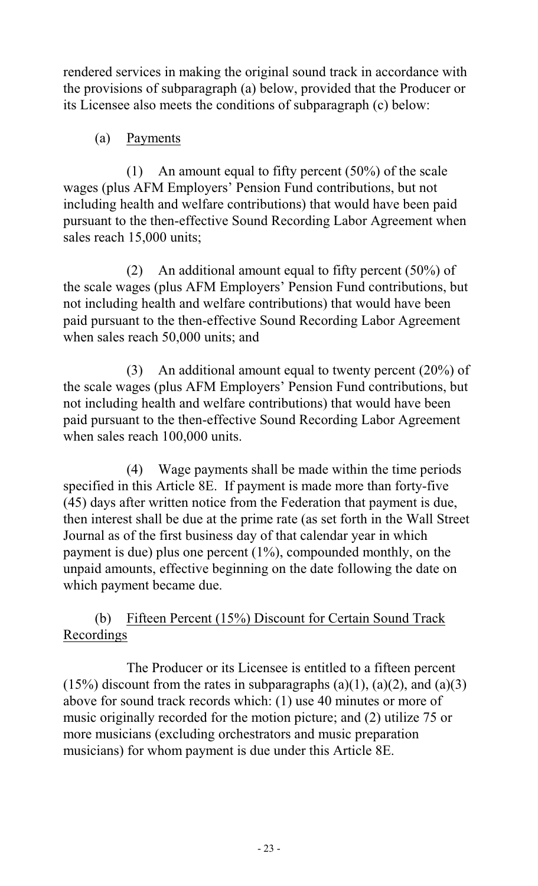rendered services in making the original sound track in accordance with the provisions of subparagraph (a) below, provided that the Producer or its Licensee also meets the conditions of subparagraph (c) below:

(a) Payments

(1) An amount equal to fifty percent (50%) of the scale wages (plus AFM Employers' Pension Fund contributions, but not including health and welfare contributions) that would have been paid pursuant to the then-effective Sound Recording Labor Agreement when sales reach 15,000 units;

(2) An additional amount equal to fifty percent (50%) of the scale wages (plus AFM Employers' Pension Fund contributions, but not including health and welfare contributions) that would have been paid pursuant to the then-effective Sound Recording Labor Agreement when sales reach 50,000 units; and

(3) An additional amount equal to twenty percent (20%) of the scale wages (plus AFM Employers' Pension Fund contributions, but not including health and welfare contributions) that would have been paid pursuant to the then-effective Sound Recording Labor Agreement when sales reach 100,000 units.

(4) Wage payments shall be made within the time periods specified in this Article 8E. If payment is made more than forty-five (45) days after written notice from the Federation that payment is due, then interest shall be due at the prime rate (as set forth in the Wall Street Journal as of the first business day of that calendar year in which payment is due) plus one percent (1%), compounded monthly, on the unpaid amounts, effective beginning on the date following the date on which payment became due.

(b) Fifteen Percent (15%) Discount for Certain Sound Track Recordings

The Producer or its Licensee is entitled to a fifteen percent (15%) discount from the rates in subparagraphs (a)(1), (a)(2), and (a)(3) above for sound track records which: (1) use 40 minutes or more of music originally recorded for the motion picture; and (2) utilize 75 or more musicians (excluding orchestrators and music preparation musicians) for whom payment is due under this Article 8E.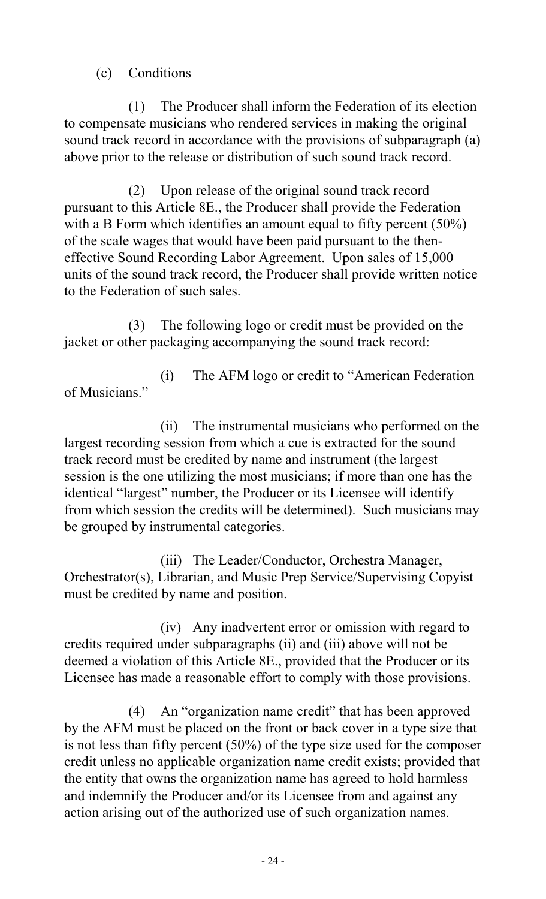(c) Conditions

(1) The Producer shall inform the Federation of its election to compensate musicians who rendered services in making the original sound track record in accordance with the provisions of subparagraph (a) above prior to the release or distribution of such sound track record.

(2) Upon release of the original sound track record pursuant to this Article 8E., the Producer shall provide the Federation with a B Form which identifies an amount equal to fifty percent (50%) of the scale wages that would have been paid pursuant to the then-effective Sound Recording Labor Agreement. Upon sales of 15,000 units of the sound track record, the Producer shall provide written notice to the Federation of such sales.

(3) The following logo or credit must be provided on the jacket or other packaging accompanying the sound track record:

(i) The AFM logo or credit to "American Federation of Musicians."

(ii) The instrumental musicians who performed on the largest recording session from which a cue is extracted for the sound track record must be credited by name and instrument (the largest session is the one utilizing the most musicians; if more than one has the identical "largest" number, the Producer or its Licensee will identify from which session the credits will be determined). Such musicians may be grouped by instrumental categories.

(iii) The Leader/Conductor, Orchestra Manager, Orchestrator(s), Librarian, and Music Prep Service/Supervising Copyist must be credited by name and position.

(iv) Any inadvertent error or omission with regard to credits required under subparagraphs (ii) and (iii) above will not be deemed a violation of this Article 8E., provided that the Producer or its Licensee has made a reasonable effort to comply with those provisions.

(4) An "organization name credit" that has been approved by the AFM must be placed on the front or back cover in a type size that is not less than fifty percent (50%) of the type size used for the composer credit unless no applicable organization name credit exists; provided that the entity that owns the organization name has agreed to hold harmless and indemnify the Producer and/or its Licensee from and against any action arising out of the authorized use of such organization names.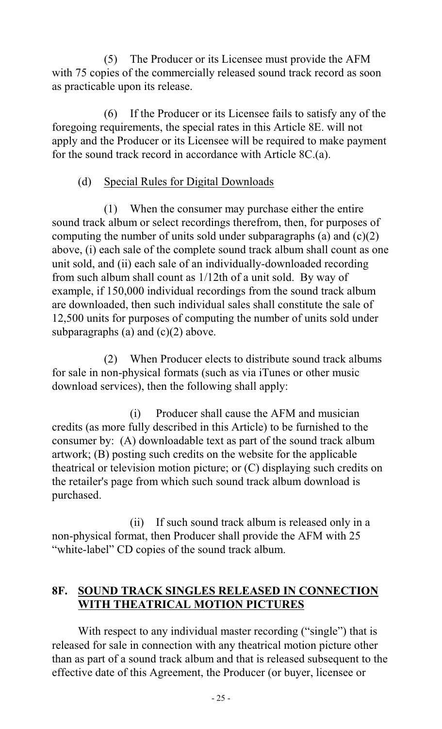(5) The Producer or its Licensee must provide the AFM with 75 copies of the commercially released sound track record as soon as practicable upon its release.

(6) If the Producer or its Licensee fails to satisfy any of the foregoing requirements, the special rates in this Article 8E. will not apply and the Producer or its Licensee will be required to make payment for the sound track record in accordance with Article 8C.(a).

(d) <u>Special Rules for Digital Downloads</u>

(1) When the consumer may purchase either the entire sound track album or select recordings therefrom, then, for purposes of computing the number of units sold under subparagraphs (a) and (c)(2) above, (i) each sale of the complete sound track album shall count as one unit sold, and (ii) each sale of an individually-downloaded recording from such album shall count as 1/12th of a unit sold. By way of example, if 150,000 individual recordings from the sound track album are downloaded, then such individual sales shall constitute the sale of 12,500 units for purposes of computing the number of units sold under subparagraphs (a) and (c)(2) above.

(2) When Producer elects to distribute sound track albums for sale in non-physical formats (such as via iTunes or other music download services), then the following shall apply:

(i) Producer shall cause the AFM and musician credits (as more fully described in this Article) to be furnished to the consumer by: (A) downloadable text as part of the sound track album artwork; (B) posting such credits on the website for the applicable theatrical or television motion picture; or (C) displaying such credits on the retailer's page from which such sound track album download is purchased.

(ii) If such sound track album is released only in a non-physical format, then Producer shall provide the AFM with 25 "white-label" CD copies of the sound track album.

## 8F. SOUND TRACK SINGLES RELEASED IN CONNECTION WITH THEATRICAL MOTION PICTURES

With respect to any individual master recording ("single") that is released for sale in connection with any theatrical motion picture other than as part of a sound track album and that is released subsequent to the effective date of this Agreement, the Producer (or buyer, licensee or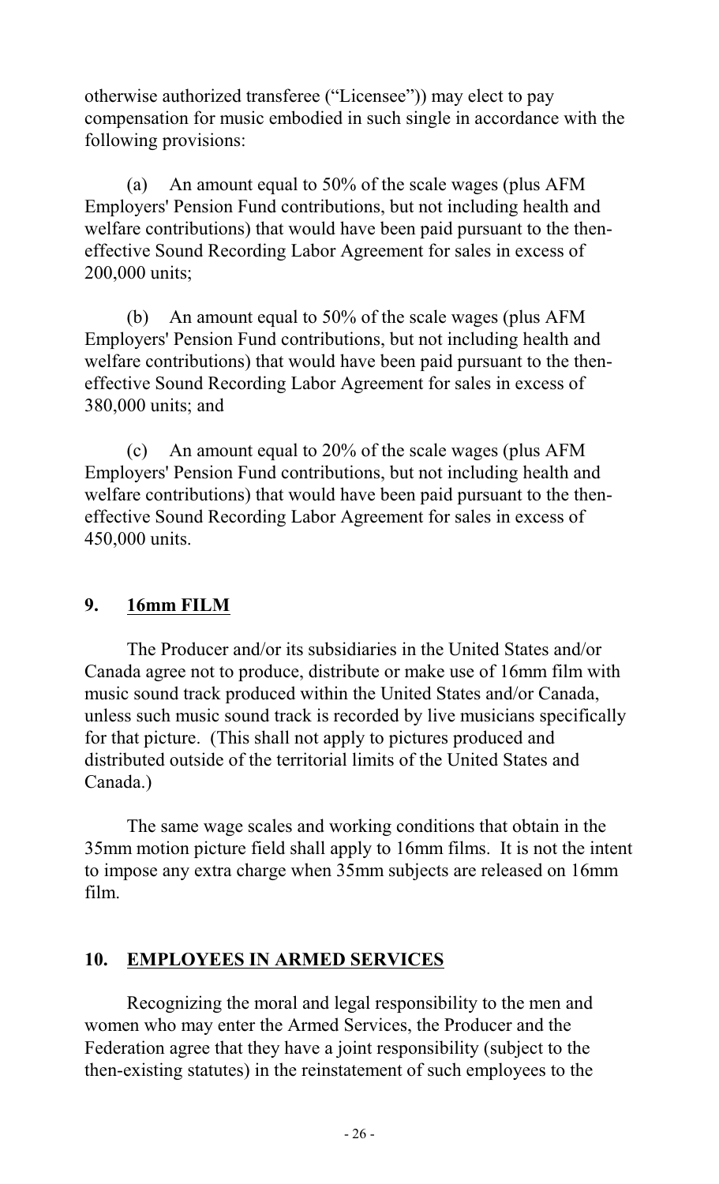otherwise authorized transferee ("Licensee")) may elect to pay compensation for music embodied in such single in accordance with the following provisions:

(a) An amount equal to 50% of the scale wages (plus AFM Employers' Pension Fund contributions, but not including health and welfare contributions) that would have been paid pursuant to the then-effective Sound Recording Labor Agreement for sales in excess of 200,000 units;

(b) An amount equal to 50% of the scale wages (plus AFM Employers' Pension Fund contributions, but not including health and welfare contributions) that would have been paid pursuant to the then-effective Sound Recording Labor Agreement for sales in excess of 380,000 units; and

(c) An amount equal to 20% of the scale wages (plus AFM Employers' Pension Fund contributions, but not including health and welfare contributions) that would have been paid pursuant to the then-effective Sound Recording Labor Agreement for sales in excess of 450,000 units.

## 9. <u>16mm FILM</u>

The Producer and/or its subsidiaries in the United States and/or Canada agree not to produce, distribute or make use of 16mm film with music sound track produced within the United States and/or Canada, unless such music sound track is recorded by live musicians specifically for that picture. (This shall not apply to pictures produced and distributed outside of the territorial limits of the United States and Canada.)

The same wage scales and working conditions that obtain in the 35mm motion picture field shall apply to 16mm films. It is not the intent to impose any extra charge when 35mm subjects are released on 16mm film.

## 10. <u>EMPLOYEES IN ARMED SERVICES</u>

Recognizing the moral and legal responsibility to the men and women who may enter the Armed Services, the Producer and the Federation agree that they have a joint responsibility (subject to the then-existing statutes) in the reinstatement of such employees to the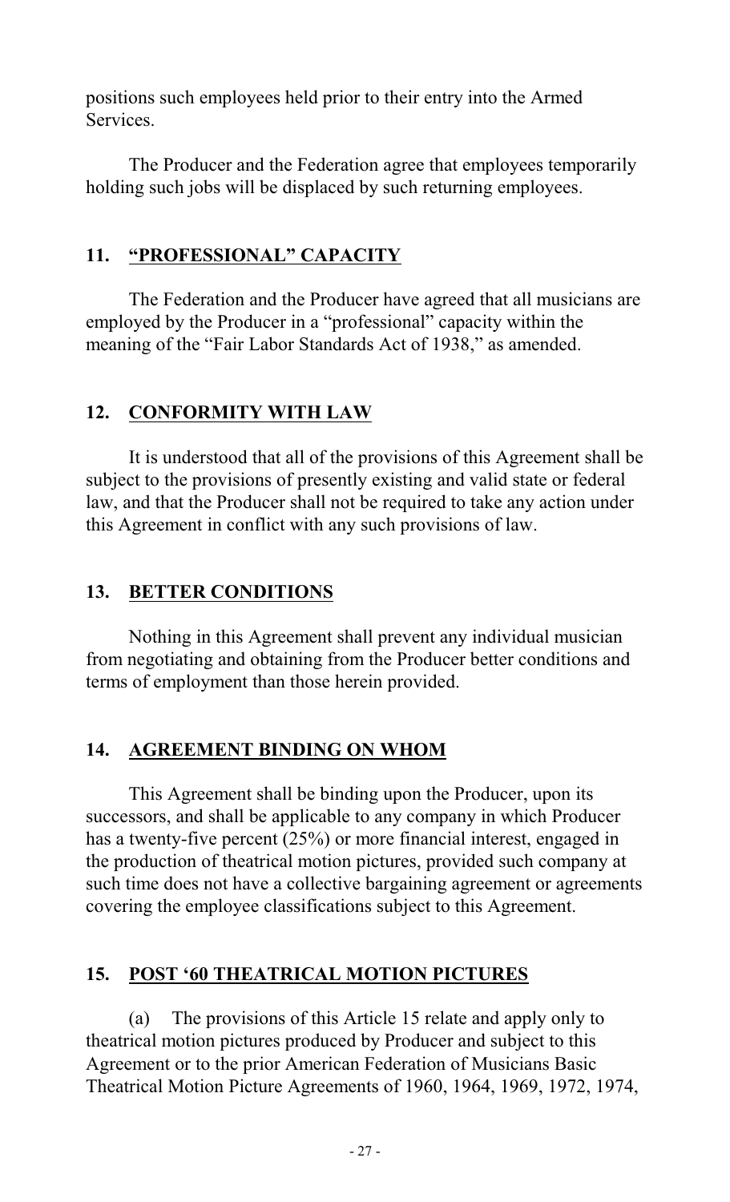positions such employees held prior to their entry into the Armed Services.

The Producer and the Federation agree that employees temporarily holding such jobs will be displaced by such returning employees.

## 11. "PROFESSIONAL" CAPACITY

The Federation and the Producer have agreed that all musicians are employed by the Producer in a "professional" capacity within the meaning of the "Fair Labor Standards Act of 1938," as amended.

## 12. CONFORMITY WITH LAW

It is understood that all of the provisions of this Agreement shall be subject to the provisions of presently existing and valid state or federal law, and that the Producer shall not be required to take any action under this Agreement in conflict with any such provisions of law.

## 13. BETTER CONDITIONS

Nothing in this Agreement shall prevent any individual musician from negotiating and obtaining from the Producer better conditions and terms of employment than those herein provided.

## 14. AGREEMENT BINDING ON WHOM

This Agreement shall be binding upon the Producer, upon its successors, and shall be applicable to any company in which Producer has a twenty-five percent (25%) or more financial interest, engaged in the production of theatrical motion pictures, provided such company at such time does not have a collective bargaining agreement or agreements covering the employee classifications subject to this Agreement.

## 15. POST '60 THEATRICAL MOTION PICTURES

(a) The provisions of this Article 15 relate and apply only to theatrical motion pictures produced by Producer and subject to this Agreement or to the prior American Federation of Musicians Basic Theatrical Motion Picture Agreements of 1960, 1964, 1969, 1972, 1974,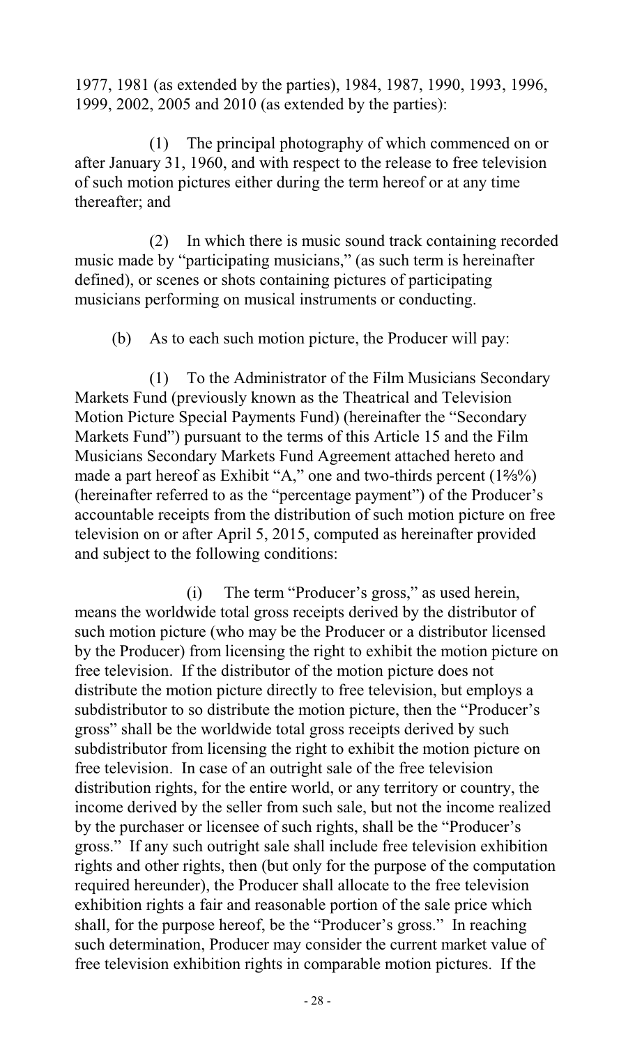1977, 1981 (as extended by the parties), 1984, 1987, 1990, 1993, 1996, 1999, 2002, 2005 and 2010 (as extended by the parties):

(1) The principal photography of which commenced on or after January 31, 1960, and with respect to the release to free television of such motion pictures either during the term hereof or at any time thereafter; and

(2) In which there is music sound track containing recorded music made by "participating musicians," (as such term is hereinafter defined), or scenes or shots containing pictures of participating musicians performing on musical instruments or conducting.

(b) As to each such motion picture, the Producer will pay:

(1) To the Administrator of the Film Musicians Secondary Markets Fund (previously known as the Theatrical and Television Motion Picture Special Payments Fund) (hereinafter the "Secondary Markets Fund") pursuant to the terms of this Article 15 and the Film Musicians Secondary Markets Fund Agreement attached hereto and made a part hereof as Exhibit "A," one and two-thirds percent (1⅔%) (hereinafter referred to as the "percentage payment") of the Producer's accountable receipts from the distribution of such motion picture on free television on or after April 5, 2015, computed as hereinafter provided and subject to the following conditions:

(i) The term "Producer's gross," as used herein, means the worldwide total gross receipts derived by the distributor of such motion picture (who may be the Producer or a distributor licensed by the Producer) from licensing the right to exhibit the motion picture on free television. If the distributor of the motion picture does not distribute the motion picture directly to free television, but employs a subdistributor to so distribute the motion picture, then the "Producer's gross" shall be the worldwide total gross receipts derived by such subdistributor from licensing the right to exhibit the motion picture on free television. In case of an outright sale of the free television distribution rights, for the entire world, or any territory or country, the income derived by the seller from such sale, but not the income realized by the purchaser or licensee of such rights, shall be the "Producer's gross." If any such outright sale shall include free television exhibition rights and other rights, then (but only for the purpose of the computation required hereunder), the Producer shall allocate to the free television exhibition rights a fair and reasonable portion of the sale price which shall, for the purpose hereof, be the "Producer's gross." In reaching such determination, Producer may consider the current market value of free television exhibition rights in comparable motion pictures. If the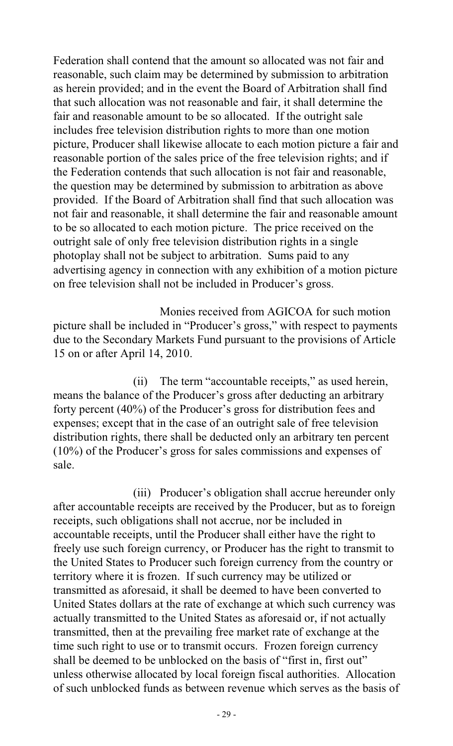Federation shall contend that the amount so allocated was not fair and reasonable, such claim may be determined by submission to arbitration as herein provided; and in the event the Board of Arbitration shall find that such allocation was not reasonable and fair, it shall determine the fair and reasonable amount to be so allocated. If the outright sale includes free television distribution rights to more than one motion picture, Producer shall likewise allocate to each motion picture a fair and reasonable portion of the sales price of the free television rights; and if the Federation contends that such allocation is not fair and reasonable, the question may be determined by submission to arbitration as above provided. If the Board of Arbitration shall find that such allocation was not fair and reasonable, it shall determine the fair and reasonable amount to be so allocated to each motion picture. The price received on the outright sale of only free television distribution rights in a single photoplay shall not be subject to arbitration. Sums paid to any advertising agency in connection with any exhibition of a motion picture on free television shall not be included in Producer's gross.

Monies received from AGICOA for such motion picture shall be included in "Producer's gross," with respect to payments due to the Secondary Markets Fund pursuant to the provisions of Article 15 on or after April 14, 2010.

(ii) The term "accountable receipts," as used herein, means the balance of the Producer's gross after deducting an arbitrary forty percent (40%) of the Producer's gross for distribution fees and expenses; except that in the case of an outright sale of free television distribution rights, there shall be deducted only an arbitrary ten percent (10%) of the Producer's gross for sales commissions and expenses of sale.

(iii) Producer's obligation shall accrue hereunder only after accountable receipts are received by the Producer, but as to foreign receipts, such obligations shall not accrue, nor be included in accountable receipts, until the Producer shall either have the right to freely use such foreign currency, or Producer has the right to transmit to the United States to Producer such foreign currency from the country or territory where it is frozen. If such currency may be utilized or transmitted as aforesaid, it shall be deemed to have been converted to United States dollars at the rate of exchange at which such currency was actually transmitted to the United States as aforesaid or, if not actually transmitted, then at the prevailing free market rate of exchange at the time such right to use or to transmit occurs. Frozen foreign currency shall be deemed to be unblocked on the basis of "first in, first out" unless otherwise allocated by local foreign fiscal authorities. Allocation of such unblocked funds as between revenue which serves as the basis of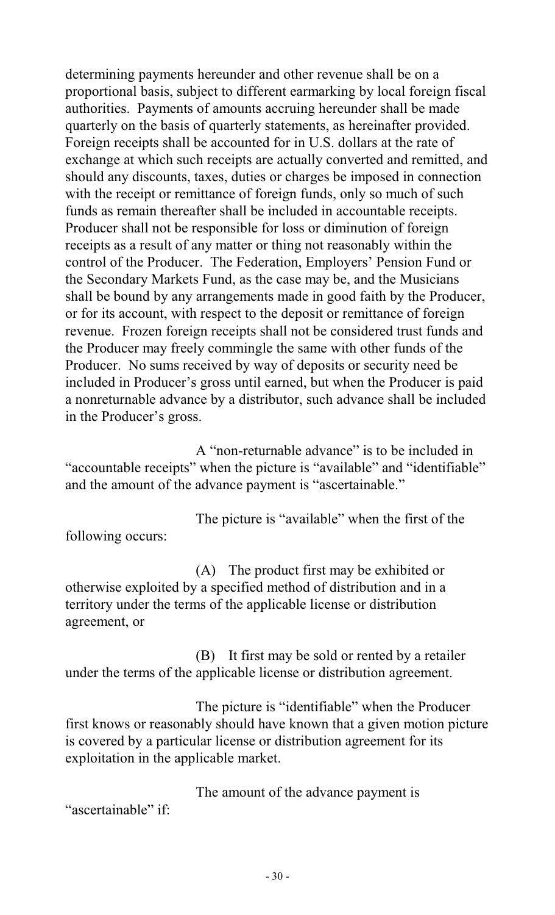determining payments hereunder and other revenue shall be on a proportional basis, subject to different earmarking by local foreign fiscal authorities. Payments of amounts accruing hereunder shall be made quarterly on the basis of quarterly statements, as hereinafter provided. Foreign receipts shall be accounted for in U.S. dollars at the rate of exchange at which such receipts are actually converted and remitted, and should any discounts, taxes, duties or charges be imposed in connection with the receipt or remittance of foreign funds, only so much of such funds as remain thereafter shall be included in accountable receipts. Producer shall not be responsible for loss or diminution of foreign receipts as a result of any matter or thing not reasonably within the control of the Producer. The Federation, Employers' Pension Fund or the Secondary Markets Fund, as the case may be, and the Musicians shall be bound by any arrangements made in good faith by the Producer, or for its account, with respect to the deposit or remittance of foreign revenue. Frozen foreign receipts shall not be considered trust funds and the Producer may freely commingle the same with other funds of the Producer. No sums received by way of deposits or security need be included in Producer's gross until earned, but when the Producer is paid a nonreturnable advance by a distributor, such advance shall be included in the Producer's gross.

A "non-returnable advance" is to be included in "accountable receipts" when the picture is "available" and "identifiable" and the amount of the advance payment is "ascertainable."

The picture is "available" when the first of the following occurs:

(A) The product first may be exhibited or otherwise exploited by a specified method of distribution and in a territory under the terms of the applicable license or distribution agreement, or

(B) It first may be sold or rented by a retailer under the terms of the applicable license or distribution agreement.

The picture is "identifiable" when the Producer first knows or reasonably should have known that a given motion picture is covered by a particular license or distribution agreement for its exploitation in the applicable market.

The amount of the advance payment is "ascertainable" if: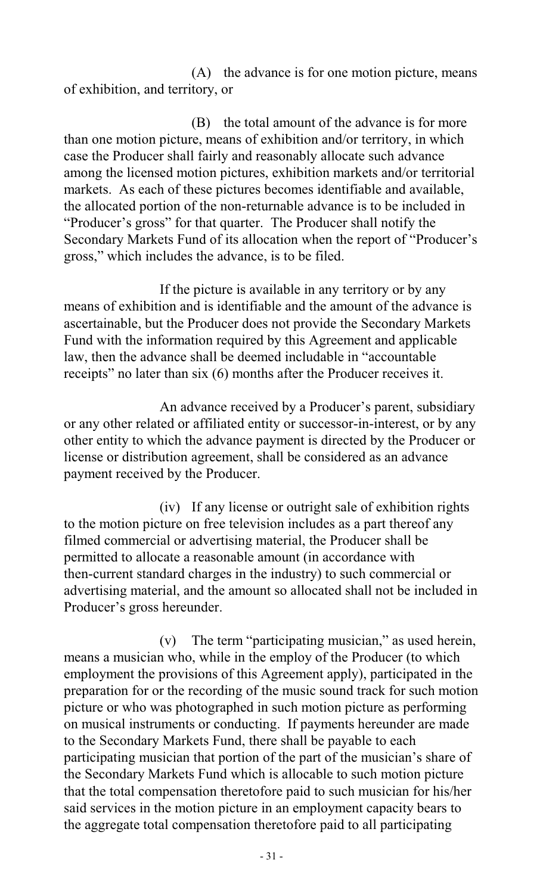(A) the advance is for one motion picture, means of exhibition, and territory, or

(B) the total amount of the advance is for more than one motion picture, means of exhibition and/or territory, in which case the Producer shall fairly and reasonably allocate such advance among the licensed motion pictures, exhibition markets and/or territorial markets. As each of these pictures becomes identifiable and available, the allocated portion of the non-returnable advance is to be included in "Producer's gross" for that quarter. The Producer shall notify the Secondary Markets Fund of its allocation when the report of "Producer's gross," which includes the advance, is to be filed.

If the picture is available in any territory or by any means of exhibition and is identifiable and the amount of the advance is ascertainable, but the Producer does not provide the Secondary Markets Fund with the information required by this Agreement and applicable law, then the advance shall be deemed includable in "accountable receipts" no later than six (6) months after the Producer receives it.

An advance received by a Producer's parent, subsidiary or any other related or affiliated entity or successor-in-interest, or by any other entity to which the advance payment is directed by the Producer or license or distribution agreement, shall be considered as an advance payment received by the Producer.

(iv) If any license or outright sale of exhibition rights to the motion picture on free television includes as a part thereof any filmed commercial or advertising material, the Producer shall be permitted to allocate a reasonable amount (in accordance with then-current standard charges in the industry) to such commercial or advertising material, and the amount so allocated shall not be included in Producer's gross hereunder.

(v) The term "participating musician," as used herein, means a musician who, while in the employ of the Producer (to which employment the provisions of this Agreement apply), participated in the preparation for or the recording of the music sound track for such motion picture or who was photographed in such motion picture as performing on musical instruments or conducting. If payments hereunder are made to the Secondary Markets Fund, there shall be payable to each participating musician that portion of the part of the musician's share of the Secondary Markets Fund which is allocable to such motion picture that the total compensation theretofore paid to such musician for his/her said services in the motion picture in an employment capacity bears to the aggregate total compensation theretofore paid to all participating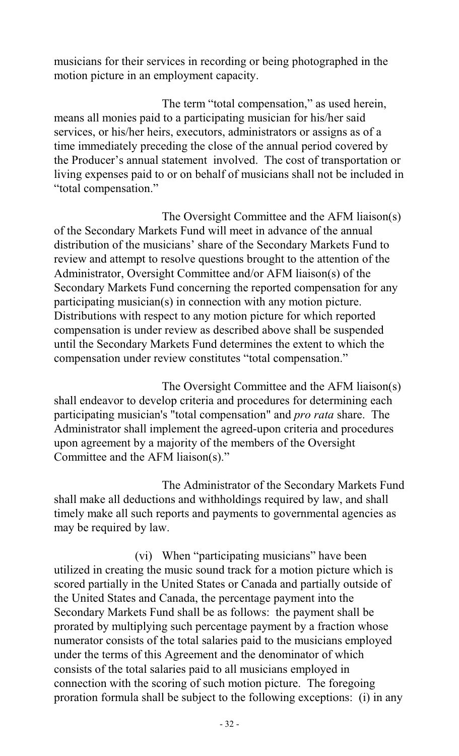musicians for their services in recording or being photographed in the motion picture in an employment capacity.

The term "total compensation," as used herein, means all monies paid to a participating musician for his/her said services, or his/her heirs, executors, administrators or assigns as of a time immediately preceding the close of the annual period covered by the Producer's annual statement involved. The cost of transportation or living expenses paid to or on behalf of musicians shall not be included in "total compensation."

The Oversight Committee and the AFM liaison(s) of the Secondary Markets Fund will meet in advance of the annual distribution of the musicians' share of the Secondary Markets Fund to review and attempt to resolve questions brought to the attention of the Administrator, Oversight Committee and/or AFM liaison(s) of the Secondary Markets Fund concerning the reported compensation for any participating musician(s) in connection with any motion picture. Distributions with respect to any motion picture for which reported compensation is under review as described above shall be suspended until the Secondary Markets Fund determines the extent to which the compensation under review constitutes "total compensation."

The Oversight Committee and the AFM liaison(s) shall endeavor to develop criteria and procedures for determining each participating musician's "total compensation" and *pro rata* share. The Administrator shall implement the agreed-upon criteria and procedures upon agreement by a majority of the members of the Oversight Committee and the AFM liaison(s)."

The Administrator of the Secondary Markets Fund shall make all deductions and withholdings required by law, and shall timely make all such reports and payments to governmental agencies as may be required by law.

(vi) When "participating musicians" have been utilized in creating the music sound track for a motion picture which is scored partially in the United States or Canada and partially outside of the United States and Canada, the percentage payment into the Secondary Markets Fund shall be as follows: the payment shall be prorated by multiplying such percentage payment by a fraction whose numerator consists of the total salaries paid to the musicians employed under the terms of this Agreement and the denominator of which consists of the total salaries paid to all musicians employed in connection with the scoring of such motion picture. The foregoing proration formula shall be subject to the following exceptions: (i) in any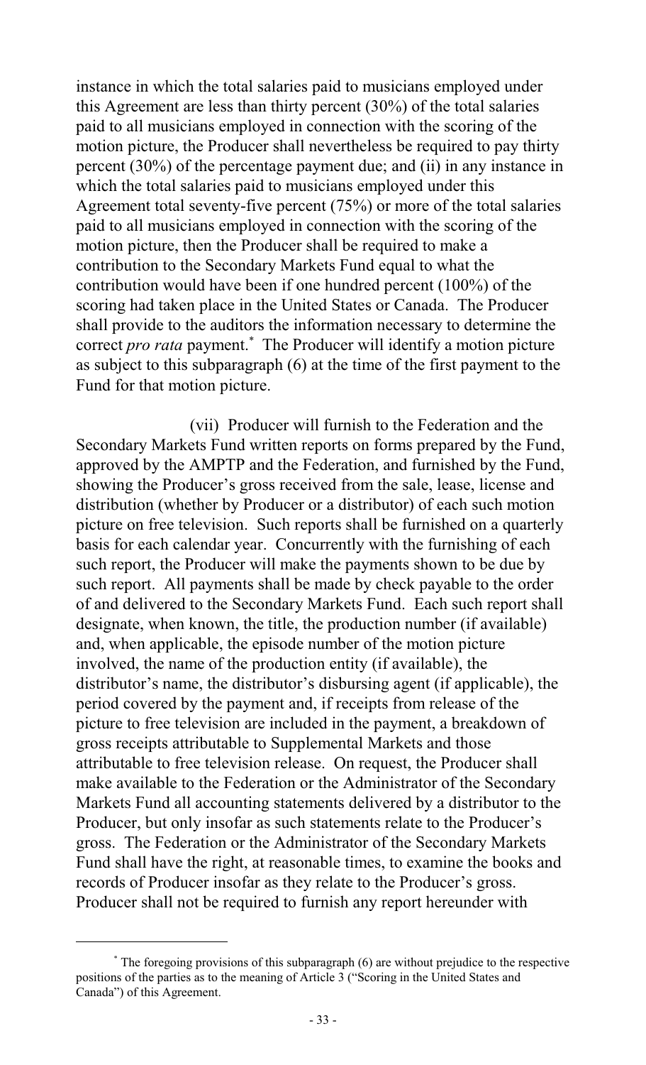instance in which the total salaries paid to musicians employed under this Agreement are less than thirty percent (30%) of the total salaries paid to all musicians employed in connection with the scoring of the motion picture, the Producer shall nevertheless be required to pay thirty percent (30%) of the percentage payment due; and (ii) in any instance in which the total salaries paid to musicians employed under this Agreement total seventy-five percent (75%) or more of the total salaries paid to all musicians employed in connection with the scoring of the motion picture, then the Producer shall be required to make a contribution to the Secondary Markets Fund equal to what the contribution would have been if one hundred percent (100%) of the scoring had taken place in the United States or Canada. The Producer shall provide to the auditors the information necessary to determine the correct *pro rata* payment.* The Producer will identify a motion picture as subject to this subparagraph (6) at the time of the first payment to the Fund for that motion picture.

(vii) Producer will furnish to the Federation and the Secondary Markets Fund written reports on forms prepared by the Fund, approved by the AMPTP and the Federation, and furnished by the Fund, showing the Producer's gross received from the sale, lease, license and distribution (whether by Producer or a distributor) of each such motion picture on free television. Such reports shall be furnished on a quarterly basis for each calendar year. Concurrently with the furnishing of each such report, the Producer will make the payments shown to be due by such report. All payments shall be made by check payable to the order of and delivered to the Secondary Markets Fund. Each such report shall designate, when known, the title, the production number (if available) and, when applicable, the episode number of the motion picture involved, the name of the production entity (if available), the distributor's name, the distributor's disbursing agent (if applicable), the period covered by the payment and, if receipts from release of the picture to free television are included in the payment, a breakdown of gross receipts attributable to Supplemental Markets and those attributable to free television release. On request, the Producer shall make available to the Federation or the Administrator of the Secondary Markets Fund all accounting statements delivered by a distributor to the Producer, but only insofar as such statements relate to the Producer's gross. The Federation or the Administrator of the Secondary Markets Fund shall have the right, at reasonable times, to examine the books and records of Producer insofar as they relate to the Producer's gross. Producer shall not be required to furnish any report hereunder with

---

* The foregoing provisions of this subparagraph (6) are without prejudice to the respective positions of the parties as to the meaning of Article 3 ("Scoring in the United States and Canada") of this Agreement.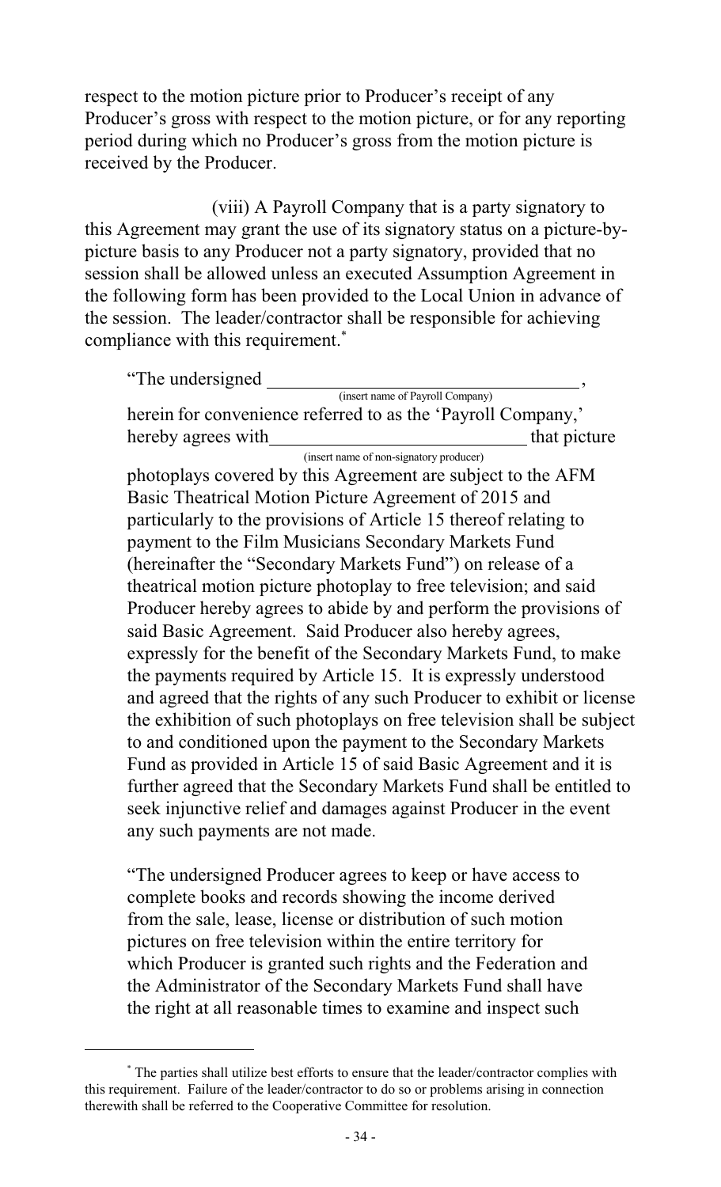respect to the motion picture prior to Producer's receipt of any Producer's gross with respect to the motion picture, or for any reporting period during which no Producer's gross from the motion picture is received by the Producer.

(viii) A Payroll Company that is a party signatory to this Agreement may grant the use of its signatory status on a picture-by-picture basis to any Producer not a party signatory, provided that no session shall be allowed unless an executed Assumption Agreement in the following form has been provided to the Local Union in advance of the session. The leader/contractor shall be responsible for achieving compliance with this requirement.*

> "The undersigned ________________________________,
> (insert name of Payroll Company)
> herein for convenience referred to as the 'Payroll Company,' hereby agrees with__________________________ that picture
> (insert name of non-signatory producer)
> photoplays covered by this Agreement are subject to the AFM Basic Theatrical Motion Picture Agreement of 2015 and particularly to the provisions of Article 15 thereof relating to payment to the Film Musicians Secondary Markets Fund (hereinafter the "Secondary Markets Fund") on release of a theatrical motion picture photoplay to free television; and said Producer hereby agrees to abide by and perform the provisions of said Basic Agreement. Said Producer also hereby agrees, expressly for the benefit of the Secondary Markets Fund, to make the payments required by Article 15. It is expressly understood and agreed that the rights of any such Producer to exhibit or license the exhibition of such photoplays on free television shall be subject to and conditioned upon the payment to the Secondary Markets Fund as provided in Article 15 of said Basic Agreement and it is further agreed that the Secondary Markets Fund shall be entitled to seek injunctive relief and damages against Producer in the event any such payments are not made.
>
> "The undersigned Producer agrees to keep or have access to complete books and records showing the income derived from the sale, lease, license or distribution of such motion pictures on free television within the entire territory for which Producer is granted such rights and the Federation and the Administrator of the Secondary Markets Fund shall have the right at all reasonable times to examine and inspect such

---

* The parties shall utilize best efforts to ensure that the leader/contractor complies with this requirement. Failure of the leader/contractor to do so or problems arising in connection therewith shall be referred to the Cooperative Committee for resolution.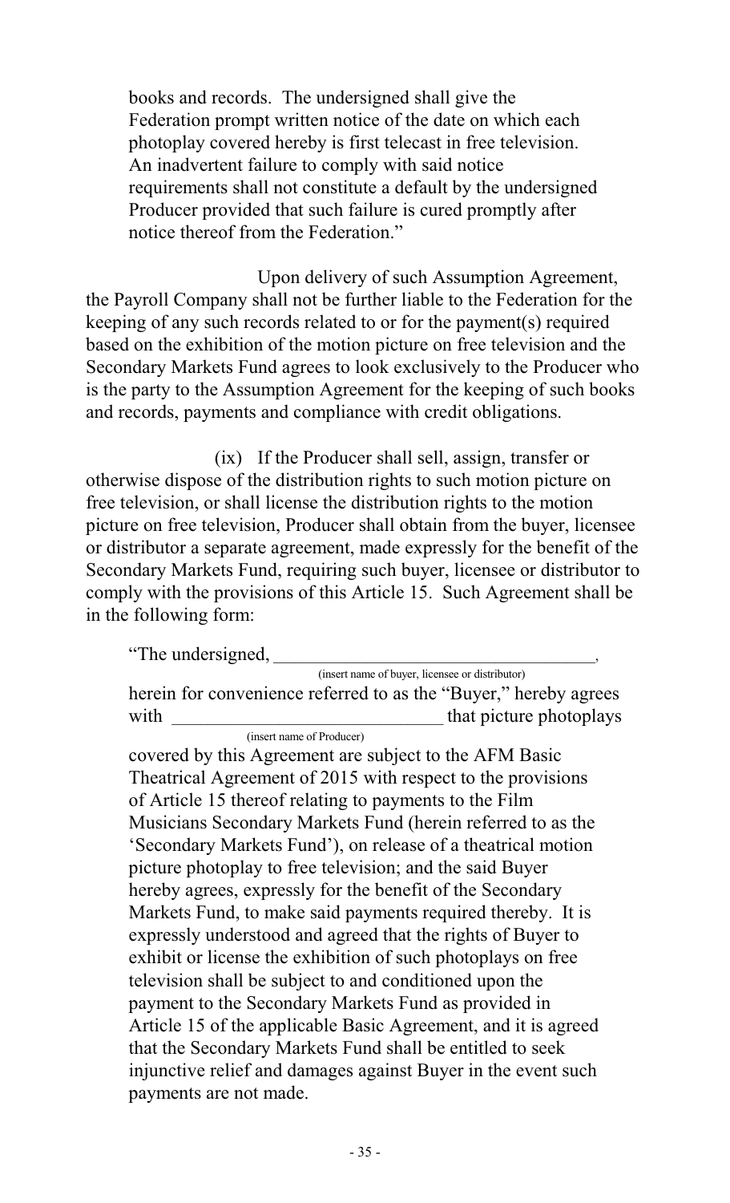books and records. The undersigned shall give the Federation prompt written notice of the date on which each photoplay covered hereby is first telecast in free television. An inadvertent failure to comply with said notice requirements shall not constitute a default by the undersigned Producer provided that such failure is cured promptly after notice thereof from the Federation."

Upon delivery of such Assumption Agreement, the Payroll Company shall not be further liable to the Federation for the keeping of any such records related to or for the payment(s) required based on the exhibition of the motion picture on free television and the Secondary Markets Fund agrees to look exclusively to the Producer who is the party to the Assumption Agreement for the keeping of such books and records, payments and compliance with credit obligations.

(ix) If the Producer shall sell, assign, transfer or otherwise dispose of the distribution rights to such motion picture on free television, or shall license the distribution rights to the motion picture on free television, Producer shall obtain from the buyer, licensee or distributor a separate agreement, made expressly for the benefit of the Secondary Markets Fund, requiring such buyer, licensee or distributor to comply with the provisions of this Article 15. Such Agreement shall be in the following form:

"The undersigned, ______________________________________,
(insert name of buyer, licensee or distributor)
herein for convenience referred to as the "Buyer," hereby agrees with ______________________________ that picture photoplays
(insert name of Producer)
covered by this Agreement are subject to the AFM Basic Theatrical Agreement of 2015 with respect to the provisions of Article 15 thereof relating to payments to the Film Musicians Secondary Markets Fund (herein referred to as the 'Secondary Markets Fund'), on release of a theatrical motion picture photoplay to free television; and the said Buyer hereby agrees, expressly for the benefit of the Secondary Markets Fund, to make said payments required thereby. It is expressly understood and agreed that the rights of Buyer to exhibit or license the exhibition of such photoplays on free television shall be subject to and conditioned upon the payment to the Secondary Markets Fund as provided in Article 15 of the applicable Basic Agreement, and it is agreed that the Secondary Markets Fund shall be entitled to seek injunctive relief and damages against Buyer in the event such payments are not made.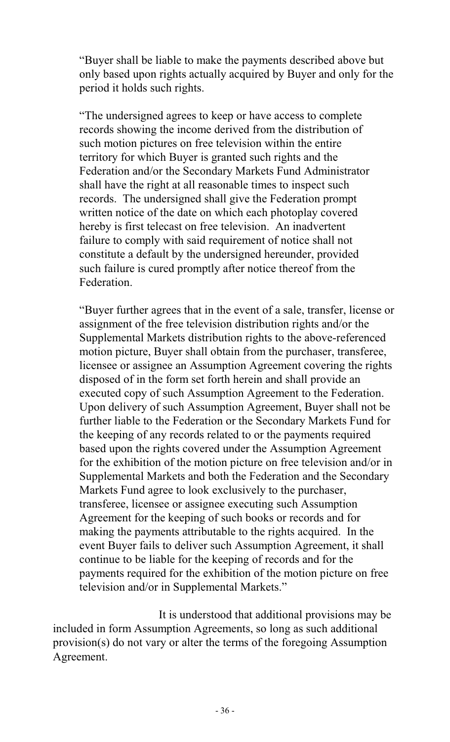"Buyer shall be liable to make the payments described above but only based upon rights actually acquired by Buyer and only for the period it holds such rights.

"The undersigned agrees to keep or have access to complete records showing the income derived from the distribution of such motion pictures on free television within the entire territory for which Buyer is granted such rights and the Federation and/or the Secondary Markets Fund Administrator shall have the right at all reasonable times to inspect such records. The undersigned shall give the Federation prompt written notice of the date on which each photoplay covered hereby is first telecast on free television. An inadvertent failure to comply with said requirement of notice shall not constitute a default by the undersigned hereunder, provided such failure is cured promptly after notice thereof from the Federation.

"Buyer further agrees that in the event of a sale, transfer, license or assignment of the free television distribution rights and/or the Supplemental Markets distribution rights to the above-referenced motion picture, Buyer shall obtain from the purchaser, transferee, licensee or assignee an Assumption Agreement covering the rights disposed of in the form set forth herein and shall provide an executed copy of such Assumption Agreement to the Federation. Upon delivery of such Assumption Agreement, Buyer shall not be further liable to the Federation or the Secondary Markets Fund for the keeping of any records related to or the payments required based upon the rights covered under the Assumption Agreement for the exhibition of the motion picture on free television and/or in Supplemental Markets and both the Federation and the Secondary Markets Fund agree to look exclusively to the purchaser, transferee, licensee or assignee executing such Assumption Agreement for the keeping of such books or records and for making the payments attributable to the rights acquired. In the event Buyer fails to deliver such Assumption Agreement, it shall continue to be liable for the keeping of records and for the payments required for the exhibition of the motion picture on free television and/or in Supplemental Markets."

It is understood that additional provisions may be included in form Assumption Agreements, so long as such additional provision(s) do not vary or alter the terms of the foregoing Assumption Agreement.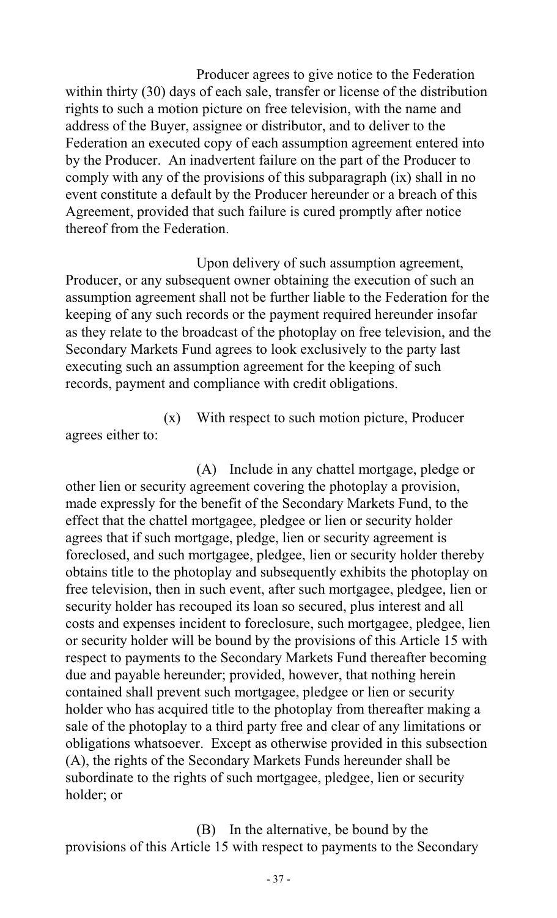Producer agrees to give notice to the Federation within thirty (30) days of each sale, transfer or license of the distribution rights to such a motion picture on free television, with the name and address of the Buyer, assignee or distributor, and to deliver to the Federation an executed copy of each assumption agreement entered into by the Producer. An inadvertent failure on the part of the Producer to comply with any of the provisions of this subparagraph (ix) shall in no event constitute a default by the Producer hereunder or a breach of this Agreement, provided that such failure is cured promptly after notice thereof from the Federation.

Upon delivery of such assumption agreement, Producer, or any subsequent owner obtaining the execution of such an assumption agreement shall not be further liable to the Federation for the keeping of any such records or the payment required hereunder insofar as they relate to the broadcast of the photoplay on free television, and the Secondary Markets Fund agrees to look exclusively to the party last executing such an assumption agreement for the keeping of such records, payment and compliance with credit obligations.

(x) With respect to such motion picture, Producer agrees either to:

(A) Include in any chattel mortgage, pledge or other lien or security agreement covering the photoplay a provision, made expressly for the benefit of the Secondary Markets Fund, to the effect that the chattel mortgagee, pledgee or lien or security holder agrees that if such mortgage, pledge, lien or security agreement is foreclosed, and such mortgagee, pledgee, lien or security holder thereby obtains title to the photoplay and subsequently exhibits the photoplay on free television, then in such event, after such mortgagee, pledgee, lien or security holder has recouped its loan so secured, plus interest and all costs and expenses incident to foreclosure, such mortgagee, pledgee, lien or security holder will be bound by the provisions of this Article 15 with respect to payments to the Secondary Markets Fund thereafter becoming due and payable hereunder; provided, however, that nothing herein contained shall prevent such mortgagee, pledgee or lien or security holder who has acquired title to the photoplay from thereafter making a sale of the photoplay to a third party free and clear of any limitations or obligations whatsoever. Except as otherwise provided in this subsection (A), the rights of the Secondary Markets Funds hereunder shall be subordinate to the rights of such mortgagee, pledgee, lien or security holder; or

(B) In the alternative, be bound by the provisions of this Article 15 with respect to payments to the Secondary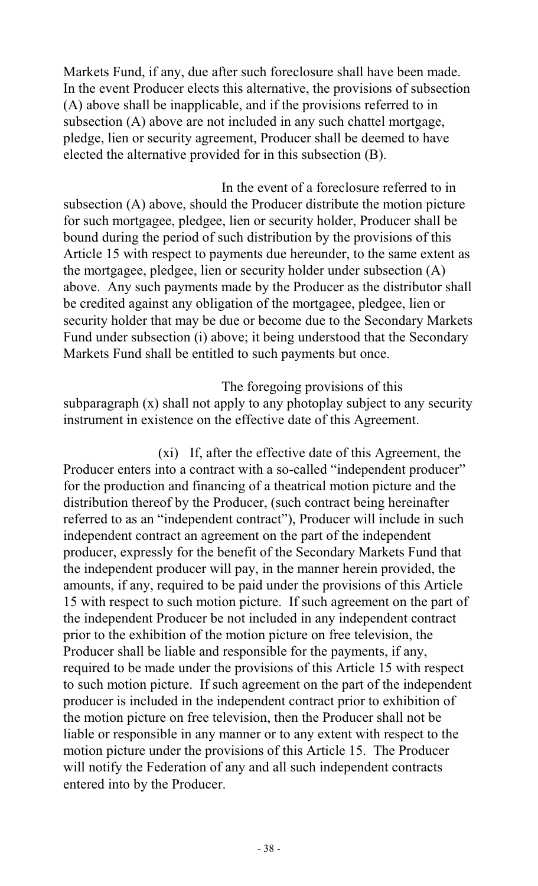Markets Fund, if any, due after such foreclosure shall have been made. In the event Producer elects this alternative, the provisions of subsection (A) above shall be inapplicable, and if the provisions referred to in subsection (A) above are not included in any such chattel mortgage, pledge, lien or security agreement, Producer shall be deemed to have elected the alternative provided for in this subsection (B).

In the event of a foreclosure referred to in subsection (A) above, should the Producer distribute the motion picture for such mortgagee, pledgee, lien or security holder, Producer shall be bound during the period of such distribution by the provisions of this Article 15 with respect to payments due hereunder, to the same extent as the mortgagee, pledgee, lien or security holder under subsection (A) above. Any such payments made by the Producer as the distributor shall be credited against any obligation of the mortgagee, pledgee, lien or security holder that may be due or become due to the Secondary Markets Fund under subsection (i) above; it being understood that the Secondary Markets Fund shall be entitled to such payments but once.

The foregoing provisions of this subparagraph (x) shall not apply to any photoplay subject to any security instrument in existence on the effective date of this Agreement.

(xi) If, after the effective date of this Agreement, the Producer enters into a contract with a so-called "independent producer" for the production and financing of a theatrical motion picture and the distribution thereof by the Producer, (such contract being hereinafter referred to as an "independent contract"), Producer will include in such independent contract an agreement on the part of the independent producer, expressly for the benefit of the Secondary Markets Fund that the independent producer will pay, in the manner herein provided, the amounts, if any, required to be paid under the provisions of this Article 15 with respect to such motion picture. If such agreement on the part of the independent Producer be not included in any independent contract prior to the exhibition of the motion picture on free television, the Producer shall be liable and responsible for the payments, if any, required to be made under the provisions of this Article 15 with respect to such motion picture. If such agreement on the part of the independent producer is included in the independent contract prior to exhibition of the motion picture on free television, then the Producer shall not be liable or responsible in any manner or to any extent with respect to the motion picture under the provisions of this Article 15. The Producer will notify the Federation of any and all such independent contracts entered into by the Producer.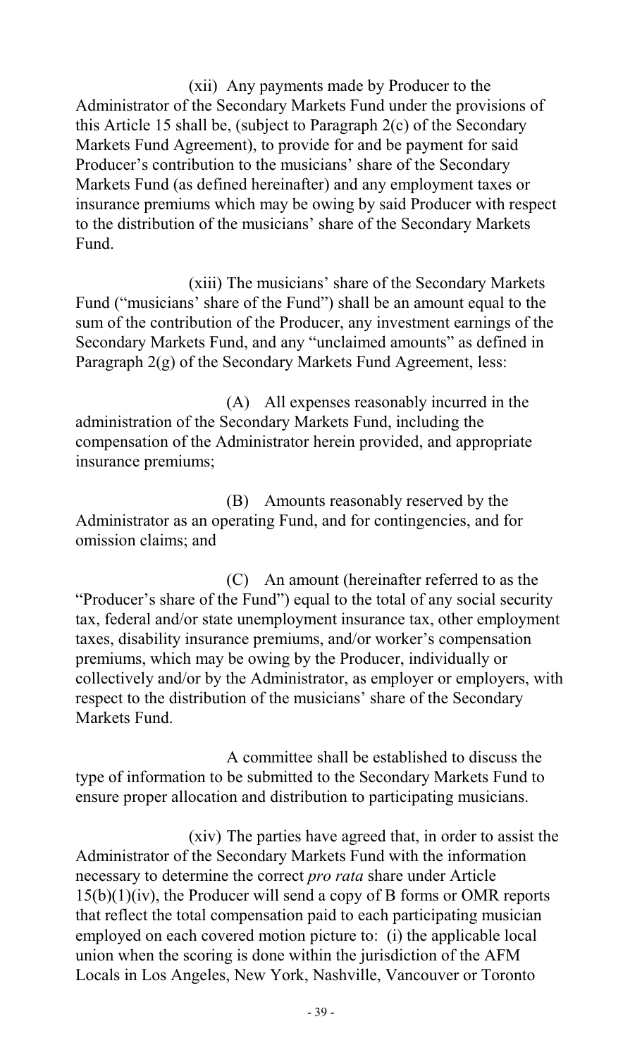(xii) Any payments made by Producer to the Administrator of the Secondary Markets Fund under the provisions of this Article 15 shall be, (subject to Paragraph 2(c) of the Secondary Markets Fund Agreement), to provide for and be payment for said Producer's contribution to the musicians' share of the Secondary Markets Fund (as defined hereinafter) and any employment taxes or insurance premiums which may be owing by said Producer with respect to the distribution of the musicians' share of the Secondary Markets Fund.

(xiii) The musicians' share of the Secondary Markets Fund ("musicians' share of the Fund") shall be an amount equal to the sum of the contribution of the Producer, any investment earnings of the Secondary Markets Fund, and any "unclaimed amounts" as defined in Paragraph 2(g) of the Secondary Markets Fund Agreement, less:

(A) All expenses reasonably incurred in the administration of the Secondary Markets Fund, including the compensation of the Administrator herein provided, and appropriate insurance premiums;

(B) Amounts reasonably reserved by the Administrator as an operating Fund, and for contingencies, and for omission claims; and

(C) An amount (hereinafter referred to as the "Producer's share of the Fund") equal to the total of any social security tax, federal and/or state unemployment insurance tax, other employment taxes, disability insurance premiums, and/or worker's compensation premiums, which may be owing by the Producer, individually or collectively and/or by the Administrator, as employer or employers, with respect to the distribution of the musicians' share of the Secondary Markets Fund.

A committee shall be established to discuss the type of information to be submitted to the Secondary Markets Fund to ensure proper allocation and distribution to participating musicians.

(xiv) The parties have agreed that, in order to assist the Administrator of the Secondary Markets Fund with the information necessary to determine the correct *pro rata* share under Article 15(b)(1)(iv), the Producer will send a copy of B forms or OMR reports that reflect the total compensation paid to each participating musician employed on each covered motion picture to: (i) the applicable local union when the scoring is done within the jurisdiction of the AFM Locals in Los Angeles, New York, Nashville, Vancouver or Toronto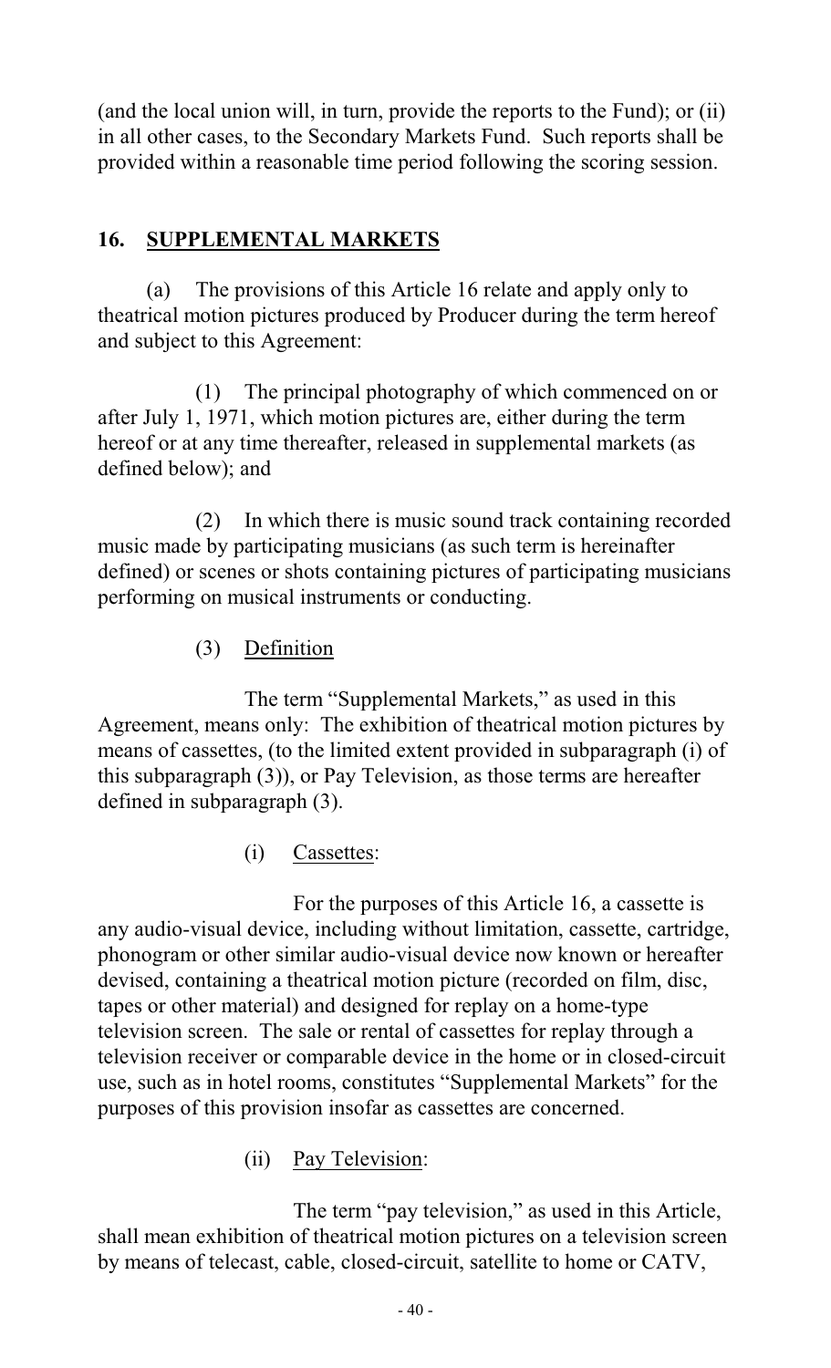(and the local union will, in turn, provide the reports to the Fund); or (ii) in all other cases, to the Secondary Markets Fund. Such reports shall be provided within a reasonable time period following the scoring session.

## 16. SUPPLEMENTAL MARKETS

(a) The provisions of this Article 16 relate and apply only to theatrical motion pictures produced by Producer during the term hereof and subject to this Agreement:

(1) The principal photography of which commenced on or after July 1, 1971, which motion pictures are, either during the term hereof or at any time thereafter, released in supplemental markets (as defined below); and

(2) In which there is music sound track containing recorded music made by participating musicians (as such term is hereinafter defined) or scenes or shots containing pictures of participating musicians performing on musical instruments or conducting.

(3) Definition

The term "Supplemental Markets," as used in this Agreement, means only: The exhibition of theatrical motion pictures by means of cassettes, (to the limited extent provided in subparagraph (i) of this subparagraph (3)), or Pay Television, as those terms are hereafter defined in subparagraph (3).

(i) Cassettes:

For the purposes of this Article 16, a cassette is any audio-visual device, including without limitation, cassette, cartridge, phonogram or other similar audio-visual device now known or hereafter devised, containing a theatrical motion picture (recorded on film, disc, tapes or other material) and designed for replay on a home-type television screen. The sale or rental of cassettes for replay through a television receiver or comparable device in the home or in closed-circuit use, such as in hotel rooms, constitutes "Supplemental Markets" for the purposes of this provision insofar as cassettes are concerned.

(ii) Pay Television:

The term "pay television," as used in this Article, shall mean exhibition of theatrical motion pictures on a television screen by means of telecast, cable, closed-circuit, satellite to home or CATV,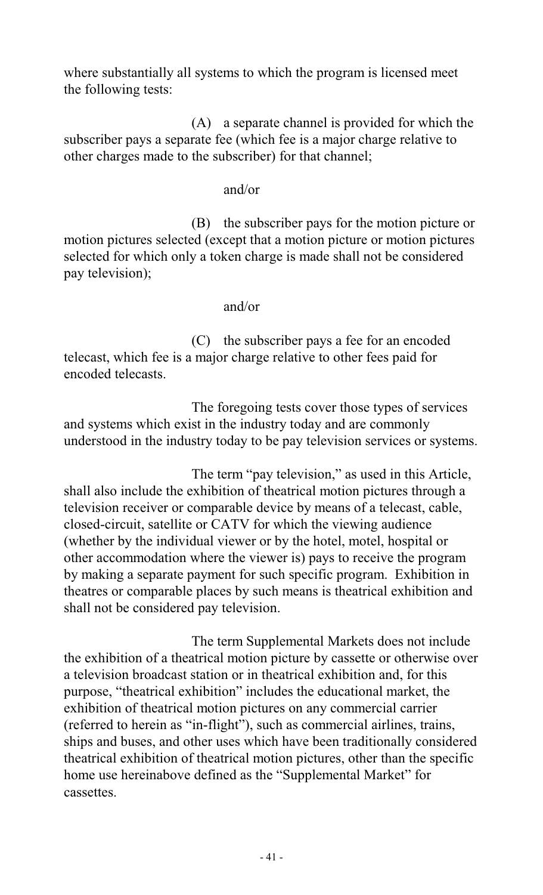where substantially all systems to which the program is licensed meet the following tests:

(A) a separate channel is provided for which the subscriber pays a separate fee (which fee is a major charge relative to other charges made to the subscriber) for that channel;

and/or

(B) the subscriber pays for the motion picture or motion pictures selected (except that a motion picture or motion pictures selected for which only a token charge is made shall not be considered pay television);

and/or

(C) the subscriber pays a fee for an encoded telecast, which fee is a major charge relative to other fees paid for encoded telecasts.

The foregoing tests cover those types of services and systems which exist in the industry today and are commonly understood in the industry today to be pay television services or systems.

The term "pay television," as used in this Article, shall also include the exhibition of theatrical motion pictures through a television receiver or comparable device by means of a telecast, cable, closed-circuit, satellite or CATV for which the viewing audience (whether by the individual viewer or by the hotel, motel, hospital or other accommodation where the viewer is) pays to receive the program by making a separate payment for such specific program. Exhibition in theatres or comparable places by such means is theatrical exhibition and shall not be considered pay television.

The term Supplemental Markets does not include the exhibition of a theatrical motion picture by cassette or otherwise over a television broadcast station or in theatrical exhibition and, for this purpose, "theatrical exhibition" includes the educational market, the exhibition of theatrical motion pictures on any commercial carrier (referred to herein as "in-flight"), such as commercial airlines, trains, ships and buses, and other uses which have been traditionally considered theatrical exhibition of theatrical motion pictures, other than the specific home use hereinabove defined as the "Supplemental Market" for cassettes.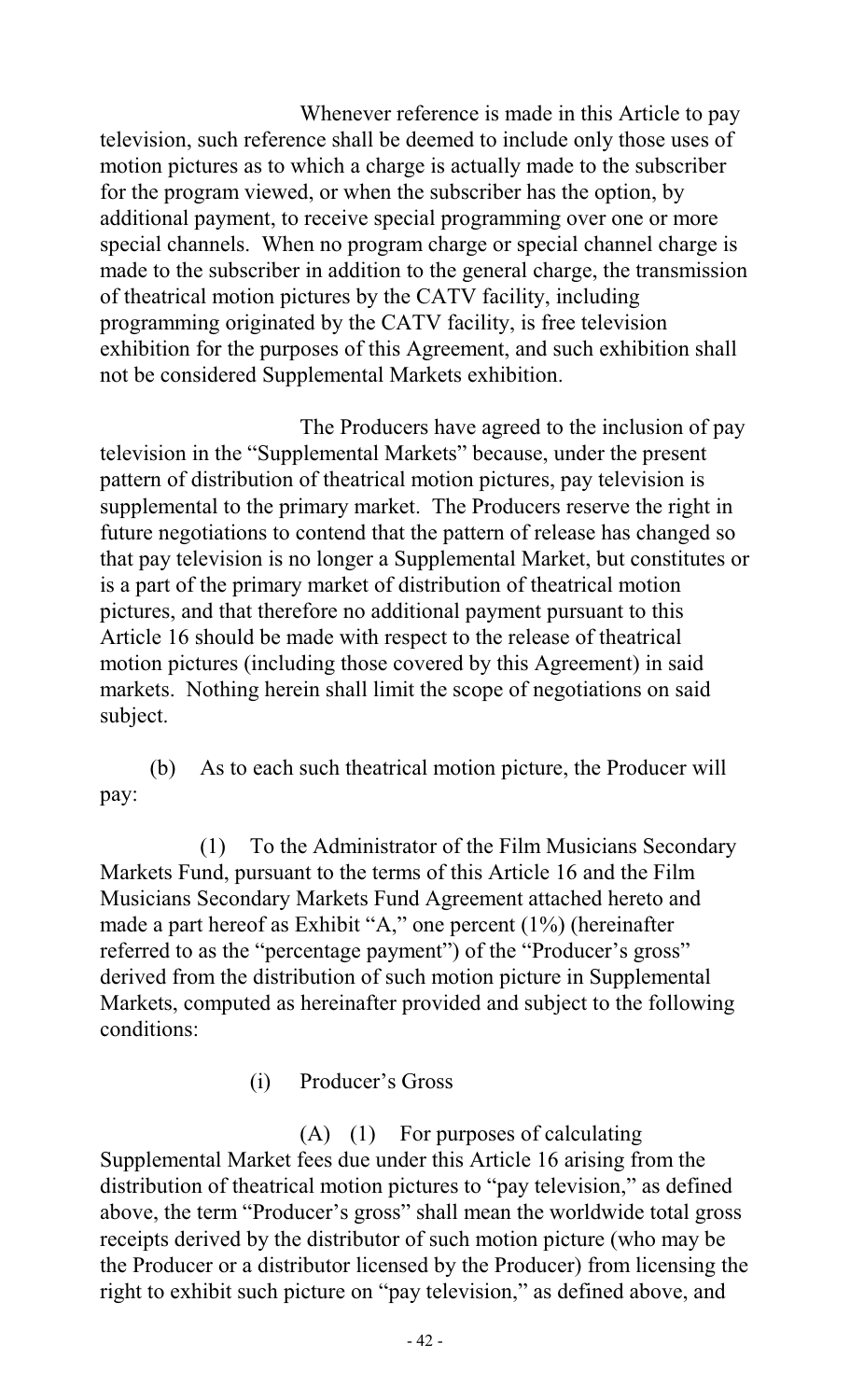Whenever reference is made in this Article to pay television, such reference shall be deemed to include only those uses of motion pictures as to which a charge is actually made to the subscriber for the program viewed, or when the subscriber has the option, by additional payment, to receive special programming over one or more special channels. When no program charge or special channel charge is made to the subscriber in addition to the general charge, the transmission of theatrical motion pictures by the CATV facility, including programming originated by the CATV facility, is free television exhibition for the purposes of this Agreement, and such exhibition shall not be considered Supplemental Markets exhibition.

The Producers have agreed to the inclusion of pay television in the "Supplemental Markets" because, under the present pattern of distribution of theatrical motion pictures, pay television is supplemental to the primary market. The Producers reserve the right in future negotiations to contend that the pattern of release has changed so that pay television is no longer a Supplemental Market, but constitutes or is a part of the primary market of distribution of theatrical motion pictures, and that therefore no additional payment pursuant to this Article 16 should be made with respect to the release of theatrical motion pictures (including those covered by this Agreement) in said markets. Nothing herein shall limit the scope of negotiations on said subject.

(b) As to each such theatrical motion picture, the Producer will pay:

(1) To the Administrator of the Film Musicians Secondary Markets Fund, pursuant to the terms of this Article 16 and the Film Musicians Secondary Markets Fund Agreement attached hereto and made a part hereof as Exhibit "A," one percent (1%) (hereinafter referred to as the "percentage payment") of the "Producer's gross" derived from the distribution of such motion picture in Supplemental Markets, computed as hereinafter provided and subject to the following conditions:

(i) Producer's Gross

(A) (1) For purposes of calculating Supplemental Market fees due under this Article 16 arising from the distribution of theatrical motion pictures to "pay television," as defined above, the term "Producer's gross" shall mean the worldwide total gross receipts derived by the distributor of such motion picture (who may be the Producer or a distributor licensed by the Producer) from licensing the right to exhibit such picture on "pay television," as defined above, and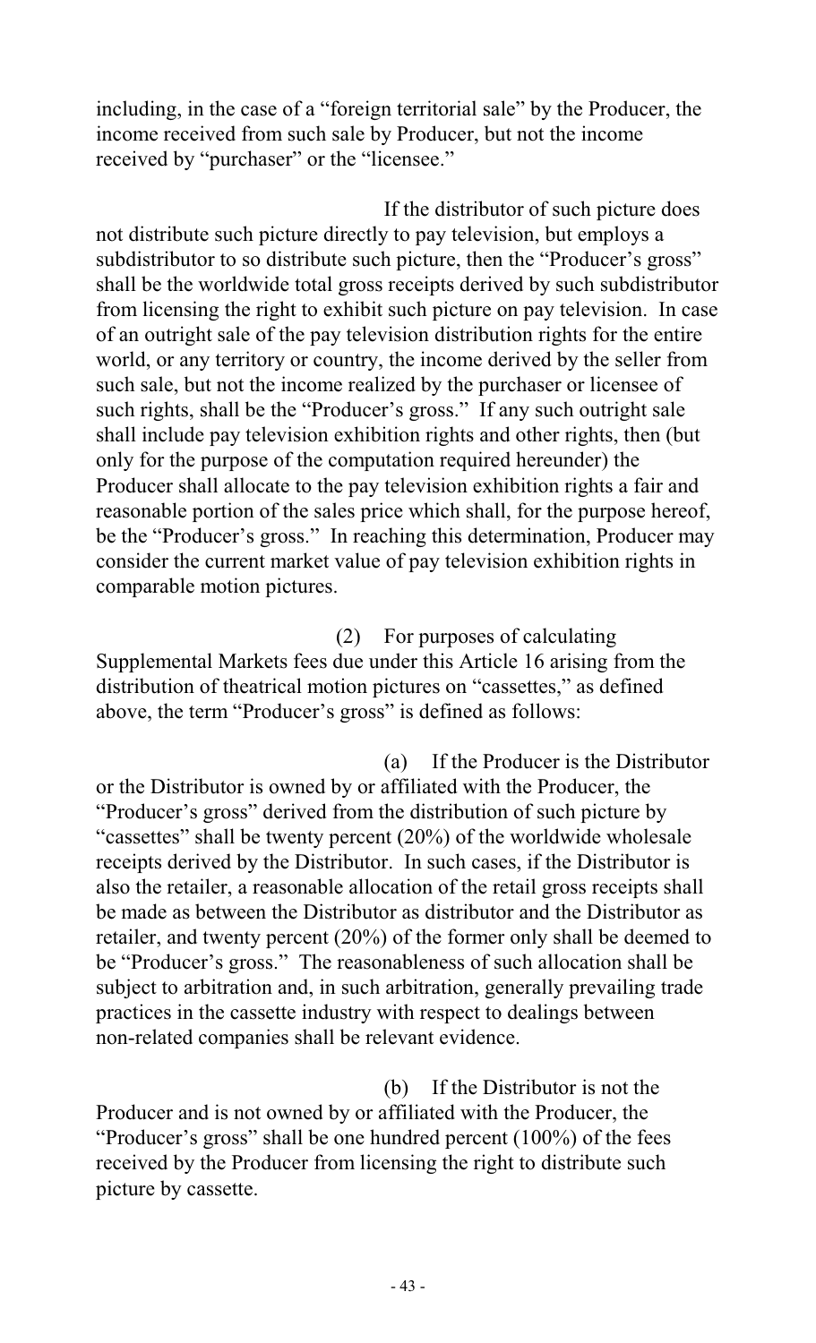including, in the case of a "foreign territorial sale" by the Producer, the income received from such sale by Producer, but not the income received by "purchaser" or the "licensee."

If the distributor of such picture does not distribute such picture directly to pay television, but employs a subdistributor to so distribute such picture, then the "Producer's gross" shall be the worldwide total gross receipts derived by such subdistributor from licensing the right to exhibit such picture on pay television. In case of an outright sale of the pay television distribution rights for the entire world, or any territory or country, the income derived by the seller from such sale, but not the income realized by the purchaser or licensee of such rights, shall be the "Producer's gross." If any such outright sale shall include pay television exhibition rights and other rights, then (but only for the purpose of the computation required hereunder) the Producer shall allocate to the pay television exhibition rights a fair and reasonable portion of the sales price which shall, for the purpose hereof, be the "Producer's gross." In reaching this determination, Producer may consider the current market value of pay television exhibition rights in comparable motion pictures.

(2) For purposes of calculating Supplemental Markets fees due under this Article 16 arising from the distribution of theatrical motion pictures on "cassettes," as defined above, the term "Producer's gross" is defined as follows:

(a) If the Producer is the Distributor or the Distributor is owned by or affiliated with the Producer, the "Producer's gross" derived from the distribution of such picture by "cassettes" shall be twenty percent (20%) of the worldwide wholesale receipts derived by the Distributor. In such cases, if the Distributor is also the retailer, a reasonable allocation of the retail gross receipts shall be made as between the Distributor as distributor and the Distributor as retailer, and twenty percent (20%) of the former only shall be deemed to be "Producer's gross." The reasonableness of such allocation shall be subject to arbitration and, in such arbitration, generally prevailing trade practices in the cassette industry with respect to dealings between non-related companies shall be relevant evidence.

(b) If the Distributor is not the Producer and is not owned by or affiliated with the Producer, the "Producer's gross" shall be one hundred percent (100%) of the fees received by the Producer from licensing the right to distribute such picture by cassette.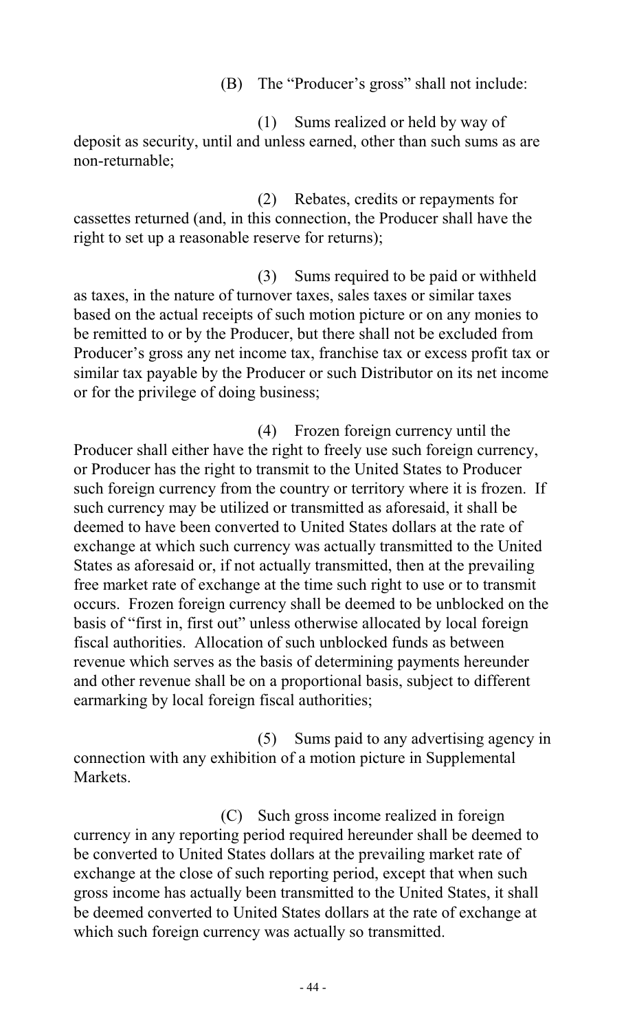(B) The "Producer's gross" shall not include:

(1) Sums realized or held by way of deposit as security, until and unless earned, other than such sums as are non-returnable;

(2) Rebates, credits or repayments for cassettes returned (and, in this connection, the Producer shall have the right to set up a reasonable reserve for returns);

(3) Sums required to be paid or withheld as taxes, in the nature of turnover taxes, sales taxes or similar taxes based on the actual receipts of such motion picture or on any monies to be remitted to or by the Producer, but there shall not be excluded from Producer's gross any net income tax, franchise tax or excess profit tax or similar tax payable by the Producer or such Distributor on its net income or for the privilege of doing business;

(4) Frozen foreign currency until the Producer shall either have the right to freely use such foreign currency, or Producer has the right to transmit to the United States to Producer such foreign currency from the country or territory where it is frozen. If such currency may be utilized or transmitted as aforesaid, it shall be deemed to have been converted to United States dollars at the rate of exchange at which such currency was actually transmitted to the United States as aforesaid or, if not actually transmitted, then at the prevailing free market rate of exchange at the time such right to use or to transmit occurs. Frozen foreign currency shall be deemed to be unblocked on the basis of "first in, first out" unless otherwise allocated by local foreign fiscal authorities. Allocation of such unblocked funds as between revenue which serves as the basis of determining payments hereunder and other revenue shall be on a proportional basis, subject to different earmarking by local foreign fiscal authorities;

(5) Sums paid to any advertising agency in connection with any exhibition of a motion picture in Supplemental Markets.

(C) Such gross income realized in foreign currency in any reporting period required hereunder shall be deemed to be converted to United States dollars at the prevailing market rate of exchange at the close of such reporting period, except that when such gross income has actually been transmitted to the United States, it shall be deemed converted to United States dollars at the rate of exchange at which such foreign currency was actually so transmitted.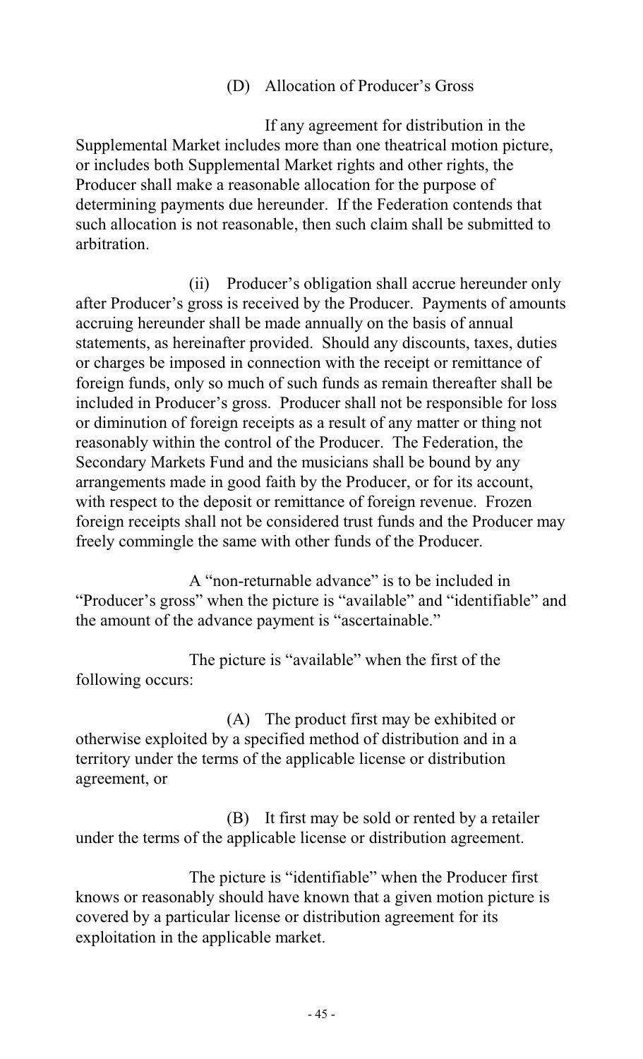(D) Allocation of Producer's Gross

If any agreement for distribution in the Supplemental Market includes more than one theatrical motion picture, or includes both Supplemental Market rights and other rights, the Producer shall make a reasonable allocation for the purpose of determining payments due hereunder. If the Federation contends that such allocation is not reasonable, then such claim shall be submitted to arbitration.

(ii) Producer's obligation shall accrue hereunder only after Producer's gross is received by the Producer. Payments of amounts accruing hereunder shall be made annually on the basis of annual statements, as hereinafter provided. Should any discounts, taxes, duties or charges be imposed in connection with the receipt or remittance of foreign funds, only so much of such funds as remain thereafter shall be included in Producer's gross. Producer shall not be responsible for loss or diminution of foreign receipts as a result of any matter or thing not reasonably within the control of the Producer. The Federation, the Secondary Markets Fund and the musicians shall be bound by any arrangements made in good faith by the Producer, or for its account, with respect to the deposit or remittance of foreign revenue. Frozen foreign receipts shall not be considered trust funds and the Producer may freely commingle the same with other funds of the Producer.

A "non-returnable advance" is to be included in "Producer's gross" when the picture is "available" and "identifiable" and the amount of the advance payment is "ascertainable."

The picture is "available" when the first of the following occurs:

(A) The product first may be exhibited or otherwise exploited by a specified method of distribution and in a territory under the terms of the applicable license or distribution agreement, or

(B) It first may be sold or rented by a retailer under the terms of the applicable license or distribution agreement.

The picture is "identifiable" when the Producer first knows or reasonably should have known that a given motion picture is covered by a particular license or distribution agreement for its exploitation in the applicable market.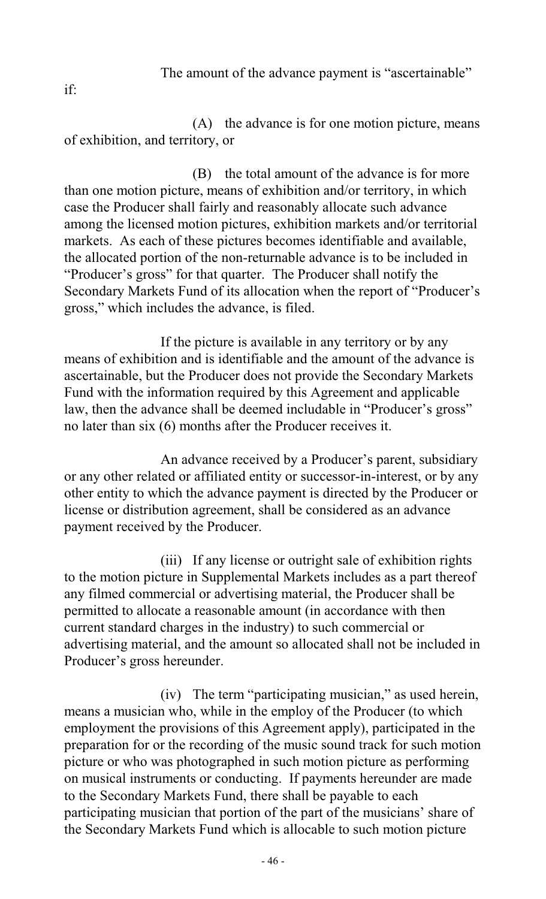The amount of the advance payment is “ascertainable” if:

(A) the advance is for one motion picture, means of exhibition, and territory, or

(B) the total amount of the advance is for more than one motion picture, means of exhibition and/or territory, in which case the Producer shall fairly and reasonably allocate such advance among the licensed motion pictures, exhibition markets and/or territorial markets. As each of these pictures becomes identifiable and available, the allocated portion of the non-returnable advance is to be included in “Producer’s gross” for that quarter. The Producer shall notify the Secondary Markets Fund of its allocation when the report of “Producer’s gross,” which includes the advance, is filed.

If the picture is available in any territory or by any means of exhibition and is identifiable and the amount of the advance is ascertainable, but the Producer does not provide the Secondary Markets Fund with the information required by this Agreement and applicable law, then the advance shall be deemed includable in “Producer’s gross” no later than six (6) months after the Producer receives it.

An advance received by a Producer’s parent, subsidiary or any other related or affiliated entity or successor-in-interest, or by any other entity to which the advance payment is directed by the Producer or license or distribution agreement, shall be considered as an advance payment received by the Producer.

(iii) If any license or outright sale of exhibition rights to the motion picture in Supplemental Markets includes as a part thereof any filmed commercial or advertising material, the Producer shall be permitted to allocate a reasonable amount (in accordance with then current standard charges in the industry) to such commercial or advertising material, and the amount so allocated shall not be included in Producer’s gross hereunder.

(iv) The term “participating musician,” as used herein, means a musician who, while in the employ of the Producer (to which employment the provisions of this Agreement apply), participated in the preparation for or the recording of the music sound track for such motion picture or who was photographed in such motion picture as performing on musical instruments or conducting. If payments hereunder are made to the Secondary Markets Fund, there shall be payable to each participating musician that portion of the part of the musicians’ share of the Secondary Markets Fund which is allocable to such motion picture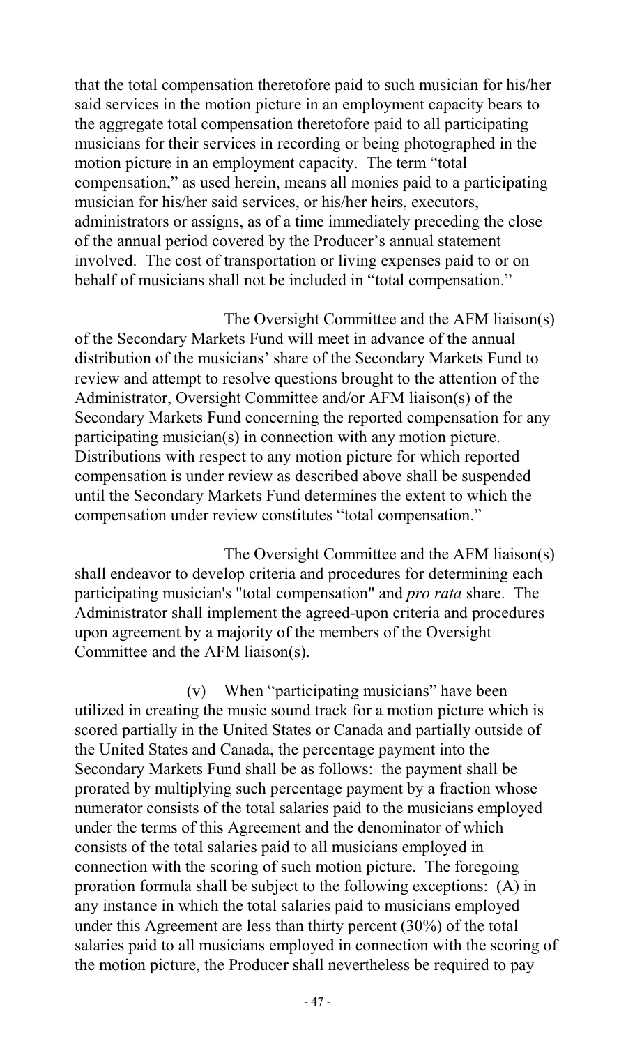that the total compensation theretofore paid to such musician for his/her said services in the motion picture in an employment capacity bears to the aggregate total compensation theretofore paid to all participating musicians for their services in recording or being photographed in the motion picture in an employment capacity. The term "total compensation," as used herein, means all monies paid to a participating musician for his/her said services, or his/her heirs, executors, administrators or assigns, as of a time immediately preceding the close of the annual period covered by the Producer's annual statement involved. The cost of transportation or living expenses paid to or on behalf of musicians shall not be included in "total compensation."

The Oversight Committee and the AFM liaison(s) of the Secondary Markets Fund will meet in advance of the annual distribution of the musicians' share of the Secondary Markets Fund to review and attempt to resolve questions brought to the attention of the Administrator, Oversight Committee and/or AFM liaison(s) of the Secondary Markets Fund concerning the reported compensation for any participating musician(s) in connection with any motion picture. Distributions with respect to any motion picture for which reported compensation is under review as described above shall be suspended until the Secondary Markets Fund determines the extent to which the compensation under review constitutes "total compensation."

The Oversight Committee and the AFM liaison(s) shall endeavor to develop criteria and procedures for determining each participating musician's "total compensation" and *pro rata* share. The Administrator shall implement the agreed-upon criteria and procedures upon agreement by a majority of the members of the Oversight Committee and the AFM liaison(s).

(v) When "participating musicians" have been utilized in creating the music sound track for a motion picture which is scored partially in the United States or Canada and partially outside of the United States and Canada, the percentage payment into the Secondary Markets Fund shall be as follows: the payment shall be prorated by multiplying such percentage payment by a fraction whose numerator consists of the total salaries paid to the musicians employed under the terms of this Agreement and the denominator of which consists of the total salaries paid to all musicians employed in connection with the scoring of such motion picture. The foregoing proration formula shall be subject to the following exceptions: (A) in any instance in which the total salaries paid to musicians employed under this Agreement are less than thirty percent (30%) of the total salaries paid to all musicians employed in connection with the scoring of the motion picture, the Producer shall nevertheless be required to pay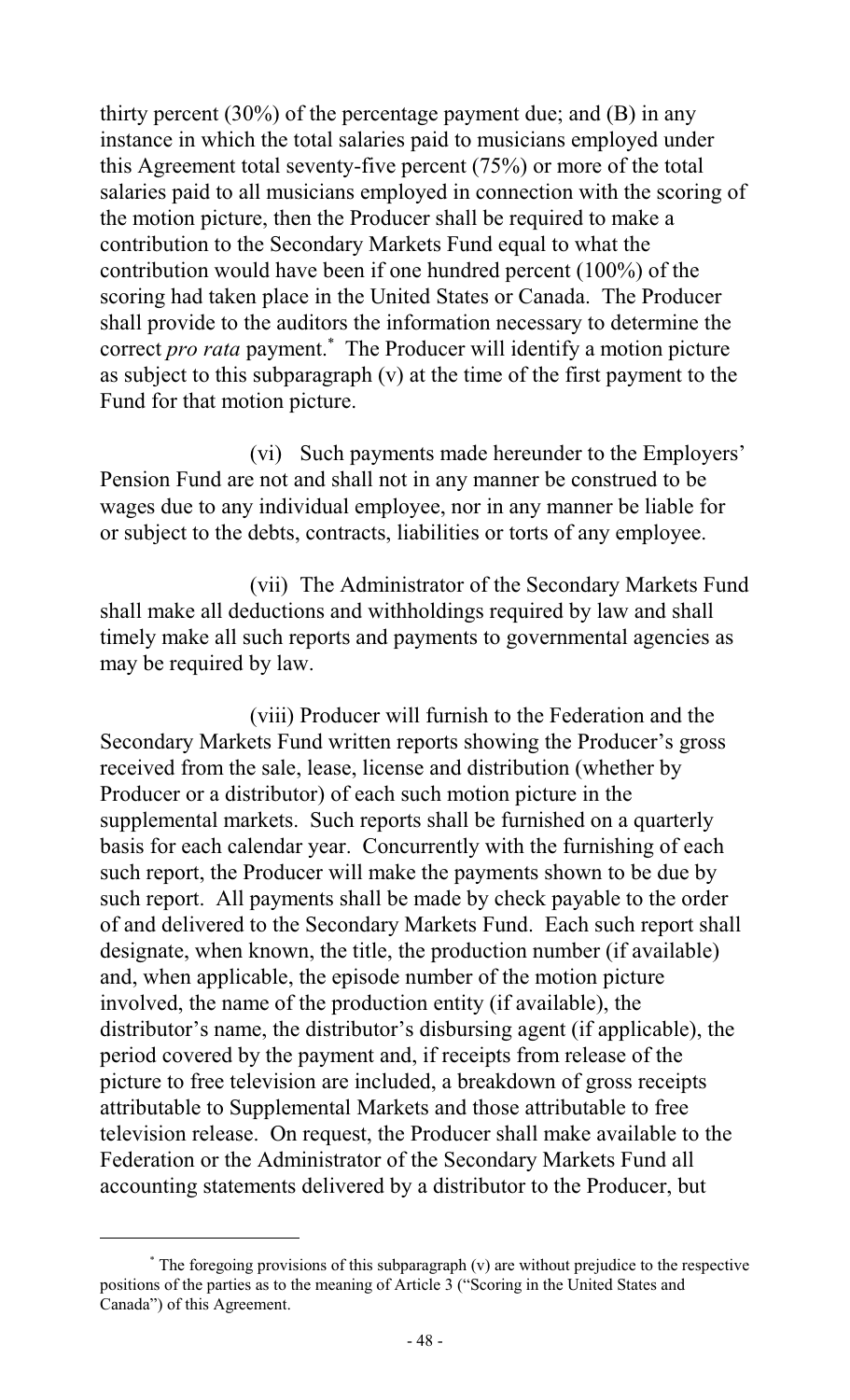thirty percent (30%) of the percentage payment due; and (B) in any instance in which the total salaries paid to musicians employed under this Agreement total seventy-five percent (75%) or more of the total salaries paid to all musicians employed in connection with the scoring of the motion picture, then the Producer shall be required to make a contribution to the Secondary Markets Fund equal to what the contribution would have been if one hundred percent (100%) of the scoring had taken place in the United States or Canada. The Producer shall provide to the auditors the information necessary to determine the correct *pro rata* payment.* The Producer will identify a motion picture as subject to this subparagraph (v) at the time of the first payment to the Fund for that motion picture.

(vi) Such payments made hereunder to the Employers' Pension Fund are not and shall not in any manner be construed to be wages due to any individual employee, nor in any manner be liable for or subject to the debts, contracts, liabilities or torts of any employee.

(vii) The Administrator of the Secondary Markets Fund shall make all deductions and withholdings required by law and shall timely make all such reports and payments to governmental agencies as may be required by law.

(viii) Producer will furnish to the Federation and the Secondary Markets Fund written reports showing the Producer's gross received from the sale, lease, license and distribution (whether by Producer or a distributor) of each such motion picture in the supplemental markets. Such reports shall be furnished on a quarterly basis for each calendar year. Concurrently with the furnishing of each such report, the Producer will make the payments shown to be due by such report. All payments shall be made by check payable to the order of and delivered to the Secondary Markets Fund. Each such report shall designate, when known, the title, the production number (if available) and, when applicable, the episode number of the motion picture involved, the name of the production entity (if available), the distributor's name, the distributor's disbursing agent (if applicable), the period covered by the payment and, if receipts from release of the picture to free television are included, a breakdown of gross receipts attributable to Supplemental Markets and those attributable to free television release. On request, the Producer shall make available to the Federation or the Administrator of the Secondary Markets Fund all accounting statements delivered by a distributor to the Producer, but

---

* The foregoing provisions of this subparagraph (v) are without prejudice to the respective positions of the parties as to the meaning of Article 3 ("Scoring in the United States and Canada") of this Agreement.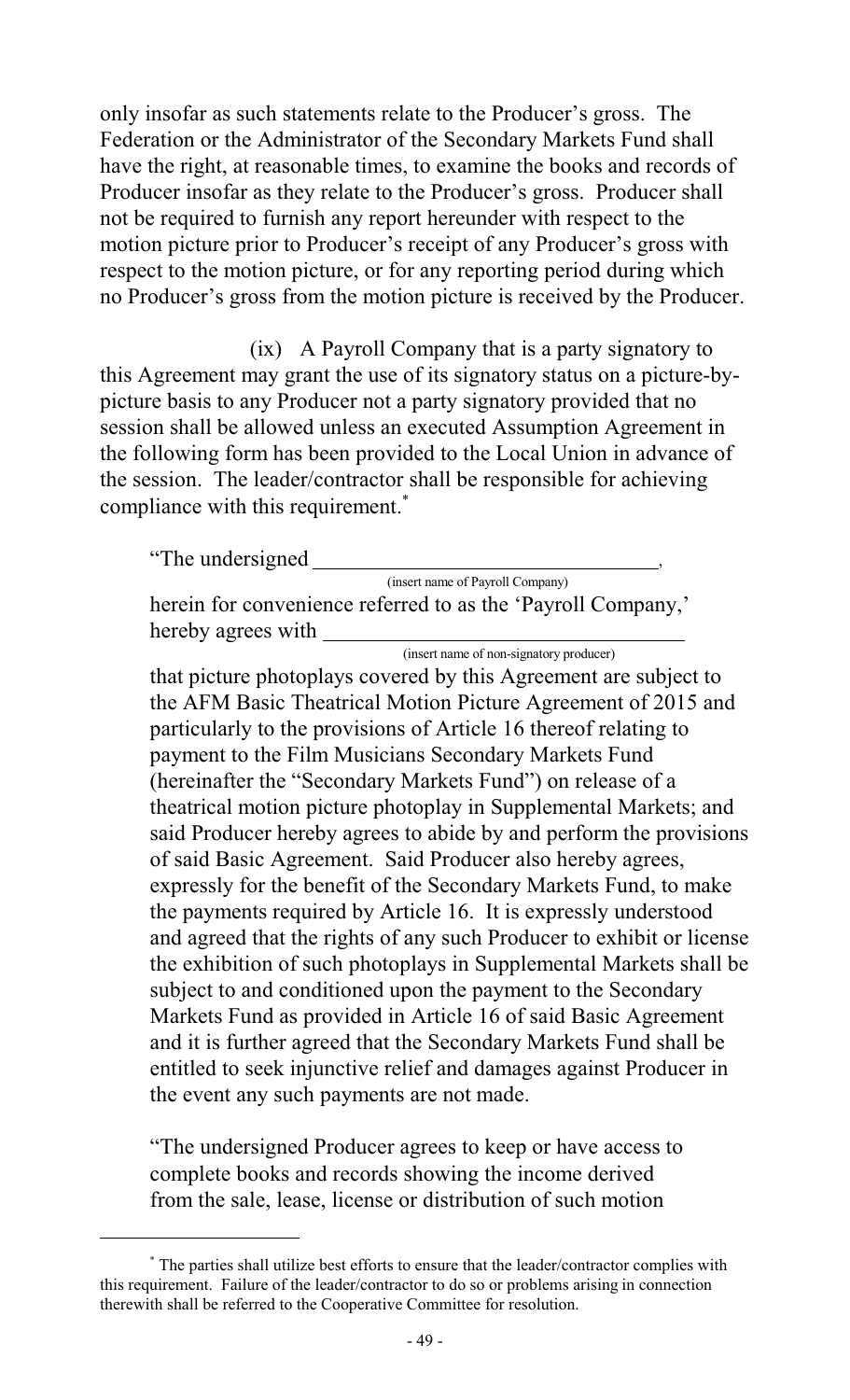only insofar as such statements relate to the Producer's gross. The Federation or the Administrator of the Secondary Markets Fund shall have the right, at reasonable times, to examine the books and records of Producer insofar as they relate to the Producer's gross. Producer shall not be required to furnish any report hereunder with respect to the motion picture prior to Producer's receipt of any Producer's gross with respect to the motion picture, or for any reporting period during which no Producer's gross from the motion picture is received by the Producer.

(ix) A Payroll Company that is a party signatory to this Agreement may grant the use of its signatory status on a picture-by-picture basis to any Producer not a party signatory provided that no session shall be allowed unless an executed Assumption Agreement in the following form has been provided to the Local Union in advance of the session. The leader/contractor shall be responsible for achieving compliance with this requirement.*

> "The undersigned ________________________________,
> (insert name of Payroll Company)
> herein for convenience referred to as the 'Payroll Company,' hereby agrees with ________________________________
> (insert name of non-signatory producer)
> that picture photoplays covered by this Agreement are subject to the AFM Basic Theatrical Motion Picture Agreement of 2015 and particularly to the provisions of Article 16 thereof relating to payment to the Film Musicians Secondary Markets Fund (hereinafter the "Secondary Markets Fund") on release of a theatrical motion picture photoplay in Supplemental Markets; and said Producer hereby agrees to abide by and perform the provisions of said Basic Agreement. Said Producer also hereby agrees, expressly for the benefit of the Secondary Markets Fund, to make the payments required by Article 16. It is expressly understood and agreed that the rights of any such Producer to exhibit or license the exhibition of such photoplays in Supplemental Markets shall be subject to and conditioned upon the payment to the Secondary Markets Fund as provided in Article 16 of said Basic Agreement and it is further agreed that the Secondary Markets Fund shall be entitled to seek injunctive relief and damages against Producer in the event any such payments are not made.
>
> "The undersigned Producer agrees to keep or have access to complete books and records showing the income derived from the sale, lease, license or distribution of such motion

---

\* The parties shall utilize best efforts to ensure that the leader/contractor complies with this requirement. Failure of the leader/contractor to do so or problems arising in connection therewith shall be referred to the Cooperative Committee for resolution.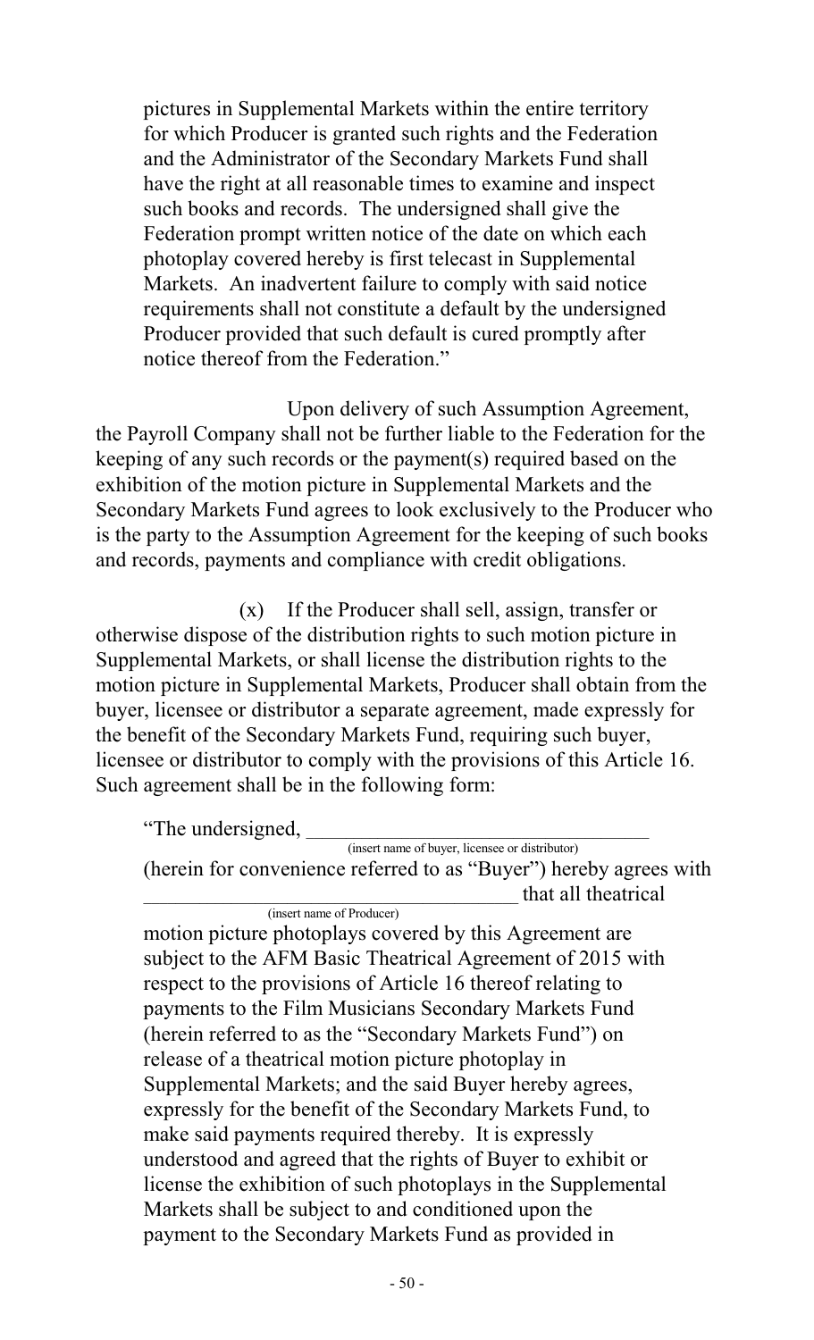pictures in Supplemental Markets within the entire territory for which Producer is granted such rights and the Federation and the Administrator of the Secondary Markets Fund shall have the right at all reasonable times to examine and inspect such books and records. The undersigned shall give the Federation prompt written notice of the date on which each photoplay covered hereby is first telecast in Supplemental Markets. An inadvertent failure to comply with said notice requirements shall not constitute a default by the undersigned Producer provided that such default is cured promptly after notice thereof from the Federation."

Upon delivery of such Assumption Agreement, the Payroll Company shall not be further liable to the Federation for the keeping of any such records or the payment(s) required based on the exhibition of the motion picture in Supplemental Markets and the Secondary Markets Fund agrees to look exclusively to the Producer who is the party to the Assumption Agreement for the keeping of such books and records, payments and compliance with credit obligations.

(x) If the Producer shall sell, assign, transfer or otherwise dispose of the distribution rights to such motion picture in Supplemental Markets, or shall license the distribution rights to the motion picture in Supplemental Markets, Producer shall obtain from the buyer, licensee or distributor a separate agreement, made expressly for the benefit of the Secondary Markets Fund, requiring such buyer, licensee or distributor to comply with the provisions of this Article 16. Such agreement shall be in the following form:

"The undersigned, ____________________________________
(insert name of buyer, licensee or distributor)
(herein for convenience referred to as "Buyer") hereby agrees with ______________________________________ that all theatrical
(insert name of Producer)
motion picture photoplays covered by this Agreement are subject to the AFM Basic Theatrical Agreement of 2015 with respect to the provisions of Article 16 thereof relating to payments to the Film Musicians Secondary Markets Fund (herein referred to as the "Secondary Markets Fund") on release of a theatrical motion picture photoplay in Supplemental Markets; and the said Buyer hereby agrees, expressly for the benefit of the Secondary Markets Fund, to make said payments required thereby. It is expressly understood and agreed that the rights of Buyer to exhibit or license the exhibition of such photoplays in the Supplemental Markets shall be subject to and conditioned upon the payment to the Secondary Markets Fund as provided in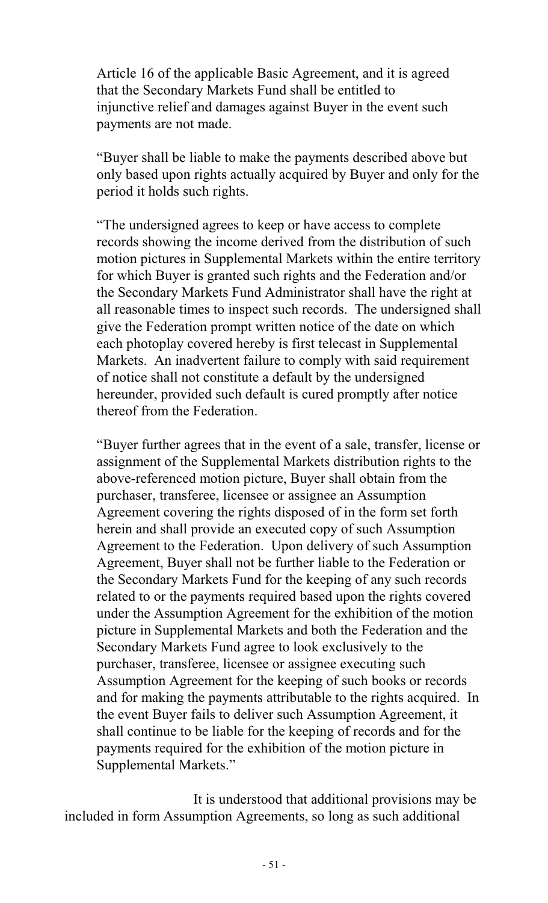Article 16 of the applicable Basic Agreement, and it is agreed that the Secondary Markets Fund shall be entitled to injunctive relief and damages against Buyer in the event such payments are not made.

"Buyer shall be liable to make the payments described above but only based upon rights actually acquired by Buyer and only for the period it holds such rights.

"The undersigned agrees to keep or have access to complete records showing the income derived from the distribution of such motion pictures in Supplemental Markets within the entire territory for which Buyer is granted such rights and the Federation and/or the Secondary Markets Fund Administrator shall have the right at all reasonable times to inspect such records. The undersigned shall give the Federation prompt written notice of the date on which each photoplay covered hereby is first telecast in Supplemental Markets. An inadvertent failure to comply with said requirement of notice shall not constitute a default by the undersigned hereunder, provided such default is cured promptly after notice thereof from the Federation.

"Buyer further agrees that in the event of a sale, transfer, license or assignment of the Supplemental Markets distribution rights to the above-referenced motion picture, Buyer shall obtain from the purchaser, transferee, licensee or assignee an Assumption Agreement covering the rights disposed of in the form set forth herein and shall provide an executed copy of such Assumption Agreement to the Federation. Upon delivery of such Assumption Agreement, Buyer shall not be further liable to the Federation or the Secondary Markets Fund for the keeping of any such records related to or the payments required based upon the rights covered under the Assumption Agreement for the exhibition of the motion picture in Supplemental Markets and both the Federation and the Secondary Markets Fund agree to look exclusively to the purchaser, transferee, licensee or assignee executing such Assumption Agreement for the keeping of such books or records and for making the payments attributable to the rights acquired. In the event Buyer fails to deliver such Assumption Agreement, it shall continue to be liable for the keeping of records and for the payments required for the exhibition of the motion picture in Supplemental Markets."

It is understood that additional provisions may be included in form Assumption Agreements, so long as such additional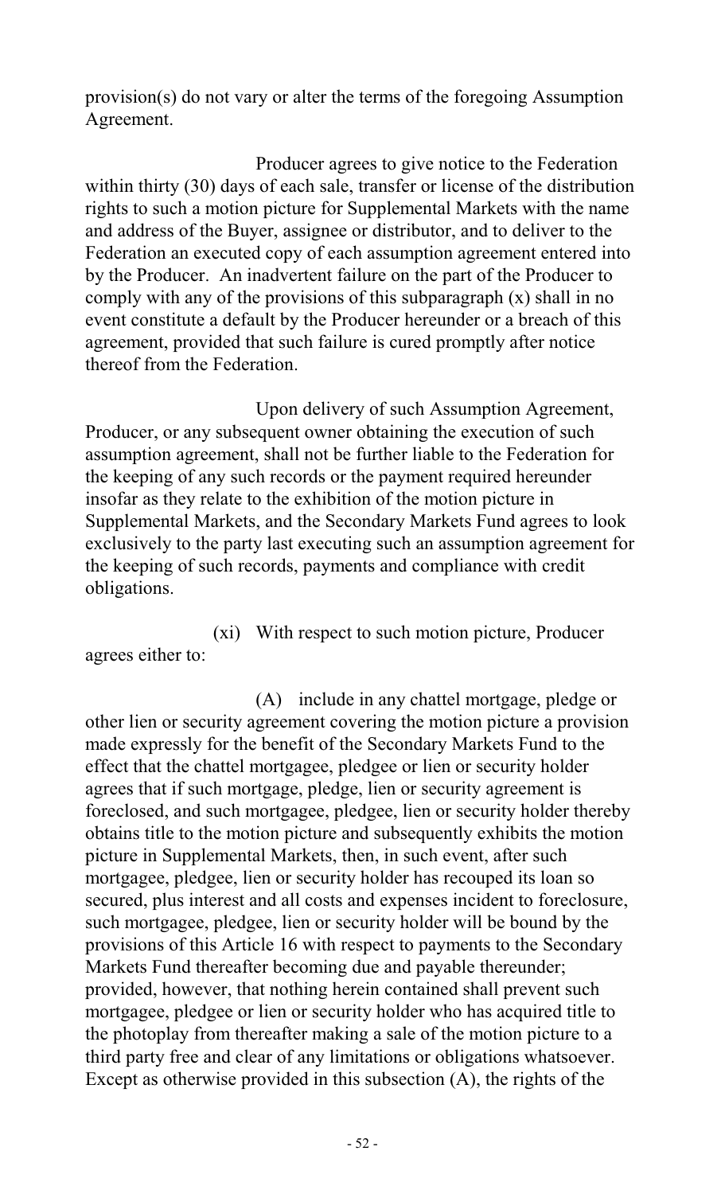provision(s) do not vary or alter the terms of the foregoing Assumption Agreement.

Producer agrees to give notice to the Federation within thirty (30) days of each sale, transfer or license of the distribution rights to such a motion picture for Supplemental Markets with the name and address of the Buyer, assignee or distributor, and to deliver to the Federation an executed copy of each assumption agreement entered into by the Producer. An inadvertent failure on the part of the Producer to comply with any of the provisions of this subparagraph (x) shall in no event constitute a default by the Producer hereunder or a breach of this agreement, provided that such failure is cured promptly after notice thereof from the Federation.

Upon delivery of such Assumption Agreement, Producer, or any subsequent owner obtaining the execution of such assumption agreement, shall not be further liable to the Federation for the keeping of any such records or the payment required hereunder insofar as they relate to the exhibition of the motion picture in Supplemental Markets, and the Secondary Markets Fund agrees to look exclusively to the party last executing such an assumption agreement for the keeping of such records, payments and compliance with credit obligations.

(xi) With respect to such motion picture, Producer agrees either to:

(A) include in any chattel mortgage, pledge or other lien or security agreement covering the motion picture a provision made expressly for the benefit of the Secondary Markets Fund to the effect that the chattel mortgagee, pledgee or lien or security holder agrees that if such mortgage, pledge, lien or security agreement is foreclosed, and such mortgagee, pledgee, lien or security holder thereby obtains title to the motion picture and subsequently exhibits the motion picture in Supplemental Markets, then, in such event, after such mortgagee, pledgee, lien or security holder has recouped its loan so secured, plus interest and all costs and expenses incident to foreclosure, such mortgagee, pledgee, lien or security holder will be bound by the provisions of this Article 16 with respect to payments to the Secondary Markets Fund thereafter becoming due and payable thereunder; provided, however, that nothing herein contained shall prevent such mortgagee, pledgee or lien or security holder who has acquired title to the photoplay from thereafter making a sale of the motion picture to a third party free and clear of any limitations or obligations whatsoever. Except as otherwise provided in this subsection (A), the rights of the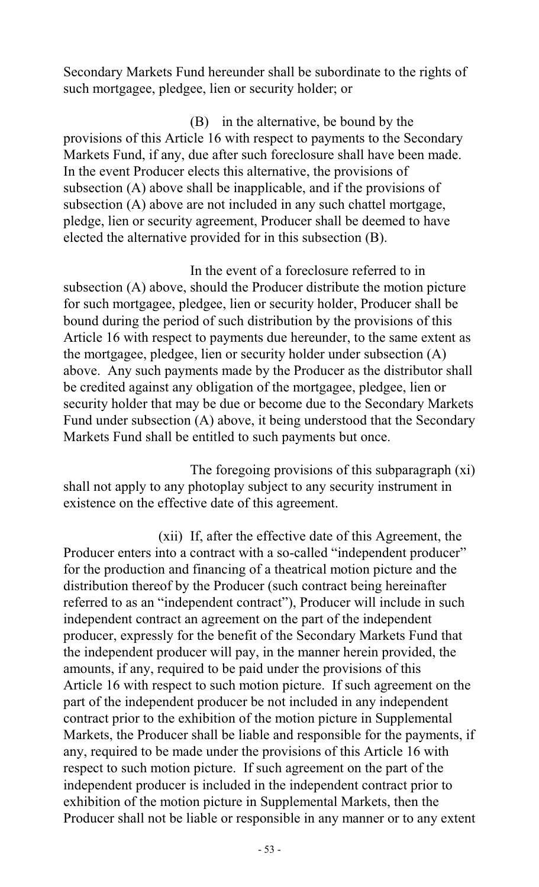Secondary Markets Fund hereunder shall be subordinate to the rights of such mortgagee, pledgee, lien or security holder; or

(B) in the alternative, be bound by the provisions of this Article 16 with respect to payments to the Secondary Markets Fund, if any, due after such foreclosure shall have been made. In the event Producer elects this alternative, the provisions of subsection (A) above shall be inapplicable, and if the provisions of subsection (A) above are not included in any such chattel mortgage, pledge, lien or security agreement, Producer shall be deemed to have elected the alternative provided for in this subsection (B).

In the event of a foreclosure referred to in subsection (A) above, should the Producer distribute the motion picture for such mortgagee, pledgee, lien or security holder, Producer shall be bound during the period of such distribution by the provisions of this Article 16 with respect to payments due hereunder, to the same extent as the mortgagee, pledgee, lien or security holder under subsection (A) above. Any such payments made by the Producer as the distributor shall be credited against any obligation of the mortgagee, pledgee, lien or security holder that may be due or become due to the Secondary Markets Fund under subsection (A) above, it being understood that the Secondary Markets Fund shall be entitled to such payments but once.

The foregoing provisions of this subparagraph (xi) shall not apply to any photoplay subject to any security instrument in existence on the effective date of this agreement.

(xii) If, after the effective date of this Agreement, the Producer enters into a contract with a so-called "independent producer" for the production and financing of a theatrical motion picture and the distribution thereof by the Producer (such contract being hereinafter referred to as an "independent contract"), Producer will include in such independent contract an agreement on the part of the independent producer, expressly for the benefit of the Secondary Markets Fund that the independent producer will pay, in the manner herein provided, the amounts, if any, required to be paid under the provisions of this Article 16 with respect to such motion picture. If such agreement on the part of the independent producer be not included in any independent contract prior to the exhibition of the motion picture in Supplemental Markets, the Producer shall be liable and responsible for the payments, if any, required to be made under the provisions of this Article 16 with respect to such motion picture. If such agreement on the part of the independent producer is included in the independent contract prior to exhibition of the motion picture in Supplemental Markets, then the Producer shall not be liable or responsible in any manner or to any extent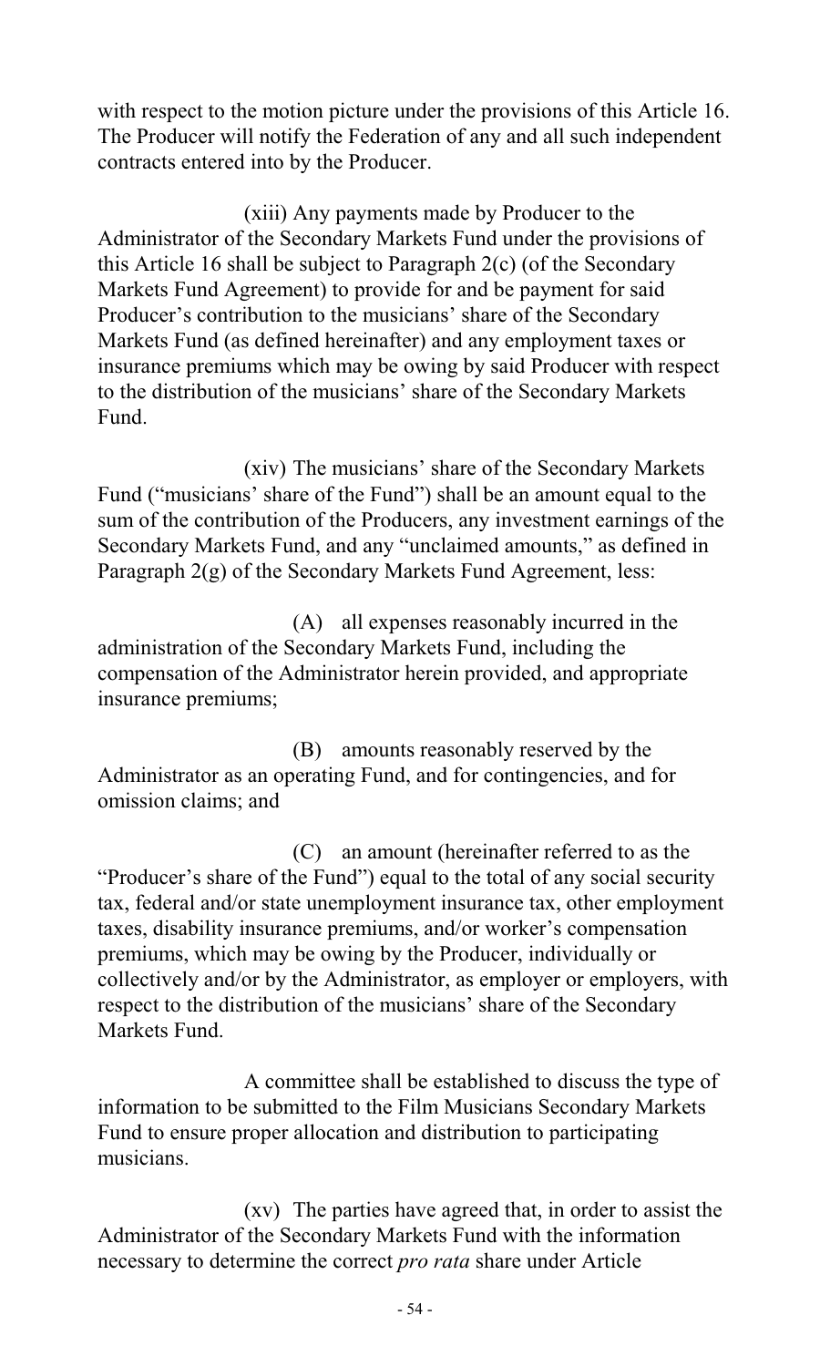with respect to the motion picture under the provisions of this Article 16. The Producer will notify the Federation of any and all such independent contracts entered into by the Producer.

(xiii) Any payments made by Producer to the Administrator of the Secondary Markets Fund under the provisions of this Article 16 shall be subject to Paragraph 2(c) (of the Secondary Markets Fund Agreement) to provide for and be payment for said Producer's contribution to the musicians' share of the Secondary Markets Fund (as defined hereinafter) and any employment taxes or insurance premiums which may be owing by said Producer with respect to the distribution of the musicians' share of the Secondary Markets Fund.

(xiv) The musicians' share of the Secondary Markets Fund ("musicians' share of the Fund") shall be an amount equal to the sum of the contribution of the Producers, any investment earnings of the Secondary Markets Fund, and any "unclaimed amounts," as defined in Paragraph 2(g) of the Secondary Markets Fund Agreement, less:

(A) all expenses reasonably incurred in the administration of the Secondary Markets Fund, including the compensation of the Administrator herein provided, and appropriate insurance premiums;

(B) amounts reasonably reserved by the Administrator as an operating Fund, and for contingencies, and for omission claims; and

(C) an amount (hereinafter referred to as the "Producer's share of the Fund") equal to the total of any social security tax, federal and/or state unemployment insurance tax, other employment taxes, disability insurance premiums, and/or worker's compensation premiums, which may be owing by the Producer, individually or collectively and/or by the Administrator, as employer or employers, with respect to the distribution of the musicians' share of the Secondary Markets Fund.

A committee shall be established to discuss the type of information to be submitted to the Film Musicians Secondary Markets Fund to ensure proper allocation and distribution to participating musicians.

(xv) The parties have agreed that, in order to assist the Administrator of the Secondary Markets Fund with the information necessary to determine the correct *pro rata* share under Article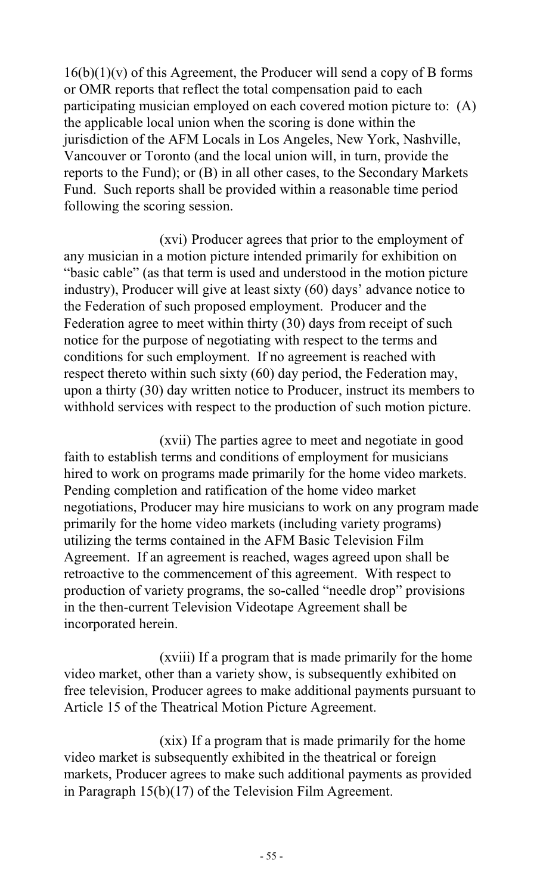16(b)(1)(v) of this Agreement, the Producer will send a copy of B forms or OMR reports that reflect the total compensation paid to each participating musician employed on each covered motion picture to: (A) the applicable local union when the scoring is done within the jurisdiction of the AFM Locals in Los Angeles, New York, Nashville, Vancouver or Toronto (and the local union will, in turn, provide the reports to the Fund); or (B) in all other cases, to the Secondary Markets Fund. Such reports shall be provided within a reasonable time period following the scoring session.

(xvi) Producer agrees that prior to the employment of any musician in a motion picture intended primarily for exhibition on "basic cable" (as that term is used and understood in the motion picture industry), Producer will give at least sixty (60) days' advance notice to the Federation of such proposed employment. Producer and the Federation agree to meet within thirty (30) days from receipt of such notice for the purpose of negotiating with respect to the terms and conditions for such employment. If no agreement is reached with respect thereto within such sixty (60) day period, the Federation may, upon a thirty (30) day written notice to Producer, instruct its members to withhold services with respect to the production of such motion picture.

(xvii) The parties agree to meet and negotiate in good faith to establish terms and conditions of employment for musicians hired to work on programs made primarily for the home video markets. Pending completion and ratification of the home video market negotiations, Producer may hire musicians to work on any program made primarily for the home video markets (including variety programs) utilizing the terms contained in the AFM Basic Television Film Agreement. If an agreement is reached, wages agreed upon shall be retroactive to the commencement of this agreement. With respect to production of variety programs, the so-called "needle drop" provisions in the then-current Television Videotape Agreement shall be incorporated herein.

(xviii) If a program that is made primarily for the home video market, other than a variety show, is subsequently exhibited on free television, Producer agrees to make additional payments pursuant to Article 15 of the Theatrical Motion Picture Agreement.

(xix) If a program that is made primarily for the home video market is subsequently exhibited in the theatrical or foreign markets, Producer agrees to make such additional payments as provided in Paragraph 15(b)(17) of the Television Film Agreement.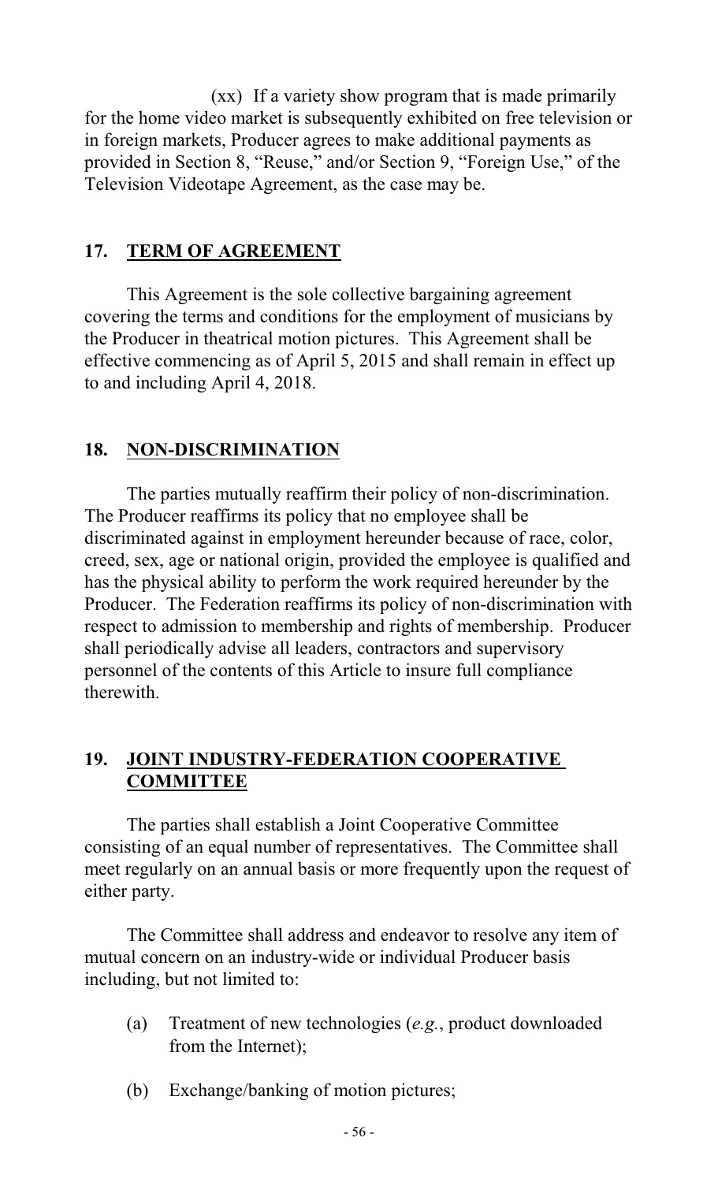(xx) If a variety show program that is made primarily for the home video market is subsequently exhibited on free television or in foreign markets, Producer agrees to make additional payments as provided in Section 8, "Reuse," and/or Section 9, "Foreign Use," of the Television Videotape Agreement, as the case may be.

## 17. TERM OF AGREEMENT

This Agreement is the sole collective bargaining agreement covering the terms and conditions for the employment of musicians by the Producer in theatrical motion pictures. This Agreement shall be effective commencing as of April 5, 2015 and shall remain in effect up to and including April 4, 2018.

## 18. NON-DISCRIMINATION

The parties mutually reaffirm their policy of non-discrimination. The Producer reaffirms its policy that no employee shall be discriminated against in employment hereunder because of race, color, creed, sex, age or national origin, provided the employee is qualified and has the physical ability to perform the work required hereunder by the Producer. The Federation reaffirms its policy of non-discrimination with respect to admission to membership and rights of membership. Producer shall periodically advise all leaders, contractors and supervisory personnel of the contents of this Article to insure full compliance therewith.

## 19. JOINT INDUSTRY-FEDERATION COOPERATIVE COMMITTEE

The parties shall establish a Joint Cooperative Committee consisting of an equal number of representatives. The Committee shall meet regularly on an annual basis or more frequently upon the request of either party.

The Committee shall address and endeavor to resolve any item of mutual concern on an industry-wide or individual Producer basis including, but not limited to:

(a) Treatment of new technologies (*e.g.*, product downloaded from the Internet);

(b) Exchange/banking of motion pictures;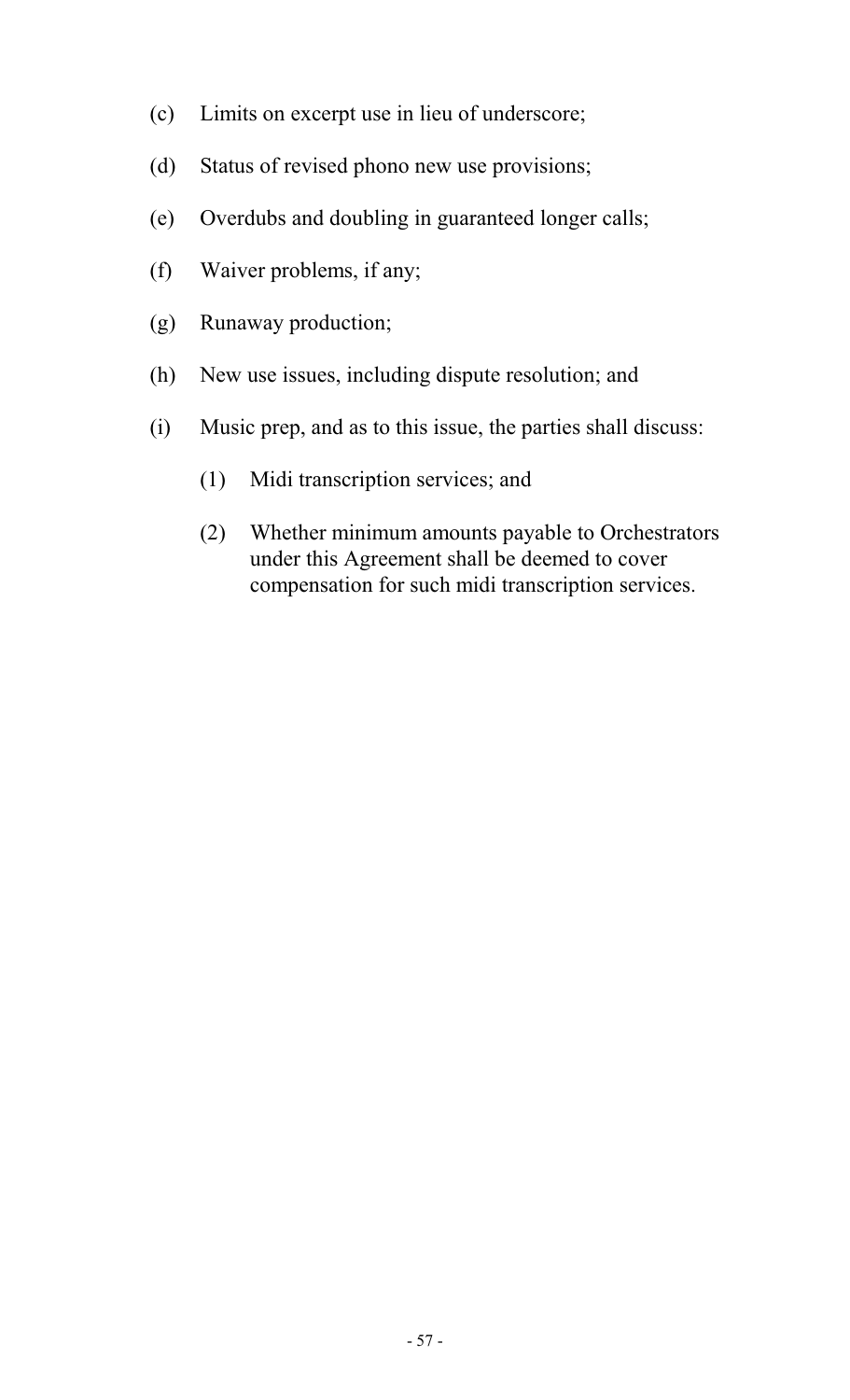(c) Limits on excerpt use in lieu of underscore;

(d) Status of revised phono new use provisions;

(e) Overdubs and doubling in guaranteed longer calls;

(f) Waiver problems, if any;

(g) Runaway production;

(h) New use issues, including dispute resolution; and

(i) Music prep, and as to this issue, the parties shall discuss:

 (1) Midi transcription services; and

 (2) Whether minimum amounts payable to Orchestrators under this Agreement shall be deemed to cover compensation for such midi transcription services.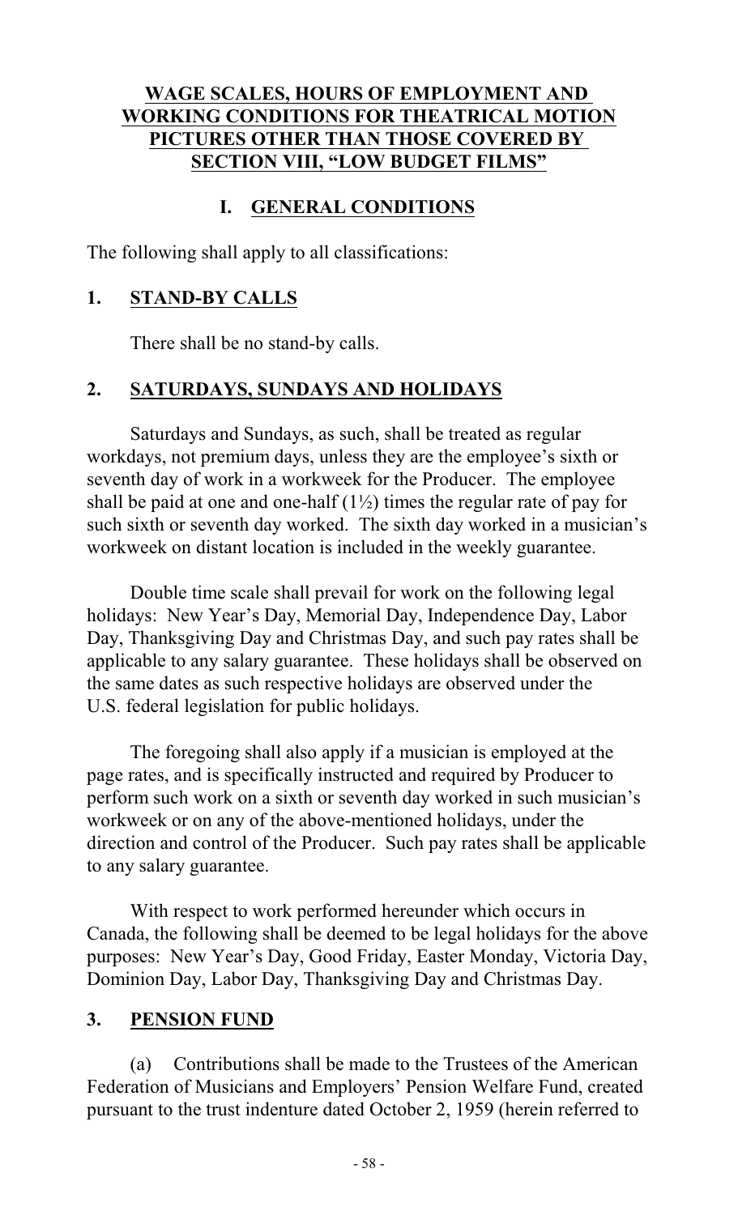## WAGE SCALES, HOURS OF EMPLOYMENT AND WORKING CONDITIONS FOR THEATRICAL MOTION PICTURES OTHER THAN THOSE COVERED BY SECTION VIII, "LOW BUDGET FILMS"

### I. GENERAL CONDITIONS

The following shall apply to all classifications:

### 1. STAND-BY CALLS

There shall be no stand-by calls.

### 2. SATURDAYS, SUNDAYS AND HOLIDAYS

Saturdays and Sundays, as such, shall be treated as regular workdays, not premium days, unless they are the employee's sixth or seventh day of work in a workweek for the Producer. The employee shall be paid at one and one-half (1½) times the regular rate of pay for such sixth or seventh day worked. The sixth day worked in a musician's workweek on distant location is included in the weekly guarantee.

Double time scale shall prevail for work on the following legal holidays: New Year's Day, Memorial Day, Independence Day, Labor Day, Thanksgiving Day and Christmas Day, and such pay rates shall be applicable to any salary guarantee. These holidays shall be observed on the same dates as such respective holidays are observed under the U.S. federal legislation for public holidays.

The foregoing shall also apply if a musician is employed at the page rates, and is specifically instructed and required by Producer to perform such work on a sixth or seventh day worked in such musician's workweek or on any of the above-mentioned holidays, under the direction and control of the Producer. Such pay rates shall be applicable to any salary guarantee.

With respect to work performed hereunder which occurs in Canada, the following shall be deemed to be legal holidays for the above purposes: New Year's Day, Good Friday, Easter Monday, Victoria Day, Dominion Day, Labor Day, Thanksgiving Day and Christmas Day.

### 3. PENSION FUND

(a) Contributions shall be made to the Trustees of the American Federation of Musicians and Employers' Pension Welfare Fund, created pursuant to the trust indenture dated October 2, 1959 (herein referred to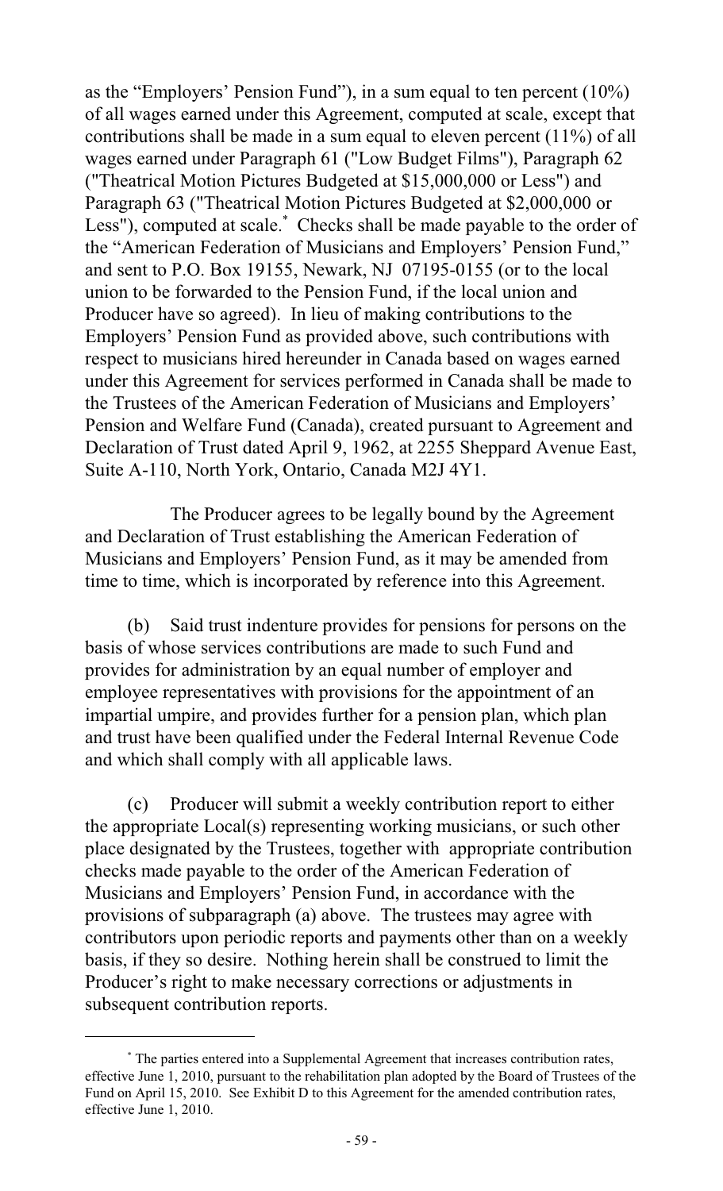as the "Employers' Pension Fund"), in a sum equal to ten percent (10%) of all wages earned under this Agreement, computed at scale, except that contributions shall be made in a sum equal to eleven percent (11%) of all wages earned under Paragraph 61 ("Low Budget Films"), Paragraph 62 ("Theatrical Motion Pictures Budgeted at $15,000,000 or Less") and Paragraph 63 ("Theatrical Motion Pictures Budgeted at $2,000,000 or Less"), computed at scale.* Checks shall be made payable to the order of the "American Federation of Musicians and Employers' Pension Fund," and sent to P.O. Box 19155, Newark, NJ 07195-0155 (or to the local union to be forwarded to the Pension Fund, if the local union and Producer have so agreed). In lieu of making contributions to the Employers' Pension Fund as provided above, such contributions with respect to musicians hired hereunder in Canada based on wages earned under this Agreement for services performed in Canada shall be made to the Trustees of the American Federation of Musicians and Employers' Pension and Welfare Fund (Canada), created pursuant to Agreement and Declaration of Trust dated April 9, 1962, at 2255 Sheppard Avenue East, Suite A-110, North York, Ontario, Canada M2J 4Y1.

The Producer agrees to be legally bound by the Agreement and Declaration of Trust establishing the American Federation of Musicians and Employers' Pension Fund, as it may be amended from time to time, which is incorporated by reference into this Agreement.

(b) Said trust indenture provides for pensions for persons on the basis of whose services contributions are made to such Fund and provides for administration by an equal number of employer and employee representatives with provisions for the appointment of an impartial umpire, and provides further for a pension plan, which plan and trust have been qualified under the Federal Internal Revenue Code and which shall comply with all applicable laws.

(c) Producer will submit a weekly contribution report to either the appropriate Local(s) representing working musicians, or such other place designated by the Trustees, together with appropriate contribution checks made payable to the order of the American Federation of Musicians and Employers' Pension Fund, in accordance with the provisions of subparagraph (a) above. The trustees may agree with contributors upon periodic reports and payments other than on a weekly basis, if they so desire. Nothing herein shall be construed to limit the Producer's right to make necessary corrections or adjustments in subsequent contribution reports.

---

* The parties entered into a Supplemental Agreement that increases contribution rates, effective June 1, 2010, pursuant to the rehabilitation plan adopted by the Board of Trustees of the Fund on April 15, 2010. See Exhibit D to this Agreement for the amended contribution rates, effective June 1, 2010.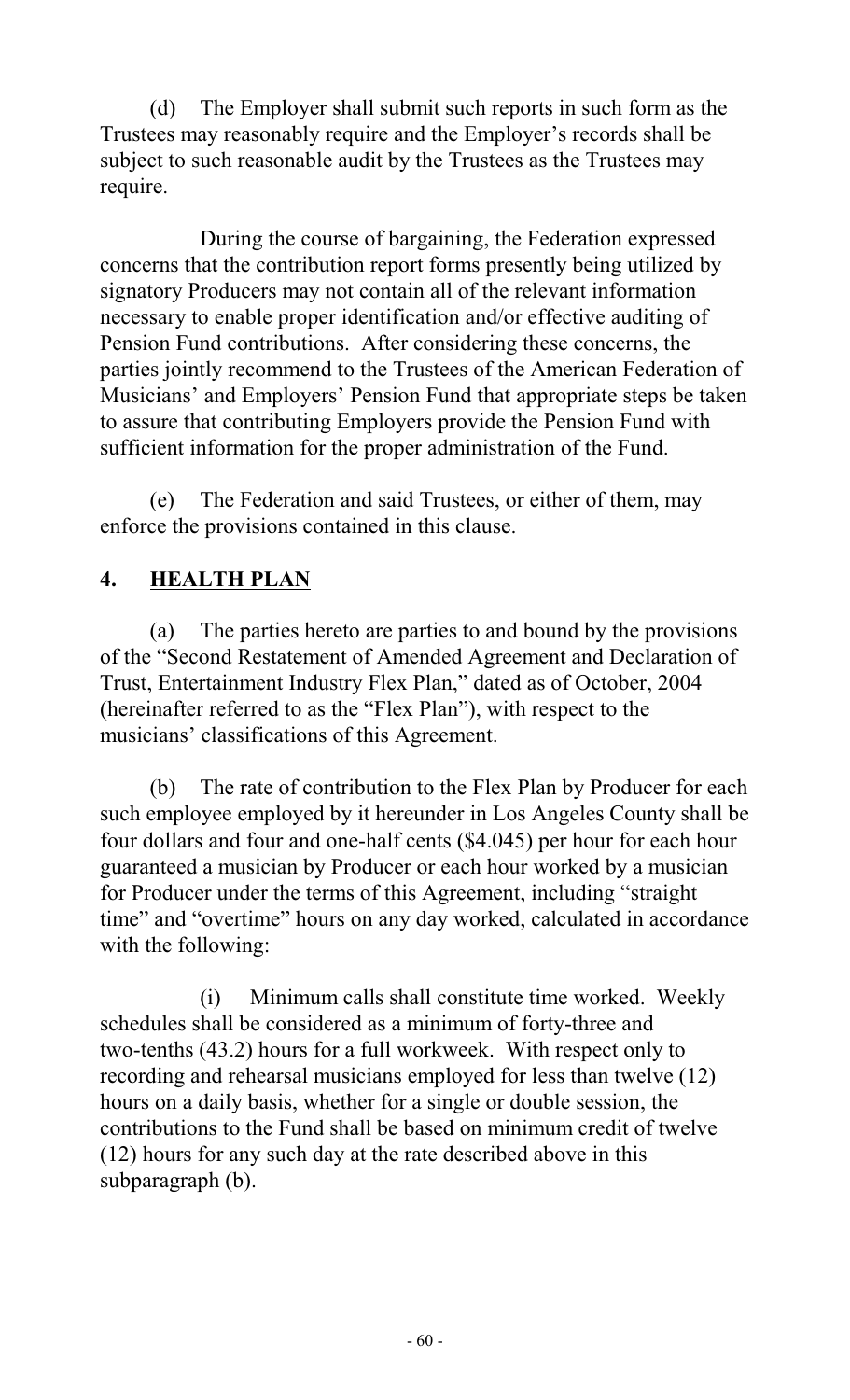(d) The Employer shall submit such reports in such form as the Trustees may reasonably require and the Employer's records shall be subject to such reasonable audit by the Trustees as the Trustees may require.

During the course of bargaining, the Federation expressed concerns that the contribution report forms presently being utilized by signatory Producers may not contain all of the relevant information necessary to enable proper identification and/or effective auditing of Pension Fund contributions. After considering these concerns, the parties jointly recommend to the Trustees of the American Federation of Musicians' and Employers' Pension Fund that appropriate steps be taken to assure that contributing Employers provide the Pension Fund with sufficient information for the proper administration of the Fund.

(e) The Federation and said Trustees, or either of them, may enforce the provisions contained in this clause.

## 4. <u>HEALTH PLAN</u>

(a) The parties hereto are parties to and bound by the provisions of the "Second Restatement of Amended Agreement and Declaration of Trust, Entertainment Industry Flex Plan," dated as of October, 2004 (hereinafter referred to as the "Flex Plan"), with respect to the musicians' classifications of this Agreement.

(b) The rate of contribution to the Flex Plan by Producer for each such employee employed by it hereunder in Los Angeles County shall be four dollars and four and one-half cents ($4.045) per hour for each hour guaranteed a musician by Producer or each hour worked by a musician for Producer under the terms of this Agreement, including "straight time" and "overtime" hours on any day worked, calculated in accordance with the following:

(i) Minimum calls shall constitute time worked. Weekly schedules shall be considered as a minimum of forty-three and two-tenths (43.2) hours for a full workweek. With respect only to recording and rehearsal musicians employed for less than twelve (12) hours on a daily basis, whether for a single or double session, the contributions to the Fund shall be based on minimum credit of twelve (12) hours for any such day at the rate described above in this subparagraph (b).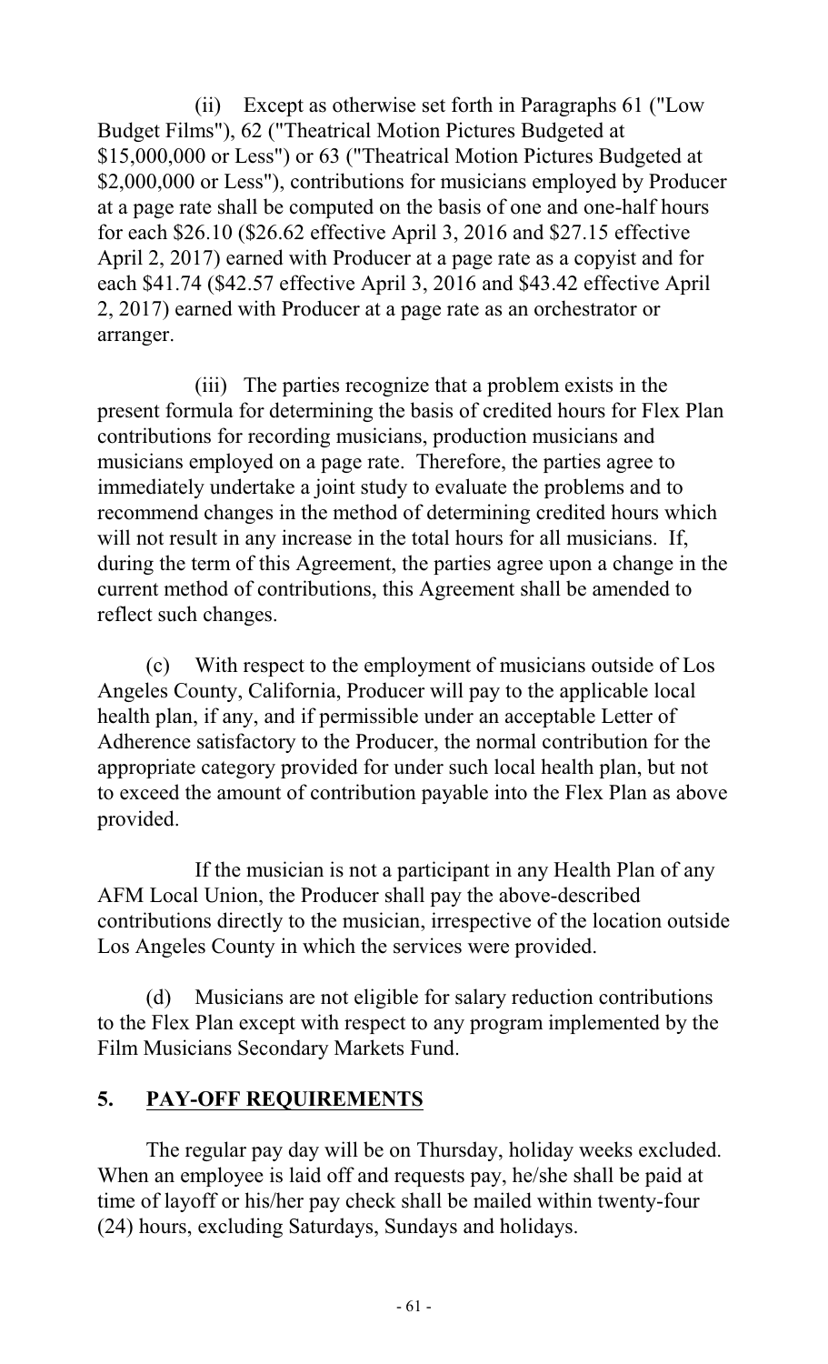(ii) Except as otherwise set forth in Paragraphs 61 ("Low Budget Films"), 62 ("Theatrical Motion Pictures Budgeted at $15,000,000 or Less") or 63 ("Theatrical Motion Pictures Budgeted at $2,000,000 or Less"), contributions for musicians employed by Producer at a page rate shall be computed on the basis of one and one-half hours for each $26.10 ($26.62 effective April 3, 2016 and $27.15 effective April 2, 2017) earned with Producer at a page rate as a copyist and for each $41.74 ($42.57 effective April 3, 2016 and $43.42 effective April 2, 2017) earned with Producer at a page rate as an orchestrator or arranger.

(iii) The parties recognize that a problem exists in the present formula for determining the basis of credited hours for Flex Plan contributions for recording musicians, production musicians and musicians employed on a page rate. Therefore, the parties agree to immediately undertake a joint study to evaluate the problems and to recommend changes in the method of determining credited hours which will not result in any increase in the total hours for all musicians. If, during the term of this Agreement, the parties agree upon a change in the current method of contributions, this Agreement shall be amended to reflect such changes.

(c) With respect to the employment of musicians outside of Los Angeles County, California, Producer will pay to the applicable local health plan, if any, and if permissible under an acceptable Letter of Adherence satisfactory to the Producer, the normal contribution for the appropriate category provided for under such local health plan, but not to exceed the amount of contribution payable into the Flex Plan as above provided.

If the musician is not a participant in any Health Plan of any AFM Local Union, the Producer shall pay the above-described contributions directly to the musician, irrespective of the location outside Los Angeles County in which the services were provided.

(d) Musicians are not eligible for salary reduction contributions to the Flex Plan except with respect to any program implemented by the Film Musicians Secondary Markets Fund.

## 5. PAY-OFF REQUIREMENTS

The regular pay day will be on Thursday, holiday weeks excluded. When an employee is laid off and requests pay, he/she shall be paid at time of layoff or his/her pay check shall be mailed within twenty-four (24) hours, excluding Saturdays, Sundays and holidays.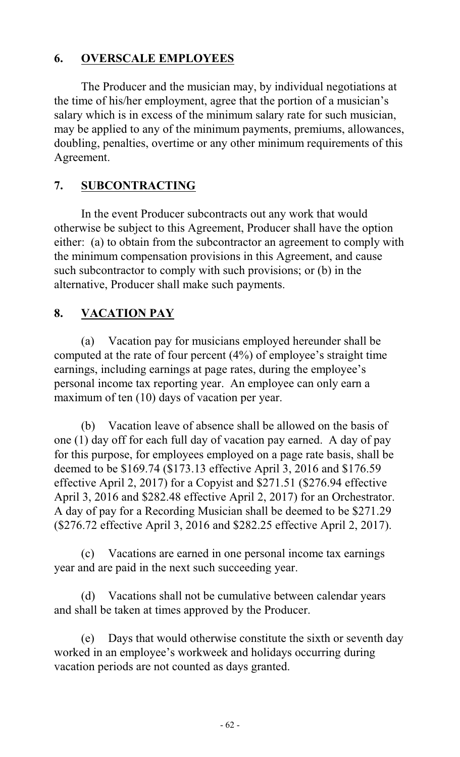## 6. OVERSCALE EMPLOYEES

The Producer and the musician may, by individual negotiations at the time of his/her employment, agree that the portion of a musician's salary which is in excess of the minimum salary rate for such musician, may be applied to any of the minimum payments, premiums, allowances, doubling, penalties, overtime or any other minimum requirements of this Agreement.

## 7. SUBCONTRACTING

In the event Producer subcontracts out any work that would otherwise be subject to this Agreement, Producer shall have the option either: (a) to obtain from the subcontractor an agreement to comply with the minimum compensation provisions in this Agreement, and cause such subcontractor to comply with such provisions; or (b) in the alternative, Producer shall make such payments.

## 8. VACATION PAY

(a) Vacation pay for musicians employed hereunder shall be computed at the rate of four percent (4%) of employee's straight time earnings, including earnings at page rates, during the employee's personal income tax reporting year. An employee can only earn a maximum of ten (10) days of vacation per year.

(b) Vacation leave of absence shall be allowed on the basis of one (1) day off for each full day of vacation pay earned. A day of pay for this purpose, for employees employed on a page rate basis, shall be deemed to be $169.74 ($173.13 effective April 3, 2016 and $176.59 effective April 2, 2017) for a Copyist and $271.51 ($276.94 effective April 3, 2016 and $282.48 effective April 2, 2017) for an Orchestrator. A day of pay for a Recording Musician shall be deemed to be $271.29 ($276.72 effective April 3, 2016 and $282.25 effective April 2, 2017).

(c) Vacations are earned in one personal income tax earnings year and are paid in the next such succeeding year.

(d) Vacations shall not be cumulative between calendar years and shall be taken at times approved by the Producer.

(e) Days that would otherwise constitute the sixth or seventh day worked in an employee's workweek and holidays occurring during vacation periods are not counted as days granted.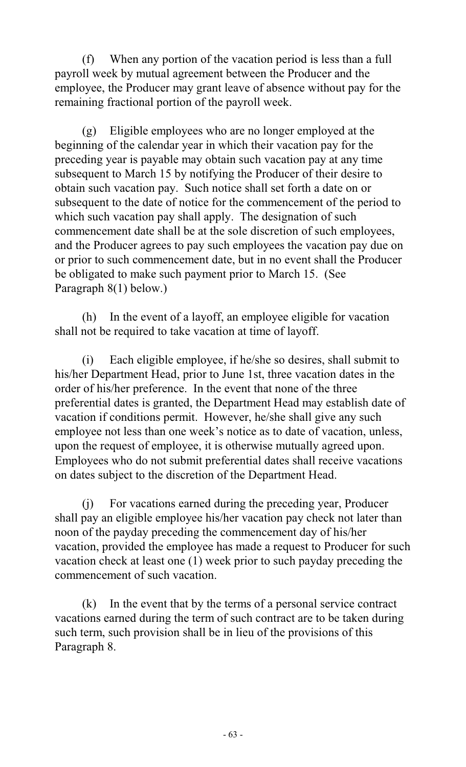(f) When any portion of the vacation period is less than a full payroll week by mutual agreement between the Producer and the employee, the Producer may grant leave of absence without pay for the remaining fractional portion of the payroll week.

(g) Eligible employees who are no longer employed at the beginning of the calendar year in which their vacation pay for the preceding year is payable may obtain such vacation pay at any time subsequent to March 15 by notifying the Producer of their desire to obtain such vacation pay. Such notice shall set forth a date on or subsequent to the date of notice for the commencement of the period to which such vacation pay shall apply. The designation of such commencement date shall be at the sole discretion of such employees, and the Producer agrees to pay such employees the vacation pay due on or prior to such commencement date, but in no event shall the Producer be obligated to make such payment prior to March 15. (See Paragraph 8(1) below.)

(h) In the event of a layoff, an employee eligible for vacation shall not be required to take vacation at time of layoff.

(i) Each eligible employee, if he/she so desires, shall submit to his/her Department Head, prior to June 1st, three vacation dates in the order of his/her preference. In the event that none of the three preferential dates is granted, the Department Head may establish date of vacation if conditions permit. However, he/she shall give any such employee not less than one week's notice as to date of vacation, unless, upon the request of employee, it is otherwise mutually agreed upon. Employees who do not submit preferential dates shall receive vacations on dates subject to the discretion of the Department Head.

(j) For vacations earned during the preceding year, Producer shall pay an eligible employee his/her vacation pay check not later than noon of the payday preceding the commencement day of his/her vacation, provided the employee has made a request to Producer for such vacation check at least one (1) week prior to such payday preceding the commencement of such vacation.

(k) In the event that by the terms of a personal service contract vacations earned during the term of such contract are to be taken during such term, such provision shall be in lieu of the provisions of this Paragraph 8.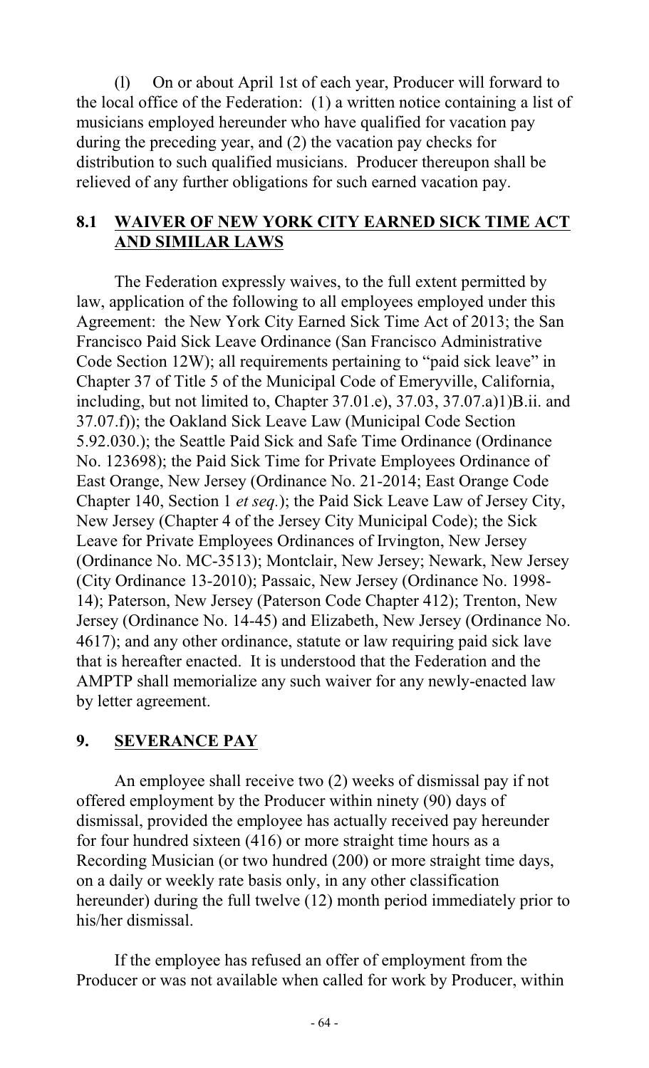(l) On or about April 1st of each year, Producer will forward to the local office of the Federation: (1) a written notice containing a list of musicians employed hereunder who have qualified for vacation pay during the preceding year, and (2) the vacation pay checks for distribution to such qualified musicians. Producer thereupon shall be relieved of any further obligations for such earned vacation pay.

## 8.1 WAIVER OF NEW YORK CITY EARNED SICK TIME ACT AND SIMILAR LAWS

The Federation expressly waives, to the full extent permitted by law, application of the following to all employees employed under this Agreement: the New York City Earned Sick Time Act of 2013; the San Francisco Paid Sick Leave Ordinance (San Francisco Administrative Code Section 12W); all requirements pertaining to "paid sick leave" in Chapter 37 of Title 5 of the Municipal Code of Emeryville, California, including, but not limited to, Chapter 37.01.e), 37.03, 37.07.a)1)B.ii. and 37.07.f)); the Oakland Sick Leave Law (Municipal Code Section 5.92.030.); the Seattle Paid Sick and Safe Time Ordinance (Ordinance No. 123698); the Paid Sick Time for Private Employees Ordinance of East Orange, New Jersey (Ordinance No. 21-2014; East Orange Code Chapter 140, Section 1 *et seq.*); the Paid Sick Leave Law of Jersey City, New Jersey (Chapter 4 of the Jersey City Municipal Code); the Sick Leave for Private Employees Ordinances of Irvington, New Jersey (Ordinance No. MC-3513); Montclair, New Jersey; Newark, New Jersey (City Ordinance 13-2010); Passaic, New Jersey (Ordinance No. 1998-14); Paterson, New Jersey (Paterson Code Chapter 412); Trenton, New Jersey (Ordinance No. 14-45) and Elizabeth, New Jersey (Ordinance No. 4617); and any other ordinance, statute or law requiring paid sick lave that is hereafter enacted. It is understood that the Federation and the AMPTP shall memorialize any such waiver for any newly-enacted law by letter agreement.

## 9. SEVERANCE PAY

An employee shall receive two (2) weeks of dismissal pay if not offered employment by the Producer within ninety (90) days of dismissal, provided the employee has actually received pay hereunder for four hundred sixteen (416) or more straight time hours as a Recording Musician (or two hundred (200) or more straight time days, on a daily or weekly rate basis only, in any other classification hereunder) during the full twelve (12) month period immediately prior to his/her dismissal.

If the employee has refused an offer of employment from the Producer or was not available when called for work by Producer, within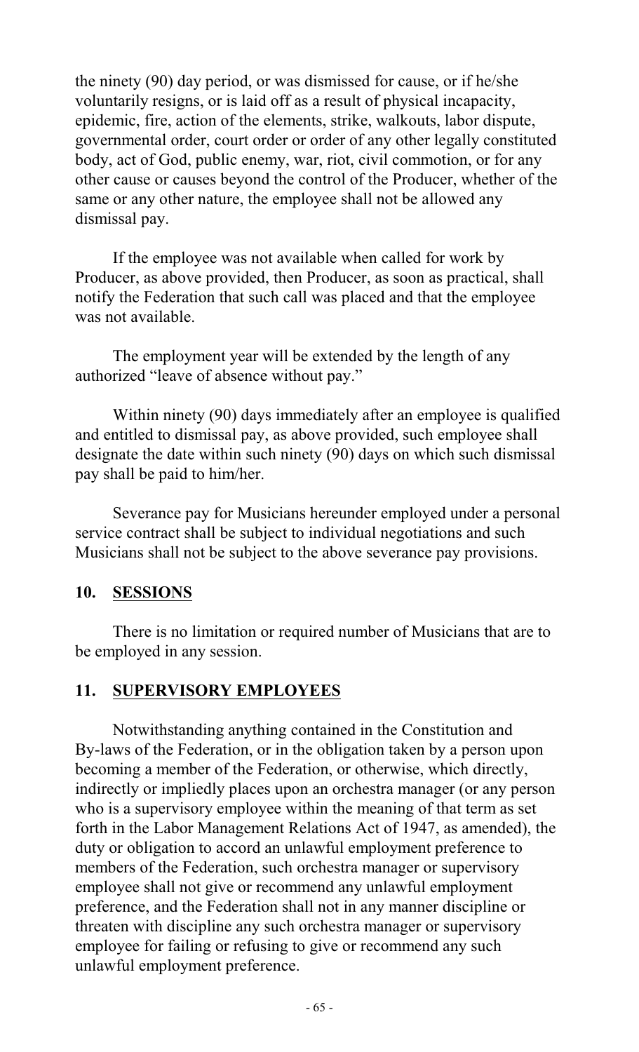the ninety (90) day period, or was dismissed for cause, or if he/she voluntarily resigns, or is laid off as a result of physical incapacity, epidemic, fire, action of the elements, strike, walkouts, labor dispute, governmental order, court order or order of any other legally constituted body, act of God, public enemy, war, riot, civil commotion, or for any other cause or causes beyond the control of the Producer, whether of the same or any other nature, the employee shall not be allowed any dismissal pay.

If the employee was not available when called for work by Producer, as above provided, then Producer, as soon as practical, shall notify the Federation that such call was placed and that the employee was not available.

The employment year will be extended by the length of any authorized "leave of absence without pay."

Within ninety (90) days immediately after an employee is qualified and entitled to dismissal pay, as above provided, such employee shall designate the date within such ninety (90) days on which such dismissal pay shall be paid to him/her.

Severance pay for Musicians hereunder employed under a personal service contract shall be subject to individual negotiations and such Musicians shall not be subject to the above severance pay provisions.

## 10. <u>SESSIONS</u>

There is no limitation or required number of Musicians that are to be employed in any session.

## 11. <u>SUPERVISORY EMPLOYEES</u>

Notwithstanding anything contained in the Constitution and By-laws of the Federation, or in the obligation taken by a person upon becoming a member of the Federation, or otherwise, which directly, indirectly or impliedly places upon an orchestra manager (or any person who is a supervisory employee within the meaning of that term as set forth in the Labor Management Relations Act of 1947, as amended), the duty or obligation to accord an unlawful employment preference to members of the Federation, such orchestra manager or supervisory employee shall not give or recommend any unlawful employment preference, and the Federation shall not in any manner discipline or threaten with discipline any such orchestra manager or supervisory employee for failing or refusing to give or recommend any such unlawful employment preference.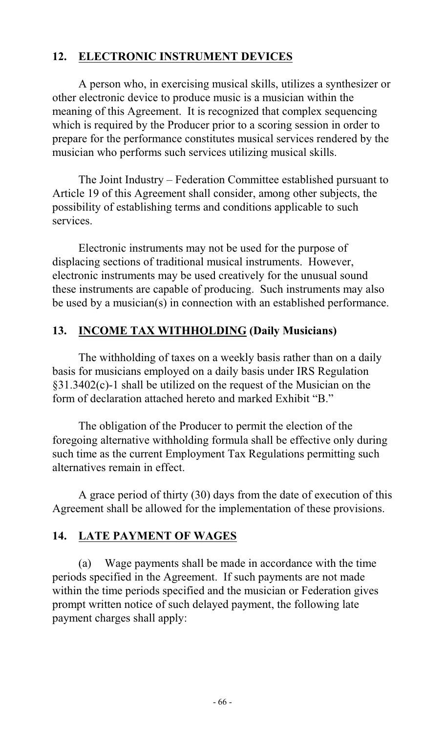## 12. ELECTRONIC INSTRUMENT DEVICES

A person who, in exercising musical skills, utilizes a synthesizer or other electronic device to produce music is a musician within the meaning of this Agreement. It is recognized that complex sequencing which is required by the Producer prior to a scoring session in order to prepare for the performance constitutes musical services rendered by the musician who performs such services utilizing musical skills.

The Joint Industry – Federation Committee established pursuant to Article 19 of this Agreement shall consider, among other subjects, the possibility of establishing terms and conditions applicable to such services.

Electronic instruments may not be used for the purpose of displacing sections of traditional musical instruments. However, electronic instruments may be used creatively for the unusual sound these instruments are capable of producing. Such instruments may also be used by a musician(s) in connection with an established performance.

## 13. INCOME TAX WITHHOLDING (Daily Musicians)

The withholding of taxes on a weekly basis rather than on a daily basis for musicians employed on a daily basis under IRS Regulation §31.3402(c)-1 shall be utilized on the request of the Musician on the form of declaration attached hereto and marked Exhibit "B."

The obligation of the Producer to permit the election of the foregoing alternative withholding formula shall be effective only during such time as the current Employment Tax Regulations permitting such alternatives remain in effect.

A grace period of thirty (30) days from the date of execution of this Agreement shall be allowed for the implementation of these provisions.

## 14. LATE PAYMENT OF WAGES

(a) Wage payments shall be made in accordance with the time periods specified in the Agreement. If such payments are not made within the time periods specified and the musician or Federation gives prompt written notice of such delayed payment, the following late payment charges shall apply: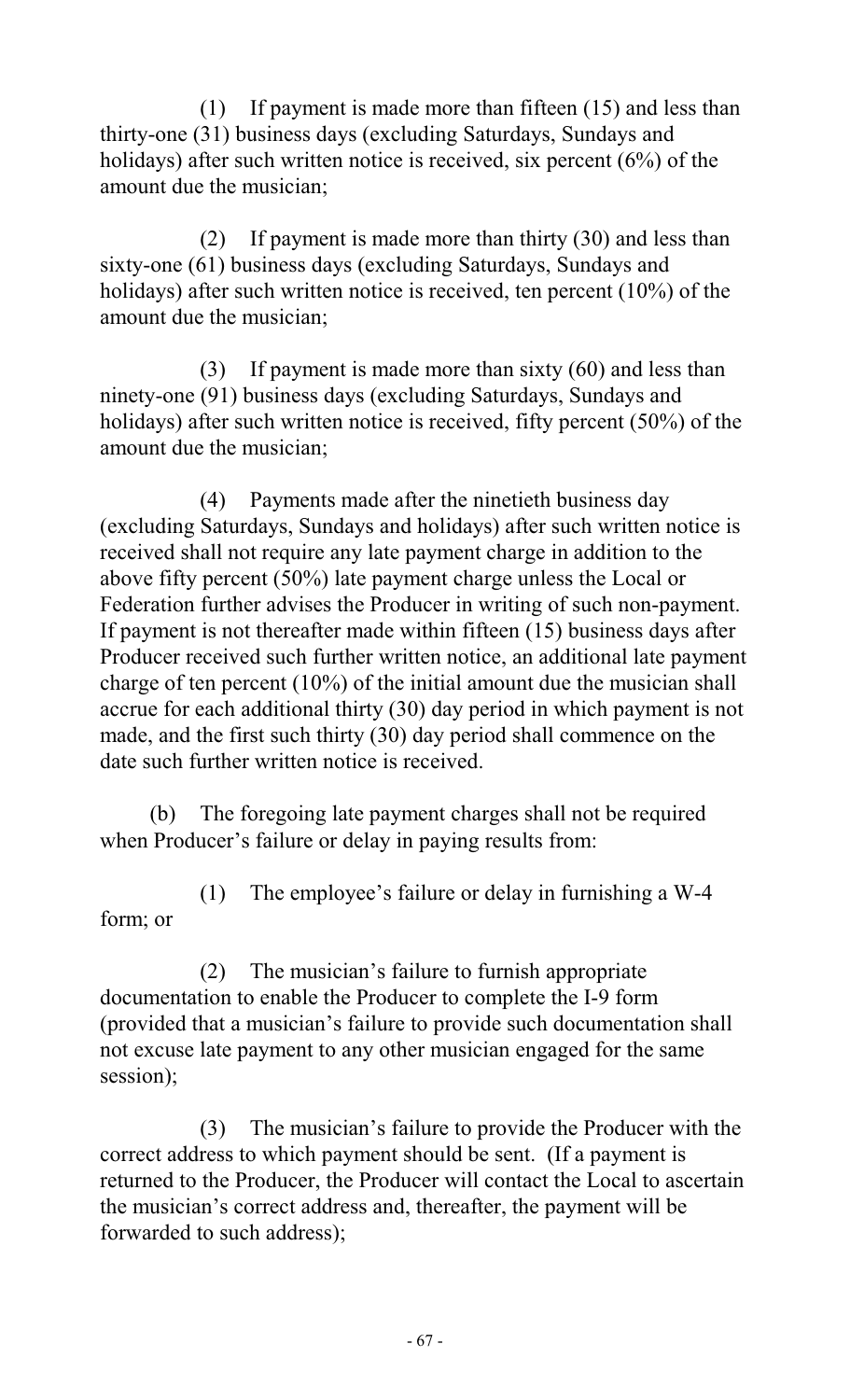(1) If payment is made more than fifteen (15) and less than thirty-one (31) business days (excluding Saturdays, Sundays and holidays) after such written notice is received, six percent (6%) of the amount due the musician;

(2) If payment is made more than thirty (30) and less than sixty-one (61) business days (excluding Saturdays, Sundays and holidays) after such written notice is received, ten percent (10%) of the amount due the musician;

(3) If payment is made more than sixty (60) and less than ninety-one (91) business days (excluding Saturdays, Sundays and holidays) after such written notice is received, fifty percent (50%) of the amount due the musician;

(4) Payments made after the ninetieth business day (excluding Saturdays, Sundays and holidays) after such written notice is received shall not require any late payment charge in addition to the above fifty percent (50%) late payment charge unless the Local or Federation further advises the Producer in writing of such non-payment. If payment is not thereafter made within fifteen (15) business days after Producer received such further written notice, an additional late payment charge of ten percent (10%) of the initial amount due the musician shall accrue for each additional thirty (30) day period in which payment is not made, and the first such thirty (30) day period shall commence on the date such further written notice is received.

(b) The foregoing late payment charges shall not be required when Producer's failure or delay in paying results from:

(1) The employee's failure or delay in furnishing a W-4 form; or

(2) The musician's failure to furnish appropriate documentation to enable the Producer to complete the I-9 form (provided that a musician's failure to provide such documentation shall not excuse late payment to any other musician engaged for the same session);

(3) The musician's failure to provide the Producer with the correct address to which payment should be sent. (If a payment is returned to the Producer, the Producer will contact the Local to ascertain the musician's correct address and, thereafter, the payment will be forwarded to such address);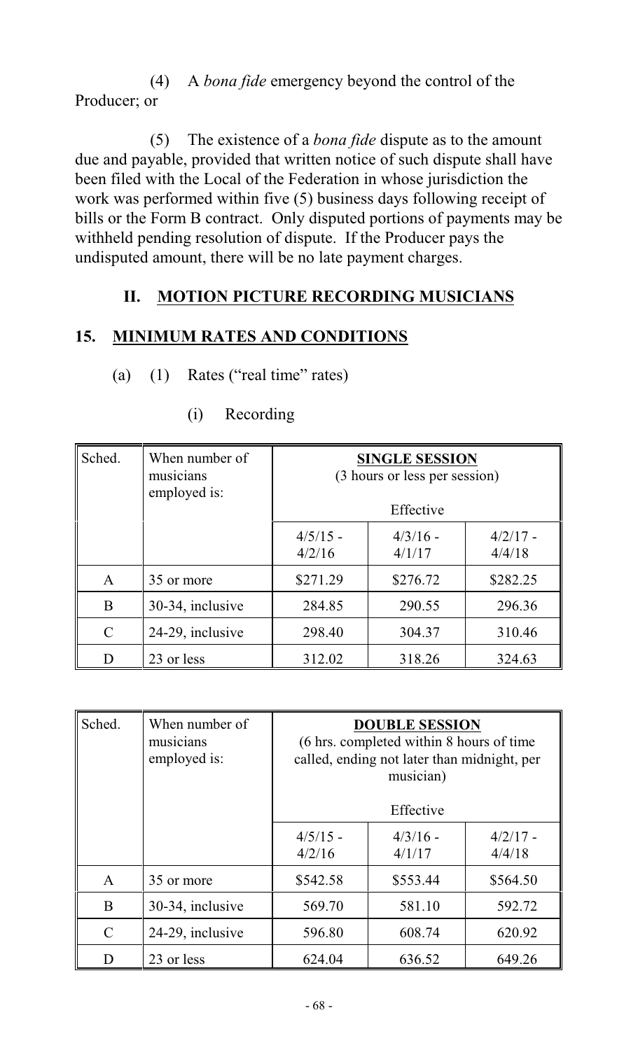(4) A *bona fide* emergency beyond the control of the Producer; or

(5) The existence of a *bona fide* dispute as to the amount due and payable, provided that written notice of such dispute shall have been filed with the Local of the Federation in whose jurisdiction the work was performed within five (5) business days following receipt of bills or the Form B contract. Only disputed portions of payments may be withheld pending resolution of dispute. If the Producer pays the undisputed amount, there will be no late payment charges.

## II. MOTION PICTURE RECORDING MUSICIANS

## 15. MINIMUM RATES AND CONDITIONS

(a) (1) Rates ("real time" rates)

(i) Recording

| Sched. | When number of musicians employed is: | **SINGLE SESSION** (3 hours or less per session) Effective | | |
|---|---|---|---|---|
| | | 4/5/15 - 4/2/16 | 4/3/16 - 4/1/17 | 4/2/17 - 4/4/18 |
| A | 35 or more | $271.29 | $276.72 | $282.25 |
| B | 30-34, inclusive | 284.85 | 290.55 | 296.36 |
| C | 24-29, inclusive | 298.40 | 304.37 | 310.46 |
| D | 23 or less | 312.02 | 318.26 | 324.63 |

| Sched. | When number of musicians employed is: | **DOUBLE SESSION** (6 hrs. completed within 8 hours of time called, ending not later than midnight, per musician) Effective | | |
|---|---|---|---|---|
| | | 4/5/15 - 4/2/16 | 4/3/16 - 4/1/17 | 4/2/17 - 4/4/18 |
| A | 35 or more | $542.58 | $553.44 | $564.50 |
| B | 30-34, inclusive | 569.70 | 581.10 | 592.72 |
| C | 24-29, inclusive | 596.80 | 608.74 | 620.92 |
| D | 23 or less | 624.04 | 636.52 | 649.26 |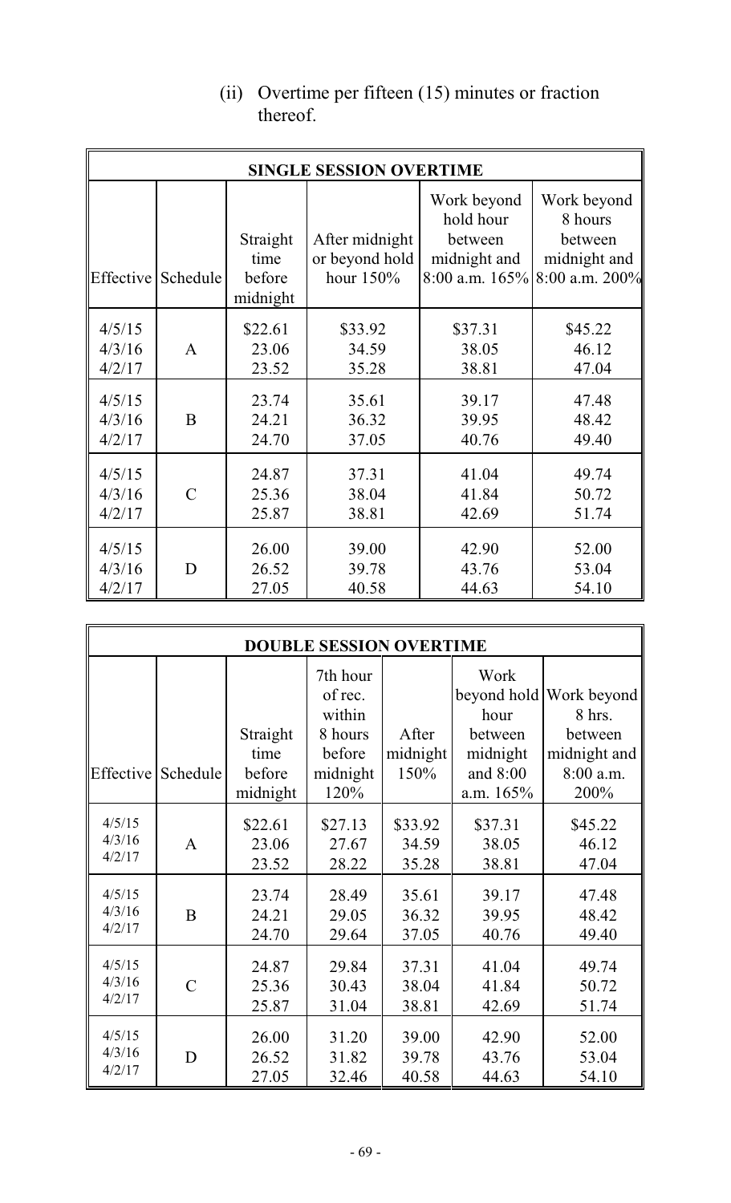(ii) Overtime per fifteen (15) minutes or fraction thereof.

| SINGLE SESSION OVERTIME | | | | | |
|---|---|---|---|---|---|
| Effective | Schedule | Straight time before midnight | After midnight or beyond hold hour 150% | Work beyond hold hour between midnight and 8:00 a.m. 165% | Work beyond 8 hours between midnight and 8:00 a.m. 200% |
| 4/5/15 | A | $22.61 | $33.92 | $37.31 | $45.22 |
| 4/3/16 | | 23.06 | 34.59 | 38.05 | 46.12 |
| 4/2/17 | | 23.52 | 35.28 | 38.81 | 47.04 |
| 4/5/15 | B | 23.74 | 35.61 | 39.17 | 47.48 |
| 4/3/16 | | 24.21 | 36.32 | 39.95 | 48.42 |
| 4/2/17 | | 24.70 | 37.05 | 40.76 | 49.40 |
| 4/5/15 | C | 24.87 | 37.31 | 41.04 | 49.74 |
| 4/3/16 | | 25.36 | 38.04 | 41.84 | 50.72 |
| 4/2/17 | | 25.87 | 38.81 | 42.69 | 51.74 |
| 4/5/15 | D | 26.00 | 39.00 | 42.90 | 52.00 |
| 4/3/16 | | 26.52 | 39.78 | 43.76 | 53.04 |
| 4/2/17 | | 27.05 | 40.58 | 44.63 | 54.10 |

| DOUBLE SESSION OVERTIME | | | | | | |
|---|---|---|---|---|---|---|
| Effective | Schedule | Straight time before midnight | 7th hour of rec. within 8 hours before midnight 120% | After midnight 150% | Work beyond hold hour between midnight and 8:00 a.m. 165% | Work beyond 8 hrs. between midnight and 8:00 a.m. 200% |
| 4/5/15 | A | $22.61 | $27.13 | $33.92 | $37.31 | $45.22 |
| 4/3/16 | | 23.06 | 27.67 | 34.59 | 38.05 | 46.12 |
| 4/2/17 | | 23.52 | 28.22 | 35.28 | 38.81 | 47.04 |
| 4/5/15 | B | 23.74 | 28.49 | 35.61 | 39.17 | 47.48 |
| 4/3/16 | | 24.21 | 29.05 | 36.32 | 39.95 | 48.42 |
| 4/2/17 | | 24.70 | 29.64 | 37.05 | 40.76 | 49.40 |
| 4/5/15 | C | 24.87 | 29.84 | 37.31 | 41.04 | 49.74 |
| 4/3/16 | | 25.36 | 30.43 | 38.04 | 41.84 | 50.72 |
| 4/2/17 | | 25.87 | 31.04 | 38.81 | 42.69 | 51.74 |
| 4/5/15 | D | 26.00 | 31.20 | 39.00 | 42.90 | 52.00 |
| 4/3/16 | | 26.52 | 31.82 | 39.78 | 43.76 | 53.04 |
| 4/2/17 | | 27.05 | 32.46 | 40.58 | 44.63 | 54.10 |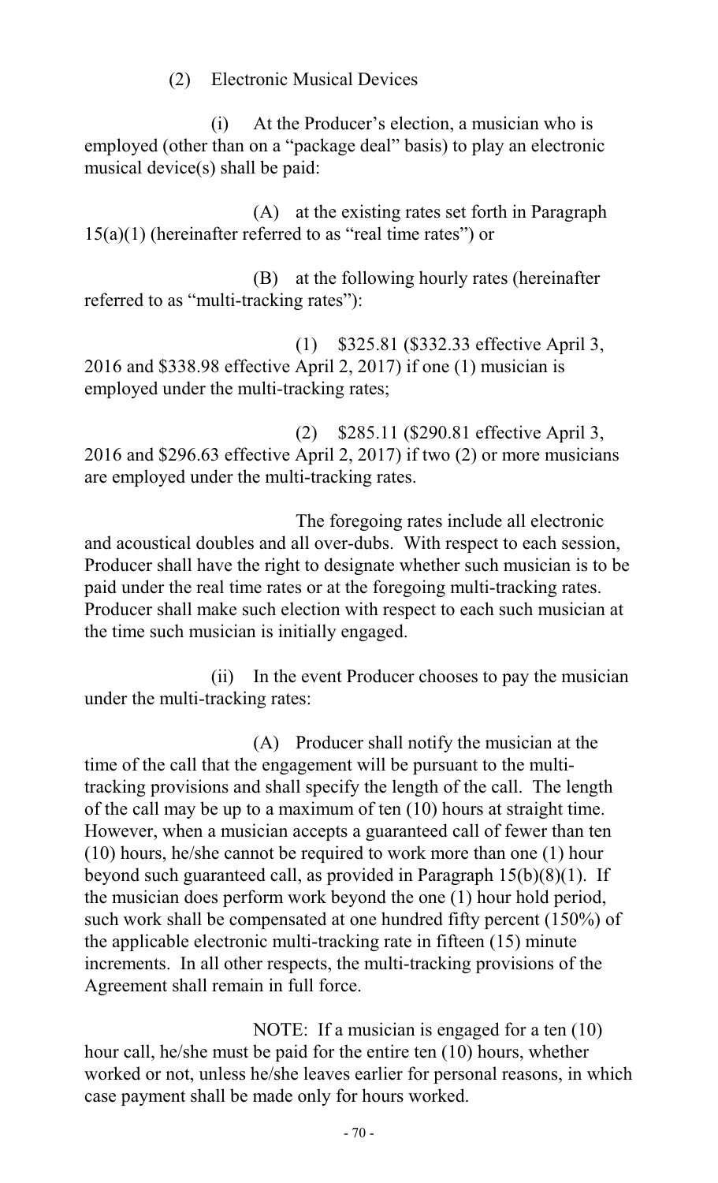(2) Electronic Musical Devices

(i) At the Producer's election, a musician who is employed (other than on a "package deal" basis) to play an electronic musical device(s) shall be paid:

(A) at the existing rates set forth in Paragraph 15(a)(1) (hereinafter referred to as "real time rates") or

(B) at the following hourly rates (hereinafter referred to as "multi-tracking rates"):

(1) $325.81 ($332.33 effective April 3, 2016 and $338.98 effective April 2, 2017) if one (1) musician is employed under the multi-tracking rates;

(2) $285.11 ($290.81 effective April 3, 2016 and $296.63 effective April 2, 2017) if two (2) or more musicians are employed under the multi-tracking rates.

The foregoing rates include all electronic and acoustical doubles and all over-dubs. With respect to each session, Producer shall have the right to designate whether such musician is to be paid under the real time rates or at the foregoing multi-tracking rates. Producer shall make such election with respect to each such musician at the time such musician is initially engaged.

(ii) In the event Producer chooses to pay the musician under the multi-tracking rates:

(A) Producer shall notify the musician at the time of the call that the engagement will be pursuant to the multi-tracking provisions and shall specify the length of the call. The length of the call may be up to a maximum of ten (10) hours at straight time. However, when a musician accepts a guaranteed call of fewer than ten (10) hours, he/she cannot be required to work more than one (1) hour beyond such guaranteed call, as provided in Paragraph 15(b)(8)(1). If the musician does perform work beyond the one (1) hour hold period, such work shall be compensated at one hundred fifty percent (150%) of the applicable electronic multi-tracking rate in fifteen (15) minute increments. In all other respects, the multi-tracking provisions of the Agreement shall remain in full force.

NOTE: If a musician is engaged for a ten (10) hour call, he/she must be paid for the entire ten (10) hours, whether worked or not, unless he/she leaves earlier for personal reasons, in which case payment shall be made only for hours worked.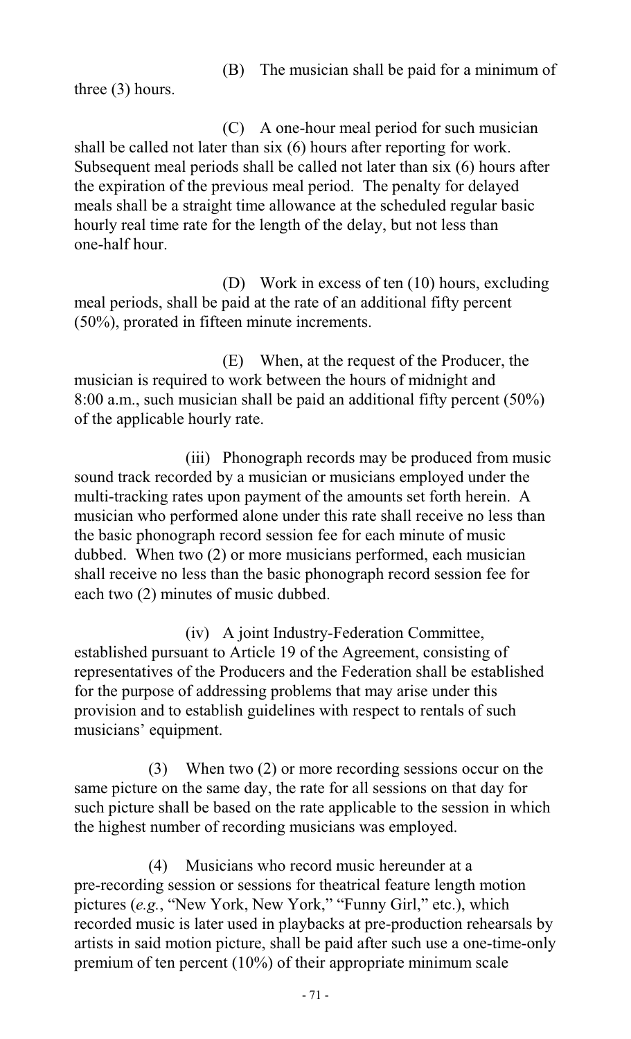(B) The musician shall be paid for a minimum of three (3) hours.

(C) A one-hour meal period for such musician shall be called not later than six (6) hours after reporting for work. Subsequent meal periods shall be called not later than six (6) hours after the expiration of the previous meal period. The penalty for delayed meals shall be a straight time allowance at the scheduled regular basic hourly real time rate for the length of the delay, but not less than one-half hour.

(D) Work in excess of ten (10) hours, excluding meal periods, shall be paid at the rate of an additional fifty percent (50%), prorated in fifteen minute increments.

(E) When, at the request of the Producer, the musician is required to work between the hours of midnight and 8:00 a.m., such musician shall be paid an additional fifty percent (50%) of the applicable hourly rate.

(iii) Phonograph records may be produced from music sound track recorded by a musician or musicians employed under the multi-tracking rates upon payment of the amounts set forth herein. A musician who performed alone under this rate shall receive no less than the basic phonograph record session fee for each minute of music dubbed. When two (2) or more musicians performed, each musician shall receive no less than the basic phonograph record session fee for each two (2) minutes of music dubbed.

(iv) A joint Industry-Federation Committee, established pursuant to Article 19 of the Agreement, consisting of representatives of the Producers and the Federation shall be established for the purpose of addressing problems that may arise under this provision and to establish guidelines with respect to rentals of such musicians' equipment.

(3) When two (2) or more recording sessions occur on the same picture on the same day, the rate for all sessions on that day for such picture shall be based on the rate applicable to the session in which the highest number of recording musicians was employed.

(4) Musicians who record music hereunder at a pre-recording session or sessions for theatrical feature length motion pictures (*e.g.*, "New York, New York," "Funny Girl," etc.), which recorded music is later used in playbacks at pre-production rehearsals by artists in said motion picture, shall be paid after such use a one-time-only premium of ten percent (10%) of their appropriate minimum scale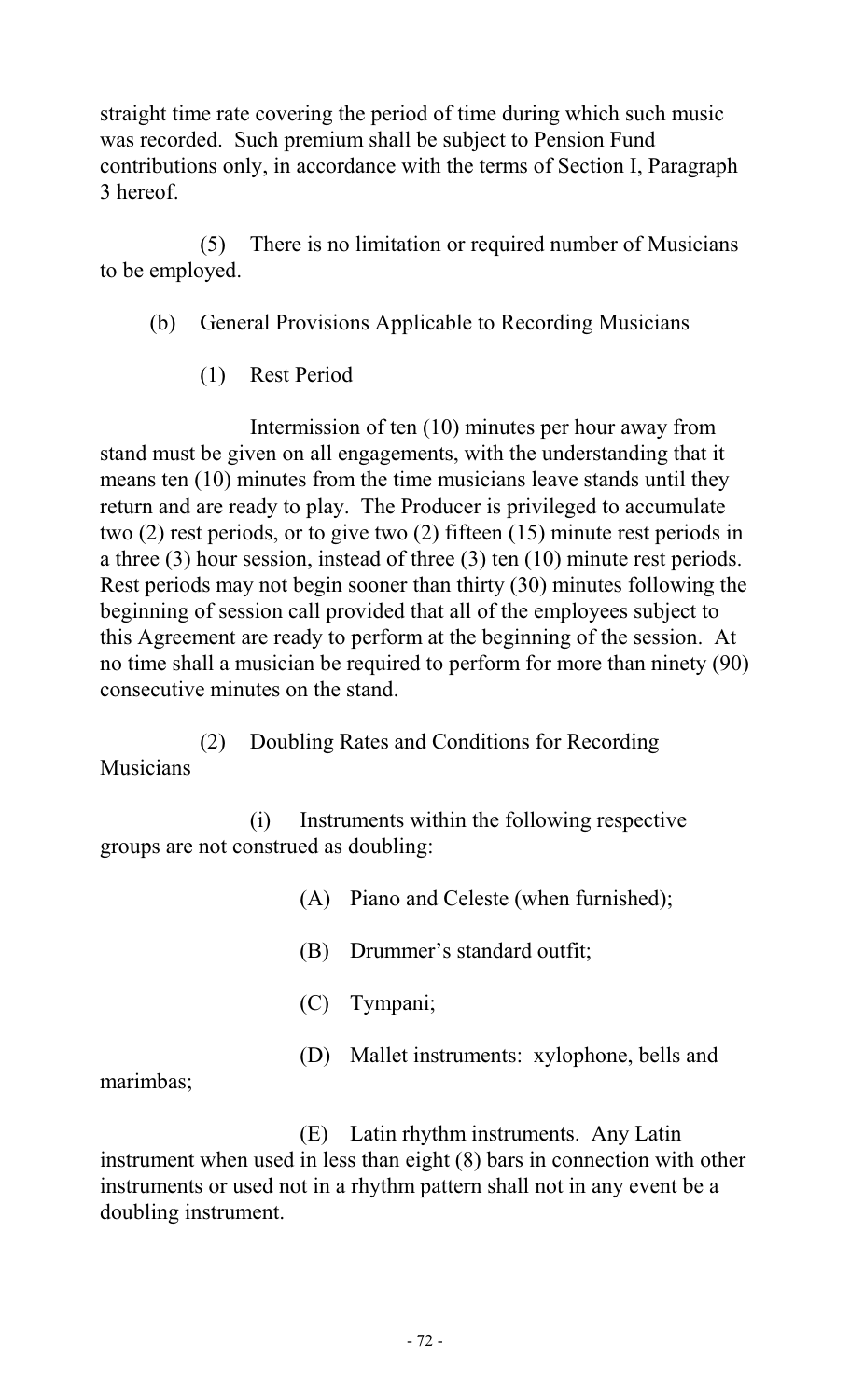straight time rate covering the period of time during which such music was recorded. Such premium shall be subject to Pension Fund contributions only, in accordance with the terms of Section I, Paragraph 3 hereof.

(5) There is no limitation or required number of Musicians to be employed.

(b) General Provisions Applicable to Recording Musicians

(1) Rest Period

Intermission of ten (10) minutes per hour away from stand must be given on all engagements, with the understanding that it means ten (10) minutes from the time musicians leave stands until they return and are ready to play. The Producer is privileged to accumulate two (2) rest periods, or to give two (2) fifteen (15) minute rest periods in a three (3) hour session, instead of three (3) ten (10) minute rest periods. Rest periods may not begin sooner than thirty (30) minutes following the beginning of session call provided that all of the employees subject to this Agreement are ready to perform at the beginning of the session. At no time shall a musician be required to perform for more than ninety (90) consecutive minutes on the stand.

(2) Doubling Rates and Conditions for Recording Musicians

(i) Instruments within the following respective groups are not construed as doubling:

(A) Piano and Celeste (when furnished);

(B) Drummer's standard outfit;

(C) Tympani;

(D) Mallet instruments: xylophone, bells and marimbas;

(E) Latin rhythm instruments. Any Latin instrument when used in less than eight (8) bars in connection with other instruments or used not in a rhythm pattern shall not in any event be a doubling instrument.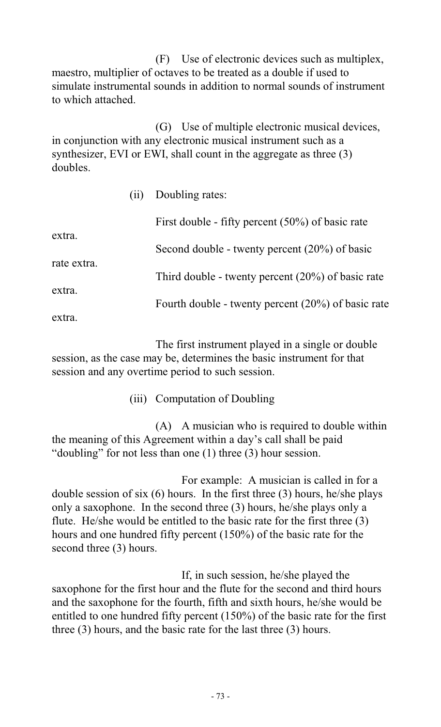(F) Use of electronic devices such as multiplex, maestro, multiplier of octaves to be treated as a double if used to simulate instrumental sounds in addition to normal sounds of instrument to which attached.

(G) Use of multiple electronic musical devices, in conjunction with any electronic musical instrument such as a synthesizer, EVI or EWI, shall count in the aggregate as three (3) doubles.

(ii) Doubling rates:

First double - fifty percent (50%) of basic rate extra.

Second double - twenty percent (20%) of basic rate extra.

Third double - twenty percent (20%) of basic rate extra.

Fourth double - twenty percent (20%) of basic rate extra.

The first instrument played in a single or double session, as the case may be, determines the basic instrument for that session and any overtime period to such session.

(iii) Computation of Doubling

(A) A musician who is required to double within the meaning of this Agreement within a day's call shall be paid "doubling" for not less than one (1) three (3) hour session.

For example: A musician is called in for a double session of six (6) hours. In the first three (3) hours, he/she plays only a saxophone. In the second three (3) hours, he/she plays only a flute. He/she would be entitled to the basic rate for the first three (3) hours and one hundred fifty percent (150%) of the basic rate for the second three (3) hours.

If, in such session, he/she played the saxophone for the first hour and the flute for the second and third hours and the saxophone for the fourth, fifth and sixth hours, he/she would be entitled to one hundred fifty percent (150%) of the basic rate for the first three (3) hours, and the basic rate for the last three (3) hours.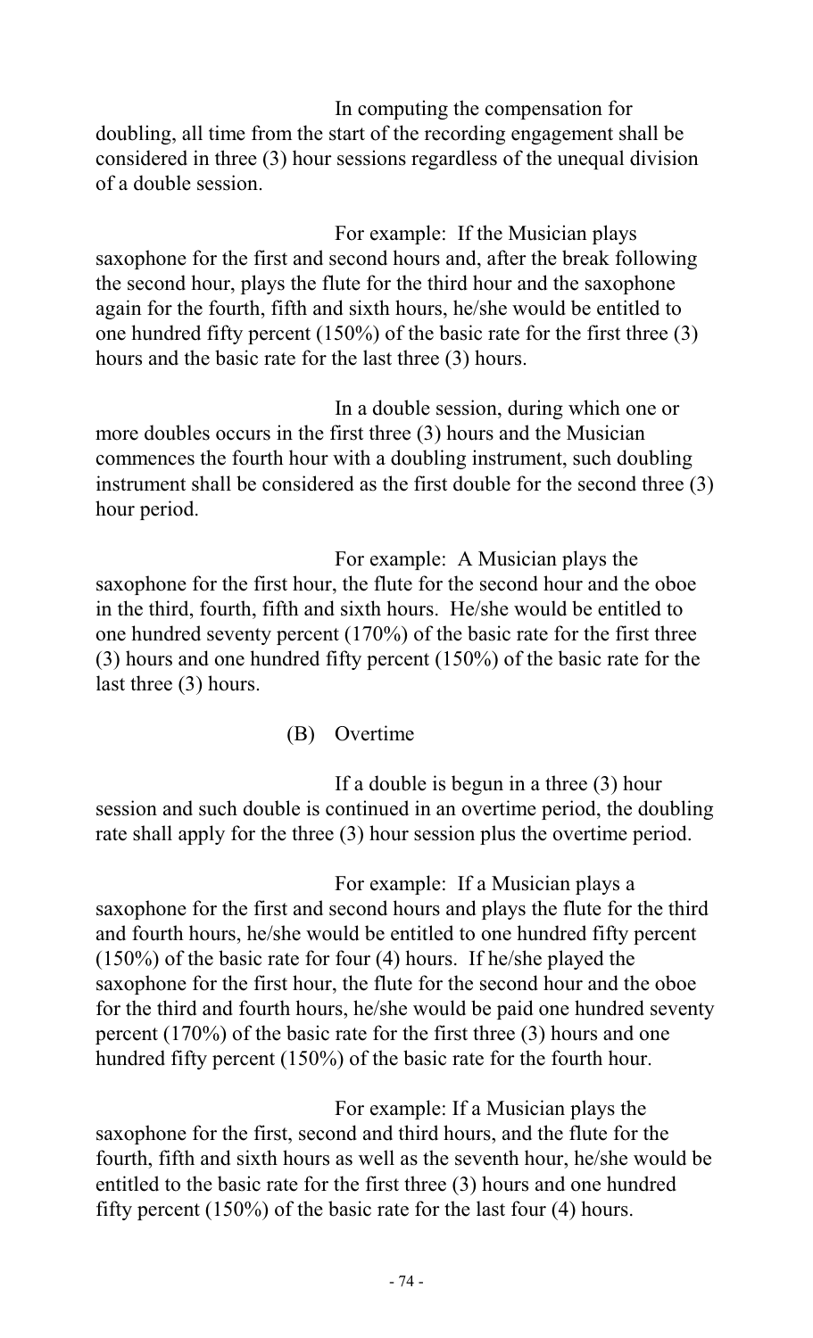In computing the compensation for doubling, all time from the start of the recording engagement shall be considered in three (3) hour sessions regardless of the unequal division of a double session.

For example: If the Musician plays saxophone for the first and second hours and, after the break following the second hour, plays the flute for the third hour and the saxophone again for the fourth, fifth and sixth hours, he/she would be entitled to one hundred fifty percent (150%) of the basic rate for the first three (3) hours and the basic rate for the last three (3) hours.

In a double session, during which one or more doubles occurs in the first three (3) hours and the Musician commences the fourth hour with a doubling instrument, such doubling instrument shall be considered as the first double for the second three (3) hour period.

For example: A Musician plays the saxophone for the first hour, the flute for the second hour and the oboe in the third, fourth, fifth and sixth hours. He/she would be entitled to one hundred seventy percent (170%) of the basic rate for the first three (3) hours and one hundred fifty percent (150%) of the basic rate for the last three (3) hours.

(B) Overtime

If a double is begun in a three (3) hour session and such double is continued in an overtime period, the doubling rate shall apply for the three (3) hour session plus the overtime period.

For example: If a Musician plays a saxophone for the first and second hours and plays the flute for the third and fourth hours, he/she would be entitled to one hundred fifty percent (150%) of the basic rate for four (4) hours. If he/she played the saxophone for the first hour, the flute for the second hour and the oboe for the third and fourth hours, he/she would be paid one hundred seventy percent (170%) of the basic rate for the first three (3) hours and one hundred fifty percent (150%) of the basic rate for the fourth hour.

For example: If a Musician plays the saxophone for the first, second and third hours, and the flute for the fourth, fifth and sixth hours as well as the seventh hour, he/she would be entitled to the basic rate for the first three (3) hours and one hundred fifty percent (150%) of the basic rate for the last four (4) hours.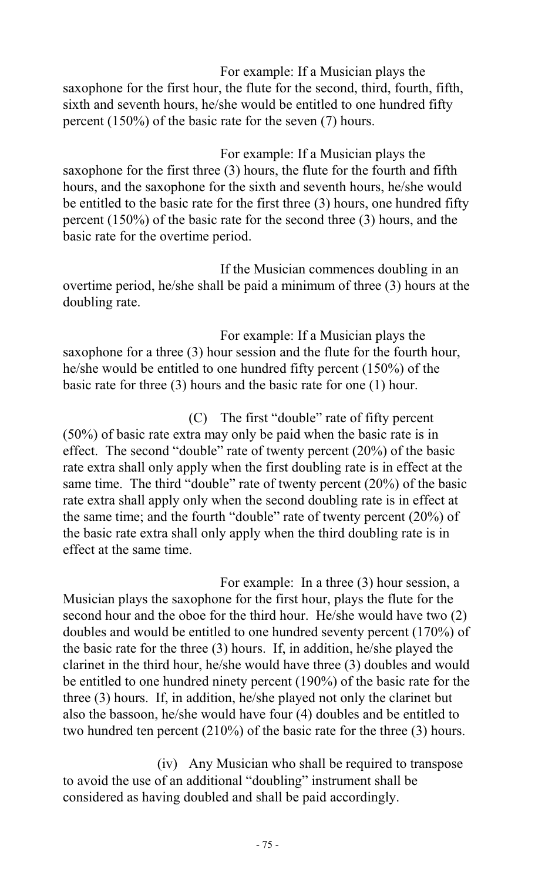For example: If a Musician plays the saxophone for the first hour, the flute for the second, third, fourth, fifth, sixth and seventh hours, he/she would be entitled to one hundred fifty percent (150%) of the basic rate for the seven (7) hours.

For example: If a Musician plays the saxophone for the first three (3) hours, the flute for the fourth and fifth hours, and the saxophone for the sixth and seventh hours, he/she would be entitled to the basic rate for the first three (3) hours, one hundred fifty percent (150%) of the basic rate for the second three (3) hours, and the basic rate for the overtime period.

If the Musician commences doubling in an overtime period, he/she shall be paid a minimum of three (3) hours at the doubling rate.

For example: If a Musician plays the saxophone for a three (3) hour session and the flute for the fourth hour, he/she would be entitled to one hundred fifty percent (150%) of the basic rate for three (3) hours and the basic rate for one (1) hour.

(C) The first "double" rate of fifty percent (50%) of basic rate extra may only be paid when the basic rate is in effect. The second "double" rate of twenty percent (20%) of the basic rate extra shall only apply when the first doubling rate is in effect at the same time. The third "double" rate of twenty percent (20%) of the basic rate extra shall apply only when the second doubling rate is in effect at the same time; and the fourth "double" rate of twenty percent (20%) of the basic rate extra shall only apply when the third doubling rate is in effect at the same time.

For example: In a three (3) hour session, a Musician plays the saxophone for the first hour, plays the flute for the second hour and the oboe for the third hour. He/she would have two (2) doubles and would be entitled to one hundred seventy percent (170%) of the basic rate for the three (3) hours. If, in addition, he/she played the clarinet in the third hour, he/she would have three (3) doubles and would be entitled to one hundred ninety percent (190%) of the basic rate for the three (3) hours. If, in addition, he/she played not only the clarinet but also the bassoon, he/she would have four (4) doubles and be entitled to two hundred ten percent (210%) of the basic rate for the three (3) hours.

(iv) Any Musician who shall be required to transpose to avoid the use of an additional "doubling" instrument shall be considered as having doubled and shall be paid accordingly.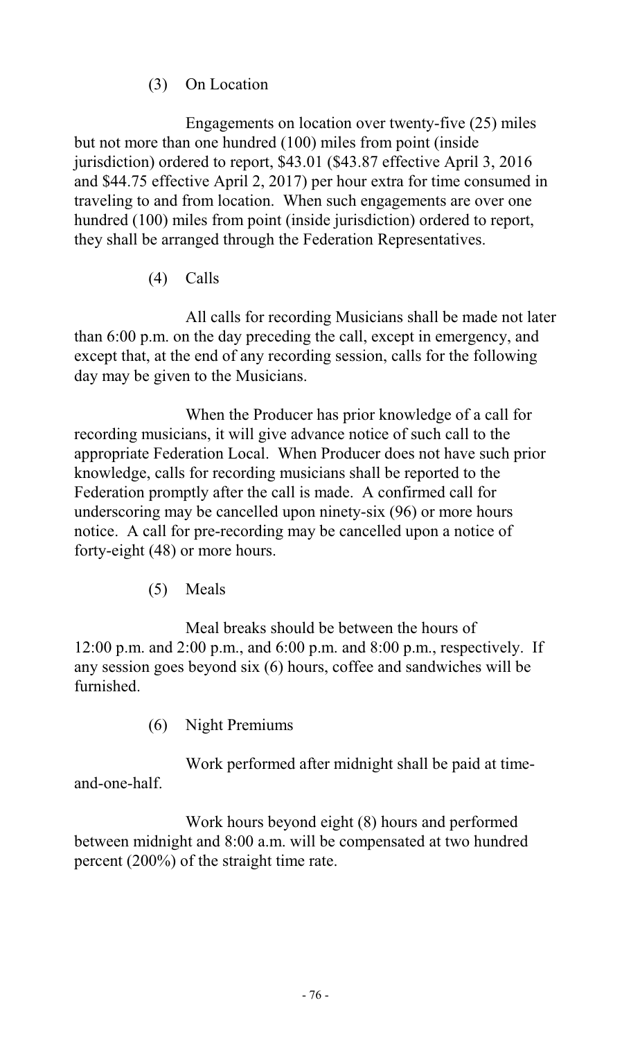(3) On Location

Engagements on location over twenty-five (25) miles but not more than one hundred (100) miles from point (inside jurisdiction) ordered to report, $43.01 ($43.87 effective April 3, 2016 and $44.75 effective April 2, 2017) per hour extra for time consumed in traveling to and from location. When such engagements are over one hundred (100) miles from point (inside jurisdiction) ordered to report, they shall be arranged through the Federation Representatives.

(4) Calls

All calls for recording Musicians shall be made not later than 6:00 p.m. on the day preceding the call, except in emergency, and except that, at the end of any recording session, calls for the following day may be given to the Musicians.

When the Producer has prior knowledge of a call for recording musicians, it will give advance notice of such call to the appropriate Federation Local. When Producer does not have such prior knowledge, calls for recording musicians shall be reported to the Federation promptly after the call is made. A confirmed call for underscoring may be cancelled upon ninety-six (96) or more hours notice. A call for pre-recording may be cancelled upon a notice of forty-eight (48) or more hours.

(5) Meals

Meal breaks should be between the hours of 12:00 p.m. and 2:00 p.m., and 6:00 p.m. and 8:00 p.m., respectively. If any session goes beyond six (6) hours, coffee and sandwiches will be furnished.

(6) Night Premiums

Work performed after midnight shall be paid at time-and-one-half.

Work hours beyond eight (8) hours and performed between midnight and 8:00 a.m. will be compensated at two hundred percent (200%) of the straight time rate.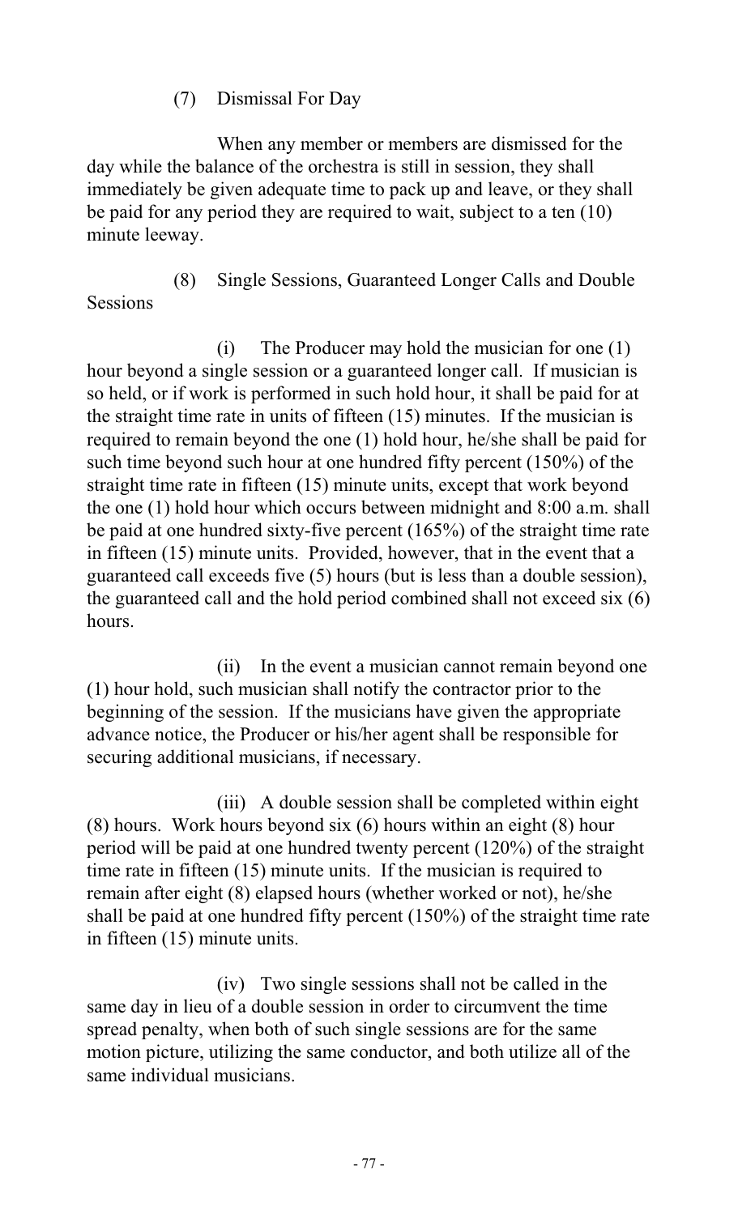(7) Dismissal For Day

When any member or members are dismissed for the day while the balance of the orchestra is still in session, they shall immediately be given adequate time to pack up and leave, or they shall be paid for any period they are required to wait, subject to a ten (10) minute leeway.

(8) Single Sessions, Guaranteed Longer Calls and Double Sessions

(i) The Producer may hold the musician for one (1) hour beyond a single session or a guaranteed longer call. If musician is so held, or if work is performed in such hold hour, it shall be paid for at the straight time rate in units of fifteen (15) minutes. If the musician is required to remain beyond the one (1) hold hour, he/she shall be paid for such time beyond such hour at one hundred fifty percent (150%) of the straight time rate in fifteen (15) minute units, except that work beyond the one (1) hold hour which occurs between midnight and 8:00 a.m. shall be paid at one hundred sixty-five percent (165%) of the straight time rate in fifteen (15) minute units. Provided, however, that in the event that a guaranteed call exceeds five (5) hours (but is less than a double session), the guaranteed call and the hold period combined shall not exceed six (6) hours.

(ii) In the event a musician cannot remain beyond one (1) hour hold, such musician shall notify the contractor prior to the beginning of the session. If the musicians have given the appropriate advance notice, the Producer or his/her agent shall be responsible for securing additional musicians, if necessary.

(iii) A double session shall be completed within eight (8) hours. Work hours beyond six (6) hours within an eight (8) hour period will be paid at one hundred twenty percent (120%) of the straight time rate in fifteen (15) minute units. If the musician is required to remain after eight (8) elapsed hours (whether worked or not), he/she shall be paid at one hundred fifty percent (150%) of the straight time rate in fifteen (15) minute units.

(iv) Two single sessions shall not be called in the same day in lieu of a double session in order to circumvent the time spread penalty, when both of such single sessions are for the same motion picture, utilizing the same conductor, and both utilize all of the same individual musicians.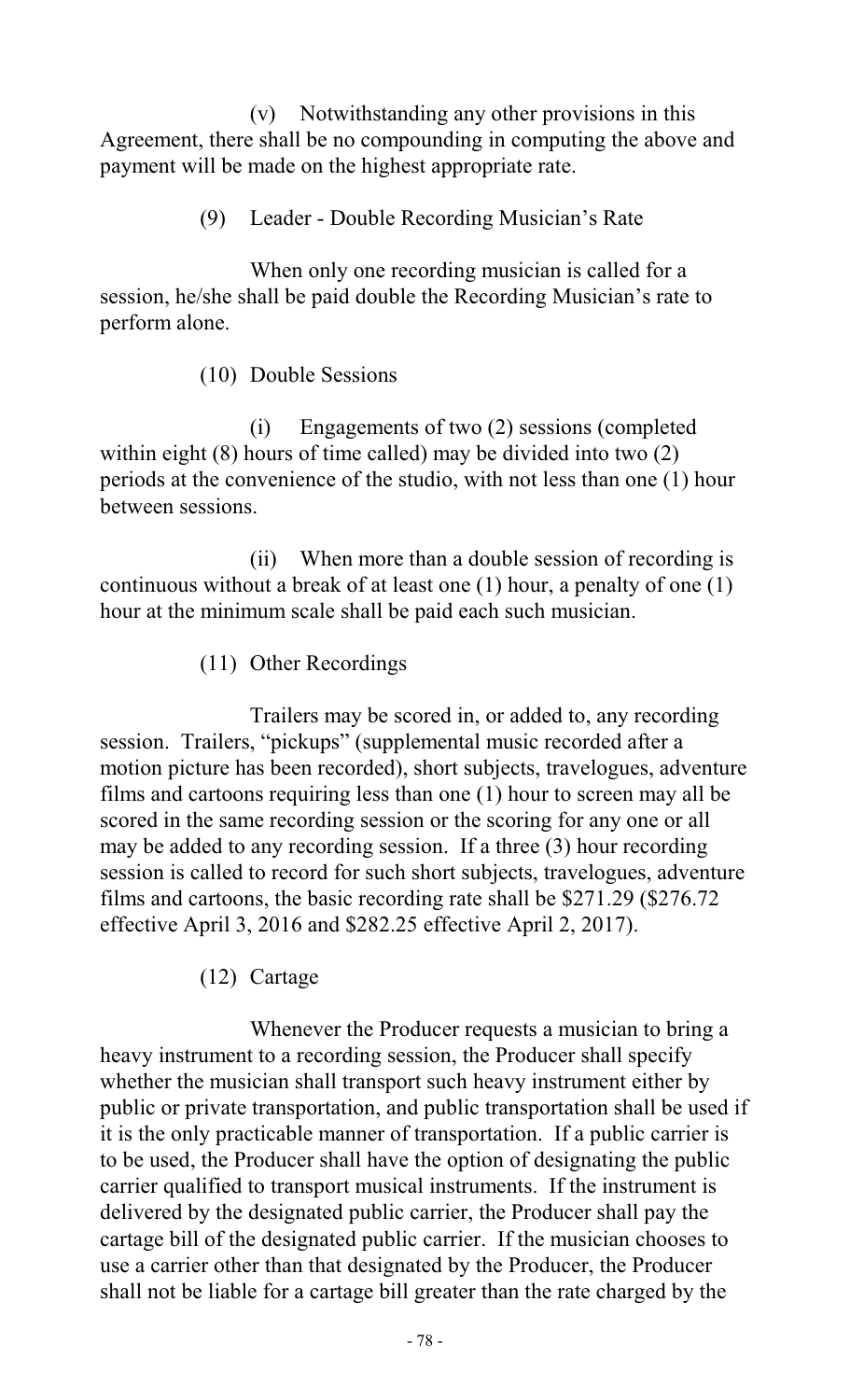(v) Notwithstanding any other provisions in this Agreement, there shall be no compounding in computing the above and payment will be made on the highest appropriate rate.

(9) Leader - Double Recording Musician's Rate

When only one recording musician is called for a session, he/she shall be paid double the Recording Musician's rate to perform alone.

(10) Double Sessions

(i) Engagements of two (2) sessions (completed within eight (8) hours of time called) may be divided into two (2) periods at the convenience of the studio, with not less than one (1) hour between sessions.

(ii) When more than a double session of recording is continuous without a break of at least one (1) hour, a penalty of one (1) hour at the minimum scale shall be paid each such musician.

(11) Other Recordings

Trailers may be scored in, or added to, any recording session. Trailers, "pickups" (supplemental music recorded after a motion picture has been recorded), short subjects, travelogues, adventure films and cartoons requiring less than one (1) hour to screen may all be scored in the same recording session or the scoring for any one or all may be added to any recording session. If a three (3) hour recording session is called to record for such short subjects, travelogues, adventure films and cartoons, the basic recording rate shall be $271.29 ($276.72 effective April 3, 2016 and $282.25 effective April 2, 2017).

(12) Cartage

Whenever the Producer requests a musician to bring a heavy instrument to a recording session, the Producer shall specify whether the musician shall transport such heavy instrument either by public or private transportation, and public transportation shall be used if it is the only practicable manner of transportation. If a public carrier is to be used, the Producer shall have the option of designating the public carrier qualified to transport musical instruments. If the instrument is delivered by the designated public carrier, the Producer shall pay the cartage bill of the designated public carrier. If the musician chooses to use a carrier other than that designated by the Producer, the Producer shall not be liable for a cartage bill greater than the rate charged by the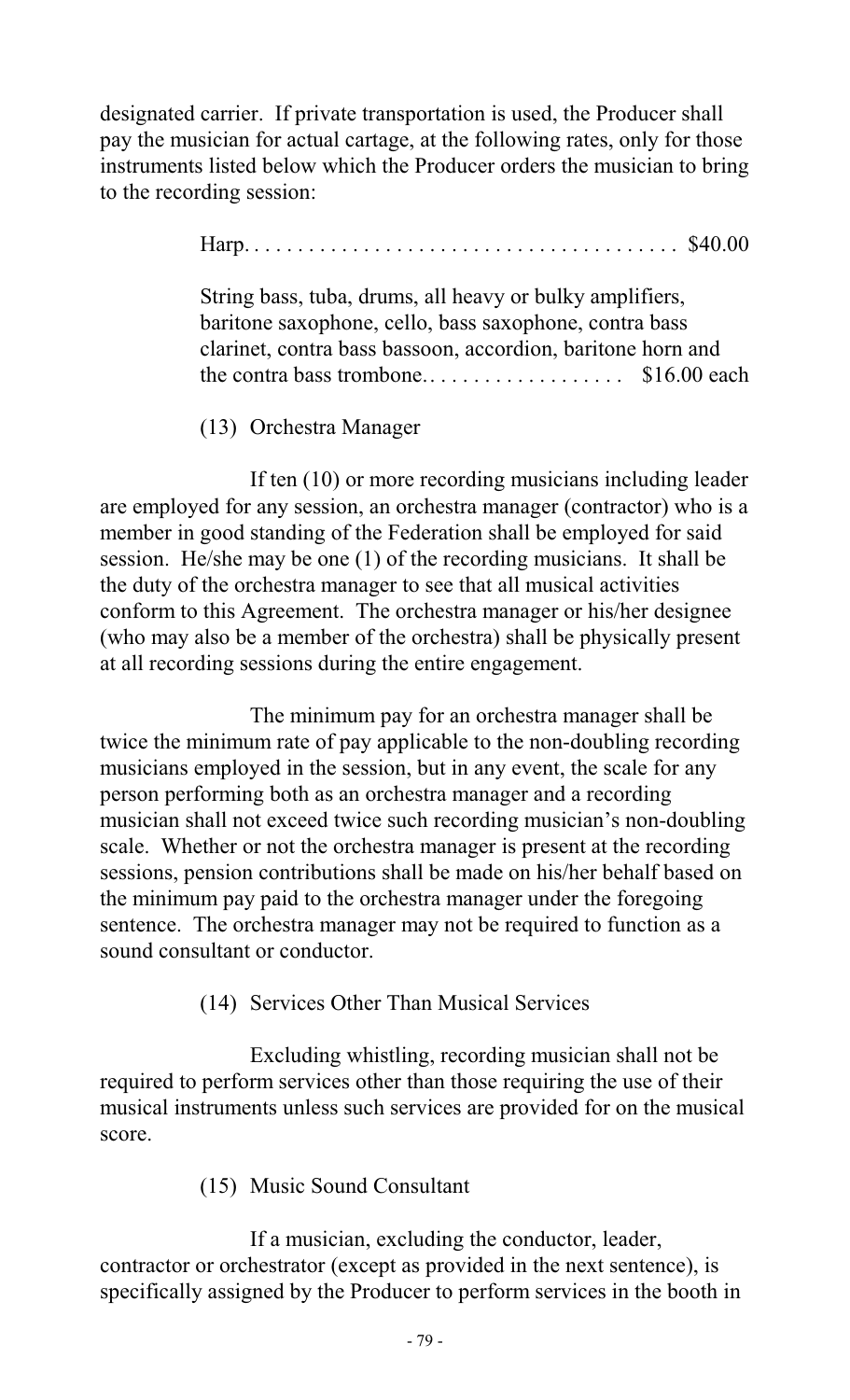designated carrier. If private transportation is used, the Producer shall pay the musician for actual cartage, at the following rates, only for those instruments listed below which the Producer orders the musician to bring to the recording session:

Harp. . . . . . . . . . . . . . . . . . . . . . . . . . . . . . . . . . . . . . . . $40.00

String bass, tuba, drums, all heavy or bulky amplifiers, baritone saxophone, cello, bass saxophone, contra bass clarinet, contra bass bassoon, accordion, baritone horn and the contra bass trombone. . . . . . . . . . . . . . . . . . . $16.00 each

(13) Orchestra Manager

If ten (10) or more recording musicians including leader are employed for any session, an orchestra manager (contractor) who is a member in good standing of the Federation shall be employed for said session. He/she may be one (1) of the recording musicians. It shall be the duty of the orchestra manager to see that all musical activities conform to this Agreement. The orchestra manager or his/her designee (who may also be a member of the orchestra) shall be physically present at all recording sessions during the entire engagement.

The minimum pay for an orchestra manager shall be twice the minimum rate of pay applicable to the non-doubling recording musicians employed in the session, but in any event, the scale for any person performing both as an orchestra manager and a recording musician shall not exceed twice such recording musician's non-doubling scale. Whether or not the orchestra manager is present at the recording sessions, pension contributions shall be made on his/her behalf based on the minimum pay paid to the orchestra manager under the foregoing sentence. The orchestra manager may not be required to function as a sound consultant or conductor.

(14) Services Other Than Musical Services

Excluding whistling, recording musician shall not be required to perform services other than those requiring the use of their musical instruments unless such services are provided for on the musical score.

(15) Music Sound Consultant

If a musician, excluding the conductor, leader, contractor or orchestrator (except as provided in the next sentence), is specifically assigned by the Producer to perform services in the booth in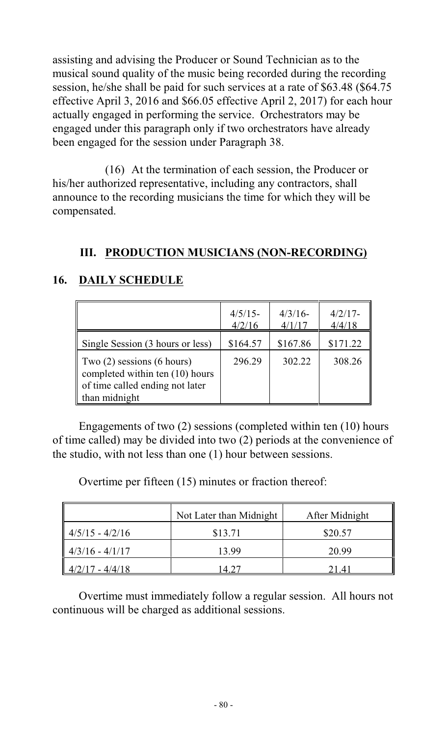assisting and advising the Producer or Sound Technician as to the musical sound quality of the music being recorded during the recording session, he/she shall be paid for such services at a rate of $63.48 ($64.75 effective April 3, 2016 and $66.05 effective April 2, 2017) for each hour actually engaged in performing the service. Orchestrators may be engaged under this paragraph only if two orchestrators have already been engaged for the session under Paragraph 38.

(16) At the termination of each session, the Producer or his/her authorized representative, including any contractors, shall announce to the recording musicians the time for which they will be compensated.

## III. PRODUCTION MUSICIANS (NON-RECORDING)

## 16. DAILY SCHEDULE

| | 4/5/15-4/2/16 | 4/3/16-4/1/17 | 4/2/17-4/4/18 |
|---|---|---|---|
| Single Session (3 hours or less) | $164.57 | $167.86 | $171.22 |
| Two (2) sessions (6 hours) completed within ten (10) hours of time called ending not later than midnight | 296.29 | 302.22 | 308.26 |

Engagements of two (2) sessions (completed within ten (10) hours of time called) may be divided into two (2) periods at the convenience of the studio, with not less than one (1) hour between sessions.

Overtime per fifteen (15) minutes or fraction thereof:

| | Not Later than Midnight | After Midnight |
|---|---|---|
| 4/5/15 - 4/2/16 | $13.71 | $20.57 |
| 4/3/16 - 4/1/17 | 13.99 | 20.99 |
| 4/2/17 - 4/4/18 | 14.27 | 21.41 |

Overtime must immediately follow a regular session. All hours not continuous will be charged as additional sessions.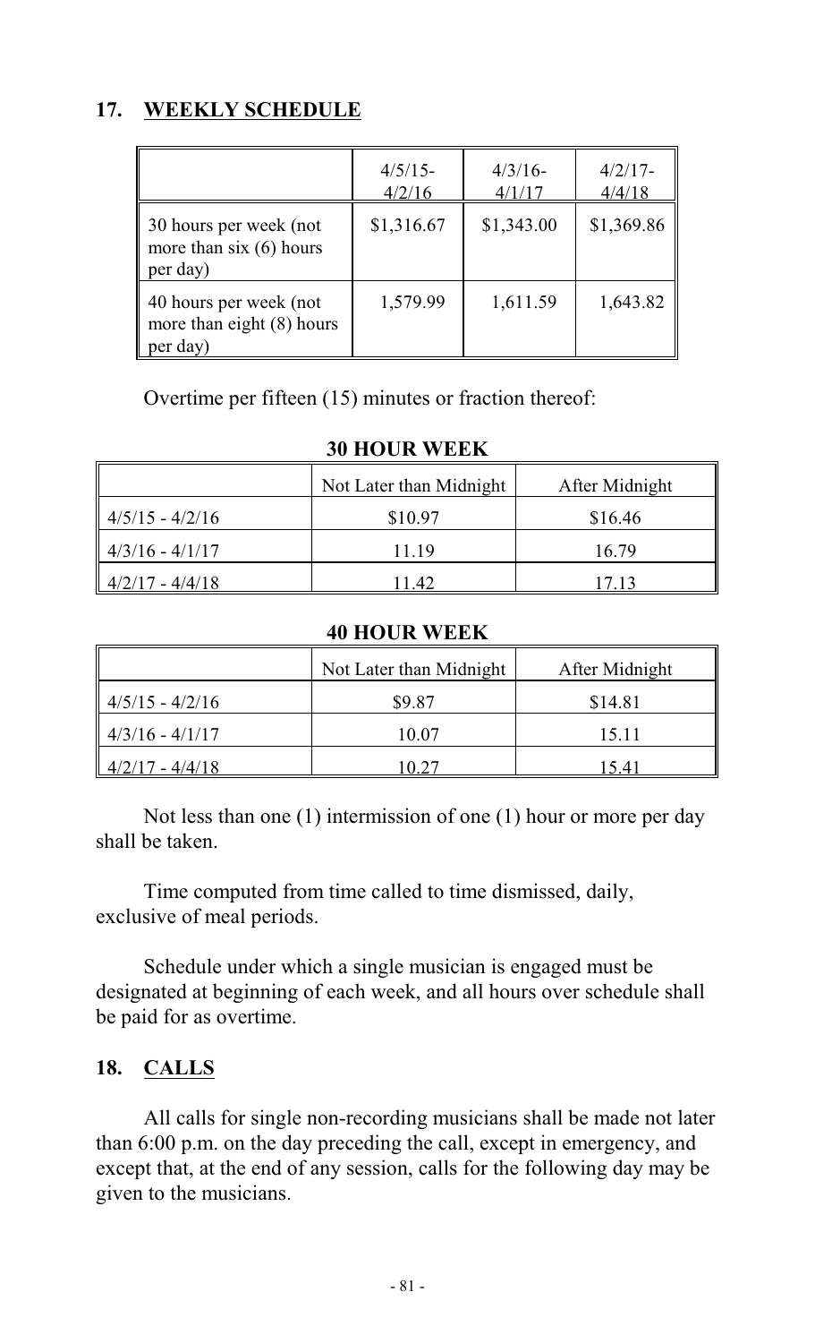## 17. WEEKLY SCHEDULE

| | 4/5/15-4/2/16 | 4/3/16-4/1/17 | 4/2/17-4/4/18 |
|---|---|---|---|
| 30 hours per week (not more than six (6) hours per day) | $1,316.67 | $1,343.00 | $1,369.86 |
| 40 hours per week (not more than eight (8) hours per day) | 1,579.99 | 1,611.59 | 1,643.82 |

Overtime per fifteen (15) minutes or fraction thereof:

**30 HOUR WEEK**

| | Not Later than Midnight | After Midnight |
|---|---|---|
| 4/5/15 - 4/2/16 | $10.97 | $16.46 |
| 4/3/16 - 4/1/17 | 11.19 | 16.79 |
| 4/2/17 - 4/4/18 | 11.42 | 17.13 |

**40 HOUR WEEK**

| | Not Later than Midnight | After Midnight |
|---|---|---|
| 4/5/15 - 4/2/16 | $9.87 | $14.81 |
| 4/3/16 - 4/1/17 | 10.07 | 15.11 |
| 4/2/17 - 4/4/18 | 10.27 | 15.41 |

Not less than one (1) intermission of one (1) hour or more per day shall be taken.

Time computed from time called to time dismissed, daily, exclusive of meal periods.

Schedule under which a single musician is engaged must be designated at beginning of each week, and all hours over schedule shall be paid for as overtime.

## 18. CALLS

All calls for single non-recording musicians shall be made not later than 6:00 p.m. on the day preceding the call, except in emergency, and except that, at the end of any session, calls for the following day may be given to the musicians.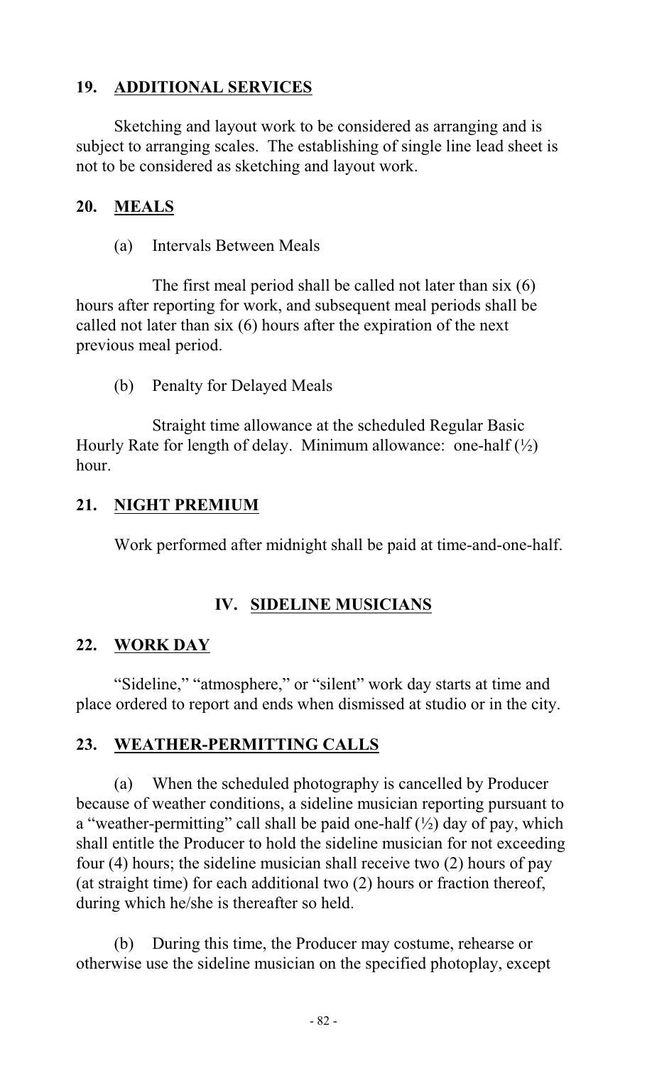## 19. ADDITIONAL SERVICES

Sketching and layout work to be considered as arranging and is subject to arranging scales. The establishing of single line lead sheet is not to be considered as sketching and layout work.

## 20. MEALS

(a) Intervals Between Meals

The first meal period shall be called not later than six (6) hours after reporting for work, and subsequent meal periods shall be called not later than six (6) hours after the expiration of the next previous meal period.

(b) Penalty for Delayed Meals

Straight time allowance at the scheduled Regular Basic Hourly Rate for length of delay. Minimum allowance: one-half (½) hour.

## 21. NIGHT PREMIUM

Work performed after midnight shall be paid at time-and-one-half.

# IV. SIDELINE MUSICIANS

## 22. WORK DAY

"Sideline," "atmosphere," or "silent" work day starts at time and place ordered to report and ends when dismissed at studio or in the city.

## 23. WEATHER-PERMITTING CALLS

(a) When the scheduled photography is cancelled by Producer because of weather conditions, a sideline musician reporting pursuant to a "weather-permitting" call shall be paid one-half (½) day of pay, which shall entitle the Producer to hold the sideline musician for not exceeding four (4) hours; the sideline musician shall receive two (2) hours of pay (at straight time) for each additional two (2) hours or fraction thereof, during which he/she is thereafter so held.

(b) During this time, the Producer may costume, rehearse or otherwise use the sideline musician on the specified photoplay, except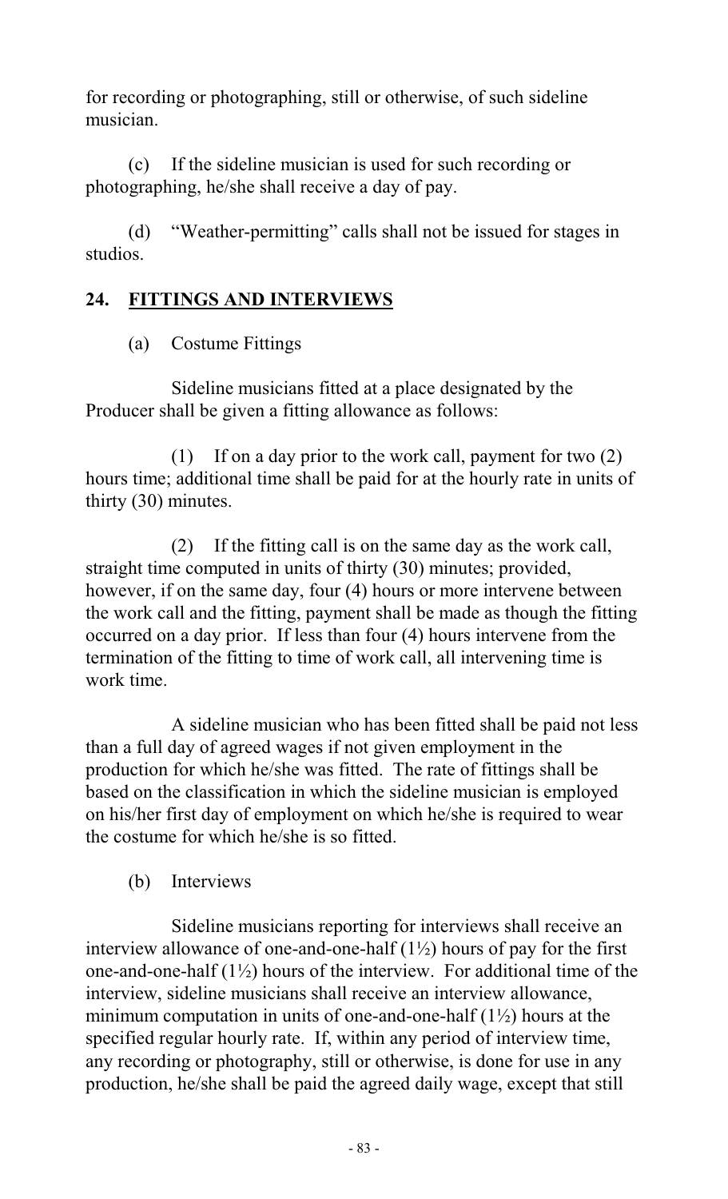for recording or photographing, still or otherwise, of such sideline musician.

(c) If the sideline musician is used for such recording or photographing, he/she shall receive a day of pay.

(d) "Weather-permitting" calls shall not be issued for stages in studios.

## 24. FITTINGS AND INTERVIEWS

(a) Costume Fittings

Sideline musicians fitted at a place designated by the Producer shall be given a fitting allowance as follows:

(1) If on a day prior to the work call, payment for two (2) hours time; additional time shall be paid for at the hourly rate in units of thirty (30) minutes.

(2) If the fitting call is on the same day as the work call, straight time computed in units of thirty (30) minutes; provided, however, if on the same day, four (4) hours or more intervene between the work call and the fitting, payment shall be made as though the fitting occurred on a day prior. If less than four (4) hours intervene from the termination of the fitting to time of work call, all intervening time is work time.

A sideline musician who has been fitted shall be paid not less than a full day of agreed wages if not given employment in the production for which he/she was fitted. The rate of fittings shall be based on the classification in which the sideline musician is employed on his/her first day of employment on which he/she is required to wear the costume for which he/she is so fitted.

(b) Interviews

Sideline musicians reporting for interviews shall receive an interview allowance of one-and-one-half (1½) hours of pay for the first one-and-one-half (1½) hours of the interview. For additional time of the interview, sideline musicians shall receive an interview allowance, minimum computation in units of one-and-one-half (1½) hours at the specified regular hourly rate. If, within any period of interview time, any recording or photography, still or otherwise, is done for use in any production, he/she shall be paid the agreed daily wage, except that still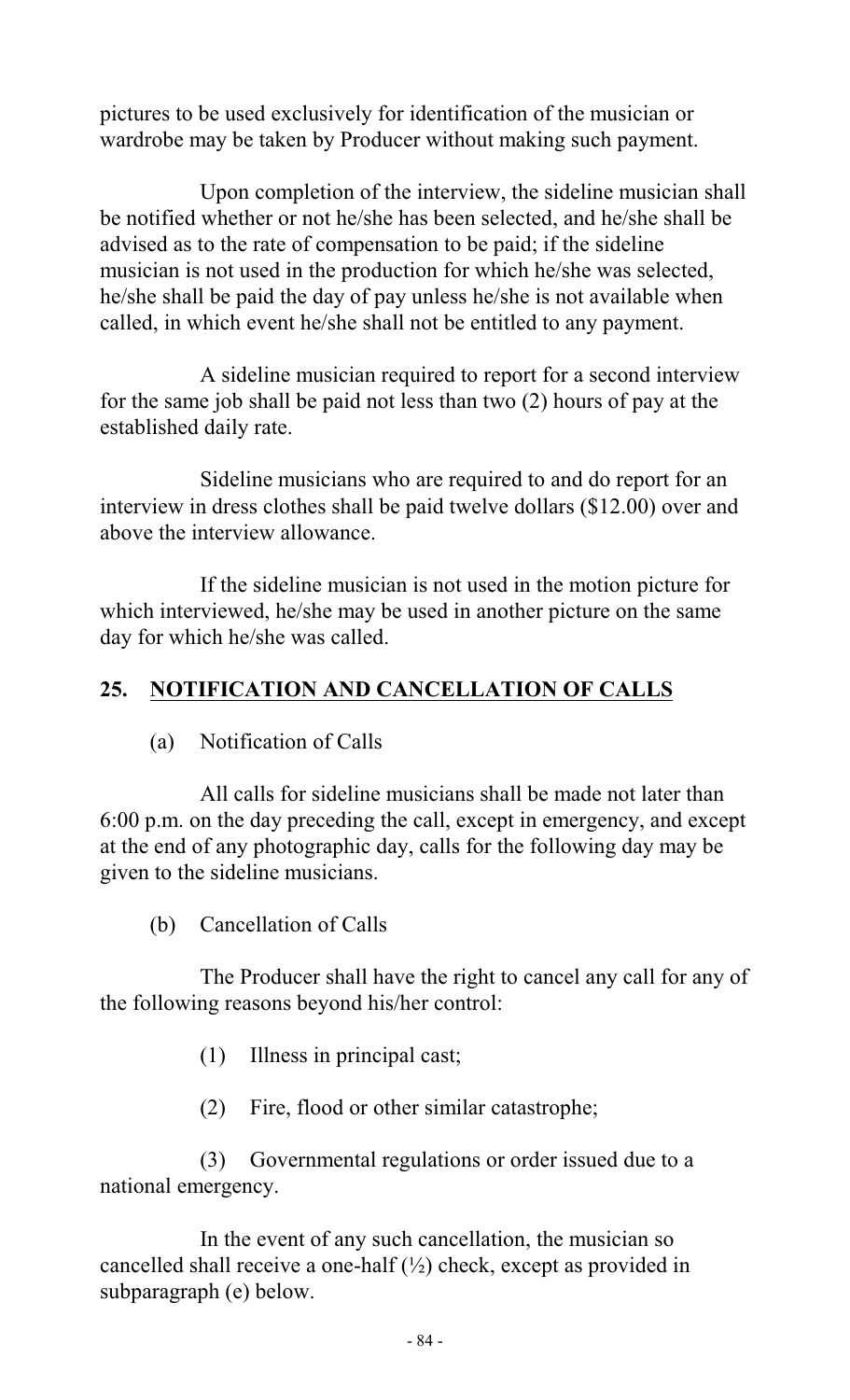pictures to be used exclusively for identification of the musician or wardrobe may be taken by Producer without making such payment.

Upon completion of the interview, the sideline musician shall be notified whether or not he/she has been selected, and he/she shall be advised as to the rate of compensation to be paid; if the sideline musician is not used in the production for which he/she was selected, he/she shall be paid the day of pay unless he/she is not available when called, in which event he/she shall not be entitled to any payment.

A sideline musician required to report for a second interview for the same job shall be paid not less than two (2) hours of pay at the established daily rate.

Sideline musicians who are required to and do report for an interview in dress clothes shall be paid twelve dollars ($12.00) over and above the interview allowance.

If the sideline musician is not used in the motion picture for which interviewed, he/she may be used in another picture on the same day for which he/she was called.

## 25. NOTIFICATION AND CANCELLATION OF CALLS

(a) Notification of Calls

All calls for sideline musicians shall be made not later than 6:00 p.m. on the day preceding the call, except in emergency, and except at the end of any photographic day, calls for the following day may be given to the sideline musicians.

(b) Cancellation of Calls

The Producer shall have the right to cancel any call for any of the following reasons beyond his/her control:

(1) Illness in principal cast;

(2) Fire, flood or other similar catastrophe;

(3) Governmental regulations or order issued due to a national emergency.

In the event of any such cancellation, the musician so cancelled shall receive a one-half (½) check, except as provided in subparagraph (e) below.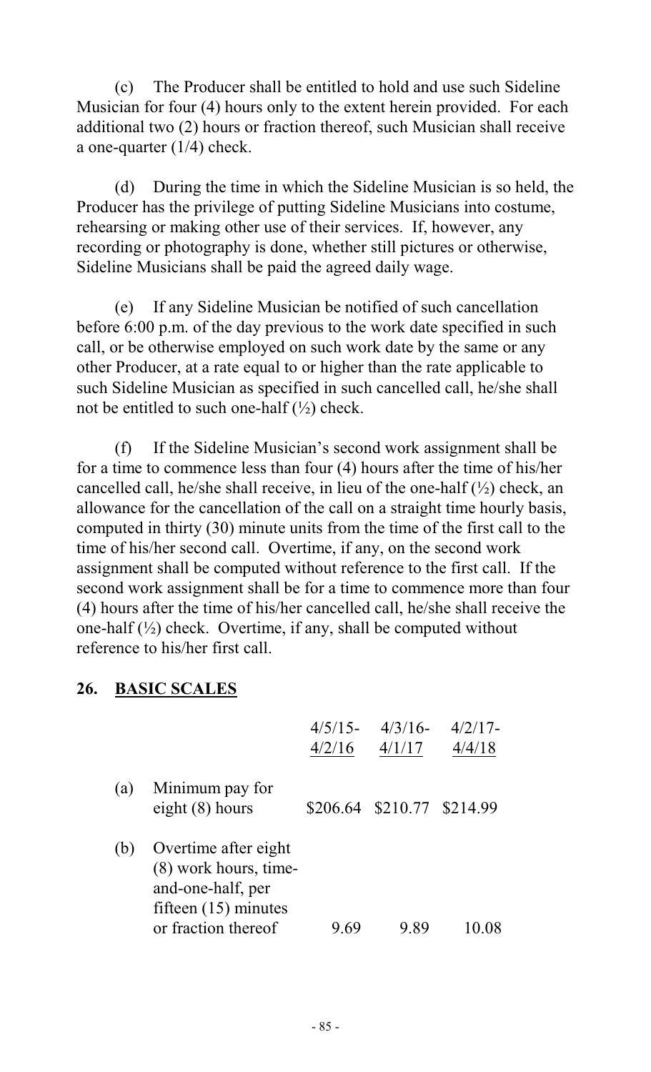(c) The Producer shall be entitled to hold and use such Sideline Musician for four (4) hours only to the extent herein provided. For each additional two (2) hours or fraction thereof, such Musician shall receive a one-quarter (1/4) check.

(d) During the time in which the Sideline Musician is so held, the Producer has the privilege of putting Sideline Musicians into costume, rehearsing or making other use of their services. If, however, any recording or photography is done, whether still pictures or otherwise, Sideline Musicians shall be paid the agreed daily wage.

(e) If any Sideline Musician be notified of such cancellation before 6:00 p.m. of the day previous to the work date specified in such call, or be otherwise employed on such work date by the same or any other Producer, at a rate equal to or higher than the rate applicable to such Sideline Musician as specified in such cancelled call, he/she shall not be entitled to such one-half (½) check.

(f) If the Sideline Musician's second work assignment shall be for a time to commence less than four (4) hours after the time of his/her cancelled call, he/she shall receive, in lieu of the one-half (½) check, an allowance for the cancellation of the call on a straight time hourly basis, computed in thirty (30) minute units from the time of the first call to the time of his/her second call. Overtime, if any, on the second work assignment shall be computed without reference to the first call. If the second work assignment shall be for a time to commence more than four (4) hours after the time of his/her cancelled call, he/she shall receive the one-half (½) check. Overtime, if any, shall be computed without reference to his/her first call.

## 26. BASIC SCALES

| | | 4/5/15-4/2/16 | 4/3/16-4/1/17 | 4/2/17-4/4/18 |
|---|---|---|---|---|
| (a) | Minimum pay for eight (8) hours | $206.64 | $210.77 | $214.99 |
| (b) | Overtime after eight (8) work hours, time-and-one-half, per fifteen (15) minutes or fraction thereof | 9.69 | 9.89 | 10.08 |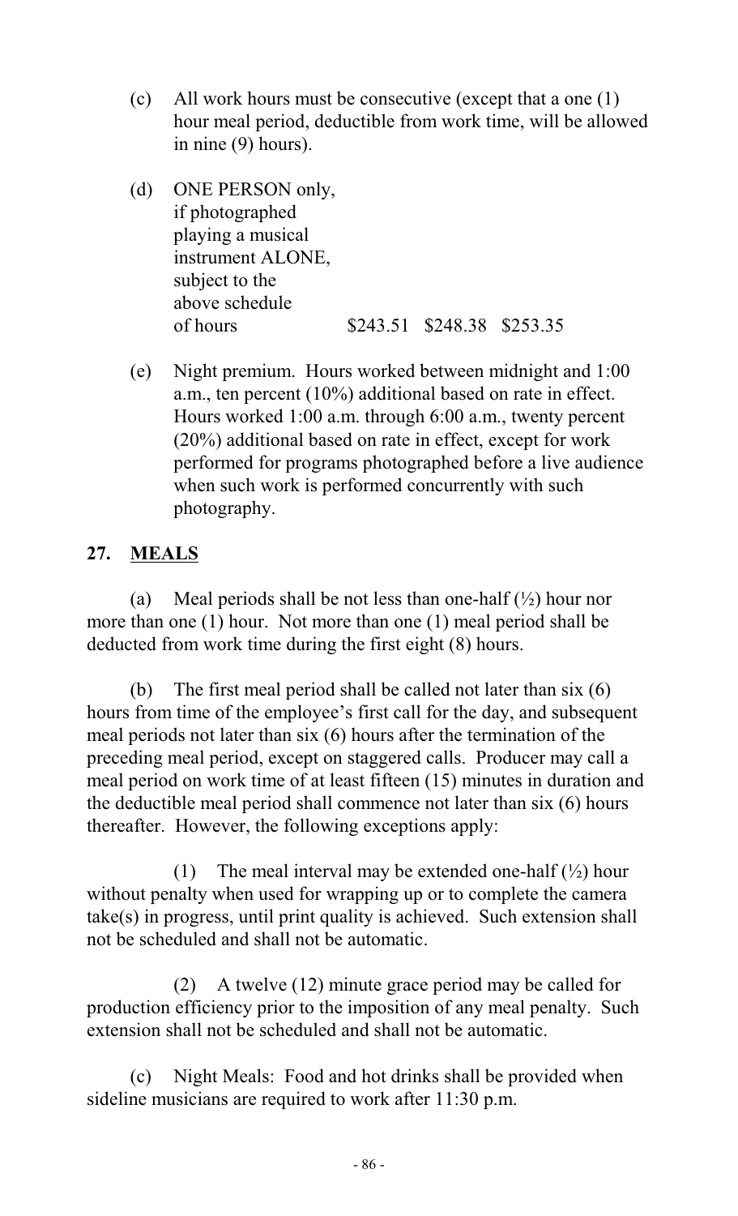(c) All work hours must be consecutive (except that a one (1) hour meal period, deductible from work time, will be allowed in nine (9) hours).

(d) ONE PERSON only, if photographed playing a musical instrument ALONE, subject to the above schedule of hours $243.51 $248.38 $253.35

(e) Night premium. Hours worked between midnight and 1:00 a.m., ten percent (10%) additional based on rate in effect. Hours worked 1:00 a.m. through 6:00 a.m., twenty percent (20%) additional based on rate in effect, except for work performed for programs photographed before a live audience when such work is performed concurrently with such photography.

## 27. MEALS

(a) Meal periods shall be not less than one-half (½) hour nor more than one (1) hour. Not more than one (1) meal period shall be deducted from work time during the first eight (8) hours.

(b) The first meal period shall be called not later than six (6) hours from time of the employee's first call for the day, and subsequent meal periods not later than six (6) hours after the termination of the preceding meal period, except on staggered calls. Producer may call a meal period on work time of at least fifteen (15) minutes in duration and the deductible meal period shall commence not later than six (6) hours thereafter. However, the following exceptions apply:

(1) The meal interval may be extended one-half (½) hour without penalty when used for wrapping up or to complete the camera take(s) in progress, until print quality is achieved. Such extension shall not be scheduled and shall not be automatic.

(2) A twelve (12) minute grace period may be called for production efficiency prior to the imposition of any meal penalty. Such extension shall not be scheduled and shall not be automatic.

(c) Night Meals: Food and hot drinks shall be provided when sideline musicians are required to work after 11:30 p.m.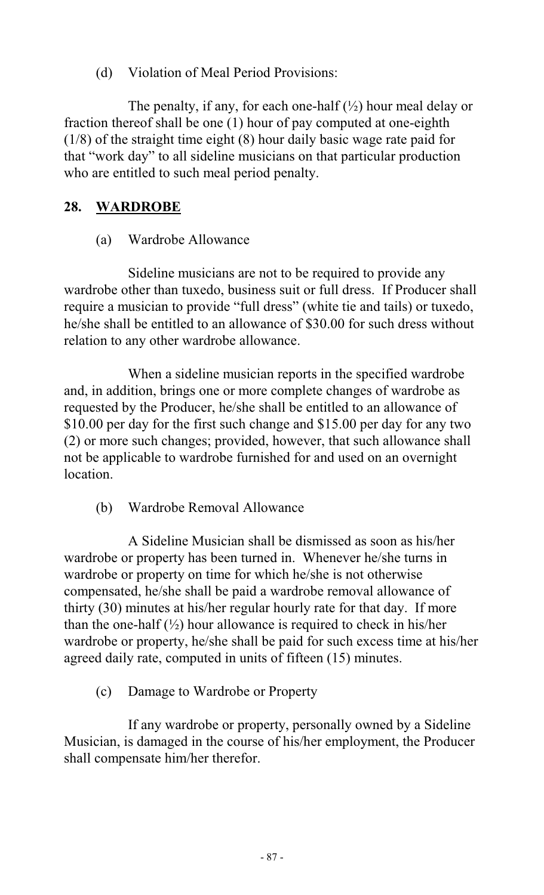(d) Violation of Meal Period Provisions:

The penalty, if any, for each one-half (½) hour meal delay or fraction thereof shall be one (1) hour of pay computed at one-eighth (1/8) of the straight time eight (8) hour daily basic wage rate paid for that "work day" to all sideline musicians on that particular production who are entitled to such meal period penalty.

## 28. WARDROBE

(a) Wardrobe Allowance

Sideline musicians are not to be required to provide any wardrobe other than tuxedo, business suit or full dress. If Producer shall require a musician to provide "full dress" (white tie and tails) or tuxedo, he/she shall be entitled to an allowance of $30.00 for such dress without relation to any other wardrobe allowance.

When a sideline musician reports in the specified wardrobe and, in addition, brings one or more complete changes of wardrobe as requested by the Producer, he/she shall be entitled to an allowance of $10.00 per day for the first such change and $15.00 per day for any two (2) or more such changes; provided, however, that such allowance shall not be applicable to wardrobe furnished for and used on an overnight location.

(b) Wardrobe Removal Allowance

A Sideline Musician shall be dismissed as soon as his/her wardrobe or property has been turned in. Whenever he/she turns in wardrobe or property on time for which he/she is not otherwise compensated, he/she shall be paid a wardrobe removal allowance of thirty (30) minutes at his/her regular hourly rate for that day. If more than the one-half (½) hour allowance is required to check in his/her wardrobe or property, he/she shall be paid for such excess time at his/her agreed daily rate, computed in units of fifteen (15) minutes.

(c) Damage to Wardrobe or Property

If any wardrobe or property, personally owned by a Sideline Musician, is damaged in the course of his/her employment, the Producer shall compensate him/her therefor.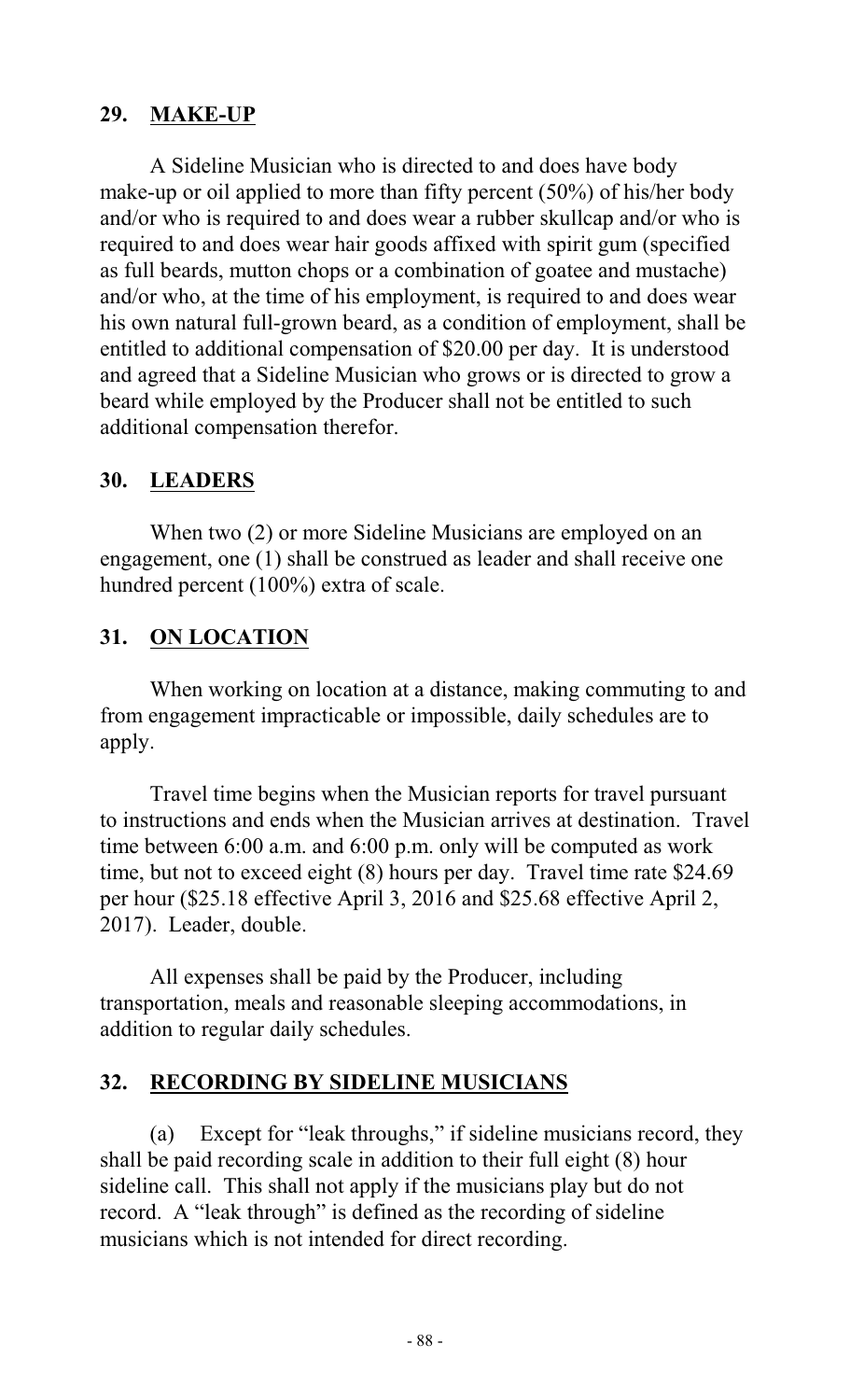## 29. MAKE-UP

A Sideline Musician who is directed to and does have body make-up or oil applied to more than fifty percent (50%) of his/her body and/or who is required to and does wear a rubber skullcap and/or who is required to and does wear hair goods affixed with spirit gum (specified as full beards, mutton chops or a combination of goatee and mustache) and/or who, at the time of his employment, is required to and does wear his own natural full-grown beard, as a condition of employment, shall be entitled to additional compensation of $20.00 per day. It is understood and agreed that a Sideline Musician who grows or is directed to grow a beard while employed by the Producer shall not be entitled to such additional compensation therefor.

## 30. LEADERS

When two (2) or more Sideline Musicians are employed on an engagement, one (1) shall be construed as leader and shall receive one hundred percent (100%) extra of scale.

## 31. ON LOCATION

When working on location at a distance, making commuting to and from engagement impracticable or impossible, daily schedules are to apply.

Travel time begins when the Musician reports for travel pursuant to instructions and ends when the Musician arrives at destination. Travel time between 6:00 a.m. and 6:00 p.m. only will be computed as work time, but not to exceed eight (8) hours per day. Travel time rate $24.69 per hour ($25.18 effective April 3, 2016 and $25.68 effective April 2, 2017). Leader, double.

All expenses shall be paid by the Producer, including transportation, meals and reasonable sleeping accommodations, in addition to regular daily schedules.

## 32. RECORDING BY SIDELINE MUSICIANS

(a) Except for "leak throughs," if sideline musicians record, they shall be paid recording scale in addition to their full eight (8) hour sideline call. This shall not apply if the musicians play but do not record. A "leak through" is defined as the recording of sideline musicians which is not intended for direct recording.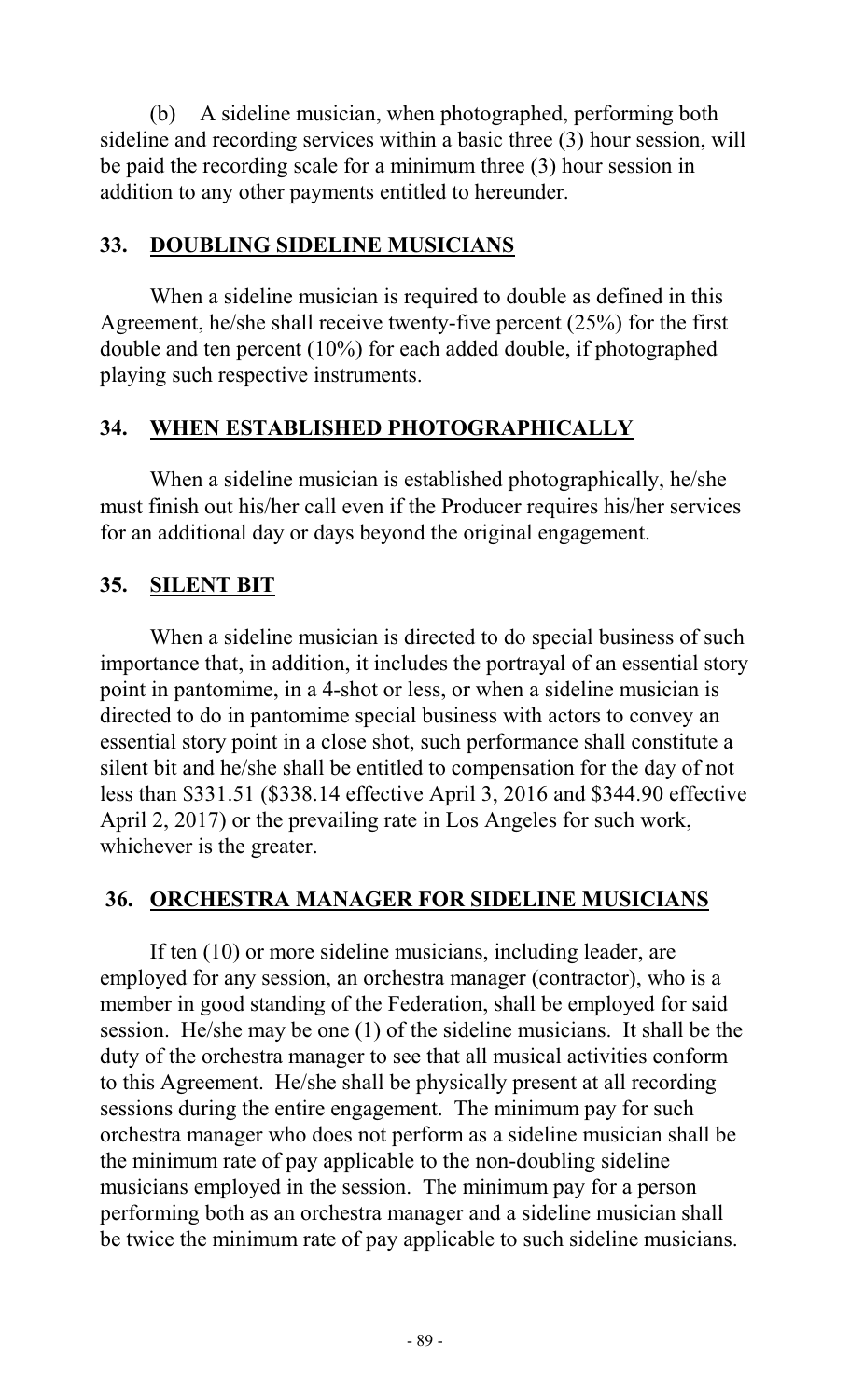(b) A sideline musician, when photographed, performing both sideline and recording services within a basic three (3) hour session, will be paid the recording scale for a minimum three (3) hour session in addition to any other payments entitled to hereunder.

## 33. DOUBLING SIDELINE MUSICIANS

When a sideline musician is required to double as defined in this Agreement, he/she shall receive twenty-five percent (25%) for the first double and ten percent (10%) for each added double, if photographed playing such respective instruments.

## 34. WHEN ESTABLISHED PHOTOGRAPHICALLY

When a sideline musician is established photographically, he/she must finish out his/her call even if the Producer requires his/her services for an additional day or days beyond the original engagement.

## 35. SILENT BIT

When a sideline musician is directed to do special business of such importance that, in addition, it includes the portrayal of an essential story point in pantomime, in a 4-shot or less, or when a sideline musician is directed to do in pantomime special business with actors to convey an essential story point in a close shot, such performance shall constitute a silent bit and he/she shall be entitled to compensation for the day of not less than $331.51 ($338.14 effective April 3, 2016 and $344.90 effective April 2, 2017) or the prevailing rate in Los Angeles for such work, whichever is the greater.

## 36. ORCHESTRA MANAGER FOR SIDELINE MUSICIANS

If ten (10) or more sideline musicians, including leader, are employed for any session, an orchestra manager (contractor), who is a member in good standing of the Federation, shall be employed for said session. He/she may be one (1) of the sideline musicians. It shall be the duty of the orchestra manager to see that all musical activities conform to this Agreement. He/she shall be physically present at all recording sessions during the entire engagement. The minimum pay for such orchestra manager who does not perform as a sideline musician shall be the minimum rate of pay applicable to the non-doubling sideline musicians employed in the session. The minimum pay for a person performing both as an orchestra manager and a sideline musician shall be twice the minimum rate of pay applicable to such sideline musicians.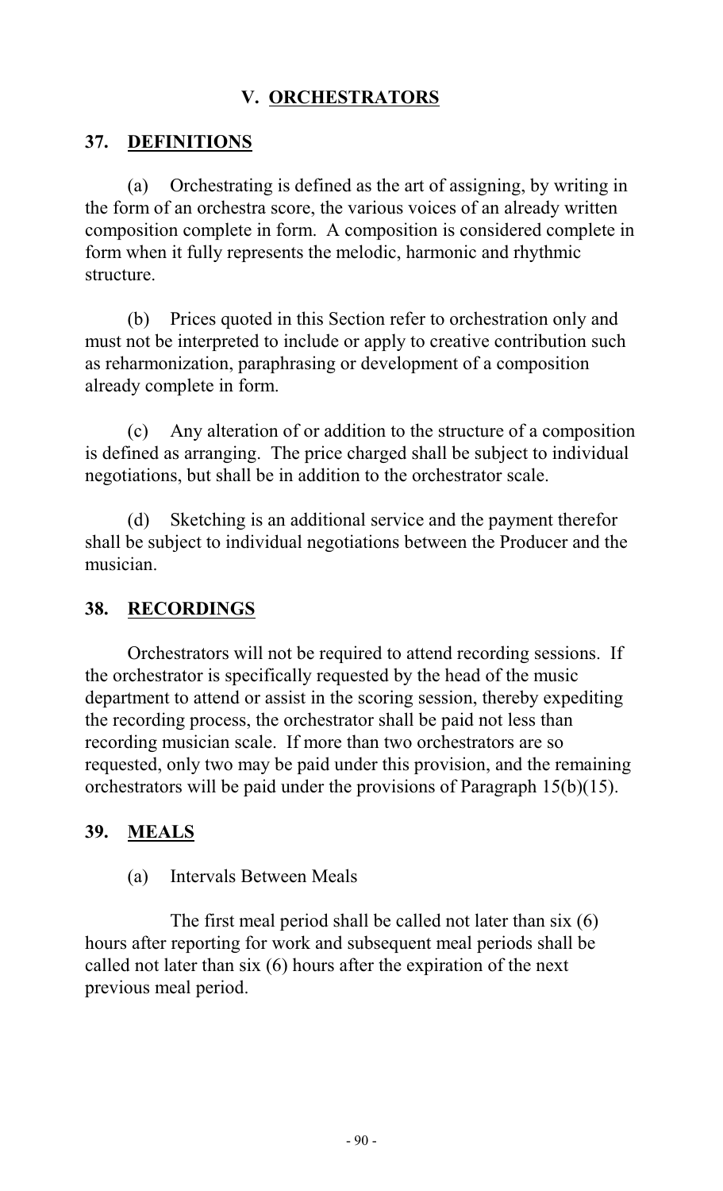# V. ORCHESTRATORS

## 37. DEFINITIONS

(a) Orchestrating is defined as the art of assigning, by writing in the form of an orchestra score, the various voices of an already written composition complete in form. A composition is considered complete in form when it fully represents the melodic, harmonic and rhythmic structure.

(b) Prices quoted in this Section refer to orchestration only and must not be interpreted to include or apply to creative contribution such as reharmonization, paraphrasing or development of a composition already complete in form.

(c) Any alteration of or addition to the structure of a composition is defined as arranging. The price charged shall be subject to individual negotiations, but shall be in addition to the orchestrator scale.

(d) Sketching is an additional service and the payment therefor shall be subject to individual negotiations between the Producer and the musician.

## 38. RECORDINGS

Orchestrators will not be required to attend recording sessions. If the orchestrator is specifically requested by the head of the music department to attend or assist in the scoring session, thereby expediting the recording process, the orchestrator shall be paid not less than recording musician scale. If more than two orchestrators are so requested, only two may be paid under this provision, and the remaining orchestrators will be paid under the provisions of Paragraph 15(b)(15).

## 39. MEALS

(a) Intervals Between Meals

The first meal period shall be called not later than six (6) hours after reporting for work and subsequent meal periods shall be called not later than six (6) hours after the expiration of the next previous meal period.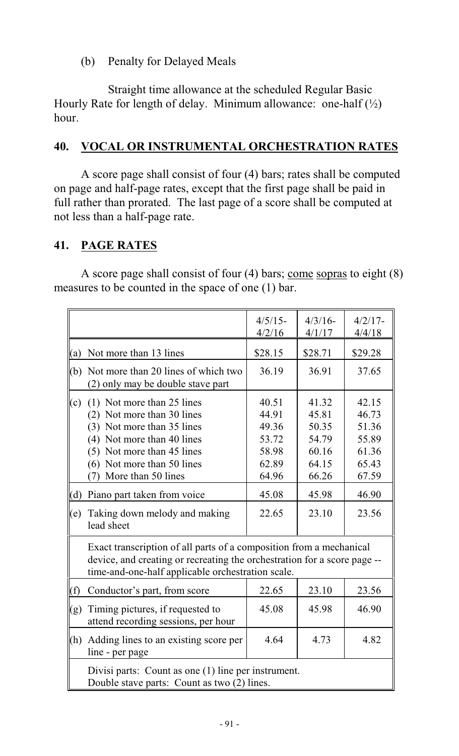(b) Penalty for Delayed Meals

Straight time allowance at the scheduled Regular Basic Hourly Rate for length of delay. Minimum allowance: one-half (½) hour.

## 40. VOCAL OR INSTRUMENTAL ORCHESTRATION RATES

A score page shall consist of four (4) bars; rates shall be computed on page and half-page rates, except that the first page shall be paid in full rather than prorated. The last page of a score shall be computed at not less than a half-page rate.

## 41. PAGE RATES

A score page shall consist of four (4) bars; come sopras to eight (8) measures to be counted in the space of one (1) bar.

| | 4/5/15-4/2/16 | 4/3/16-4/1/17 | 4/2/17-4/4/18 |
|---|---|---|---|
| (a) Not more than 13 lines | $28.15 | $28.71 | $29.28 |
| (b) Not more than 20 lines of which two (2) only may be double stave part | 36.19 | 36.91 | 37.65 |
| (c) (1) Not more than 25 lines | 40.51 | 41.32 | 42.15 |
| (2) Not more than 30 lines | 44.91 | 45.81 | 46.73 |
| (3) Not more than 35 lines | 49.36 | 50.35 | 51.36 |
| (4) Not more than 40 lines | 53.72 | 54.79 | 55.89 |
| (5) Not more than 45 lines | 58.98 | 60.16 | 61.36 |
| (6) Not more than 50 lines | 62.89 | 64.15 | 65.43 |
| (7) More than 50 lines | 64.96 | 66.26 | 67.59 |
| (d) Piano part taken from voice | 45.08 | 45.98 | 46.90 |
| (e) Taking down melody and making lead sheet | 22.65 | 23.10 | 23.56 |
| Exact transcription of all parts of a composition from a mechanical device, and creating or recreating the orchestration for a score page -- time-and-one-half applicable orchestration scale. | | | |
| (f) Conductor's part, from score | 22.65 | 23.10 | 23.56 |
| (g) Timing pictures, if requested to attend recording sessions, per hour | 45.08 | 45.98 | 46.90 |
| (h) Adding lines to an existing score per line - per page | 4.64 | 4.73 | 4.82 |
| Divisi parts: Count as one (1) line per instrument. Double stave parts: Count as two (2) lines. | | | |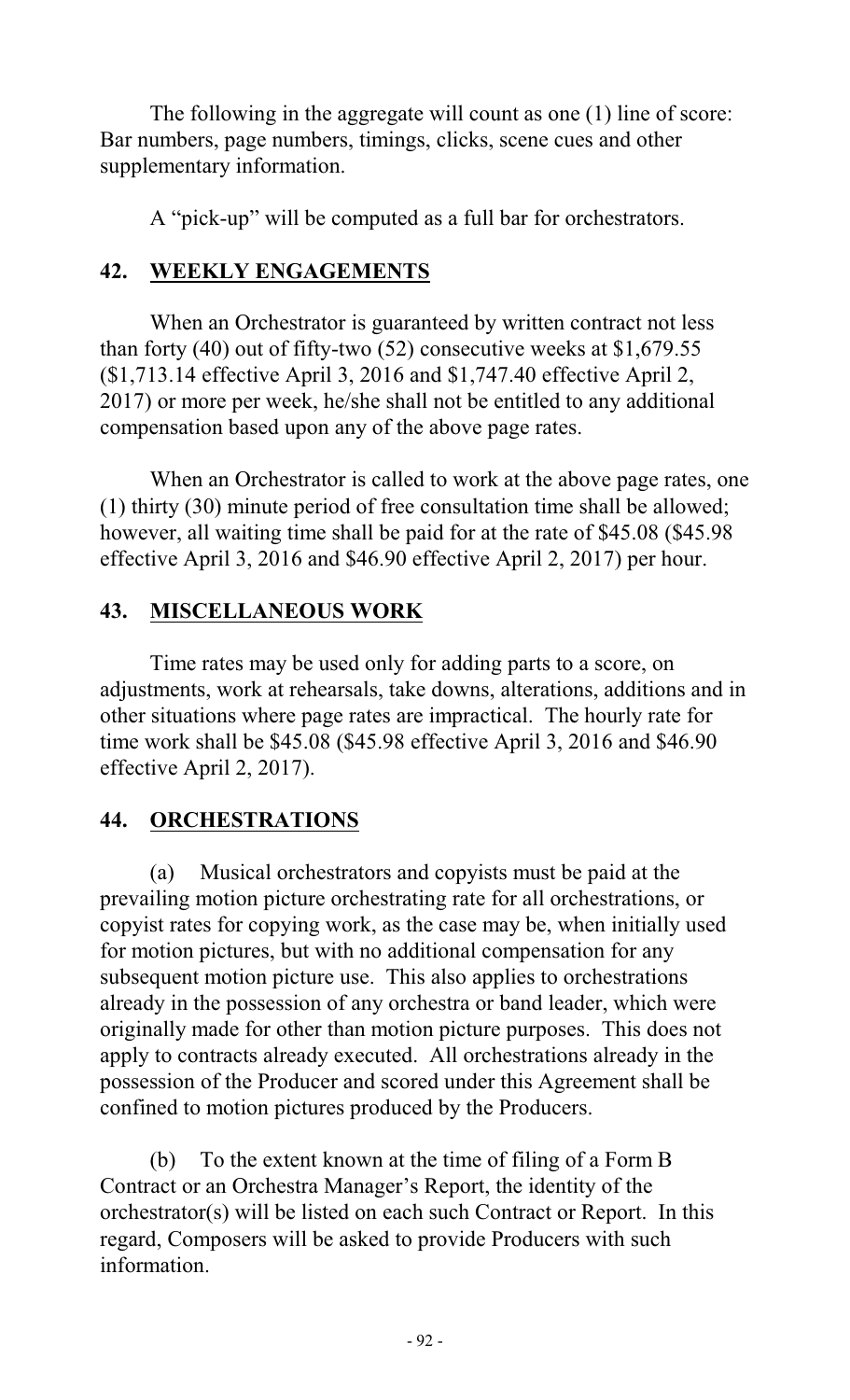The following in the aggregate will count as one (1) line of score: Bar numbers, page numbers, timings, clicks, scene cues and other supplementary information.

A "pick-up" will be computed as a full bar for orchestrators.

## 42. WEEKLY ENGAGEMENTS

When an Orchestrator is guaranteed by written contract not less than forty (40) out of fifty-two (52) consecutive weeks at $1,679.55 ($1,713.14 effective April 3, 2016 and $1,747.40 effective April 2, 2017) or more per week, he/she shall not be entitled to any additional compensation based upon any of the above page rates.

When an Orchestrator is called to work at the above page rates, one (1) thirty (30) minute period of free consultation time shall be allowed; however, all waiting time shall be paid for at the rate of $45.08 ($45.98 effective April 3, 2016 and $46.90 effective April 2, 2017) per hour.

## 43. MISCELLANEOUS WORK

Time rates may be used only for adding parts to a score, on adjustments, work at rehearsals, take downs, alterations, additions and in other situations where page rates are impractical. The hourly rate for time work shall be $45.08 ($45.98 effective April 3, 2016 and $46.90 effective April 2, 2017).

## 44. ORCHESTRATIONS

(a) Musical orchestrators and copyists must be paid at the prevailing motion picture orchestrating rate for all orchestrations, or copyist rates for copying work, as the case may be, when initially used for motion pictures, but with no additional compensation for any subsequent motion picture use. This also applies to orchestrations already in the possession of any orchestra or band leader, which were originally made for other than motion picture purposes. This does not apply to contracts already executed. All orchestrations already in the possession of the Producer and scored under this Agreement shall be confined to motion pictures produced by the Producers.

(b) To the extent known at the time of filing of a Form B Contract or an Orchestra Manager's Report, the identity of the orchestrator(s) will be listed on each such Contract or Report. In this regard, Composers will be asked to provide Producers with such information.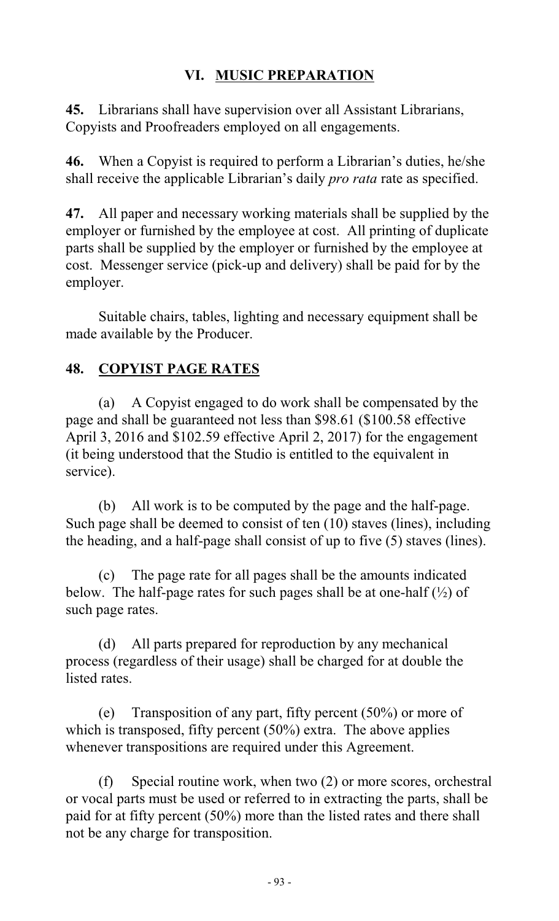## VI. MUSIC PREPARATION

**45.** Librarians shall have supervision over all Assistant Librarians, Copyists and Proofreaders employed on all engagements.

**46.** When a Copyist is required to perform a Librarian's duties, he/she shall receive the applicable Librarian's daily *pro rata* rate as specified.

**47.** All paper and necessary working materials shall be supplied by the employer or furnished by the employee at cost. All printing of duplicate parts shall be supplied by the employer or furnished by the employee at cost. Messenger service (pick-up and delivery) shall be paid for by the employer.

Suitable chairs, tables, lighting and necessary equipment shall be made available by the Producer.

### 48. COPYIST PAGE RATES

(a) A Copyist engaged to do work shall be compensated by the page and shall be guaranteed not less than $98.61 ($100.58 effective April 3, 2016 and $102.59 effective April 2, 2017) for the engagement (it being understood that the Studio is entitled to the equivalent in service).

(b) All work is to be computed by the page and the half-page. Such page shall be deemed to consist of ten (10) staves (lines), including the heading, and a half-page shall consist of up to five (5) staves (lines).

(c) The page rate for all pages shall be the amounts indicated below. The half-page rates for such pages shall be at one-half (½) of such page rates.

(d) All parts prepared for reproduction by any mechanical process (regardless of their usage) shall be charged for at double the listed rates.

(e) Transposition of any part, fifty percent (50%) or more of which is transposed, fifty percent (50%) extra. The above applies whenever transpositions are required under this Agreement.

(f) Special routine work, when two (2) or more scores, orchestral or vocal parts must be used or referred to in extracting the parts, shall be paid for at fifty percent (50%) more than the listed rates and there shall not be any charge for transposition.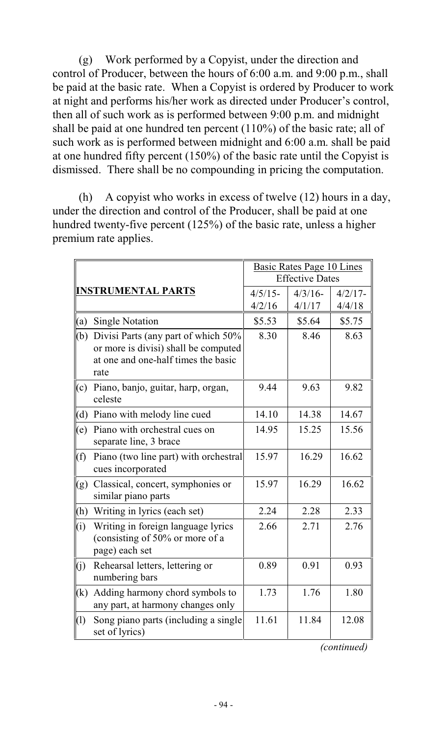(g) Work performed by a Copyist, under the direction and control of Producer, between the hours of 6:00 a.m. and 9:00 p.m., shall be paid at the basic rate. When a Copyist is ordered by Producer to work at night and performs his/her work as directed under Producer's control, then all of such work as is performed between 9:00 p.m. and midnight shall be paid at one hundred ten percent (110%) of the basic rate; all of such work as is performed between midnight and 6:00 a.m. shall be paid at one hundred fifty percent (150%) of the basic rate until the Copyist is dismissed. There shall be no compounding in pricing the computation.

(h) A copyist who works in excess of twelve (12) hours in a day, under the direction and control of the Producer, shall be paid at one hundred twenty-five percent (125%) of the basic rate, unless a higher premium rate applies.

| INSTRUMENTAL PARTS | Basic Rates Page 10 Lines Effective Dates | | |
|---|---|---|---|
| | 4/5/15-4/2/16 | 4/3/16-4/1/17 | 4/2/17-4/4/18 |
| (a) Single Notation | $5.53 | $5.64 | $5.75 |
| (b) Divisi Parts (any part of which 50% or more is divisi) shall be computed at one and one-half times the basic rate | 8.30 | 8.46 | 8.63 |
| (c) Piano, banjo, guitar, harp, organ, celeste | 9.44 | 9.63 | 9.82 |
| (d) Piano with melody line cued | 14.10 | 14.38 | 14.67 |
| (e) Piano with orchestral cues on separate line, 3 brace | 14.95 | 15.25 | 15.56 |
| (f) Piano (two line part) with orchestral cues incorporated | 15.97 | 16.29 | 16.62 |
| (g) Classical, concert, symphonies or similar piano parts | 15.97 | 16.29 | 16.62 |
| (h) Writing in lyrics (each set) | 2.24 | 2.28 | 2.33 |
| (i) Writing in foreign language lyrics (consisting of 50% or more of a page) each set | 2.66 | 2.71 | 2.76 |
| (j) Rehearsal letters, lettering or numbering bars | 0.89 | 0.91 | 0.93 |
| (k) Adding harmony chord symbols to any part, at harmony changes only | 1.73 | 1.76 | 1.80 |
| (l) Song piano parts (including a single set of lyrics) | 11.61 | 11.84 | 12.08 |

*(continued)*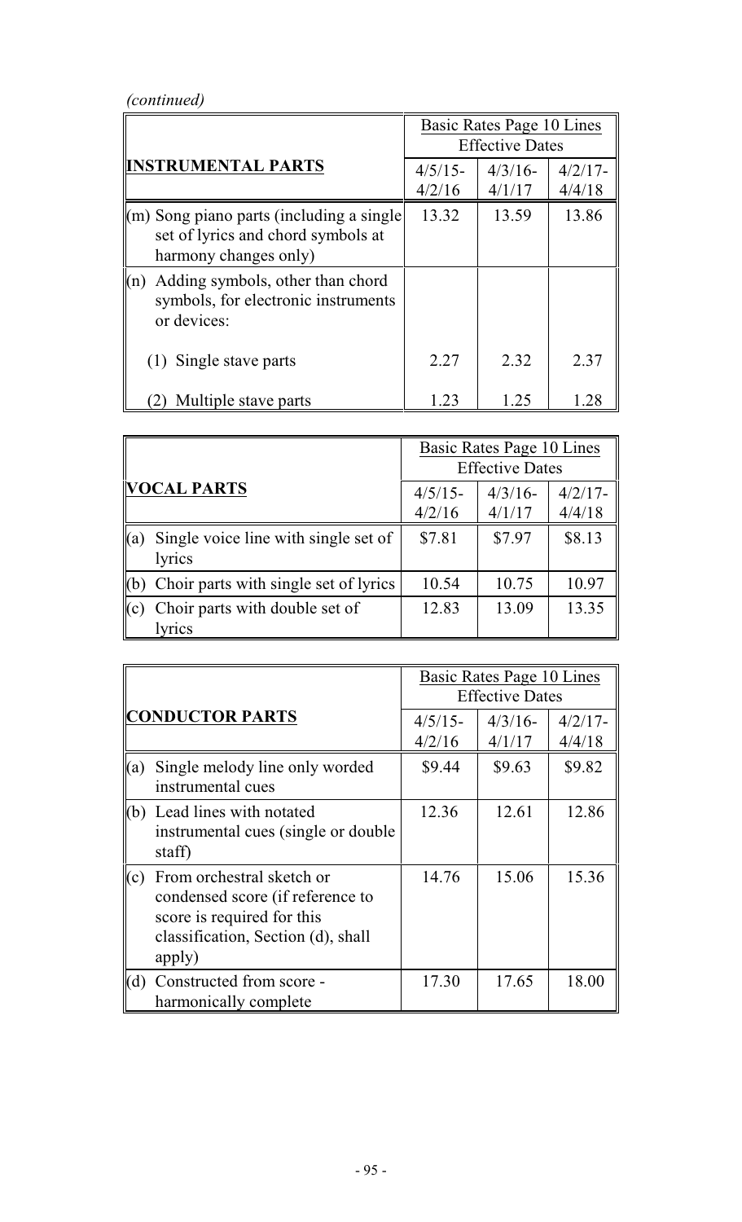*(continued)*

| INSTRUMENTAL PARTS | Basic Rates Page 10 Lines Effective Dates | | |
|---|---|---|---|
| | 4/5/15-4/2/16 | 4/3/16-4/1/17 | 4/2/17-4/4/18 |
| (m) Song piano parts (including a single set of lyrics and chord symbols at harmony changes only) | 13.32 | 13.59 | 13.86 |
| (n) Adding symbols, other than chord symbols, for electronic instruments or devices: | | | |
| (1) Single stave parts | 2.27 | 2.32 | 2.37 |
| (2) Multiple stave parts | 1.23 | 1.25 | 1.28 |

| VOCAL PARTS | Basic Rates Page 10 Lines Effective Dates | | |
|---|---|---|---|
| | 4/5/15-4/2/16 | 4/3/16-4/1/17 | 4/2/17-4/4/18 |
| (a) Single voice line with single set of lyrics | $7.81 | $7.97 | $8.13 |
| (b) Choir parts with single set of lyrics | 10.54 | 10.75 | 10.97 |
| (c) Choir parts with double set of lyrics | 12.83 | 13.09 | 13.35 |

| CONDUCTOR PARTS | Basic Rates Page 10 Lines Effective Dates | | |
|---|---|---|---|
| | 4/5/15-4/2/16 | 4/3/16-4/1/17 | 4/2/17-4/4/18 |
| (a) Single melody line only worded instrumental cues | $9.44 | $9.63 | $9.82 |
| (b) Lead lines with notated instrumental cues (single or double staff) | 12.36 | 12.61 | 12.86 |
| (c) From orchestral sketch or condensed score (if reference to score is required for this classification, Section (d), shall apply) | 14.76 | 15.06 | 15.36 |
| (d) Constructed from score - harmonically complete | 17.30 | 17.65 | 18.00 |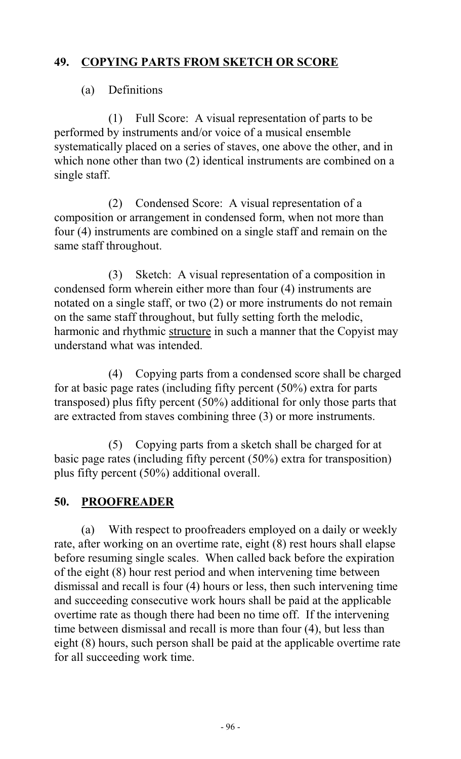## 49. COPYING PARTS FROM SKETCH OR SCORE

(a) Definitions

(1) Full Score: A visual representation of parts to be performed by instruments and/or voice of a musical ensemble systematically placed on a series of staves, one above the other, and in which none other than two (2) identical instruments are combined on a single staff.

(2) Condensed Score: A visual representation of a composition or arrangement in condensed form, when not more than four (4) instruments are combined on a single staff and remain on the same staff throughout.

(3) Sketch: A visual representation of a composition in condensed form wherein either more than four (4) instruments are notated on a single staff, or two (2) or more instruments do not remain on the same staff throughout, but fully setting forth the melodic, harmonic and rhythmic structure in such a manner that the Copyist may understand what was intended.

(4) Copying parts from a condensed score shall be charged for at basic page rates (including fifty percent (50%) extra for parts transposed) plus fifty percent (50%) additional for only those parts that are extracted from staves combining three (3) or more instruments.

(5) Copying parts from a sketch shall be charged for at basic page rates (including fifty percent (50%) extra for transposition) plus fifty percent (50%) additional overall.

## 50. PROOFREADER

(a) With respect to proofreaders employed on a daily or weekly rate, after working on an overtime rate, eight (8) rest hours shall elapse before resuming single scales. When called back before the expiration of the eight (8) hour rest period and when intervening time between dismissal and recall is four (4) hours or less, then such intervening time and succeeding consecutive work hours shall be paid at the applicable overtime rate as though there had been no time off. If the intervening time between dismissal and recall is more than four (4), but less than eight (8) hours, such person shall be paid at the applicable overtime rate for all succeeding work time.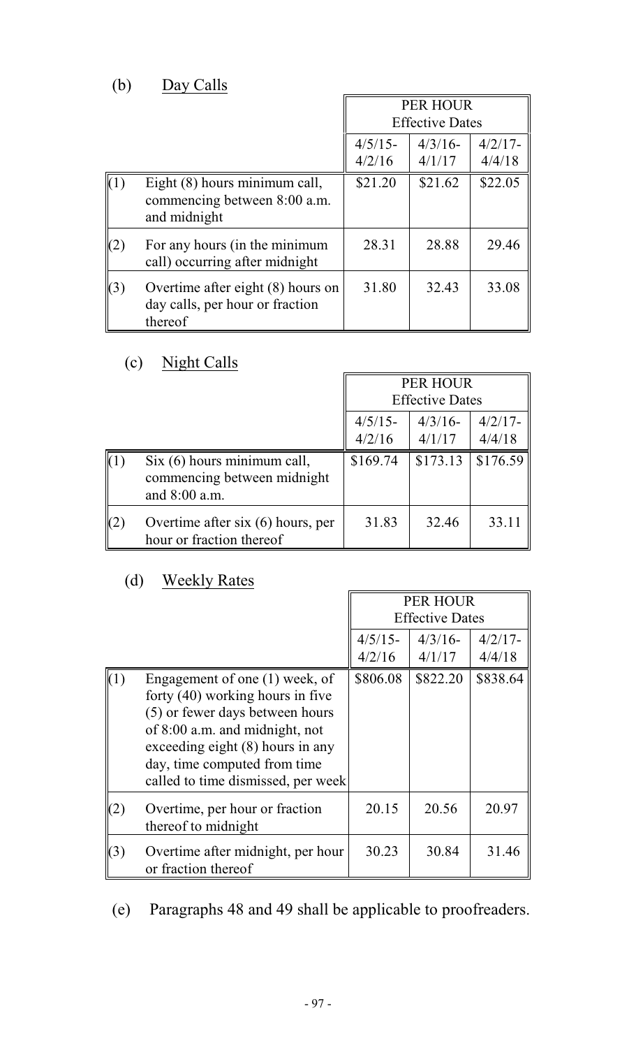(b) Day Calls

| | | PER HOUR Effective Dates | | |
|---|---|---|---|---|
| | | 4/5/15-4/2/16 | 4/3/16-4/1/17 | 4/2/17-4/4/18 |
| (1) | Eight (8) hours minimum call, commencing between 8:00 a.m. and midnight | $21.20 | $21.62 | $22.05 |
| (2) | For any hours (in the minimum call) occurring after midnight | 28.31 | 28.88 | 29.46 |
| (3) | Overtime after eight (8) hours on day calls, per hour or fraction thereof | 31.80 | 32.43 | 33.08 |

(c) Night Calls

| | | PER HOUR Effective Dates | | |
|---|---|---|---|---|
| | | 4/5/15-4/2/16 | 4/3/16-4/1/17 | 4/2/17-4/4/18 |
| (1) | Six (6) hours minimum call, commencing between midnight and 8:00 a.m. | $169.74 | $173.13 | $176.59 |
| (2) | Overtime after six (6) hours, per hour or fraction thereof | 31.83 | 32.46 | 33.11 |

(d) Weekly Rates

| | | PER HOUR Effective Dates | | |
|---|---|---|---|---|
| | | 4/5/15-4/2/16 | 4/3/16-4/1/17 | 4/2/17-4/4/18 |
| (1) | Engagement of one (1) week, of forty (40) working hours in five (5) or fewer days between hours of 8:00 a.m. and midnight, not exceeding eight (8) hours in any day, time computed from time called to time dismissed, per week | $806.08 | $822.20 | $838.64 |
| (2) | Overtime, per hour or fraction thereof to midnight | 20.15 | 20.56 | 20.97 |
| (3) | Overtime after midnight, per hour or fraction thereof | 30.23 | 30.84 | 31.46 |

(e) Paragraphs 48 and 49 shall be applicable to proofreaders.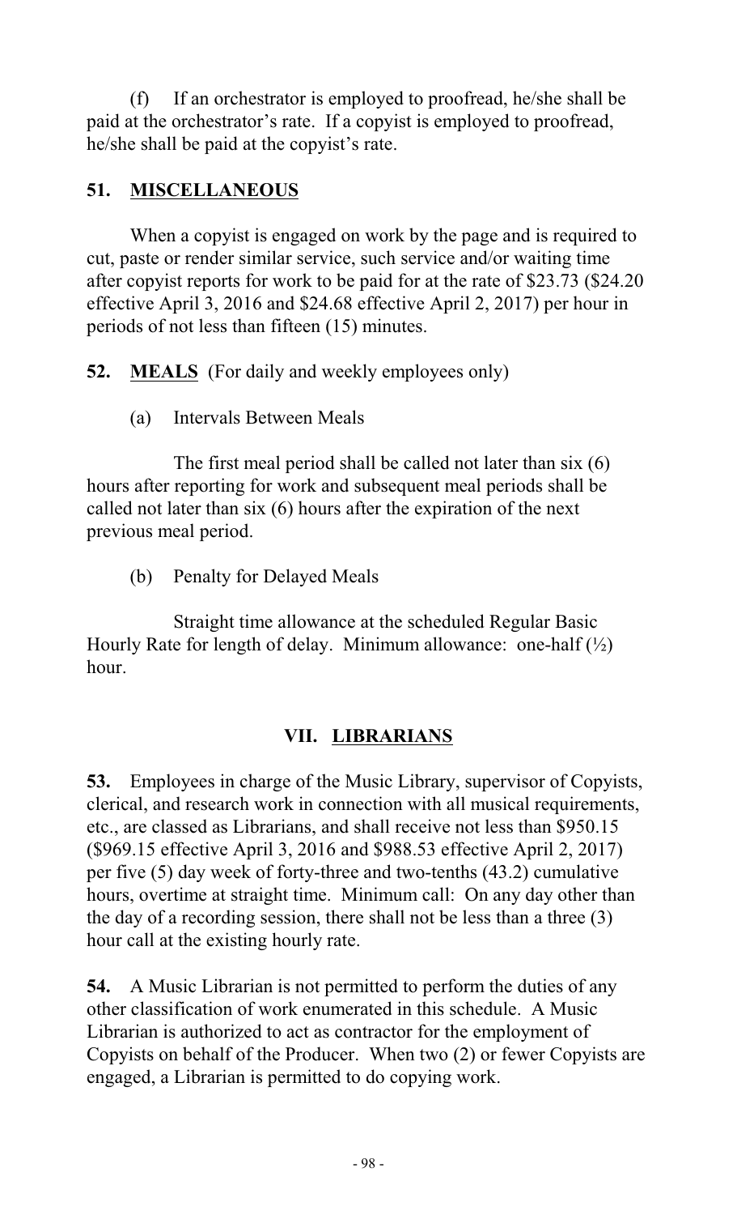(f) If an orchestrator is employed to proofread, he/she shall be paid at the orchestrator's rate. If a copyist is employed to proofread, he/she shall be paid at the copyist's rate.

**51. MISCELLANEOUS**

When a copyist is engaged on work by the page and is required to cut, paste or render similar service, such service and/or waiting time after copyist reports for work to be paid for at the rate of $23.73 ($24.20 effective April 3, 2016 and $24.68 effective April 2, 2017) per hour in periods of not less than fifteen (15) minutes.

**52. MEALS** (For daily and weekly employees only)

(a) Intervals Between Meals

The first meal period shall be called not later than six (6) hours after reporting for work and subsequent meal periods shall be called not later than six (6) hours after the expiration of the next previous meal period.

(b) Penalty for Delayed Meals

Straight time allowance at the scheduled Regular Basic Hourly Rate for length of delay. Minimum allowance: one-half (½) hour.

## VII. LIBRARIANS

**53.** Employees in charge of the Music Library, supervisor of Copyists, clerical, and research work in connection with all musical requirements, etc., are classed as Librarians, and shall receive not less than $950.15 ($969.15 effective April 3, 2016 and $988.53 effective April 2, 2017) per five (5) day week of forty-three and two-tenths (43.2) cumulative hours, overtime at straight time. Minimum call: On any day other than the day of a recording session, there shall not be less than a three (3) hour call at the existing hourly rate.

**54.** A Music Librarian is not permitted to perform the duties of any other classification of work enumerated in this schedule. A Music Librarian is authorized to act as contractor for the employment of Copyists on behalf of the Producer. When two (2) or fewer Copyists are engaged, a Librarian is permitted to do copying work.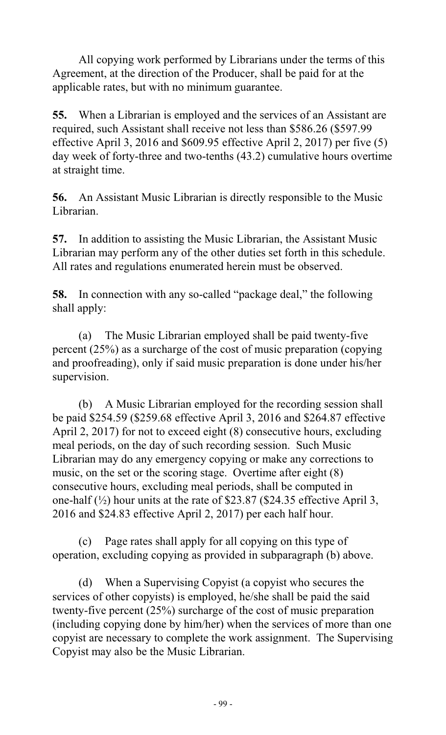All copying work performed by Librarians under the terms of this Agreement, at the direction of the Producer, shall be paid for at the applicable rates, but with no minimum guarantee.

**55.** When a Librarian is employed and the services of an Assistant are required, such Assistant shall receive not less than $586.26 ($597.99 effective April 3, 2016 and $609.95 effective April 2, 2017) per five (5) day week of forty-three and two-tenths (43.2) cumulative hours overtime at straight time.

**56.** An Assistant Music Librarian is directly responsible to the Music Librarian.

**57.** In addition to assisting the Music Librarian, the Assistant Music Librarian may perform any of the other duties set forth in this schedule. All rates and regulations enumerated herein must be observed.

**58.** In connection with any so-called "package deal," the following shall apply:

(a) The Music Librarian employed shall be paid twenty-five percent (25%) as a surcharge of the cost of music preparation (copying and proofreading), only if said music preparation is done under his/her supervision.

(b) A Music Librarian employed for the recording session shall be paid $254.59 ($259.68 effective April 3, 2016 and $264.87 effective April 2, 2017) for not to exceed eight (8) consecutive hours, excluding meal periods, on the day of such recording session. Such Music Librarian may do any emergency copying or make any corrections to music, on the set or the scoring stage. Overtime after eight (8) consecutive hours, excluding meal periods, shall be computed in one-half (½) hour units at the rate of $23.87 ($24.35 effective April 3, 2016 and $24.83 effective April 2, 2017) per each half hour.

(c) Page rates shall apply for all copying on this type of operation, excluding copying as provided in subparagraph (b) above.

(d) When a Supervising Copyist (a copyist who secures the services of other copyists) is employed, he/she shall be paid the said twenty-five percent (25%) surcharge of the cost of music preparation (including copying done by him/her) when the services of more than one copyist are necessary to complete the work assignment. The Supervising Copyist may also be the Music Librarian.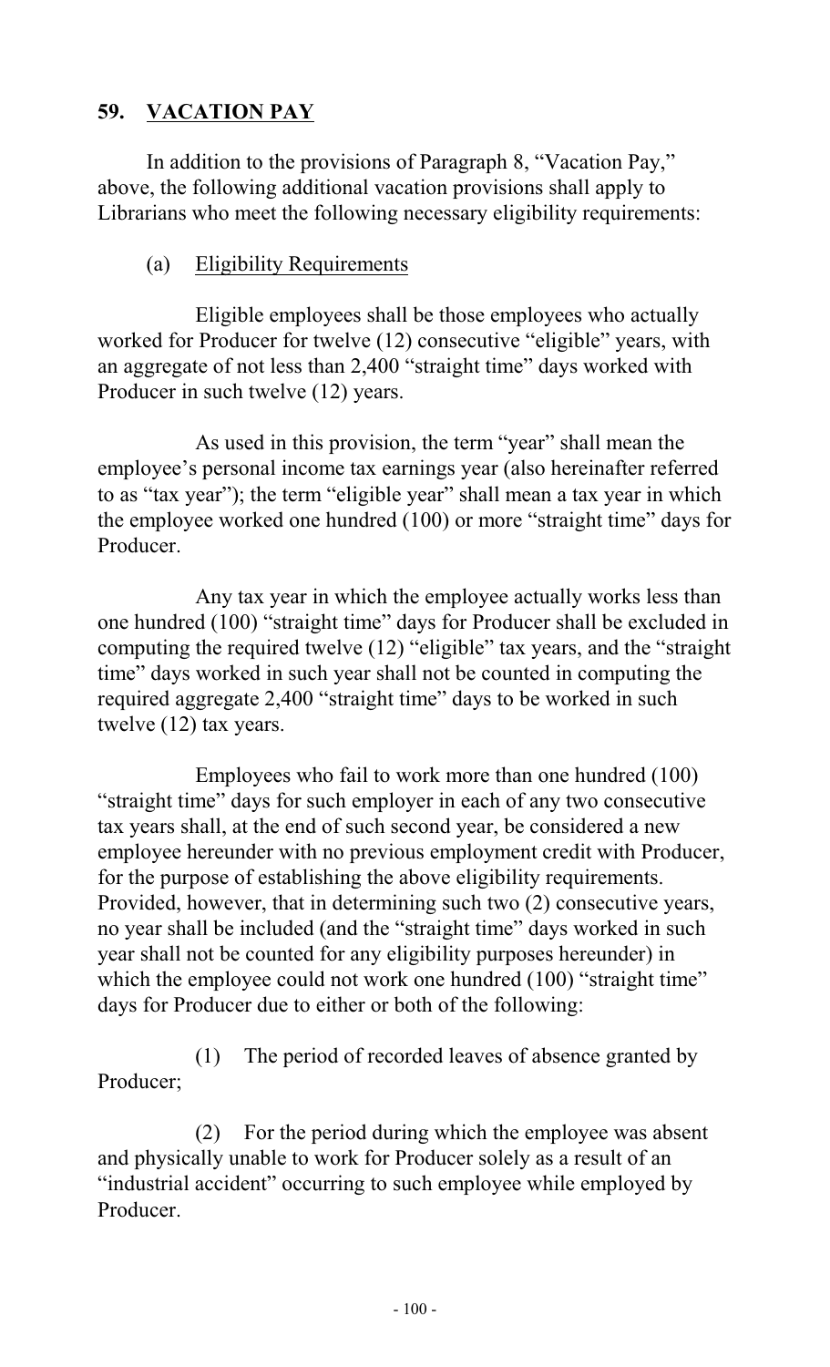## 59. VACATION PAY

In addition to the provisions of Paragraph 8, "Vacation Pay," above, the following additional vacation provisions shall apply to Librarians who meet the following necessary eligibility requirements:

### (a) Eligibility Requirements

Eligible employees shall be those employees who actually worked for Producer for twelve (12) consecutive "eligible" years, with an aggregate of not less than 2,400 "straight time" days worked with Producer in such twelve (12) years.

As used in this provision, the term "year" shall mean the employee's personal income tax earnings year (also hereinafter referred to as "tax year"); the term "eligible year" shall mean a tax year in which the employee worked one hundred (100) or more "straight time" days for Producer.

Any tax year in which the employee actually works less than one hundred (100) "straight time" days for Producer shall be excluded in computing the required twelve (12) "eligible" tax years, and the "straight time" days worked in such year shall not be counted in computing the required aggregate 2,400 "straight time" days to be worked in such twelve (12) tax years.

Employees who fail to work more than one hundred (100) "straight time" days for such employer in each of any two consecutive tax years shall, at the end of such second year, be considered a new employee hereunder with no previous employment credit with Producer, for the purpose of establishing the above eligibility requirements. Provided, however, that in determining such two (2) consecutive years, no year shall be included (and the "straight time" days worked in such year shall not be counted for any eligibility purposes hereunder) in which the employee could not work one hundred (100) "straight time" days for Producer due to either or both of the following:

(1) The period of recorded leaves of absence granted by Producer;

(2) For the period during which the employee was absent and physically unable to work for Producer solely as a result of an "industrial accident" occurring to such employee while employed by Producer.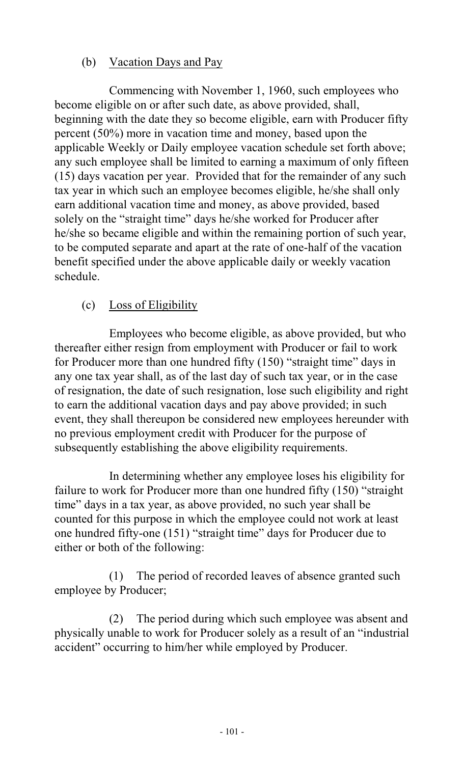(b) <u>Vacation Days and Pay</u>

Commencing with November 1, 1960, such employees who become eligible on or after such date, as above provided, shall, beginning with the date they so become eligible, earn with Producer fifty percent (50%) more in vacation time and money, based upon the applicable Weekly or Daily employee vacation schedule set forth above; any such employee shall be limited to earning a maximum of only fifteen (15) days vacation per year. Provided that for the remainder of any such tax year in which such an employee becomes eligible, he/she shall only earn additional vacation time and money, as above provided, based solely on the "straight time" days he/she worked for Producer after he/she so became eligible and within the remaining portion of such year, to be computed separate and apart at the rate of one-half of the vacation benefit specified under the above applicable daily or weekly vacation schedule.

(c) <u>Loss of Eligibility</u>

Employees who become eligible, as above provided, but who thereafter either resign from employment with Producer or fail to work for Producer more than one hundred fifty (150) "straight time" days in any one tax year shall, as of the last day of such tax year, or in the case of resignation, the date of such resignation, lose such eligibility and right to earn the additional vacation days and pay above provided; in such event, they shall thereupon be considered new employees hereunder with no previous employment credit with Producer for the purpose of subsequently establishing the above eligibility requirements.

In determining whether any employee loses his eligibility for failure to work for Producer more than one hundred fifty (150) "straight time" days in a tax year, as above provided, no such year shall be counted for this purpose in which the employee could not work at least one hundred fifty-one (151) "straight time" days for Producer due to either or both of the following:

(1) The period of recorded leaves of absence granted such employee by Producer;

(2) The period during which such employee was absent and physically unable to work for Producer solely as a result of an "industrial accident" occurring to him/her while employed by Producer.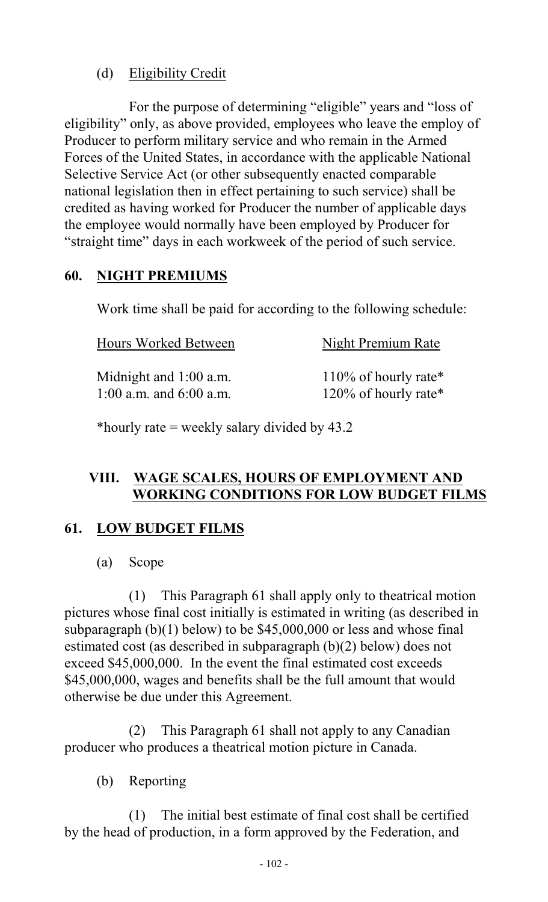(d) Eligibility Credit

For the purpose of determining "eligible" years and "loss of eligibility" only, as above provided, employees who leave the employ of Producer to perform military service and who remain in the Armed Forces of the United States, in accordance with the applicable National Selective Service Act (or other subsequently enacted comparable national legislation then in effect pertaining to such service) shall be credited as having worked for Producer the number of applicable days the employee would normally have been employed by Producer for "straight time" days in each workweek of the period of such service.

## 60. NIGHT PREMIUMS

Work time shall be paid for according to the following schedule:

| Hours Worked Between | Night Premium Rate |
|---|---|
| Midnight and 1:00 a.m. | 110% of hourly rate* |
| 1:00 a.m. and 6:00 a.m. | 120% of hourly rate* |

*hourly rate = weekly salary divided by 43.2

## VIII. WAGE SCALES, HOURS OF EMPLOYMENT AND WORKING CONDITIONS FOR LOW BUDGET FILMS

## 61. LOW BUDGET FILMS

(a) Scope

(1) This Paragraph 61 shall apply only to theatrical motion pictures whose final cost initially is estimated in writing (as described in subparagraph (b)(1) below) to be $45,000,000 or less and whose final estimated cost (as described in subparagraph (b)(2) below) does not exceed $45,000,000. In the event the final estimated cost exceeds $45,000,000, wages and benefits shall be the full amount that would otherwise be due under this Agreement.

(2) This Paragraph 61 shall not apply to any Canadian producer who produces a theatrical motion picture in Canada.

(b) Reporting

(1) The initial best estimate of final cost shall be certified by the head of production, in a form approved by the Federation, and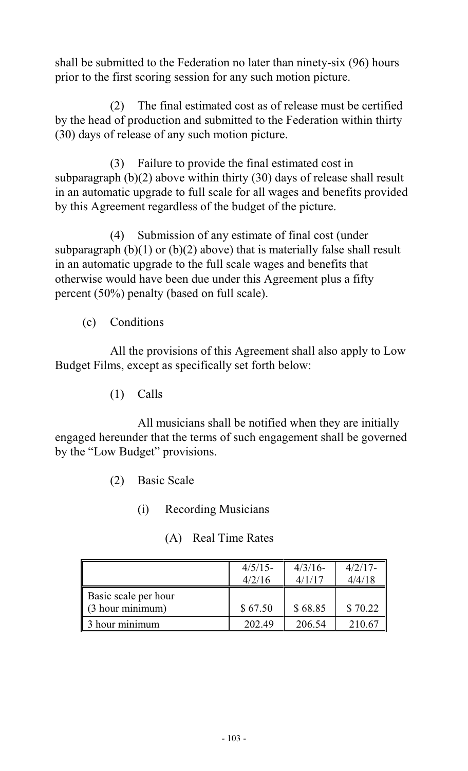shall be submitted to the Federation no later than ninety-six (96) hours prior to the first scoring session for any such motion picture.

(2) The final estimated cost as of release must be certified by the head of production and submitted to the Federation within thirty (30) days of release of any such motion picture.

(3) Failure to provide the final estimated cost in subparagraph (b)(2) above within thirty (30) days of release shall result in an automatic upgrade to full scale for all wages and benefits provided by this Agreement regardless of the budget of the picture.

(4) Submission of any estimate of final cost (under subparagraph (b)(1) or (b)(2) above) that is materially false shall result in an automatic upgrade to the full scale wages and benefits that otherwise would have been due under this Agreement plus a fifty percent (50%) penalty (based on full scale).

(c) Conditions

All the provisions of this Agreement shall also apply to Low Budget Films, except as specifically set forth below:

(1) Calls

All musicians shall be notified when they are initially engaged hereunder that the terms of such engagement shall be governed by the "Low Budget" provisions.

(2) Basic Scale

(i) Recording Musicians

(A) Real Time Rates

| | 4/5/15-4/2/16 | 4/3/16-4/1/17 | 4/2/17-4/4/18 |
|---|---|---|---|
| Basic scale per hour (3 hour minimum) | $ 67.50 | $ 68.85 | $ 70.22 |
| 3 hour minimum | 202.49 | 206.54 | 210.67 |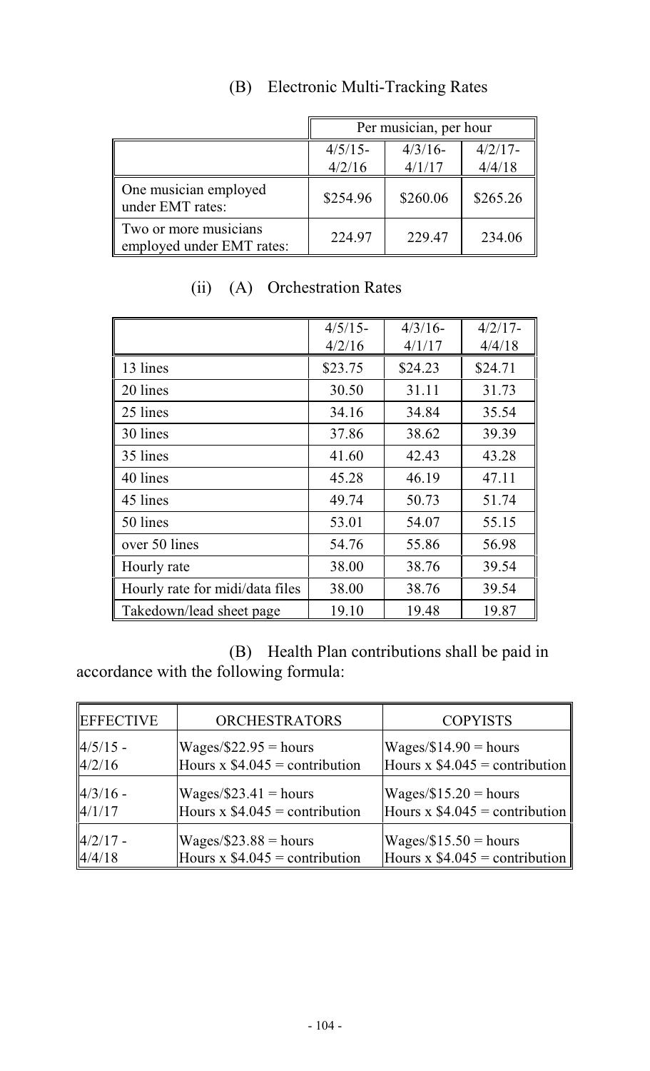(B) Electronic Multi-Tracking Rates

| | Per musician, per hour | | |
|---|---|---|---|
| | 4/5/15-4/2/16 | 4/3/16-4/1/17 | 4/2/17-4/4/18 |
| One musician employed under EMT rates: | $254.96 | $260.06 | $265.26 |
| Two or more musicians employed under EMT rates: | 224.97 | 229.47 | 234.06 |

(ii) (A) Orchestration Rates

| | 4/5/15-4/2/16 | 4/3/16-4/1/17 | 4/2/17-4/4/18 |
|---|---|---|---|
| 13 lines | $23.75 | $24.23 | $24.71 |
| 20 lines | 30.50 | 31.11 | 31.73 |
| 25 lines | 34.16 | 34.84 | 35.54 |
| 30 lines | 37.86 | 38.62 | 39.39 |
| 35 lines | 41.60 | 42.43 | 43.28 |
| 40 lines | 45.28 | 46.19 | 47.11 |
| 45 lines | 49.74 | 50.73 | 51.74 |
| 50 lines | 53.01 | 54.07 | 55.15 |
| over 50 lines | 54.76 | 55.86 | 56.98 |
| Hourly rate | 38.00 | 38.76 | 39.54 |
| Hourly rate for midi/data files | 38.00 | 38.76 | 39.54 |
| Takedown/lead sheet page | 19.10 | 19.48 | 19.87 |

(B) Health Plan contributions shall be paid in accordance with the following formula:

| EFFECTIVE | ORCHESTRATORS | COPYISTS |
|---|---|---|
| 4/5/15 - 4/2/16 | Wages/$22.95 = hours<br>Hours x $4.045 = contribution | Wages/$14.90 = hours<br>Hours x $4.045 = contribution |
| 4/3/16 - 4/1/17 | Wages/$23.41 = hours<br>Hours x $4.045 = contribution | Wages/$15.20 = hours<br>Hours x $4.045 = contribution |
| 4/2/17 - 4/4/18 | Wages/$23.88 = hours<br>Hours x $4.045 = contribution | Wages/$15.50 = hours<br>Hours x $4.045 = contribution |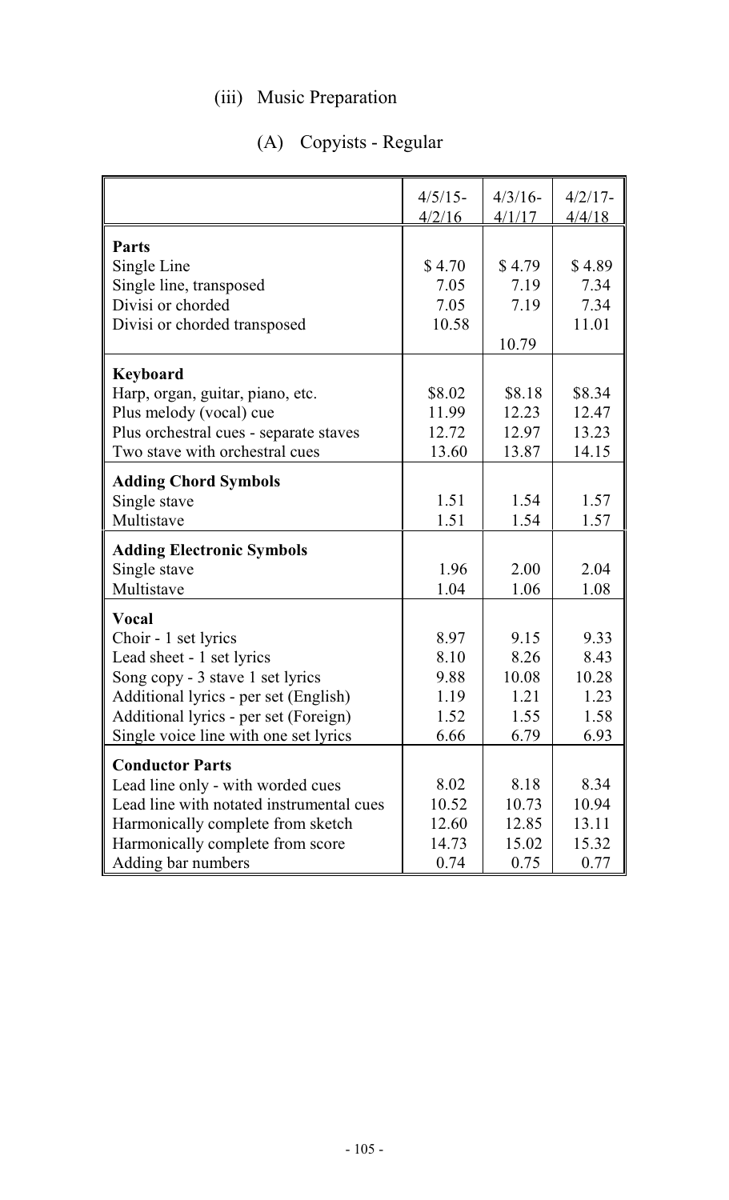### (iii) Music Preparation

#### (A) Copyists - Regular

| | 4/5/15-4/2/16 | 4/3/16-4/1/17 | 4/2/17-4/4/18 |
|---|---|---|---|
| **Parts** | | | |
| Single Line | $ 4.70 | $ 4.79 | $ 4.89 |
| Single line, transposed | 7.05 | 7.19 | 7.34 |
| Divisi or chorded | 7.05 | 7.19 | 7.34 |
| Divisi or chorded transposed | 10.58 | 10.79 | 11.01 |
| **Keyboard** | | | |
| Harp, organ, guitar, piano, etc. | $8.02 | $8.18 | $8.34 |
| Plus melody (vocal) cue | 11.99 | 12.23 | 12.47 |
| Plus orchestral cues - separate staves | 12.72 | 12.97 | 13.23 |
| Two stave with orchestral cues | 13.60 | 13.87 | 14.15 |
| **Adding Chord Symbols** | | | |
| Single stave | 1.51 | 1.54 | 1.57 |
| Multistave | 1.51 | 1.54 | 1.57 |
| **Adding Electronic Symbols** | | | |
| Single stave | 1.96 | 2.00 | 2.04 |
| Multistave | 1.04 | 1.06 | 1.08 |
| **Vocal** | | | |
| Choir - 1 set lyrics | 8.97 | 9.15 | 9.33 |
| Lead sheet - 1 set lyrics | 8.10 | 8.26 | 8.43 |
| Song copy - 3 stave 1 set lyrics | 9.88 | 10.08 | 10.28 |
| Additional lyrics - per set (English) | 1.19 | 1.21 | 1.23 |
| Additional lyrics - per set (Foreign) | 1.52 | 1.55 | 1.58 |
| Single voice line with one set lyrics | 6.66 | 6.79 | 6.93 |
| **Conductor Parts** | | | |
| Lead line only - with worded cues | 8.02 | 8.18 | 8.34 |
| Lead line with notated instrumental cues | 10.52 | 10.73 | 10.94 |
| Harmonically complete from sketch | 12.60 | 12.85 | 13.11 |
| Harmonically complete from score | 14.73 | 15.02 | 15.32 |
| Adding bar numbers | 0.74 | 0.75 | 0.77 |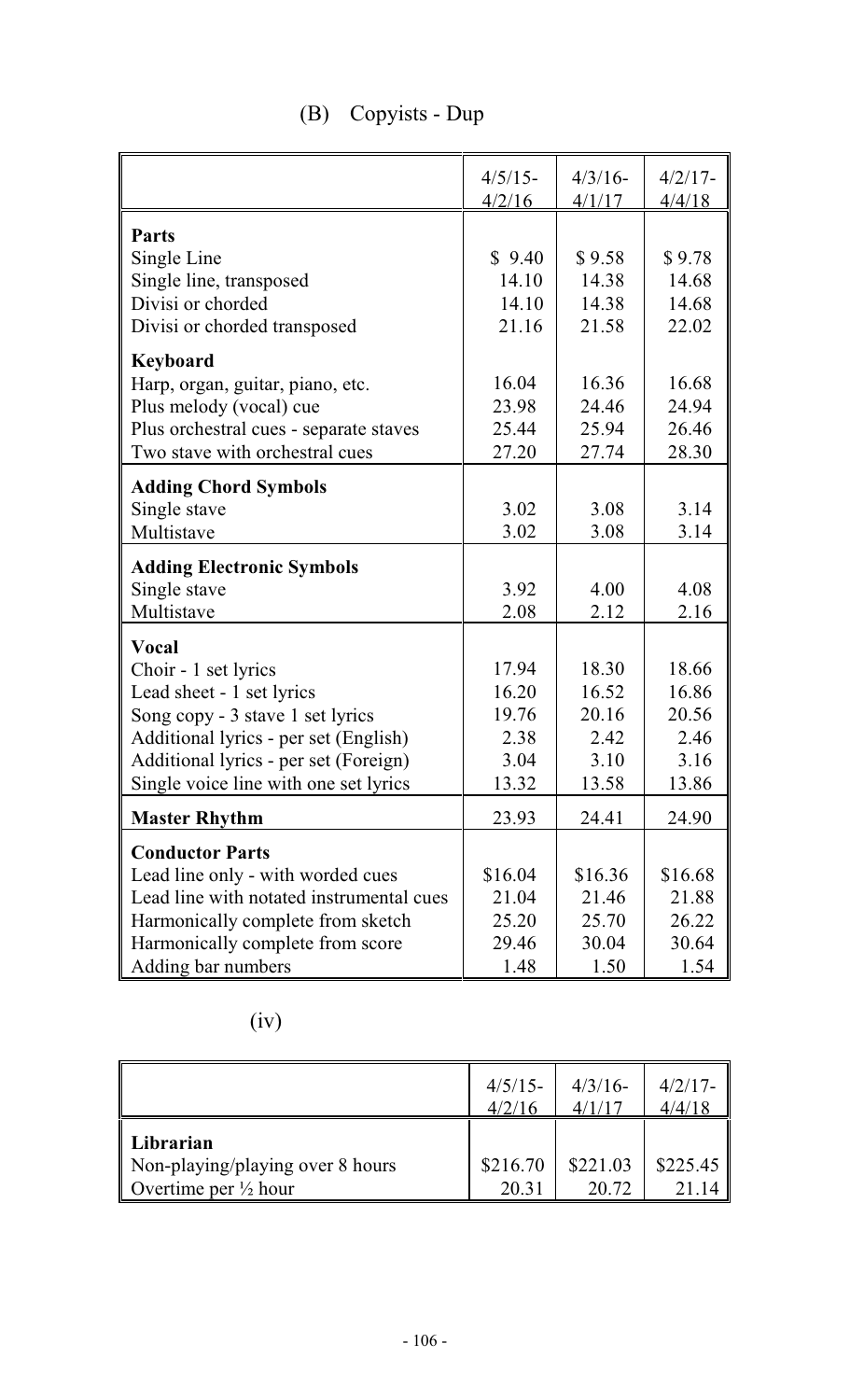## (B) Copyists - Dup

| | 4/5/15-4/2/16 | 4/3/16-4/1/17 | 4/2/17-4/4/18 |
|---|---|---|---|
| **Parts** | | | |
| Single Line | $ 9.40 | $ 9.58 | $ 9.78 |
| Single line, transposed | 14.10 | 14.38 | 14.68 |
| Divisi or chorded | 14.10 | 14.38 | 14.68 |
| Divisi or chorded transposed | 21.16 | 21.58 | 22.02 |
| **Keyboard** | | | |
| Harp, organ, guitar, piano, etc. | 16.04 | 16.36 | 16.68 |
| Plus melody (vocal) cue | 23.98 | 24.46 | 24.94 |
| Plus orchestral cues - separate staves | 25.44 | 25.94 | 26.46 |
| Two stave with orchestral cues | 27.20 | 27.74 | 28.30 |
| **Adding Chord Symbols** | | | |
| Single stave | 3.02 | 3.08 | 3.14 |
| Multistave | 3.02 | 3.08 | 3.14 |
| **Adding Electronic Symbols** | | | |
| Single stave | 3.92 | 4.00 | 4.08 |
| Multistave | 2.08 | 2.12 | 2.16 |
| **Vocal** | | | |
| Choir - 1 set lyrics | 17.94 | 18.30 | 18.66 |
| Lead sheet - 1 set lyrics | 16.20 | 16.52 | 16.86 |
| Song copy - 3 stave 1 set lyrics | 19.76 | 20.16 | 20.56 |
| Additional lyrics - per set (English) | 2.38 | 2.42 | 2.46 |
| Additional lyrics - per set (Foreign) | 3.04 | 3.10 | 3.16 |
| Single voice line with one set lyrics | 13.32 | 13.58 | 13.86 |
| **Master Rhythm** | 23.93 | 24.41 | 24.90 |
| **Conductor Parts** | | | |
| Lead line only - with worded cues | $16.04 | $16.36 | $16.68 |
| Lead line with notated instrumental cues | 21.04 | 21.46 | 21.88 |
| Harmonically complete from sketch | 25.20 | 25.70 | 26.22 |
| Harmonically complete from score | 29.46 | 30.04 | 30.64 |
| Adding bar numbers | 1.48 | 1.50 | 1.54 |

## (iv)

| | 4/5/15-4/2/16 | 4/3/16-4/1/17 | 4/2/17-4/4/18 |
|---|---|---|---|
| **Librarian** | | | |
| Non-playing/playing over 8 hours | $216.70 | $221.03 | $225.45 |
| Overtime per ½ hour | 20.31 | 20.72 | 21.14 |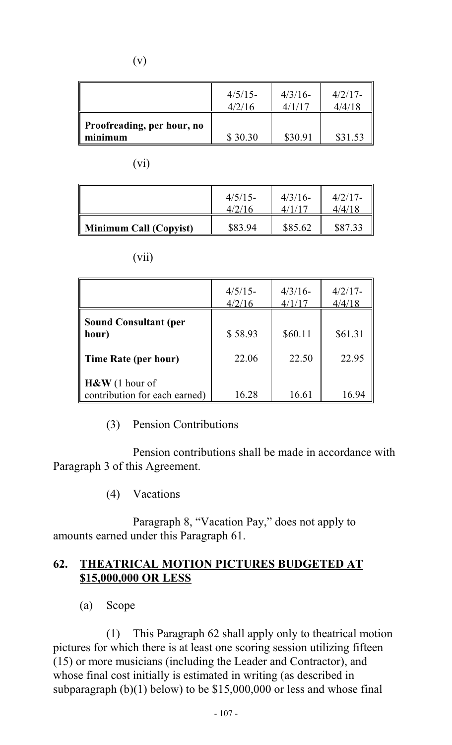(v)

| | 4/5/15-4/2/16 | 4/3/16-4/1/17 | 4/2/17-4/4/18 |
|---|---|---|---|
| **Proofreading, per hour, no minimum** | $ 30.30 | $30.91 | $31.53 |

(vi)

| | 4/5/15-4/2/16 | 4/3/16-4/1/17 | 4/2/17-4/4/18 |
|---|---|---|---|
| **Minimum Call (Copyist)** | $83.94 | $85.62 | $87.33 |

(vii)

| | 4/5/15-4/2/16 | 4/3/16-4/1/17 | 4/2/17-4/4/18 |
|---|---|---|---|
| **Sound Consultant (per hour)** | $ 58.93 | $60.11 | $61.31 |
| **Time Rate (per hour)** | 22.06 | 22.50 | 22.95 |
| **H&W** (1 hour of contribution for each earned) | 16.28 | 16.61 | 16.94 |

(3) Pension Contributions

Pension contributions shall be made in accordance with Paragraph 3 of this Agreement.

(4) Vacations

Paragraph 8, "Vacation Pay," does not apply to amounts earned under this Paragraph 61.

## 62. THEATRICAL MOTION PICTURES BUDGETED AT $15,000,000 OR LESS

(a) Scope

(1) This Paragraph 62 shall apply only to theatrical motion pictures for which there is at least one scoring session utilizing fifteen (15) or more musicians (including the Leader and Contractor), and whose final cost initially is estimated in writing (as described in subparagraph (b)(1) below) to be $15,000,000 or less and whose final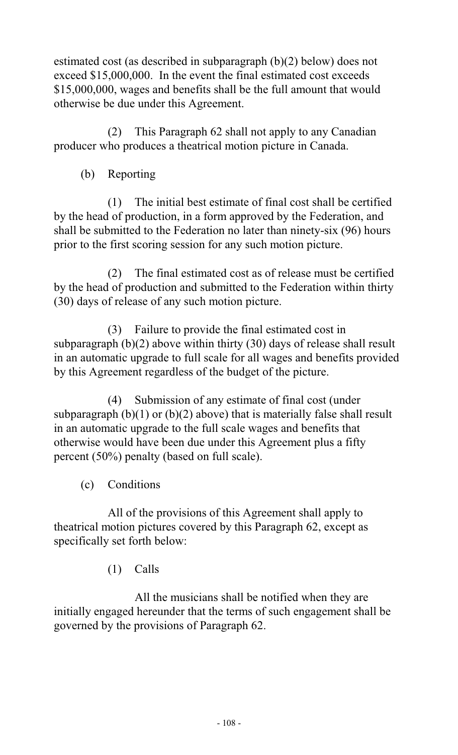estimated cost (as described in subparagraph (b)(2) below) does not exceed $15,000,000. In the event the final estimated cost exceeds $15,000,000, wages and benefits shall be the full amount that would otherwise be due under this Agreement.

(2) This Paragraph 62 shall not apply to any Canadian producer who produces a theatrical motion picture in Canada.

(b) Reporting

(1) The initial best estimate of final cost shall be certified by the head of production, in a form approved by the Federation, and shall be submitted to the Federation no later than ninety-six (96) hours prior to the first scoring session for any such motion picture.

(2) The final estimated cost as of release must be certified by the head of production and submitted to the Federation within thirty (30) days of release of any such motion picture.

(3) Failure to provide the final estimated cost in subparagraph (b)(2) above within thirty (30) days of release shall result in an automatic upgrade to full scale for all wages and benefits provided by this Agreement regardless of the budget of the picture.

(4) Submission of any estimate of final cost (under subparagraph (b)(1) or (b)(2) above) that is materially false shall result in an automatic upgrade to the full scale wages and benefits that otherwise would have been due under this Agreement plus a fifty percent (50%) penalty (based on full scale).

(c) Conditions

All of the provisions of this Agreement shall apply to theatrical motion pictures covered by this Paragraph 62, except as specifically set forth below:

(1) Calls

All the musicians shall be notified when they are initially engaged hereunder that the terms of such engagement shall be governed by the provisions of Paragraph 62.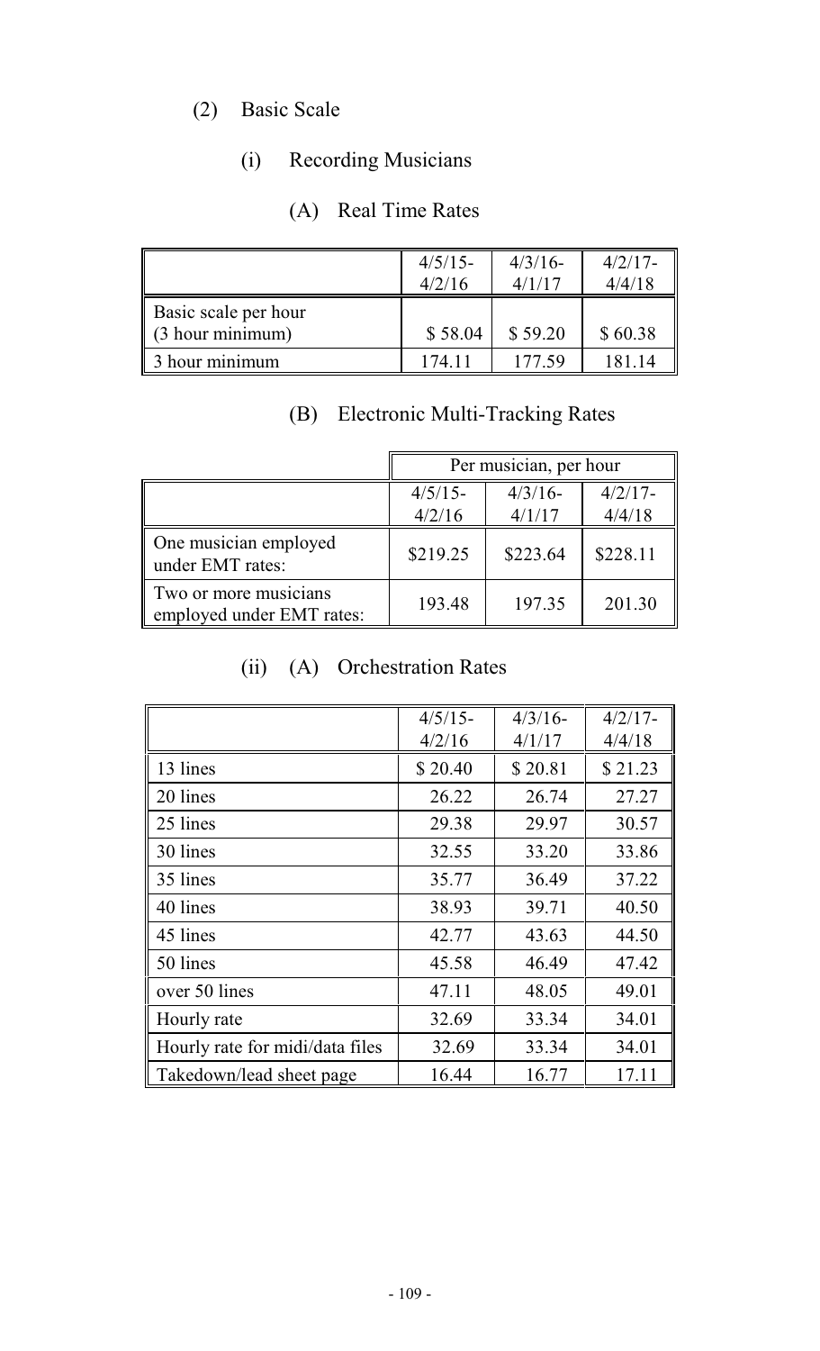(2) Basic Scale

(i) Recording Musicians

(A) Real Time Rates

| | 4/5/15-4/2/16 | 4/3/16-4/1/17 | 4/2/17-4/4/18 |
|---|---|---|---|
| Basic scale per hour (3 hour minimum) | $ 58.04 | $ 59.20 | $ 60.38 |
| 3 hour minimum | 174.11 | 177.59 | 181.14 |

(B) Electronic Multi-Tracking Rates

| | Per musician, per hour | | |
|---|---|---|---|
| | 4/5/15-4/2/16 | 4/3/16-4/1/17 | 4/2/17-4/4/18 |
| One musician employed under EMT rates: | $219.25 | $223.64 | $228.11 |
| Two or more musicians employed under EMT rates: | 193.48 | 197.35 | 201.30 |

(ii) (A) Orchestration Rates

| | 4/5/15-4/2/16 | 4/3/16-4/1/17 | 4/2/17-4/4/18 |
|---|---|---|---|
| 13 lines | $ 20.40 | $ 20.81 | $ 21.23 |
| 20 lines | 26.22 | 26.74 | 27.27 |
| 25 lines | 29.38 | 29.97 | 30.57 |
| 30 lines | 32.55 | 33.20 | 33.86 |
| 35 lines | 35.77 | 36.49 | 37.22 |
| 40 lines | 38.93 | 39.71 | 40.50 |
| 45 lines | 42.77 | 43.63 | 44.50 |
| 50 lines | 45.58 | 46.49 | 47.42 |
| over 50 lines | 47.11 | 48.05 | 49.01 |
| Hourly rate | 32.69 | 33.34 | 34.01 |
| Hourly rate for midi/data files | 32.69 | 33.34 | 34.01 |
| Takedown/lead sheet page | 16.44 | 16.77 | 17.11 |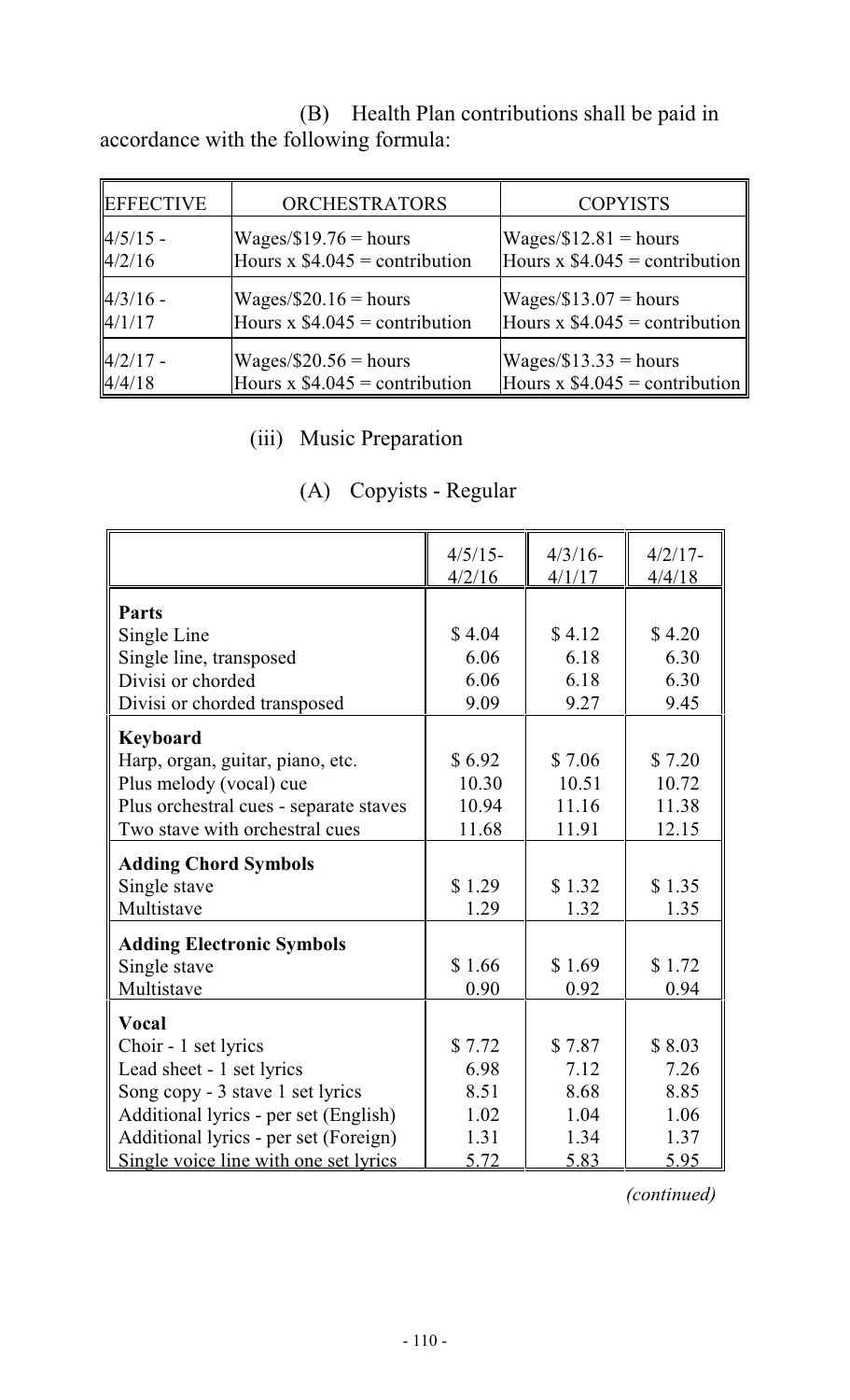(B) Health Plan contributions shall be paid in accordance with the following formula:

| EFFECTIVE | ORCHESTRATORS | COPYISTS |
|---|---|---|
| 4/5/15 - 4/2/16 | Wages/$19.76 = hours<br>Hours x $4.045 = contribution | Wages/$12.81 = hours<br>Hours x $4.045 = contribution |
| 4/3/16 - 4/1/17 | Wages/$20.16 = hours<br>Hours x $4.045 = contribution | Wages/$13.07 = hours<br>Hours x $4.045 = contribution |
| 4/2/17 - 4/4/18 | Wages/$20.56 = hours<br>Hours x $4.045 = contribution | Wages/$13.33 = hours<br>Hours x $4.045 = contribution |

(iii) Music Preparation

(A) Copyists - Regular

| | 4/5/15-4/2/16 | 4/3/16-4/1/17 | 4/2/17-4/4/18 |
|---|---|---|---|
| **Parts** | | | |
| Single Line | $ 4.04 | $ 4.12 | $ 4.20 |
| Single line, transposed | 6.06 | 6.18 | 6.30 |
| Divisi or chorded | 6.06 | 6.18 | 6.30 |
| Divisi or chorded transposed | 9.09 | 9.27 | 9.45 |
| **Keyboard** | | | |
| Harp, organ, guitar, piano, etc. | $ 6.92 | $ 7.06 | $ 7.20 |
| Plus melody (vocal) cue | 10.30 | 10.51 | 10.72 |
| Plus orchestral cues - separate staves | 10.94 | 11.16 | 11.38 |
| Two stave with orchestral cues | 11.68 | 11.91 | 12.15 |
| **Adding Chord Symbols** | | | |
| Single stave | $ 1.29 | $ 1.32 | $ 1.35 |
| Multistave | 1.29 | 1.32 | 1.35 |
| **Adding Electronic Symbols** | | | |
| Single stave | $ 1.66 | $ 1.69 | $ 1.72 |
| Multistave | 0.90 | 0.92 | 0.94 |
| **Vocal** | | | |
| Choir - 1 set lyrics | $ 7.72 | $ 7.87 | $ 8.03 |
| Lead sheet - 1 set lyrics | 6.98 | 7.12 | 7.26 |
| Song copy - 3 stave 1 set lyrics | 8.51 | 8.68 | 8.85 |
| Additional lyrics - per set (English) | 1.02 | 1.04 | 1.06 |
| Additional lyrics - per set (Foreign) | 1.31 | 1.34 | 1.37 |
| Single voice line with one set lyrics | 5.72 | 5.83 | 5.95 |

*(continued)*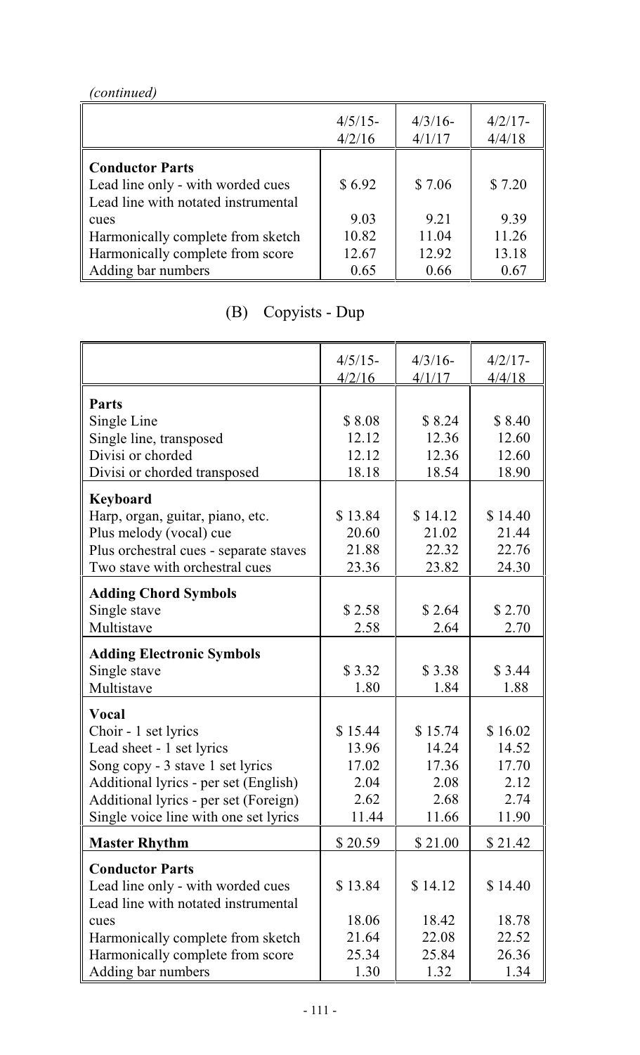*(continued)*

| | 4/5/15-4/2/16 | 4/3/16-4/1/17 | 4/2/17-4/4/18 |
|---|---|---|---|
| **Conductor Parts** | | | |
| Lead line only - with worded cues | $ 6.92 | $ 7.06 | $ 7.20 |
| Lead line with notated instrumental cues | 9.03 | 9.21 | 9.39 |
| Harmonically complete from sketch | 10.82 | 11.04 | 11.26 |
| Harmonically complete from score | 12.67 | 12.92 | 13.18 |
| Adding bar numbers | 0.65 | 0.66 | 0.67 |

## (B) Copyists - Dup

| | 4/5/15-4/2/16 | 4/3/16-4/1/17 | 4/2/17-4/4/18 |
|---|---|---|---|
| **Parts** | | | |
| Single Line | $ 8.08 | $ 8.24 | $ 8.40 |
| Single line, transposed | 12.12 | 12.36 | 12.60 |
| Divisi or chorded | 12.12 | 12.36 | 12.60 |
| Divisi or chorded transposed | 18.18 | 18.54 | 18.90 |
| **Keyboard** | | | |
| Harp, organ, guitar, piano, etc. | $ 13.84 | $ 14.12 | $ 14.40 |
| Plus melody (vocal) cue | 20.60 | 21.02 | 21.44 |
| Plus orchestral cues - separate staves | 21.88 | 22.32 | 22.76 |
| Two stave with orchestral cues | 23.36 | 23.82 | 24.30 |
| **Adding Chord Symbols** | | | |
| Single stave | $ 2.58 | $ 2.64 | $ 2.70 |
| Multistave | 2.58 | 2.64 | 2.70 |
| **Adding Electronic Symbols** | | | |
| Single stave | $ 3.32 | $ 3.38 | $ 3.44 |
| Multistave | 1.80 | 1.84 | 1.88 |
| **Vocal** | | | |
| Choir - 1 set lyrics | $ 15.44 | $ 15.74 | $ 16.02 |
| Lead sheet - 1 set lyrics | 13.96 | 14.24 | 14.52 |
| Song copy - 3 stave 1 set lyrics | 17.02 | 17.36 | 17.70 |
| Additional lyrics - per set (English) | 2.04 | 2.08 | 2.12 |
| Additional lyrics - per set (Foreign) | 2.62 | 2.68 | 2.74 |
| Single voice line with one set lyrics | 11.44 | 11.66 | 11.90 |
| **Master Rhythm** | $ 20.59 | $ 21.00 | $ 21.42 |
| **Conductor Parts** | | | |
| Lead line only - with worded cues | $ 13.84 | $ 14.12 | $ 14.40 |
| Lead line with notated instrumental cues | 18.06 | 18.42 | 18.78 |
| Harmonically complete from sketch | 21.64 | 22.08 | 22.52 |
| Harmonically complete from score | 25.34 | 25.84 | 26.36 |
| Adding bar numbers | 1.30 | 1.32 | 1.34 |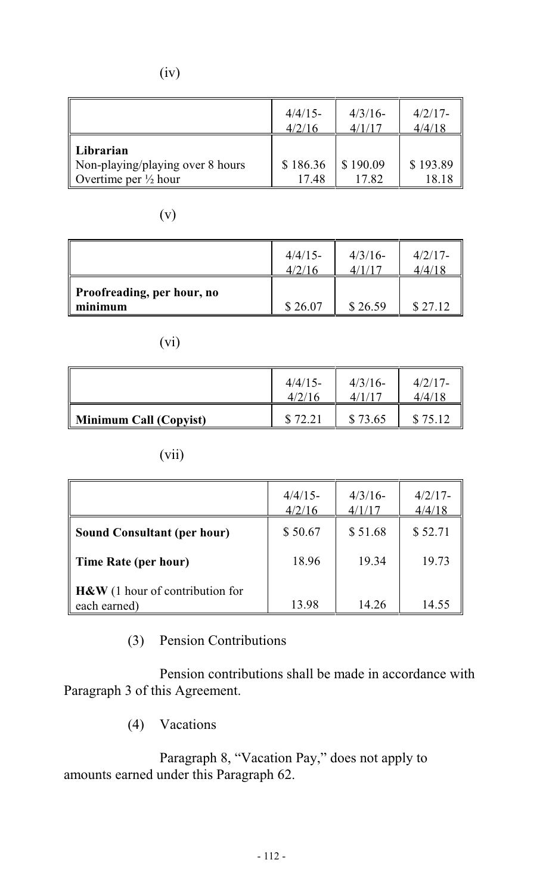(iv)

| | 4/4/15-4/2/16 | 4/3/16-4/1/17 | 4/2/17-4/4/18 |
|---|---|---|---|
| **Librarian** | | | |
| Non-playing/playing over 8 hours | $ 186.36 | $ 190.09 | $ 193.89 |
| Overtime per ½ hour | 17.48 | 17.82 | 18.18 |

(v)

| | 4/4/15-4/2/16 | 4/3/16-4/1/17 | 4/2/17-4/4/18 |
|---|---|---|---|
| **Proofreading, per hour, no minimum** | $ 26.07 | $ 26.59 | $ 27.12 |

(vi)

| | 4/4/15-4/2/16 | 4/3/16-4/1/17 | 4/2/17-4/4/18 |
|---|---|---|---|
| **Minimum Call (Copyist)** | $ 72.21 | $ 73.65 | $ 75.12 |

(vii)

| | 4/4/15-4/2/16 | 4/3/16-4/1/17 | 4/2/17-4/4/18 |
|---|---|---|---|
| **Sound Consultant (per hour)** | $ 50.67 | $ 51.68 | $ 52.71 |
| **Time Rate (per hour)** | 18.96 | 19.34 | 19.73 |
| **H&W** (1 hour of contribution for each earned) | 13.98 | 14.26 | 14.55 |

(3) Pension Contributions

Pension contributions shall be made in accordance with Paragraph 3 of this Agreement.

(4) Vacations

Paragraph 8, "Vacation Pay," does not apply to amounts earned under this Paragraph 62.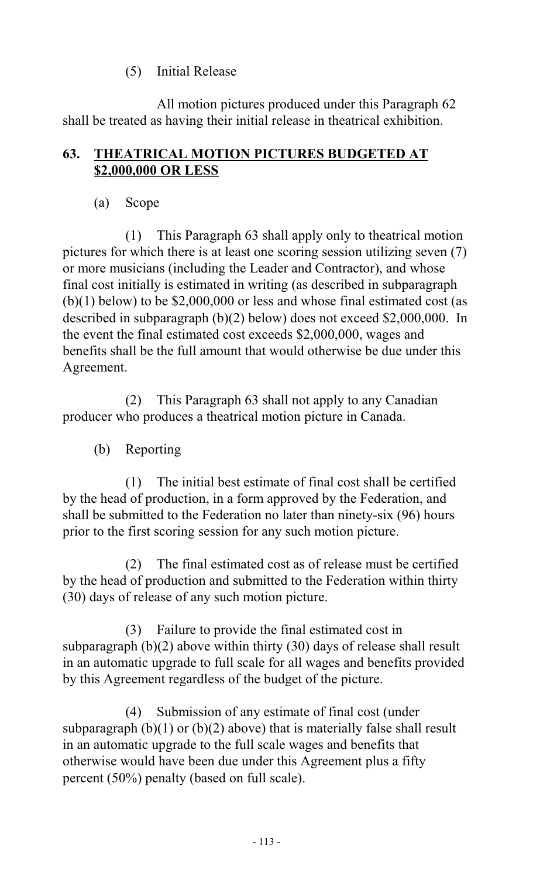(5) Initial Release

All motion pictures produced under this Paragraph 62 shall be treated as having their initial release in theatrical exhibition.

## 63. **THEATRICAL MOTION PICTURES BUDGETED AT $2,000,000 OR LESS**

(a) Scope

(1) This Paragraph 63 shall apply only to theatrical motion pictures for which there is at least one scoring session utilizing seven (7) or more musicians (including the Leader and Contractor), and whose final cost initially is estimated in writing (as described in subparagraph (b)(1) below) to be $2,000,000 or less and whose final estimated cost (as described in subparagraph (b)(2) below) does not exceed $2,000,000. In the event the final estimated cost exceeds $2,000,000, wages and benefits shall be the full amount that would otherwise be due under this Agreement.

(2) This Paragraph 63 shall not apply to any Canadian producer who produces a theatrical motion picture in Canada.

(b) Reporting

(1) The initial best estimate of final cost shall be certified by the head of production, in a form approved by the Federation, and shall be submitted to the Federation no later than ninety-six (96) hours prior to the first scoring session for any such motion picture.

(2) The final estimated cost as of release must be certified by the head of production and submitted to the Federation within thirty (30) days of release of any such motion picture.

(3) Failure to provide the final estimated cost in subparagraph (b)(2) above within thirty (30) days of release shall result in an automatic upgrade to full scale for all wages and benefits provided by this Agreement regardless of the budget of the picture.

(4) Submission of any estimate of final cost (under subparagraph (b)(1) or (b)(2) above) that is materially false shall result in an automatic upgrade to the full scale wages and benefits that otherwise would have been due under this Agreement plus a fifty percent (50%) penalty (based on full scale).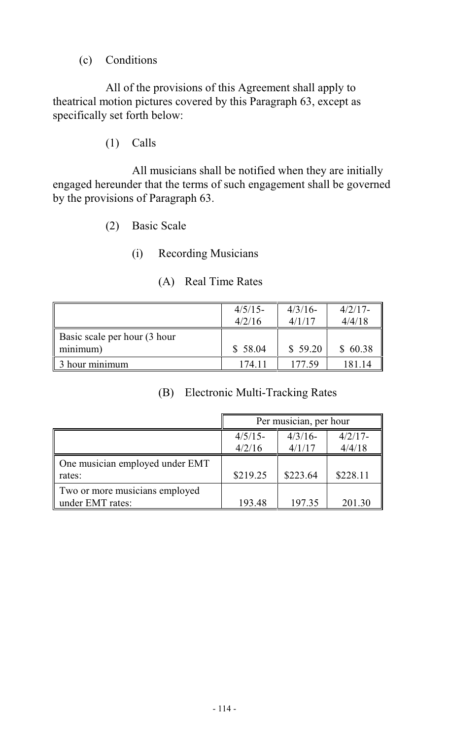(c) Conditions

All of the provisions of this Agreement shall apply to theatrical motion pictures covered by this Paragraph 63, except as specifically set forth below:

(1) Calls

All musicians shall be notified when they are initially engaged hereunder that the terms of such engagement shall be governed by the provisions of Paragraph 63.

(2) Basic Scale

(i) Recording Musicians

(A) Real Time Rates

| | 4/5/15-4/2/16 | 4/3/16-4/1/17 | 4/2/17-4/4/18 |
|---|---|---|---|
| Basic scale per hour (3 hour minimum) | $ 58.04 | $ 59.20 | $ 60.38 |
| 3 hour minimum | 174.11 | 177.59 | 181.14 |

(B) Electronic Multi-Tracking Rates

| | Per musician, per hour | | |
|---|---|---|---|
| | 4/5/15-4/2/16 | 4/3/16-4/1/17 | 4/2/17-4/4/18 |
| One musician employed under EMT rates: | $219.25 | $223.64 | $228.11 |
| Two or more musicians employed under EMT rates: | 193.48 | 197.35 | 201.30 |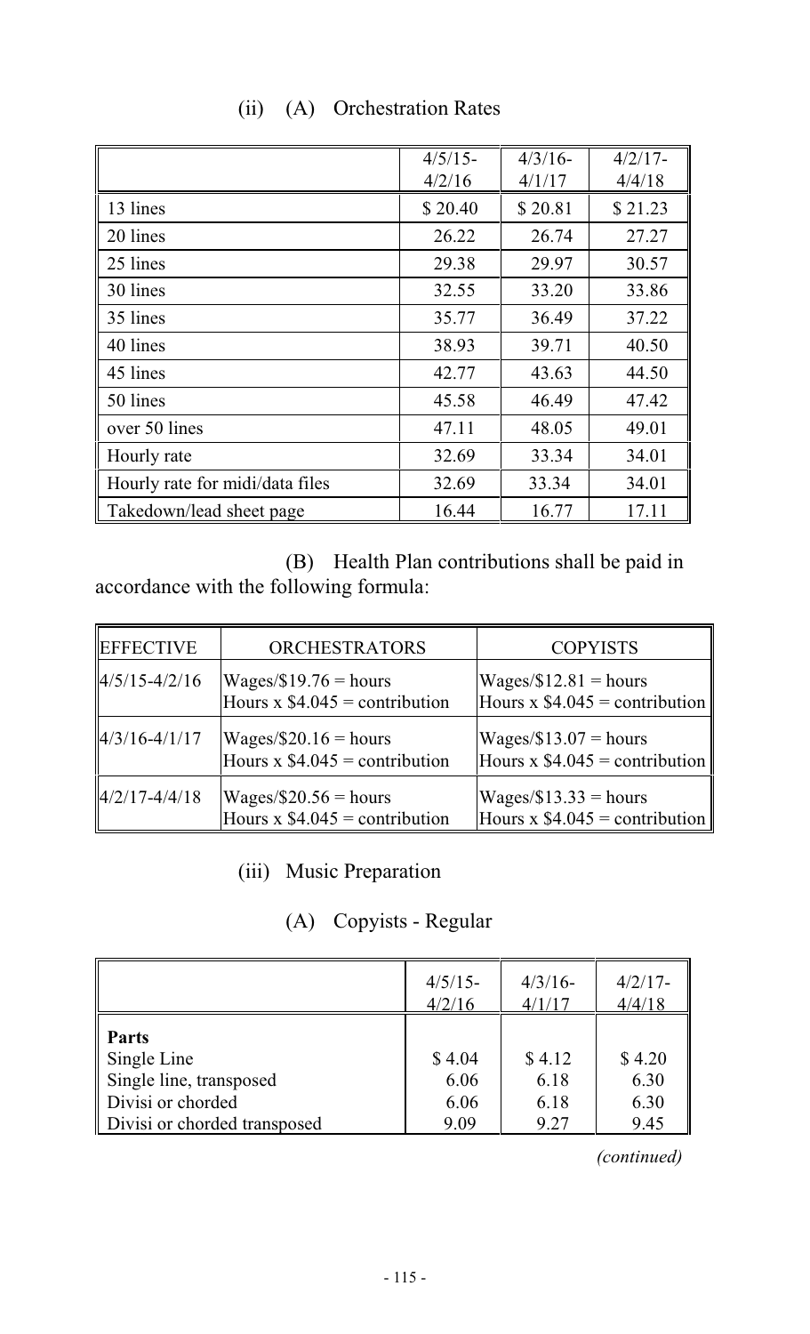### (ii) (A) Orchestration Rates

| | 4/5/15-4/2/16 | 4/3/16-4/1/17 | 4/2/17-4/4/18 |
|---|---|---|---|
| 13 lines | $ 20.40 | $ 20.81 | $ 21.23 |
| 20 lines | 26.22 | 26.74 | 27.27 |
| 25 lines | 29.38 | 29.97 | 30.57 |
| 30 lines | 32.55 | 33.20 | 33.86 |
| 35 lines | 35.77 | 36.49 | 37.22 |
| 40 lines | 38.93 | 39.71 | 40.50 |
| 45 lines | 42.77 | 43.63 | 44.50 |
| 50 lines | 45.58 | 46.49 | 47.42 |
| over 50 lines | 47.11 | 48.05 | 49.01 |
| Hourly rate | 32.69 | 33.34 | 34.01 |
| Hourly rate for midi/data files | 32.69 | 33.34 | 34.01 |
| Takedown/lead sheet page | 16.44 | 16.77 | 17.11 |

(B) Health Plan contributions shall be paid in accordance with the following formula:

| EFFECTIVE | ORCHESTRATORS | COPYISTS |
|---|---|---|
| 4/5/15-4/2/16 | Wages/$19.76 = hours<br>Hours x $4.045 = contribution | Wages/$12.81 = hours<br>Hours x $4.045 = contribution |
| 4/3/16-4/1/17 | Wages/$20.16 = hours<br>Hours x $4.045 = contribution | Wages/$13.07 = hours<br>Hours x $4.045 = contribution |
| 4/2/17-4/4/18 | Wages/$20.56 = hours<br>Hours x $4.045 = contribution | Wages/$13.33 = hours<br>Hours x $4.045 = contribution |

### (iii) Music Preparation

#### (A) Copyists - Regular

| | 4/5/15-4/2/16 | 4/3/16-4/1/17 | 4/2/17-4/4/18 |
|---|---|---|---|
| **Parts** | | | |
| Single Line | $ 4.04 | $ 4.12 | $ 4.20 |
| Single line, transposed | 6.06 | 6.18 | 6.30 |
| Divisi or chorded | 6.06 | 6.18 | 6.30 |
| Divisi or chorded transposed | 9.09 | 9.27 | 9.45 |

*(continued)*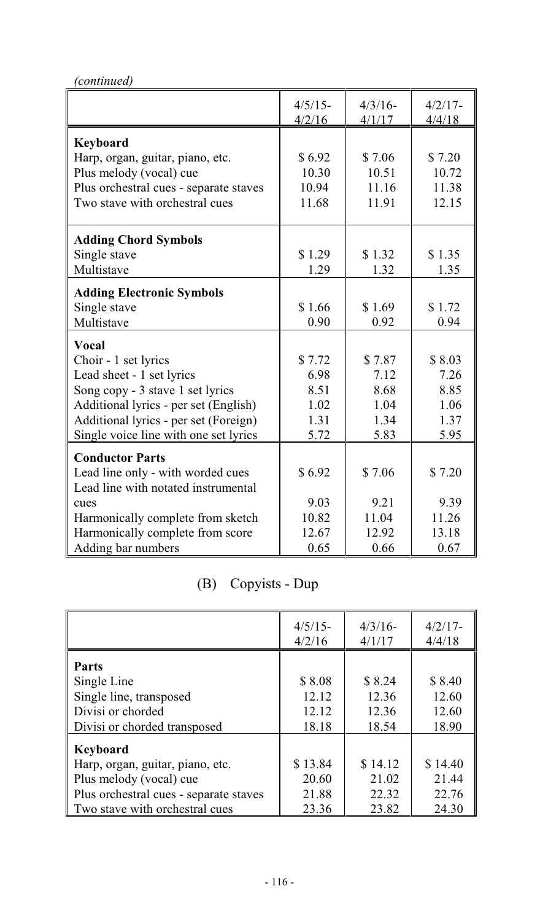*(continued)*

| | 4/5/15-4/2/16 | 4/3/16-4/1/17 | 4/2/17-4/4/18 |
|---|---|---|---|
| **Keyboard** | | | |
| Harp, organ, guitar, piano, etc. | $ 6.92 | $ 7.06 | $ 7.20 |
| Plus melody (vocal) cue | 10.30 | 10.51 | 10.72 |
| Plus orchestral cues - separate staves | 10.94 | 11.16 | 11.38 |
| Two stave with orchestral cues | 11.68 | 11.91 | 12.15 |
| **Adding Chord Symbols** | | | |
| Single stave | $ 1.29 | $ 1.32 | $ 1.35 |
| Multistave | 1.29 | 1.32 | 1.35 |
| **Adding Electronic Symbols** | | | |
| Single stave | $ 1.66 | $ 1.69 | $ 1.72 |
| Multistave | 0.90 | 0.92 | 0.94 |
| **Vocal** | | | |
| Choir - 1 set lyrics | $ 7.72 | $ 7.87 | $ 8.03 |
| Lead sheet - 1 set lyrics | 6.98 | 7.12 | 7.26 |
| Song copy - 3 stave 1 set lyrics | 8.51 | 8.68 | 8.85 |
| Additional lyrics - per set (English) | 1.02 | 1.04 | 1.06 |
| Additional lyrics - per set (Foreign) | 1.31 | 1.34 | 1.37 |
| Single voice line with one set lyrics | 5.72 | 5.83 | 5.95 |
| **Conductor Parts** | | | |
| Lead line only - with worded cues | $ 6.92 | $ 7.06 | $ 7.20 |
| Lead line with notated instrumental cues | 9.03 | 9.21 | 9.39 |
| Harmonically complete from sketch | 10.82 | 11.04 | 11.26 |
| Harmonically complete from score | 12.67 | 12.92 | 13.18 |
| Adding bar numbers | 0.65 | 0.66 | 0.67 |

## (B) Copyists - Dup

| | 4/5/15-4/2/16 | 4/3/16-4/1/17 | 4/2/17-4/4/18 |
|---|---|---|---|
| **Parts** | | | |
| Single Line | $ 8.08 | $ 8.24 | $ 8.40 |
| Single line, transposed | 12.12 | 12.36 | 12.60 |
| Divisi or chorded | 12.12 | 12.36 | 12.60 |
| Divisi or chorded transposed | 18.18 | 18.54 | 18.90 |
| **Keyboard** | | | |
| Harp, organ, guitar, piano, etc. | $ 13.84 | $ 14.12 | $ 14.40 |
| Plus melody (vocal) cue | 20.60 | 21.02 | 21.44 |
| Plus orchestral cues - separate staves | 21.88 | 22.32 | 22.76 |
| Two stave with orchestral cues | 23.36 | 23.82 | 24.30 |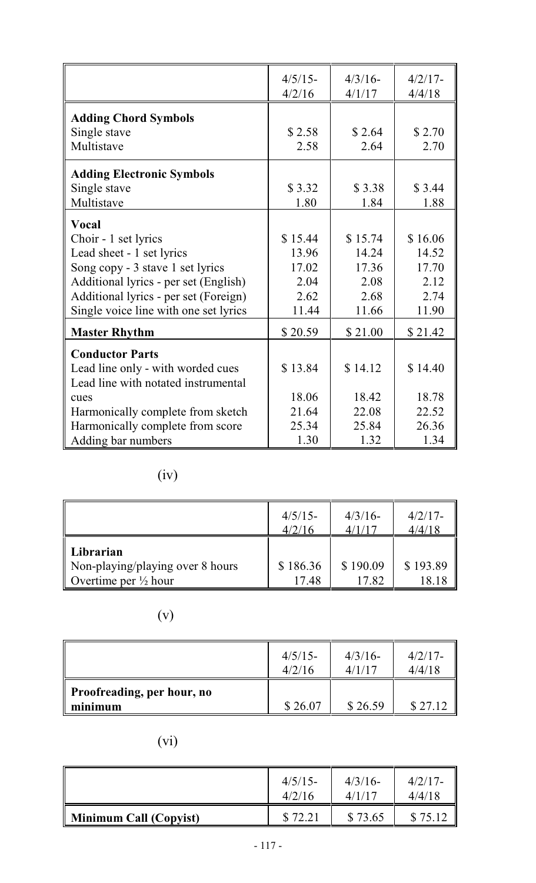| | 4/5/15-4/2/16 | 4/3/16-4/1/17 | 4/2/17-4/4/18 |
|---|---|---|---|
| **Adding Chord Symbols** | | | |
| Single stave | $ 2.58 | $ 2.64 | $ 2.70 |
| Multistave | 2.58 | 2.64 | 2.70 |
| **Adding Electronic Symbols** | | | |
| Single stave | $ 3.32 | $ 3.38 | $ 3.44 |
| Multistave | 1.80 | 1.84 | 1.88 |
| **Vocal** | | | |
| Choir - 1 set lyrics | $ 15.44 | $ 15.74 | $ 16.06 |
| Lead sheet - 1 set lyrics | 13.96 | 14.24 | 14.52 |
| Song copy - 3 stave 1 set lyrics | 17.02 | 17.36 | 17.70 |
| Additional lyrics - per set (English) | 2.04 | 2.08 | 2.12 |
| Additional lyrics - per set (Foreign) | 2.62 | 2.68 | 2.74 |
| Single voice line with one set lyrics | 11.44 | 11.66 | 11.90 |
| **Master Rhythm** | $ 20.59 | $ 21.00 | $ 21.42 |
| **Conductor Parts** | | | |
| Lead line only - with worded cues | $ 13.84 | $ 14.12 | $ 14.40 |
| Lead line with notated instrumental cues | 18.06 | 18.42 | 18.78 |
| Harmonically complete from sketch | 21.64 | 22.08 | 22.52 |
| Harmonically complete from score | 25.34 | 25.84 | 26.36 |
| Adding bar numbers | 1.30 | 1.32 | 1.34 |

(iv)

| | 4/5/15-4/2/16 | 4/3/16-4/1/17 | 4/2/17-4/4/18 |
|---|---|---|---|
| **Librarian** | | | |
| Non-playing/playing over 8 hours | $ 186.36 | $ 190.09 | $ 193.89 |
| Overtime per ½ hour | 17.48 | 17.82 | 18.18 |

(v)

| | 4/5/15-4/2/16 | 4/3/16-4/1/17 | 4/2/17-4/4/18 |
|---|---|---|---|
| **Proofreading, per hour, no minimum** | $ 26.07 | $ 26.59 | $ 27.12 |

(vi)

| | 4/5/15-4/2/16 | 4/3/16-4/1/17 | 4/2/17-4/4/18 |
|---|---|---|---|
| **Minimum Call (Copyist)** | $ 72.21 | $ 73.65 | $ 75.12 |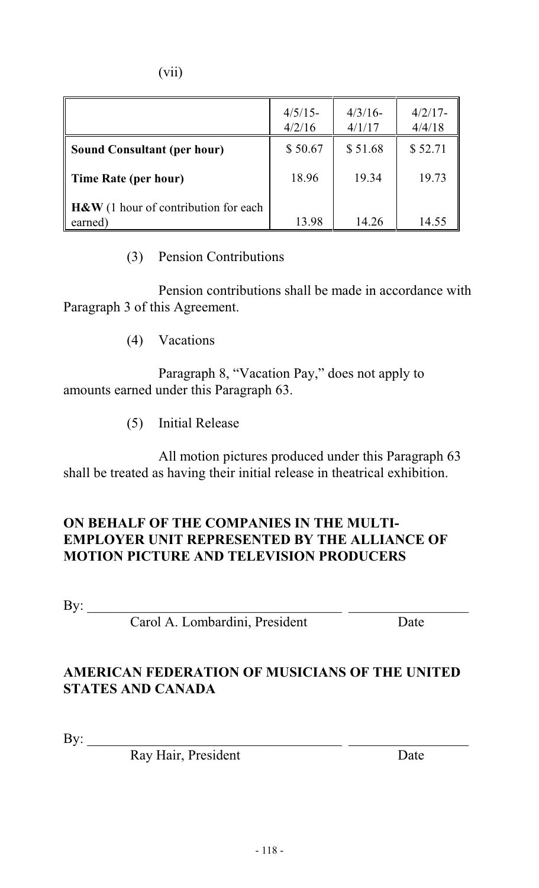(vii)

| | 4/5/15-4/2/16 | 4/3/16-4/1/17 | 4/2/17-4/4/18 |
|---|---|---|---|
| **Sound Consultant (per hour)** | $ 50.67 | $ 51.68 | $ 52.71 |
| **Time Rate (per hour)** | 18.96 | 19.34 | 19.73 |
| **H&W** (1 hour of contribution for each earned) | 13.98 | 14.26 | 14.55 |

(3) Pension Contributions

Pension contributions shall be made in accordance with Paragraph 3 of this Agreement.

(4) Vacations

Paragraph 8, "Vacation Pay," does not apply to amounts earned under this Paragraph 63.

(5) Initial Release

All motion pictures produced under this Paragraph 63 shall be treated as having their initial release in theatrical exhibition.

**ON BEHALF OF THE COMPANIES IN THE MULTI-EMPLOYER UNIT REPRESENTED BY THE ALLIANCE OF MOTION PICTURE AND TELEVISION PRODUCERS**

By: ______________________________ ______________

Carol A. Lombardini, President Date

**AMERICAN FEDERATION OF MUSICIANS OF THE UNITED STATES AND CANADA**

By: ______________________________ ______________

Ray Hair, President Date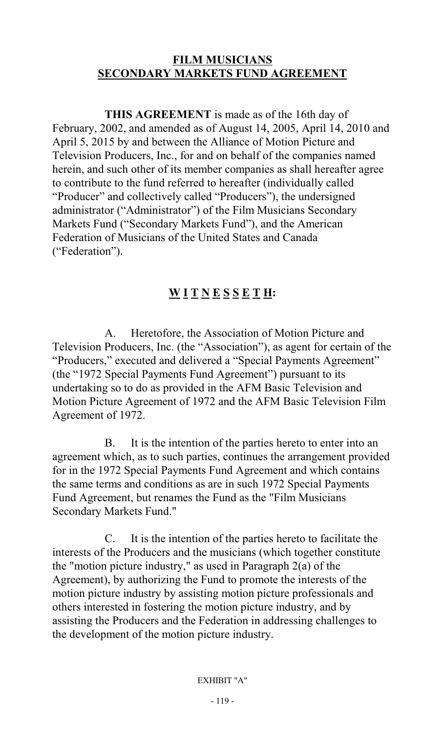# FILM MUSICIANS SECONDARY MARKETS FUND AGREEMENT

**THIS AGREEMENT** is made as of the 16th day of February, 2002, and amended as of August 14, 2005, April 14, 2010 and April 5, 2015 by and between the Alliance of Motion Picture and Television Producers, Inc., for and on behalf of the companies named herein, and such other of its member companies as shall hereafter agree to contribute to the fund referred to hereafter (individually called "Producer" and collectively called "Producers"), the undersigned administrator ("Administrator") of the Film Musicians Secondary Markets Fund ("Secondary Markets Fund"), and the American Federation of Musicians of the United States and Canada ("Federation").

## W I T N E S S E T H:

A. Heretofore, the Association of Motion Picture and Television Producers, Inc. (the "Association"), as agent for certain of the "Producers," executed and delivered a "Special Payments Agreement" (the "1972 Special Payments Fund Agreement") pursuant to its undertaking so to do as provided in the AFM Basic Television and Motion Picture Agreement of 1972 and the AFM Basic Television Film Agreement of 1972.

B. It is the intention of the parties hereto to enter into an agreement which, as to such parties, continues the arrangement provided for in the 1972 Special Payments Fund Agreement and which contains the same terms and conditions as are in such 1972 Special Payments Fund Agreement, but renames the Fund as the "Film Musicians Secondary Markets Fund."

C. It is the intention of the parties hereto to facilitate the interests of the Producers and the musicians (which together constitute the "motion picture industry," as used in Paragraph 2(a) of the Agreement), by authorizing the Fund to promote the interests of the motion picture industry by assisting motion picture professionals and others interested in fostering the motion picture industry, and by assisting the Producers and the Federation in addressing challenges to the development of the motion picture industry.

EXHIBIT "A"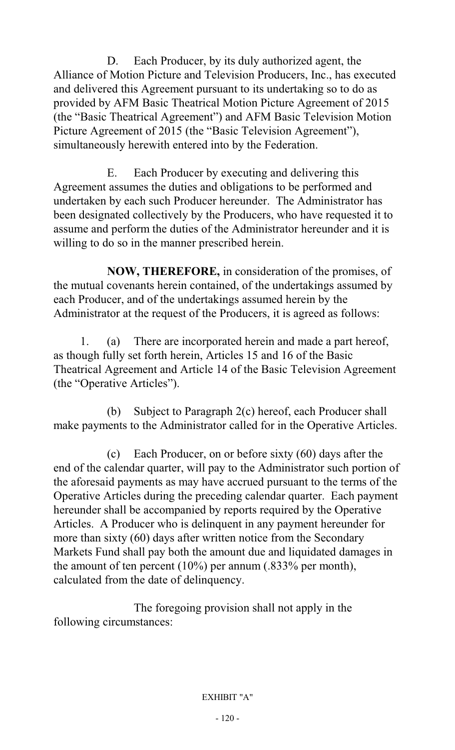D. Each Producer, by its duly authorized agent, the Alliance of Motion Picture and Television Producers, Inc., has executed and delivered this Agreement pursuant to its undertaking so to do as provided by AFM Basic Theatrical Motion Picture Agreement of 2015 (the "Basic Theatrical Agreement") and AFM Basic Television Motion Picture Agreement of 2015 (the "Basic Television Agreement"), simultaneously herewith entered into by the Federation.

E. Each Producer by executing and delivering this Agreement assumes the duties and obligations to be performed and undertaken by each such Producer hereunder. The Administrator has been designated collectively by the Producers, who have requested it to assume and perform the duties of the Administrator hereunder and it is willing to do so in the manner prescribed herein.

**NOW, THEREFORE,** in consideration of the promises, of the mutual covenants herein contained, of the undertakings assumed by each Producer, and of the undertakings assumed herein by the Administrator at the request of the Producers, it is agreed as follows:

1. (a) There are incorporated herein and made a part hereof, as though fully set forth herein, Articles 15 and 16 of the Basic Theatrical Agreement and Article 14 of the Basic Television Agreement (the "Operative Articles").

(b) Subject to Paragraph 2(c) hereof, each Producer shall make payments to the Administrator called for in the Operative Articles.

(c) Each Producer, on or before sixty (60) days after the end of the calendar quarter, will pay to the Administrator such portion of the aforesaid payments as may have accrued pursuant to the terms of the Operative Articles during the preceding calendar quarter. Each payment hereunder shall be accompanied by reports required by the Operative Articles. A Producer who is delinquent in any payment hereunder for more than sixty (60) days after written notice from the Secondary Markets Fund shall pay both the amount due and liquidated damages in the amount of ten percent (10%) per annum (.833% per month), calculated from the date of delinquency.

The foregoing provision shall not apply in the following circumstances:

EXHIBIT "A"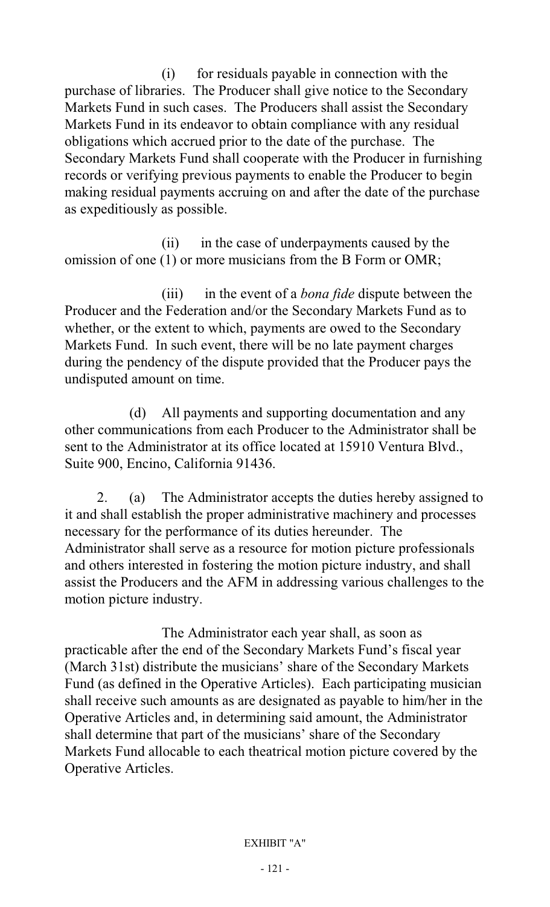(i) for residuals payable in connection with the purchase of libraries. The Producer shall give notice to the Secondary Markets Fund in such cases. The Producers shall assist the Secondary Markets Fund in its endeavor to obtain compliance with any residual obligations which accrued prior to the date of the purchase. The Secondary Markets Fund shall cooperate with the Producer in furnishing records or verifying previous payments to enable the Producer to begin making residual payments accruing on and after the date of the purchase as expeditiously as possible.

(ii) in the case of underpayments caused by the omission of one (1) or more musicians from the B Form or OMR;

(iii) in the event of a *bona fide* dispute between the Producer and the Federation and/or the Secondary Markets Fund as to whether, or the extent to which, payments are owed to the Secondary Markets Fund. In such event, there will be no late payment charges during the pendency of the dispute provided that the Producer pays the undisputed amount on time.

(d) All payments and supporting documentation and any other communications from each Producer to the Administrator shall be sent to the Administrator at its office located at 15910 Ventura Blvd., Suite 900, Encino, California 91436.

2. (a) The Administrator accepts the duties hereby assigned to it and shall establish the proper administrative machinery and processes necessary for the performance of its duties hereunder. The Administrator shall serve as a resource for motion picture professionals and others interested in fostering the motion picture industry, and shall assist the Producers and the AFM in addressing various challenges to the motion picture industry.

The Administrator each year shall, as soon as practicable after the end of the Secondary Markets Fund's fiscal year (March 31st) distribute the musicians' share of the Secondary Markets Fund (as defined in the Operative Articles). Each participating musician shall receive such amounts as are designated as payable to him/her in the Operative Articles and, in determining said amount, the Administrator shall determine that part of the musicians' share of the Secondary Markets Fund allocable to each theatrical motion picture covered by the Operative Articles.

EXHIBIT "A"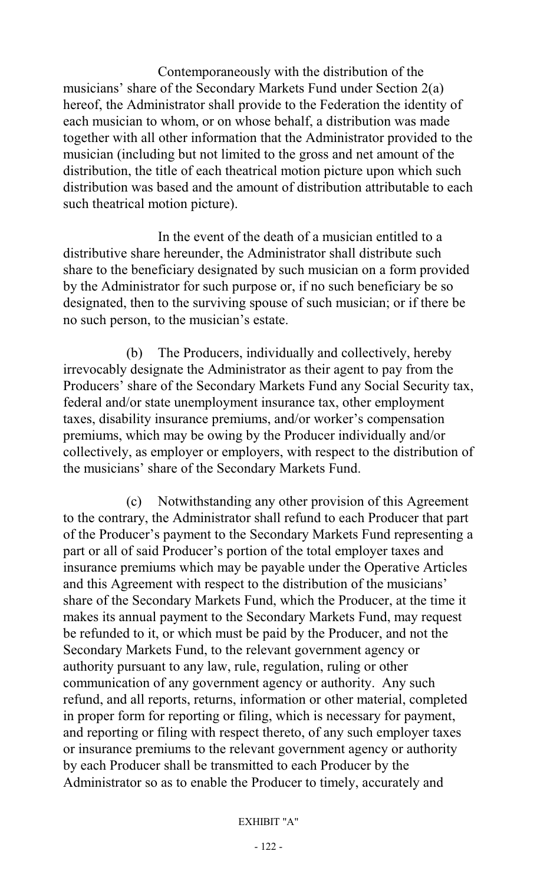Contemporaneously with the distribution of the musicians' share of the Secondary Markets Fund under Section 2(a) hereof, the Administrator shall provide to the Federation the identity of each musician to whom, or on whose behalf, a distribution was made together with all other information that the Administrator provided to the musician (including but not limited to the gross and net amount of the distribution, the title of each theatrical motion picture upon which such distribution was based and the amount of distribution attributable to each such theatrical motion picture).

In the event of the death of a musician entitled to a distributive share hereunder, the Administrator shall distribute such share to the beneficiary designated by such musician on a form provided by the Administrator for such purpose or, if no such beneficiary be so designated, then to the surviving spouse of such musician; or if there be no such person, to the musician's estate.

(b) The Producers, individually and collectively, hereby irrevocably designate the Administrator as their agent to pay from the Producers' share of the Secondary Markets Fund any Social Security tax, federal and/or state unemployment insurance tax, other employment taxes, disability insurance premiums, and/or worker's compensation premiums, which may be owing by the Producer individually and/or collectively, as employer or employers, with respect to the distribution of the musicians' share of the Secondary Markets Fund.

(c) Notwithstanding any other provision of this Agreement to the contrary, the Administrator shall refund to each Producer that part of the Producer's payment to the Secondary Markets Fund representing a part or all of said Producer's portion of the total employer taxes and insurance premiums which may be payable under the Operative Articles and this Agreement with respect to the distribution of the musicians' share of the Secondary Markets Fund, which the Producer, at the time it makes its annual payment to the Secondary Markets Fund, may request be refunded to it, or which must be paid by the Producer, and not the Secondary Markets Fund, to the relevant government agency or authority pursuant to any law, rule, regulation, ruling or other communication of any government agency or authority. Any such refund, and all reports, returns, information or other material, completed in proper form for reporting or filing, which is necessary for payment, and reporting or filing with respect thereto, of any such employer taxes or insurance premiums to the relevant government agency or authority by each Producer shall be transmitted to each Producer by the Administrator so as to enable the Producer to timely, accurately and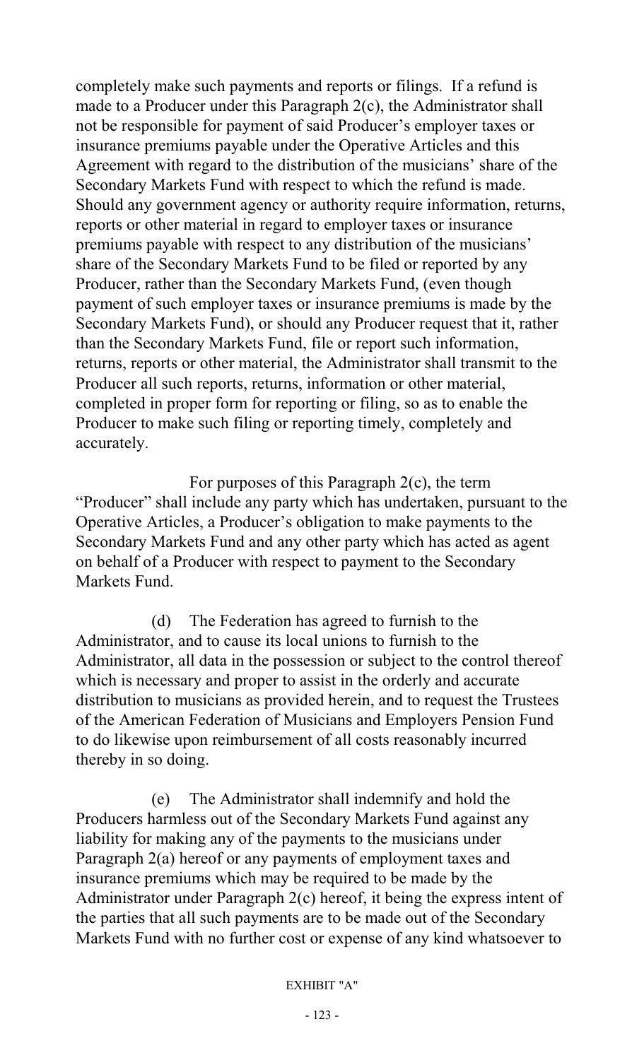completely make such payments and reports or filings. If a refund is made to a Producer under this Paragraph 2(c), the Administrator shall not be responsible for payment of said Producer's employer taxes or insurance premiums payable under the Operative Articles and this Agreement with regard to the distribution of the musicians' share of the Secondary Markets Fund with respect to which the refund is made. Should any government agency or authority require information, returns, reports or other material in regard to employer taxes or insurance premiums payable with respect to any distribution of the musicians' share of the Secondary Markets Fund to be filed or reported by any Producer, rather than the Secondary Markets Fund, (even though payment of such employer taxes or insurance premiums is made by the Secondary Markets Fund), or should any Producer request that it, rather than the Secondary Markets Fund, file or report such information, returns, reports or other material, the Administrator shall transmit to the Producer all such reports, returns, information or other material, completed in proper form for reporting or filing, so as to enable the Producer to make such filing or reporting timely, completely and accurately.

For purposes of this Paragraph 2(c), the term "Producer" shall include any party which has undertaken, pursuant to the Operative Articles, a Producer's obligation to make payments to the Secondary Markets Fund and any other party which has acted as agent on behalf of a Producer with respect to payment to the Secondary Markets Fund.

(d) The Federation has agreed to furnish to the Administrator, and to cause its local unions to furnish to the Administrator, all data in the possession or subject to the control thereof which is necessary and proper to assist in the orderly and accurate distribution to musicians as provided herein, and to request the Trustees of the American Federation of Musicians and Employers Pension Fund to do likewise upon reimbursement of all costs reasonably incurred thereby in so doing.

(e) The Administrator shall indemnify and hold the Producers harmless out of the Secondary Markets Fund against any liability for making any of the payments to the musicians under Paragraph 2(a) hereof or any payments of employment taxes and insurance premiums which may be required to be made by the Administrator under Paragraph 2(c) hereof, it being the express intent of the parties that all such payments are to be made out of the Secondary Markets Fund with no further cost or expense of any kind whatsoever to

EXHIBIT "A"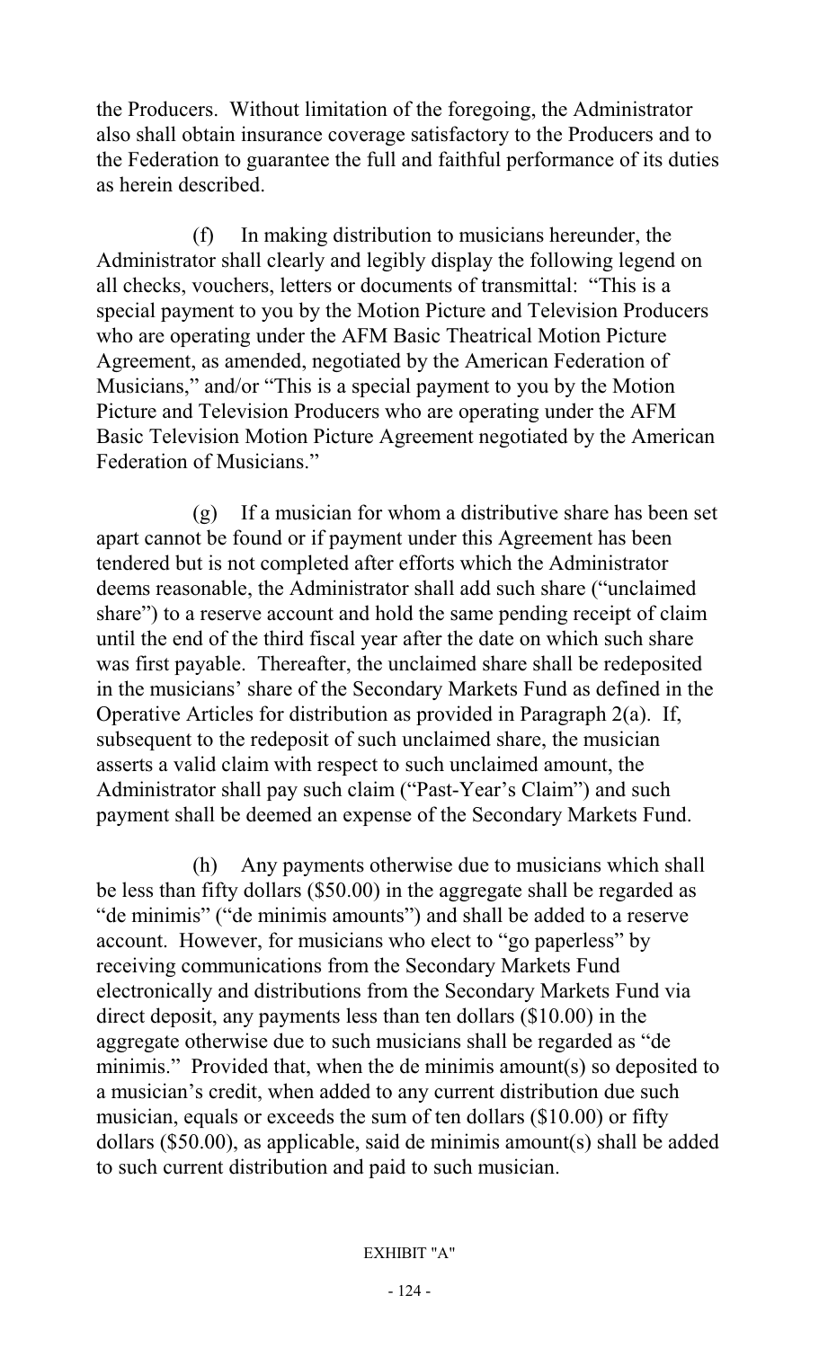the Producers. Without limitation of the foregoing, the Administrator also shall obtain insurance coverage satisfactory to the Producers and to the Federation to guarantee the full and faithful performance of its duties as herein described.

(f) In making distribution to musicians hereunder, the Administrator shall clearly and legibly display the following legend on all checks, vouchers, letters or documents of transmittal: "This is a special payment to you by the Motion Picture and Television Producers who are operating under the AFM Basic Theatrical Motion Picture Agreement, as amended, negotiated by the American Federation of Musicians," and/or "This is a special payment to you by the Motion Picture and Television Producers who are operating under the AFM Basic Television Motion Picture Agreement negotiated by the American Federation of Musicians."

(g) If a musician for whom a distributive share has been set apart cannot be found or if payment under this Agreement has been tendered but is not completed after efforts which the Administrator deems reasonable, the Administrator shall add such share ("unclaimed share") to a reserve account and hold the same pending receipt of claim until the end of the third fiscal year after the date on which such share was first payable. Thereafter, the unclaimed share shall be redeposited in the musicians' share of the Secondary Markets Fund as defined in the Operative Articles for distribution as provided in Paragraph 2(a). If, subsequent to the redeposit of such unclaimed share, the musician asserts a valid claim with respect to such unclaimed amount, the Administrator shall pay such claim ("Past-Year's Claim") and such payment shall be deemed an expense of the Secondary Markets Fund.

(h) Any payments otherwise due to musicians which shall be less than fifty dollars ($50.00) in the aggregate shall be regarded as "de minimis" ("de minimis amounts") and shall be added to a reserve account. However, for musicians who elect to "go paperless" by receiving communications from the Secondary Markets Fund electronically and distributions from the Secondary Markets Fund via direct deposit, any payments less than ten dollars ($10.00) in the aggregate otherwise due to such musicians shall be regarded as "de minimis." Provided that, when the de minimis amount(s) so deposited to a musician's credit, when added to any current distribution due such musician, equals or exceeds the sum of ten dollars ($10.00) or fifty dollars ($50.00), as applicable, said de minimis amount(s) shall be added to such current distribution and paid to such musician.

EXHIBIT "A"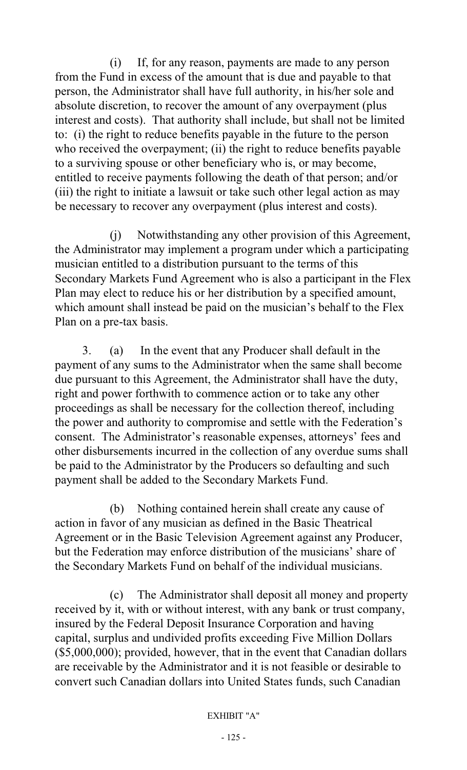(i) If, for any reason, payments are made to any person from the Fund in excess of the amount that is due and payable to that person, the Administrator shall have full authority, in his/her sole and absolute discretion, to recover the amount of any overpayment (plus interest and costs). That authority shall include, but shall not be limited to: (i) the right to reduce benefits payable in the future to the person who received the overpayment; (ii) the right to reduce benefits payable to a surviving spouse or other beneficiary who is, or may become, entitled to receive payments following the death of that person; and/or (iii) the right to initiate a lawsuit or take such other legal action as may be necessary to recover any overpayment (plus interest and costs).

(j) Notwithstanding any other provision of this Agreement, the Administrator may implement a program under which a participating musician entitled to a distribution pursuant to the terms of this Secondary Markets Fund Agreement who is also a participant in the Flex Plan may elect to reduce his or her distribution by a specified amount, which amount shall instead be paid on the musician's behalf to the Flex Plan on a pre-tax basis.

3. (a) In the event that any Producer shall default in the payment of any sums to the Administrator when the same shall become due pursuant to this Agreement, the Administrator shall have the duty, right and power forthwith to commence action or to take any other proceedings as shall be necessary for the collection thereof, including the power and authority to compromise and settle with the Federation's consent. The Administrator's reasonable expenses, attorneys' fees and other disbursements incurred in the collection of any overdue sums shall be paid to the Administrator by the Producers so defaulting and such payment shall be added to the Secondary Markets Fund.

(b) Nothing contained herein shall create any cause of action in favor of any musician as defined in the Basic Theatrical Agreement or in the Basic Television Agreement against any Producer, but the Federation may enforce distribution of the musicians' share of the Secondary Markets Fund on behalf of the individual musicians.

(c) The Administrator shall deposit all money and property received by it, with or without interest, with any bank or trust company, insured by the Federal Deposit Insurance Corporation and having capital, surplus and undivided profits exceeding Five Million Dollars ($5,000,000); provided, however, that in the event that Canadian dollars are receivable by the Administrator and it is not feasible or desirable to convert such Canadian dollars into United States funds, such Canadian

EXHIBIT "A"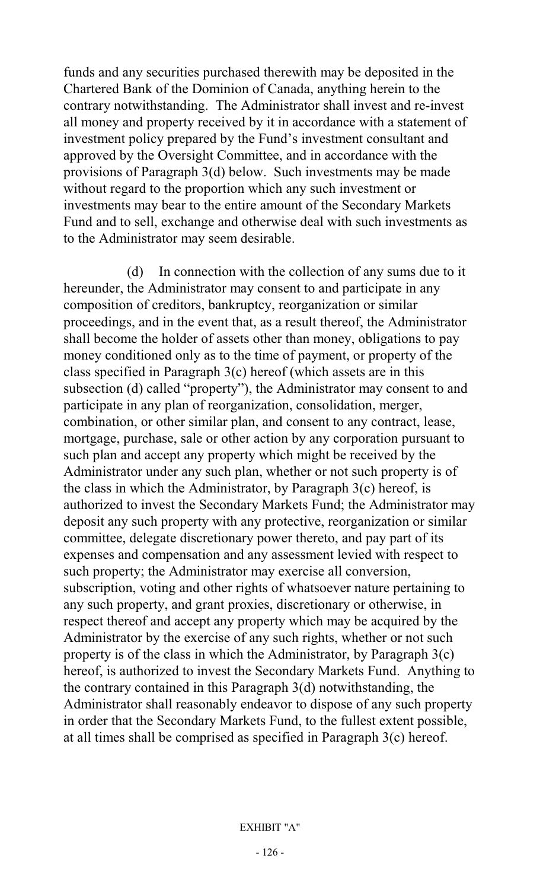funds and any securities purchased therewith may be deposited in the Chartered Bank of the Dominion of Canada, anything herein to the contrary notwithstanding. The Administrator shall invest and re-invest all money and property received by it in accordance with a statement of investment policy prepared by the Fund's investment consultant and approved by the Oversight Committee, and in accordance with the provisions of Paragraph 3(d) below. Such investments may be made without regard to the proportion which any such investment or investments may bear to the entire amount of the Secondary Markets Fund and to sell, exchange and otherwise deal with such investments as to the Administrator may seem desirable.

(d) In connection with the collection of any sums due to it hereunder, the Administrator may consent to and participate in any composition of creditors, bankruptcy, reorganization or similar proceedings, and in the event that, as a result thereof, the Administrator shall become the holder of assets other than money, obligations to pay money conditioned only as to the time of payment, or property of the class specified in Paragraph 3(c) hereof (which assets are in this subsection (d) called "property"), the Administrator may consent to and participate in any plan of reorganization, consolidation, merger, combination, or other similar plan, and consent to any contract, lease, mortgage, purchase, sale or other action by any corporation pursuant to such plan and accept any property which might be received by the Administrator under any such plan, whether or not such property is of the class in which the Administrator, by Paragraph 3(c) hereof, is authorized to invest the Secondary Markets Fund; the Administrator may deposit any such property with any protective, reorganization or similar committee, delegate discretionary power thereto, and pay part of its expenses and compensation and any assessment levied with respect to such property; the Administrator may exercise all conversion, subscription, voting and other rights of whatsoever nature pertaining to any such property, and grant proxies, discretionary or otherwise, in respect thereof and accept any property which may be acquired by the Administrator by the exercise of any such rights, whether or not such property is of the class in which the Administrator, by Paragraph 3(c) hereof, is authorized to invest the Secondary Markets Fund. Anything to the contrary contained in this Paragraph 3(d) notwithstanding, the Administrator shall reasonably endeavor to dispose of any such property in order that the Secondary Markets Fund, to the fullest extent possible, at all times shall be comprised as specified in Paragraph 3(c) hereof.

EXHIBIT "A"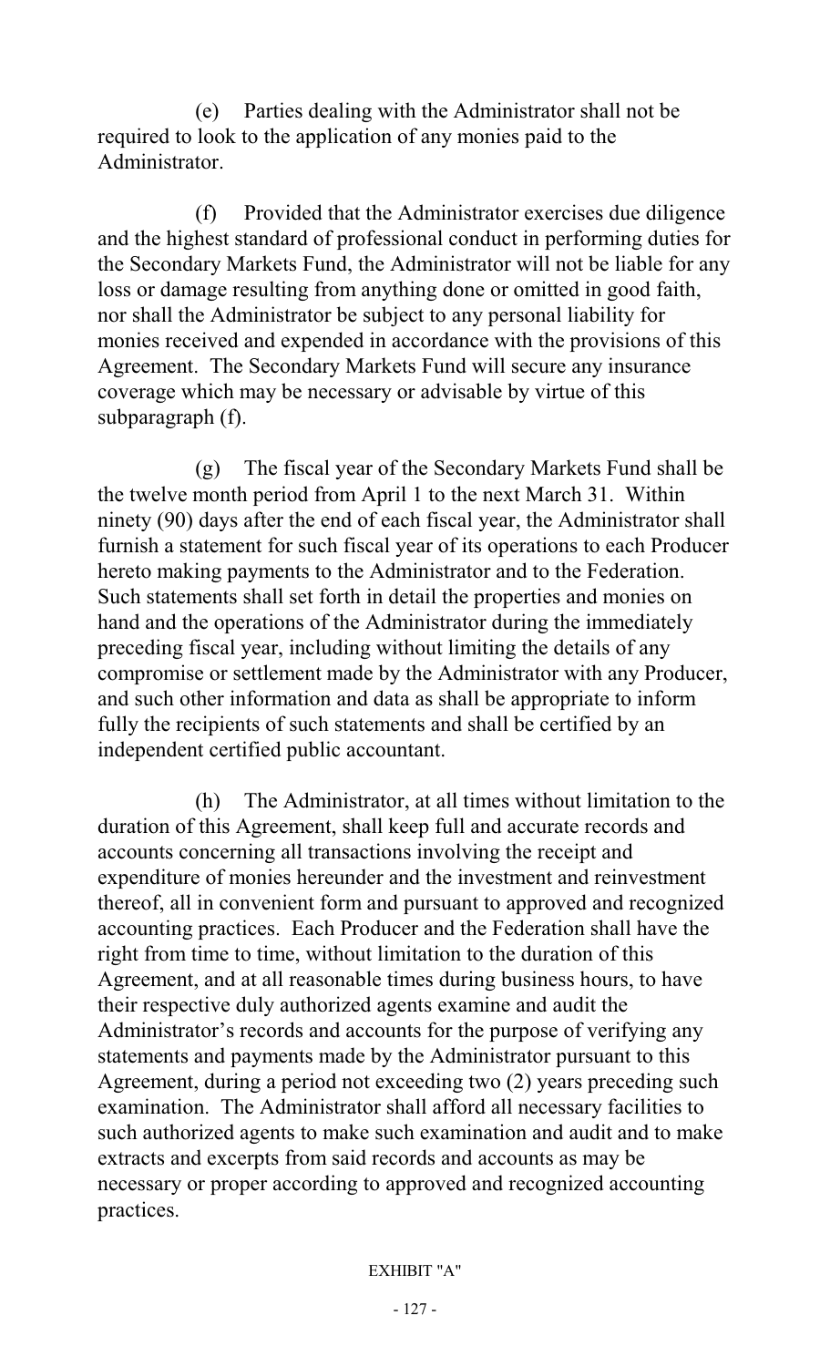(e) Parties dealing with the Administrator shall not be required to look to the application of any monies paid to the Administrator.

(f) Provided that the Administrator exercises due diligence and the highest standard of professional conduct in performing duties for the Secondary Markets Fund, the Administrator will not be liable for any loss or damage resulting from anything done or omitted in good faith, nor shall the Administrator be subject to any personal liability for monies received and expended in accordance with the provisions of this Agreement. The Secondary Markets Fund will secure any insurance coverage which may be necessary or advisable by virtue of this subparagraph (f).

(g) The fiscal year of the Secondary Markets Fund shall be the twelve month period from April 1 to the next March 31. Within ninety (90) days after the end of each fiscal year, the Administrator shall furnish a statement for such fiscal year of its operations to each Producer hereto making payments to the Administrator and to the Federation. Such statements shall set forth in detail the properties and monies on hand and the operations of the Administrator during the immediately preceding fiscal year, including without limiting the details of any compromise or settlement made by the Administrator with any Producer, and such other information and data as shall be appropriate to inform fully the recipients of such statements and shall be certified by an independent certified public accountant.

(h) The Administrator, at all times without limitation to the duration of this Agreement, shall keep full and accurate records and accounts concerning all transactions involving the receipt and expenditure of monies hereunder and the investment and reinvestment thereof, all in convenient form and pursuant to approved and recognized accounting practices. Each Producer and the Federation shall have the right from time to time, without limitation to the duration of this Agreement, and at all reasonable times during business hours, to have their respective duly authorized agents examine and audit the Administrator's records and accounts for the purpose of verifying any statements and payments made by the Administrator pursuant to this Agreement, during a period not exceeding two (2) years preceding such examination. The Administrator shall afford all necessary facilities to such authorized agents to make such examination and audit and to make extracts and excerpts from said records and accounts as may be necessary or proper according to approved and recognized accounting practices.

EXHIBIT "A"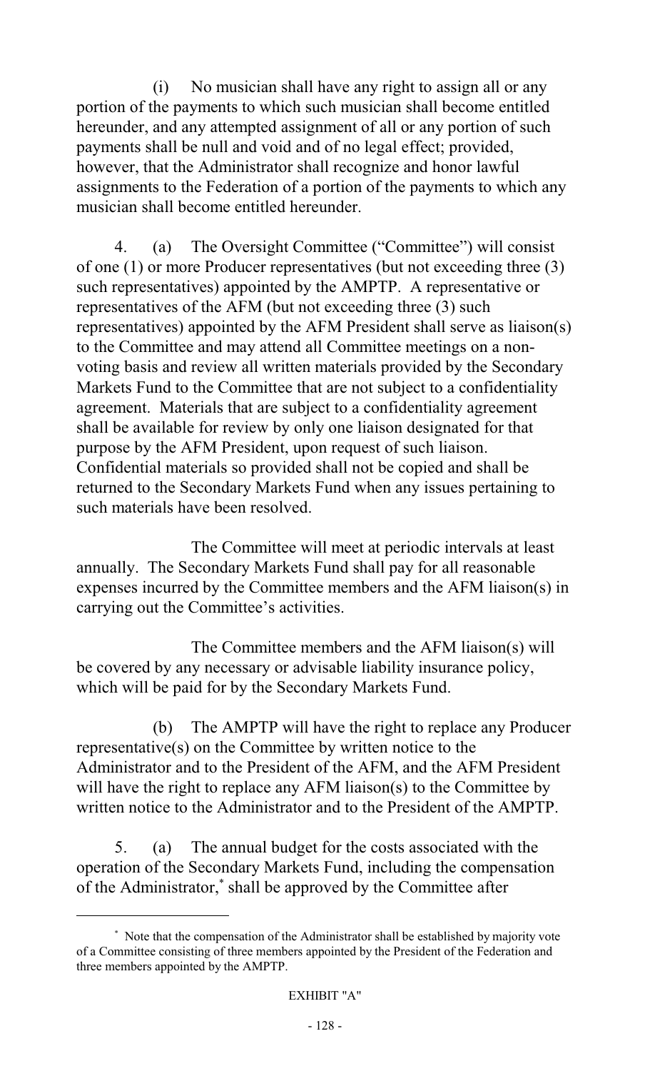(i) No musician shall have any right to assign all or any portion of the payments to which such musician shall become entitled hereunder, and any attempted assignment of all or any portion of such payments shall be null and void and of no legal effect; provided, however, that the Administrator shall recognize and honor lawful assignments to the Federation of a portion of the payments to which any musician shall become entitled hereunder.

4. (a) The Oversight Committee ("Committee") will consist of one (1) or more Producer representatives (but not exceeding three (3) such representatives) appointed by the AMPTP. A representative or representatives of the AFM (but not exceeding three (3) such representatives) appointed by the AFM President shall serve as liaison(s) to the Committee and may attend all Committee meetings on a non-voting basis and review all written materials provided by the Secondary Markets Fund to the Committee that are not subject to a confidentiality agreement. Materials that are subject to a confidentiality agreement shall be available for review by only one liaison designated for that purpose by the AFM President, upon request of such liaison. Confidential materials so provided shall not be copied and shall be returned to the Secondary Markets Fund when any issues pertaining to such materials have been resolved.

The Committee will meet at periodic intervals at least annually. The Secondary Markets Fund shall pay for all reasonable expenses incurred by the Committee members and the AFM liaison(s) in carrying out the Committee's activities.

The Committee members and the AFM liaison(s) will be covered by any necessary or advisable liability insurance policy, which will be paid for by the Secondary Markets Fund.

(b) The AMPTP will have the right to replace any Producer representative(s) on the Committee by written notice to the Administrator and to the President of the AFM, and the AFM President will have the right to replace any AFM liaison(s) to the Committee by written notice to the Administrator and to the President of the AMPTP.

5. (a) The annual budget for the costs associated with the operation of the Secondary Markets Fund, including the compensation of the Administrator,* shall be approved by the Committee after

---

* Note that the compensation of the Administrator shall be established by majority vote of a Committee consisting of three members appointed by the President of the Federation and three members appointed by the AMPTP.

EXHIBIT "A"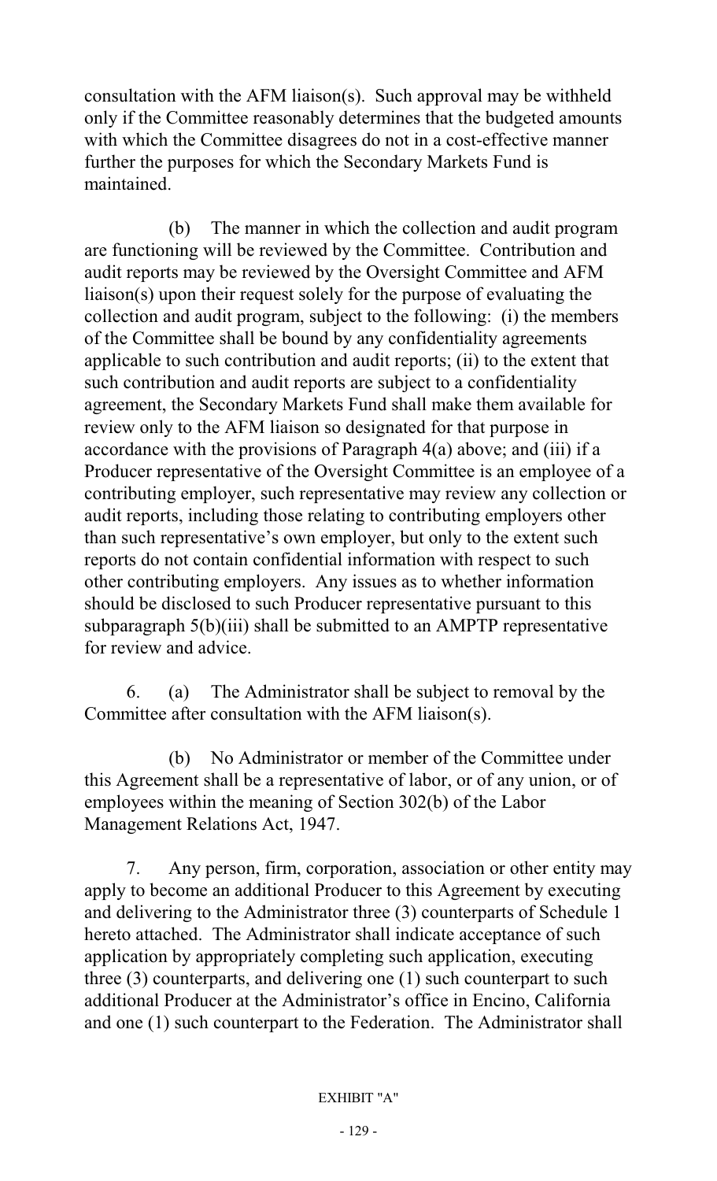consultation with the AFM liaison(s). Such approval may be withheld only if the Committee reasonably determines that the budgeted amounts with which the Committee disagrees do not in a cost-effective manner further the purposes for which the Secondary Markets Fund is maintained.

(b) The manner in which the collection and audit program are functioning will be reviewed by the Committee. Contribution and audit reports may be reviewed by the Oversight Committee and AFM liaison(s) upon their request solely for the purpose of evaluating the collection and audit program, subject to the following: (i) the members of the Committee shall be bound by any confidentiality agreements applicable to such contribution and audit reports; (ii) to the extent that such contribution and audit reports are subject to a confidentiality agreement, the Secondary Markets Fund shall make them available for review only to the AFM liaison so designated for that purpose in accordance with the provisions of Paragraph 4(a) above; and (iii) if a Producer representative of the Oversight Committee is an employee of a contributing employer, such representative may review any collection or audit reports, including those relating to contributing employers other than such representative's own employer, but only to the extent such reports do not contain confidential information with respect to such other contributing employers. Any issues as to whether information should be disclosed to such Producer representative pursuant to this subparagraph 5(b)(iii) shall be submitted to an AMPTP representative for review and advice.

6. (a) The Administrator shall be subject to removal by the Committee after consultation with the AFM liaison(s).

(b) No Administrator or member of the Committee under this Agreement shall be a representative of labor, or of any union, or of employees within the meaning of Section 302(b) of the Labor Management Relations Act, 1947.

7. Any person, firm, corporation, association or other entity may apply to become an additional Producer to this Agreement by executing and delivering to the Administrator three (3) counterparts of Schedule 1 hereto attached. The Administrator shall indicate acceptance of such application by appropriately completing such application, executing three (3) counterparts, and delivering one (1) such counterpart to such additional Producer at the Administrator's office in Encino, California and one (1) such counterpart to the Federation. The Administrator shall

EXHIBIT "A"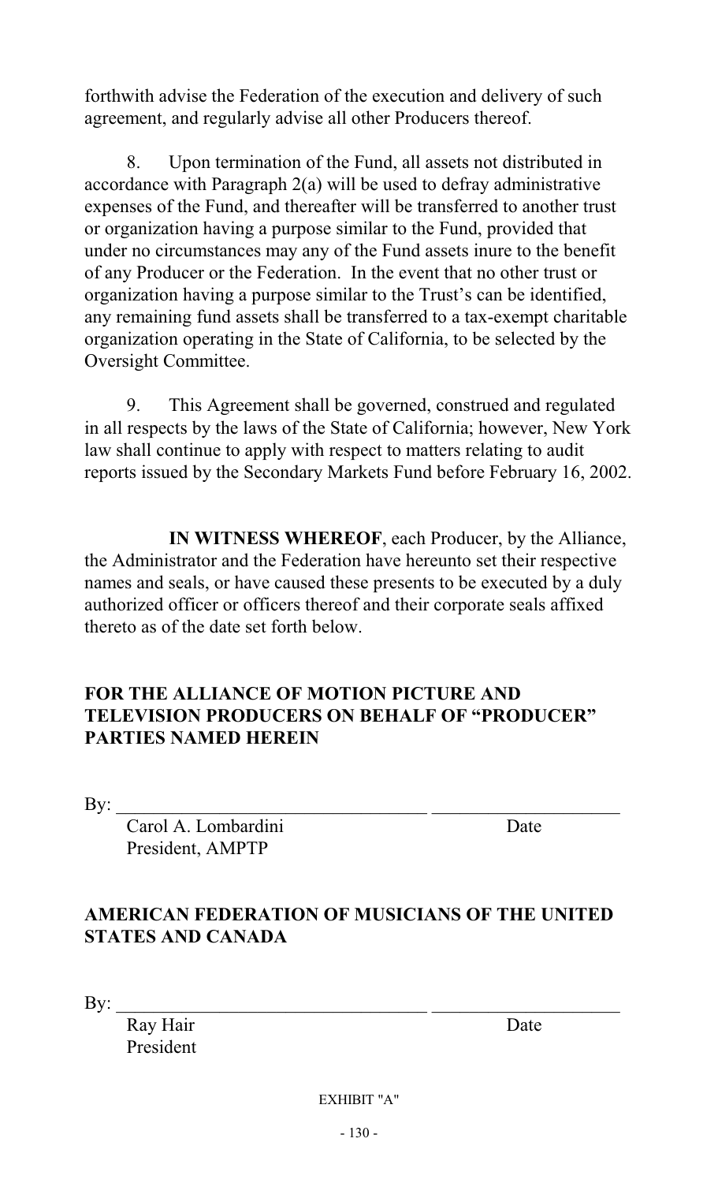forthwith advise the Federation of the execution and delivery of such agreement, and regularly advise all other Producers thereof.

8. Upon termination of the Fund, all assets not distributed in accordance with Paragraph 2(a) will be used to defray administrative expenses of the Fund, and thereafter will be transferred to another trust or organization having a purpose similar to the Fund, provided that under no circumstances may any of the Fund assets inure to the benefit of any Producer or the Federation. In the event that no other trust or organization having a purpose similar to the Trust's can be identified, any remaining fund assets shall be transferred to a tax-exempt charitable organization operating in the State of California, to be selected by the Oversight Committee.

9. This Agreement shall be governed, construed and regulated in all respects by the laws of the State of California; however, New York law shall continue to apply with respect to matters relating to audit reports issued by the Secondary Markets Fund before February 16, 2002.

**IN WITNESS WHEREOF**, each Producer, by the Alliance, the Administrator and the Federation have hereunto set their respective names and seals, or have caused these presents to be executed by a duly authorized officer or officers thereof and their corporate seals affixed thereto as of the date set forth below.

**FOR THE ALLIANCE OF MOTION PICTURE AND TELEVISION PRODUCERS ON BEHALF OF "PRODUCER" PARTIES NAMED HEREIN**

By: ________________________________ ____________________

Carol A. Lombardini — Date

President, AMPTP

**AMERICAN FEDERATION OF MUSICIANS OF THE UNITED STATES AND CANADA**

By: ________________________________ ____________________

Ray Hair — Date

President

EXHIBIT "A"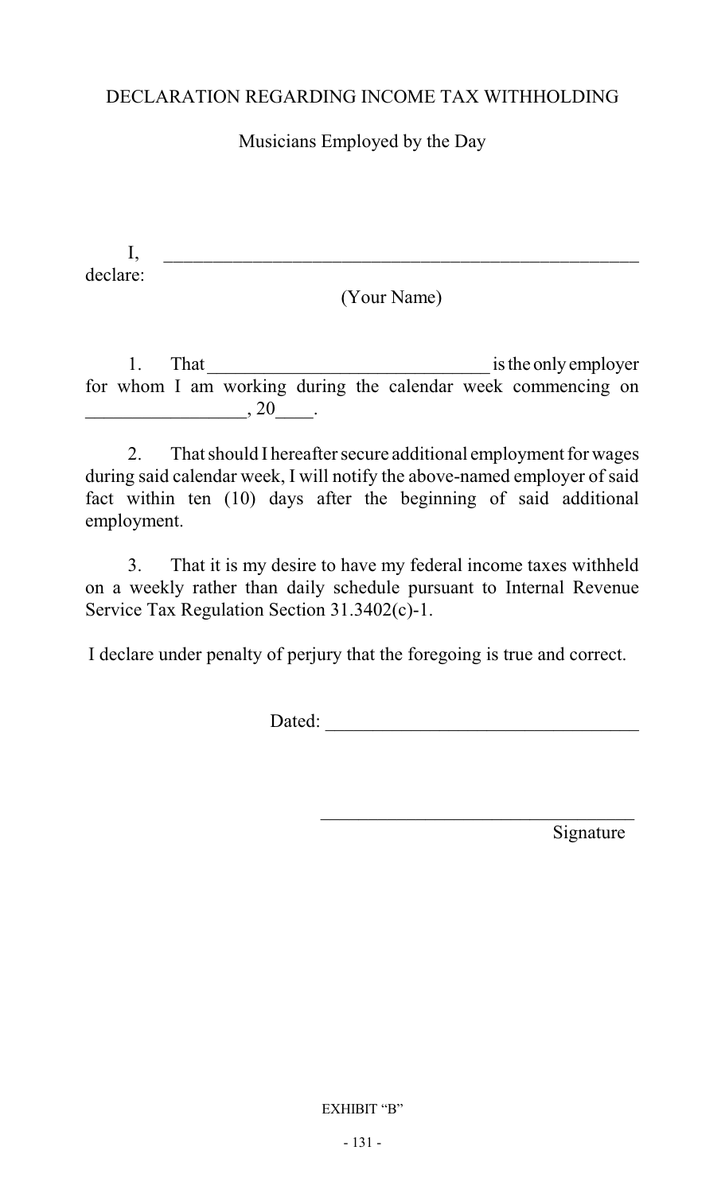DECLARATION REGARDING INCOME TAX WITHHOLDING

Musicians Employed by the Day

I, \_\_\_\_\_\_\_\_\_\_\_\_\_\_\_\_\_\_\_\_\_\_\_\_\_\_\_\_\_\_\_\_\_\_\_\_\_\_\_\_\_\_\_\_\_\_\_\_\_\_\_\_ declare:

(Your Name)

1. That \_\_\_\_\_\_\_\_\_\_\_\_\_\_\_\_\_\_\_\_\_\_\_\_\_\_\_\_\_\_ is the only employer for whom I am working during the calendar week commencing on \_\_\_\_\_\_\_\_\_\_\_\_\_\_\_\_\_, 20\_\_\_\_.

2. That should I hereafter secure additional employment for wages during said calendar week, I will notify the above-named employer of said fact within ten (10) days after the beginning of said additional employment.

3. That it is my desire to have my federal income taxes withheld on a weekly rather than daily schedule pursuant to Internal Revenue Service Tax Regulation Section 31.3402(c)-1.

I declare under penalty of perjury that the foregoing is true and correct.

Dated: \_\_\_\_\_\_\_\_\_\_\_\_\_\_\_\_\_\_\_\_\_\_\_\_\_\_\_\_\_\_\_\_\_

\_\_\_\_\_\_\_\_\_\_\_\_\_\_\_\_\_\_\_\_\_\_\_\_\_\_\_\_\_\_\_\_\_\_
Signature

EXHIBIT "B"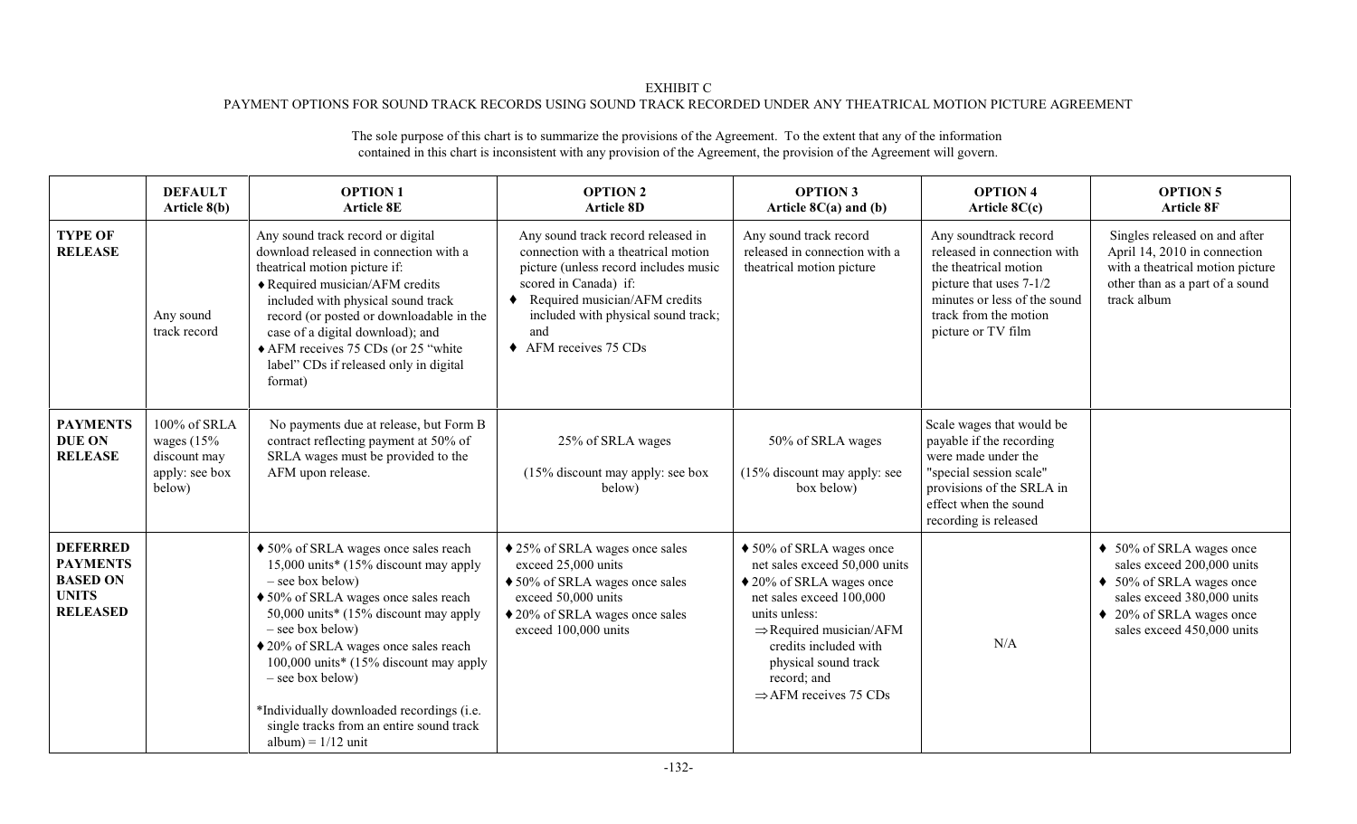EXHIBIT C

PAYMENT OPTIONS FOR SOUND TRACK RECORDS USING SOUND TRACK RECORDED UNDER ANY THEATRICAL MOTION PICTURE AGREEMENT

The sole purpose of this chart is to summarize the provisions of the Agreement. To the extent that any of the information contained in this chart is inconsistent with any provision of the Agreement, the provision of the Agreement will govern.

| | **DEFAULT** Article 8(b) | **OPTION 1** Article 8E | **OPTION 2** Article 8D | **OPTION 3** Article 8C(a) and (b) | **OPTION 4** Article 8C(c) | **OPTION 5** Article 8F |
|---|---|---|---|---|---|---|
| **TYPE OF RELEASE** | Any sound track record | Any sound track record or digital download released in connection with a theatrical motion picture if:<br>♦ Required musician/AFM credits included with physical sound track record (or posted or downloadable in the case of a digital download); and<br>♦ AFM receives 75 CDs (or 25 "white label" CDs if released only in digital format) | Any sound track record released in connection with a theatrical motion picture (unless record includes music scored in Canada) if:<br>♦ Required musician/AFM credits included with physical sound track; and<br>♦ AFM receives 75 CDs | Any sound track record released in connection with a theatrical motion picture | Any soundtrack record released in connection with the theatrical motion picture that uses 7-1/2 minutes or less of the sound track from the motion picture or TV film | Singles released on and after April 14, 2010 in connection with a theatrical motion picture other than as a part of a sound track album |
| **PAYMENTS DUE ON RELEASE** | 100% of SRLA wages (15% discount may apply: see box below) | No payments due at release, but Form B contract reflecting payment at 50% of SRLA wages must be provided to the AFM upon release. | 25% of SRLA wages<br><br>(15% discount may apply: see box below) | 50% of SRLA wages<br><br>(15% discount may apply: see box below) | Scale wages that would be payable if the recording were made under the "special session scale" provisions of the SRLA in effect when the sound recording is released | |
| **DEFERRED PAYMENTS BASED ON UNITS RELEASED** | | ♦ 50% of SRLA wages once sales reach 15,000 units* (15% discount may apply – see box below)<br>♦ 50% of SRLA wages once sales reach 50,000 units* (15% discount may apply – see box below)<br>♦ 20% of SRLA wages once sales reach 100,000 units* (15% discount may apply – see box below)<br><br>*Individually downloaded recordings (i.e. single tracks from an entire sound track album) = 1/12 unit | ♦ 25% of SRLA wages once sales exceed 25,000 units<br>♦ 50% of SRLA wages once sales exceed 50,000 units<br>♦ 20% of SRLA wages once sales exceed 100,000 units | ♦ 50% of SRLA wages once net sales exceed 50,000 units<br>♦ 20% of SRLA wages once net sales exceed 100,000 units unless:<br>⇒ Required musician/AFM credits included with physical sound track record; and<br>⇒ AFM receives 75 CDs | N/A | ♦ 50% of SRLA wages once sales exceed 200,000 units<br>♦ 50% of SRLA wages once sales exceed 380,000 units<br>♦ 20% of SRLA wages once sales exceed 450,000 units |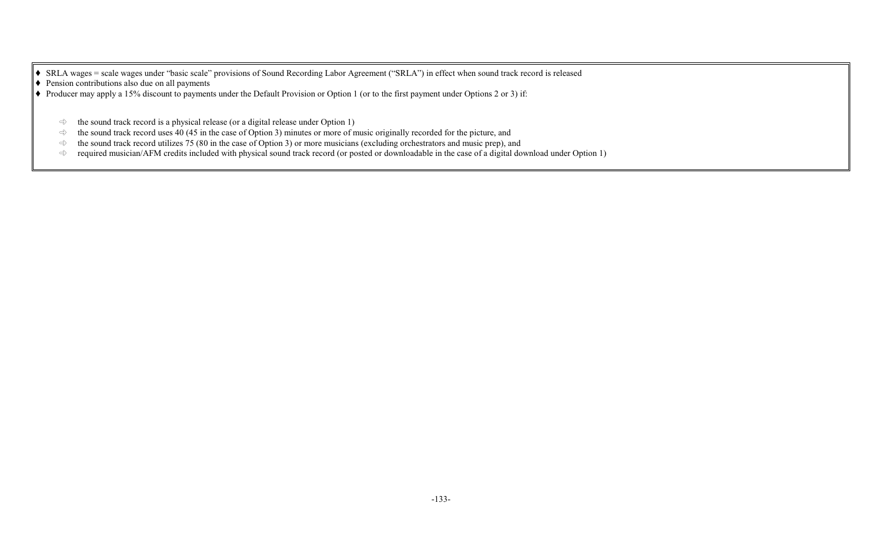- ♦ SRLA wages = scale wages under "basic scale" provisions of Sound Recording Labor Agreement ("SRLA") in effect when sound track record is released
- ♦ Pension contributions also due on all payments
- ♦ Producer may apply a 15% discount to payments under the Default Provision or Option 1 (or to the first payment under Options 2 or 3) if:

  - ⇨ the sound track record is a physical release (or a digital release under Option 1)
  - ⇨ the sound track record uses 40 (45 in the case of Option 3) minutes or more of music originally recorded for the picture, and
  - ⇨ the sound track record utilizes 75 (80 in the case of Option 3) or more musicians (excluding orchestrators and music prep), and
  - ⇨ required musician/AFM credits included with physical sound track record (or posted or downloadable in the case of a digital download under Option 1)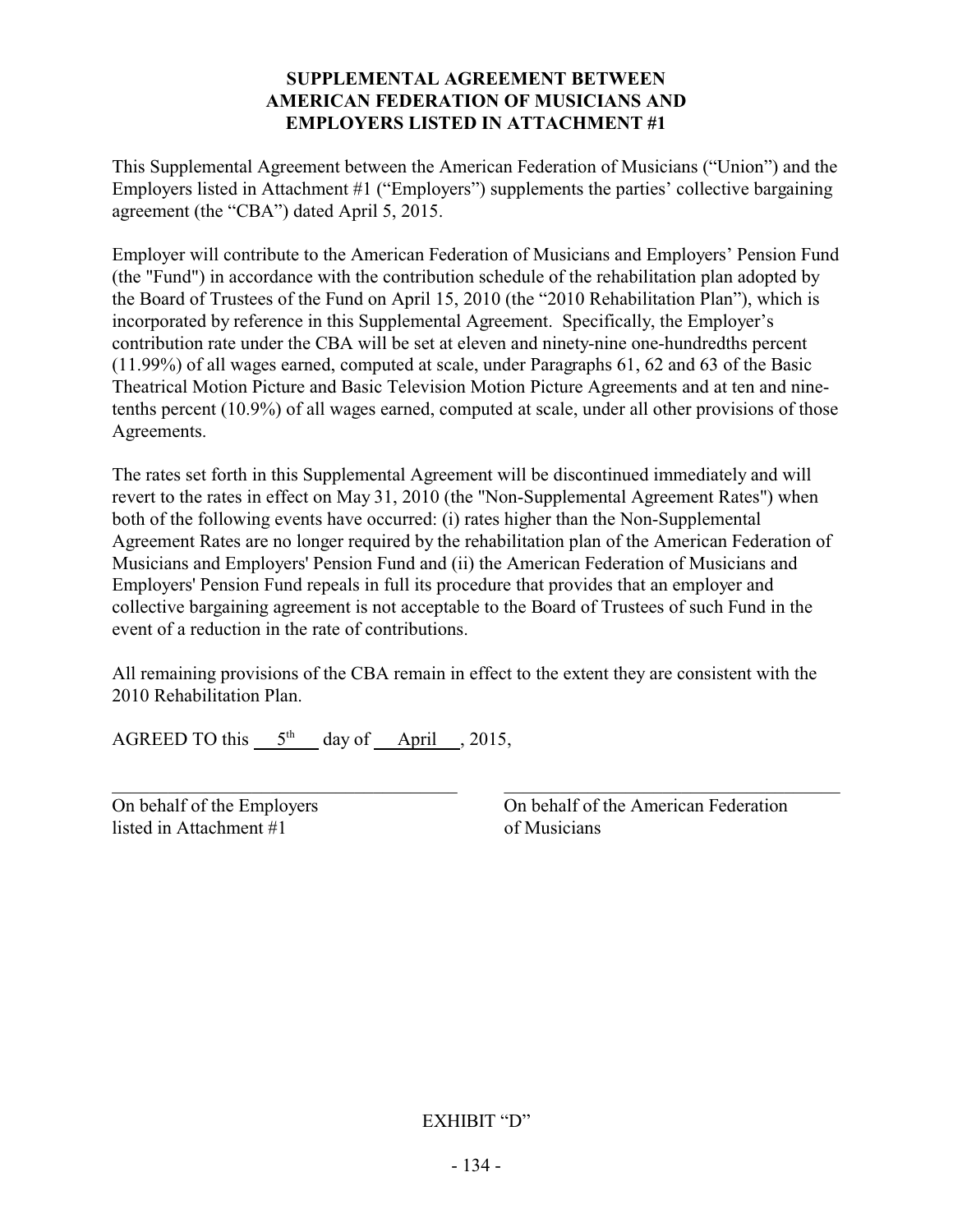**SUPPLEMENTAL AGREEMENT BETWEEN AMERICAN FEDERATION OF MUSICIANS AND EMPLOYERS LISTED IN ATTACHMENT #1**

This Supplemental Agreement between the American Federation of Musicians ("Union") and the Employers listed in Attachment #1 ("Employers") supplements the parties' collective bargaining agreement (the "CBA") dated April 5, 2015.

Employer will contribute to the American Federation of Musicians and Employers' Pension Fund (the "Fund") in accordance with the contribution schedule of the rehabilitation plan adopted by the Board of Trustees of the Fund on April 15, 2010 (the "2010 Rehabilitation Plan"), which is incorporated by reference in this Supplemental Agreement. Specifically, the Employer's contribution rate under the CBA will be set at eleven and ninety-nine one-hundredths percent (11.99%) of all wages earned, computed at scale, under Paragraphs 61, 62 and 63 of the Basic Theatrical Motion Picture and Basic Television Motion Picture Agreements and at ten and nine-tenths percent (10.9%) of all wages earned, computed at scale, under all other provisions of those Agreements.

The rates set forth in this Supplemental Agreement will be discontinued immediately and will revert to the rates in effect on May 31, 2010 (the "Non-Supplemental Agreement Rates") when both of the following events have occurred: (i) rates higher than the Non-Supplemental Agreement Rates are no longer required by the rehabilitation plan of the American Federation of Musicians and Employers' Pension Fund and (ii) the American Federation of Musicians and Employers' Pension Fund repeals in full its procedure that provides that an employer and collective bargaining agreement is not acceptable to the Board of Trustees of such Fund in the event of a reduction in the rate of contributions.

All remaining provisions of the CBA remain in effect to the extent they are consistent with the 2010 Rehabilitation Plan.

AGREED TO this 5th day of April, 2015,

| \_\_\_\_\_\_\_\_\_\_\_\_\_\_\_\_\_\_\_\_\_\_\_\_\_\_\_\_ | \_\_\_\_\_\_\_\_\_\_\_\_\_\_\_\_\_\_\_\_\_\_\_\_\_\_\_\_ |
| --- | --- |
| On behalf of the Employers listed in Attachment #1 | On behalf of the American Federation of Musicians |

EXHIBIT "D"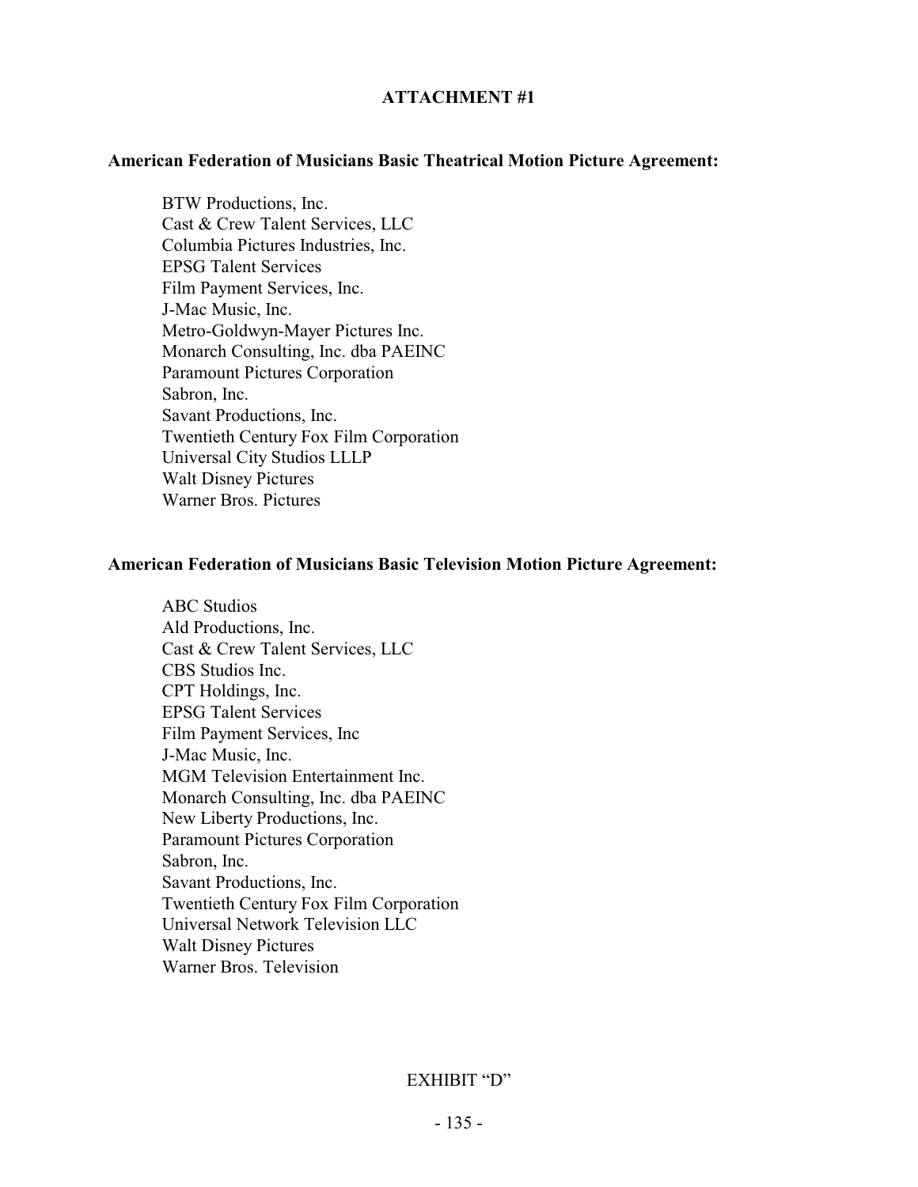## ATTACHMENT #1

**American Federation of Musicians Basic Theatrical Motion Picture Agreement:**

BTW Productions, Inc.
Cast & Crew Talent Services, LLC
Columbia Pictures Industries, Inc.
EPSG Talent Services
Film Payment Services, Inc.
J-Mac Music, Inc.
Metro-Goldwyn-Mayer Pictures Inc.
Monarch Consulting, Inc. dba PAEINC
Paramount Pictures Corporation
Sabron, Inc.
Savant Productions, Inc.
Twentieth Century Fox Film Corporation
Universal City Studios LLLP
Walt Disney Pictures
Warner Bros. Pictures

**American Federation of Musicians Basic Television Motion Picture Agreement:**

ABC Studios
Ald Productions, Inc.
Cast & Crew Talent Services, LLC
CBS Studios Inc.
CPT Holdings, Inc.
EPSG Talent Services
Film Payment Services, Inc
J-Mac Music, Inc.
MGM Television Entertainment Inc.
Monarch Consulting, Inc. dba PAEINC
New Liberty Productions, Inc.
Paramount Pictures Corporation
Sabron, Inc.
Savant Productions, Inc.
Twentieth Century Fox Film Corporation
Universal Network Television LLC
Walt Disney Pictures
Warner Bros. Television

EXHIBIT "D"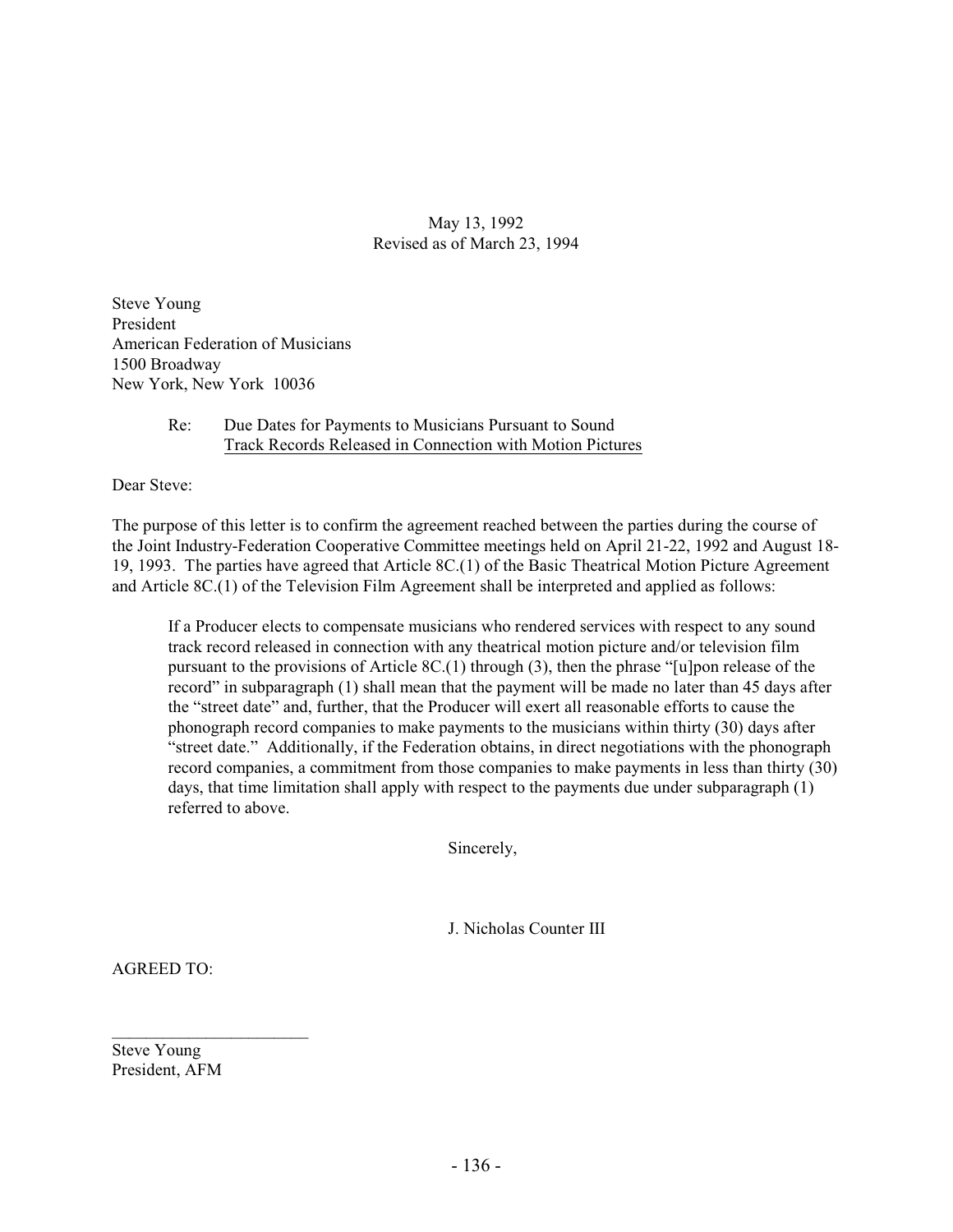May 13, 1992
Revised as of March 23, 1994

Steve Young
President
American Federation of Musicians
1500 Broadway
New York, New York 10036

Re: Due Dates for Payments to Musicians Pursuant to Sound Track Records Released in Connection with Motion Pictures

Dear Steve:

The purpose of this letter is to confirm the agreement reached between the parties during the course of the Joint Industry-Federation Cooperative Committee meetings held on April 21-22, 1992 and August 18-19, 1993. The parties have agreed that Article 8C.(1) of the Basic Theatrical Motion Picture Agreement and Article 8C.(1) of the Television Film Agreement shall be interpreted and applied as follows:

> If a Producer elects to compensate musicians who rendered services with respect to any sound track record released in connection with any theatrical motion picture and/or television film pursuant to the provisions of Article 8C.(1) through (3), then the phrase "[u]pon release of the record" in subparagraph (1) shall mean that the payment will be made no later than 45 days after the "street date" and, further, that the Producer will exert all reasonable efforts to cause the phonograph record companies to make payments to the musicians within thirty (30) days after "street date." Additionally, if the Federation obtains, in direct negotiations with the phonograph record companies, a commitment from those companies to make payments in less than thirty (30) days, that time limitation shall apply with respect to the payments due under subparagraph (1) referred to above.

Sincerely,

J. Nicholas Counter III

AGREED TO:

_______________________

Steve Young
President, AFM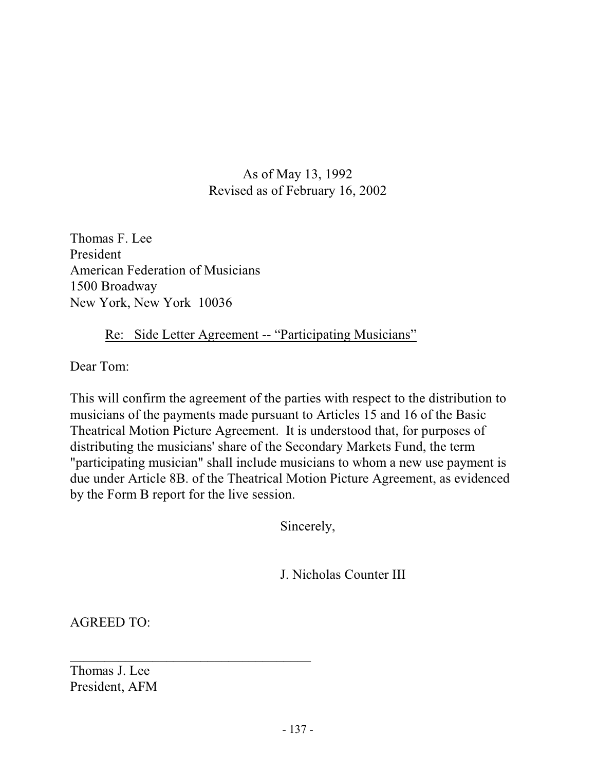As of May 13, 1992
Revised as of February 16, 2002

Thomas F. Lee
President
American Federation of Musicians
1500 Broadway
New York, New York 10036

Re: Side Letter Agreement -- "Participating Musicians"

Dear Tom:

This will confirm the agreement of the parties with respect to the distribution to musicians of the payments made pursuant to Articles 15 and 16 of the Basic Theatrical Motion Picture Agreement. It is understood that, for purposes of distributing the musicians' share of the Secondary Markets Fund, the term "participating musician" shall include musicians to whom a new use payment is due under Article 8B. of the Theatrical Motion Picture Agreement, as evidenced by the Form B report for the live session.

Sincerely,

J. Nicholas Counter III

AGREED TO:

_____________________________________
Thomas J. Lee
President, AFM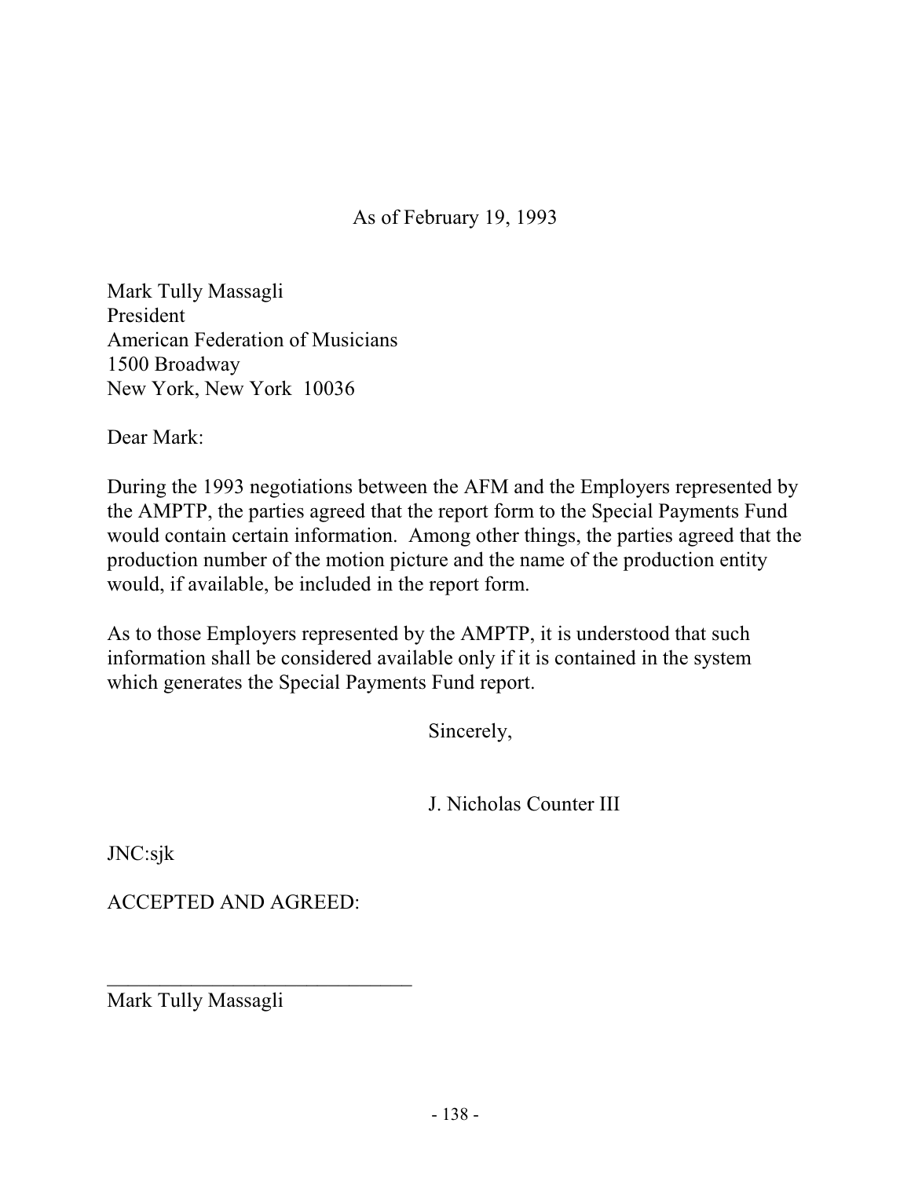As of February 19, 1993

Mark Tully Massagli
President
American Federation of Musicians
1500 Broadway
New York, New York 10036

Dear Mark:

During the 1993 negotiations between the AFM and the Employers represented by the AMPTP, the parties agreed that the report form to the Special Payments Fund would contain certain information. Among other things, the parties agreed that the production number of the motion picture and the name of the production entity would, if available, be included in the report form.

As to those Employers represented by the AMPTP, it is understood that such information shall be considered available only if it is contained in the system which generates the Special Payments Fund report.

Sincerely,

J. Nicholas Counter III

JNC:sjk

ACCEPTED AND AGREED:

______________________________
Mark Tully Massagli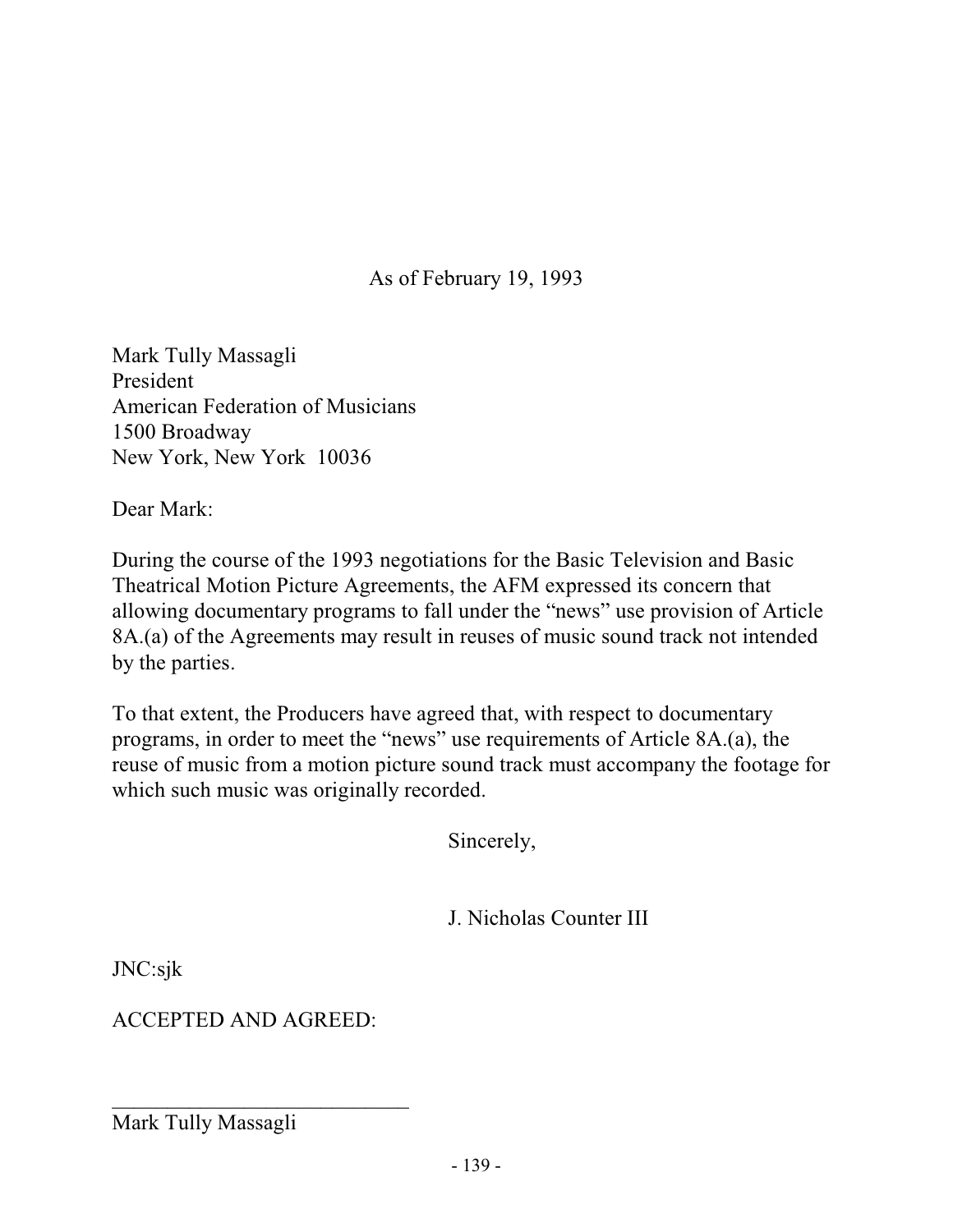As of February 19, 1993

Mark Tully Massagli
President
American Federation of Musicians
1500 Broadway
New York, New York 10036

Dear Mark:

During the course of the 1993 negotiations for the Basic Television and Basic Theatrical Motion Picture Agreements, the AFM expressed its concern that allowing documentary programs to fall under the "news" use provision of Article 8A.(a) of the Agreements may result in reuses of music sound track not intended by the parties.

To that extent, the Producers have agreed that, with respect to documentary programs, in order to meet the "news" use requirements of Article 8A.(a), the reuse of music from a motion picture sound track must accompany the footage for which such music was originally recorded.

Sincerely,

J. Nicholas Counter III

JNC:sjk

ACCEPTED AND AGREED:

\_\_\_\_\_\_\_\_\_\_\_\_\_\_\_\_\_\_\_\_\_\_\_\_\_\_\_\_

Mark Tully Massagli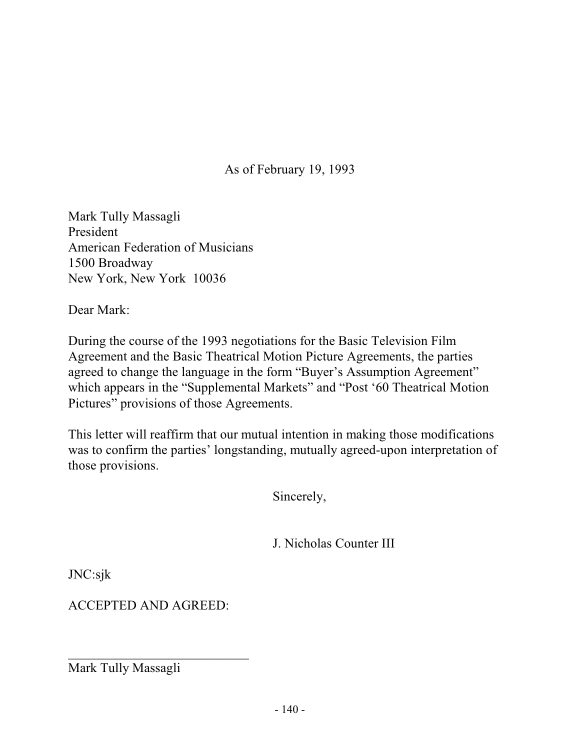As of February 19, 1993

Mark Tully Massagli
President
American Federation of Musicians
1500 Broadway
New York, New York 10036

Dear Mark:

During the course of the 1993 negotiations for the Basic Television Film Agreement and the Basic Theatrical Motion Picture Agreements, the parties agreed to change the language in the form "Buyer's Assumption Agreement" which appears in the "Supplemental Markets" and "Post '60 Theatrical Motion Pictures" provisions of those Agreements.

This letter will reaffirm that our mutual intention in making those modifications was to confirm the parties' longstanding, mutually agreed-upon interpretation of those provisions.

Sincerely,

J. Nicholas Counter III

JNC:sjk

ACCEPTED AND AGREED:

\_\_\_\_\_\_\_\_\_\_\_\_\_\_\_\_\_\_\_\_\_\_\_\_\_\_\_\_
Mark Tully Massagli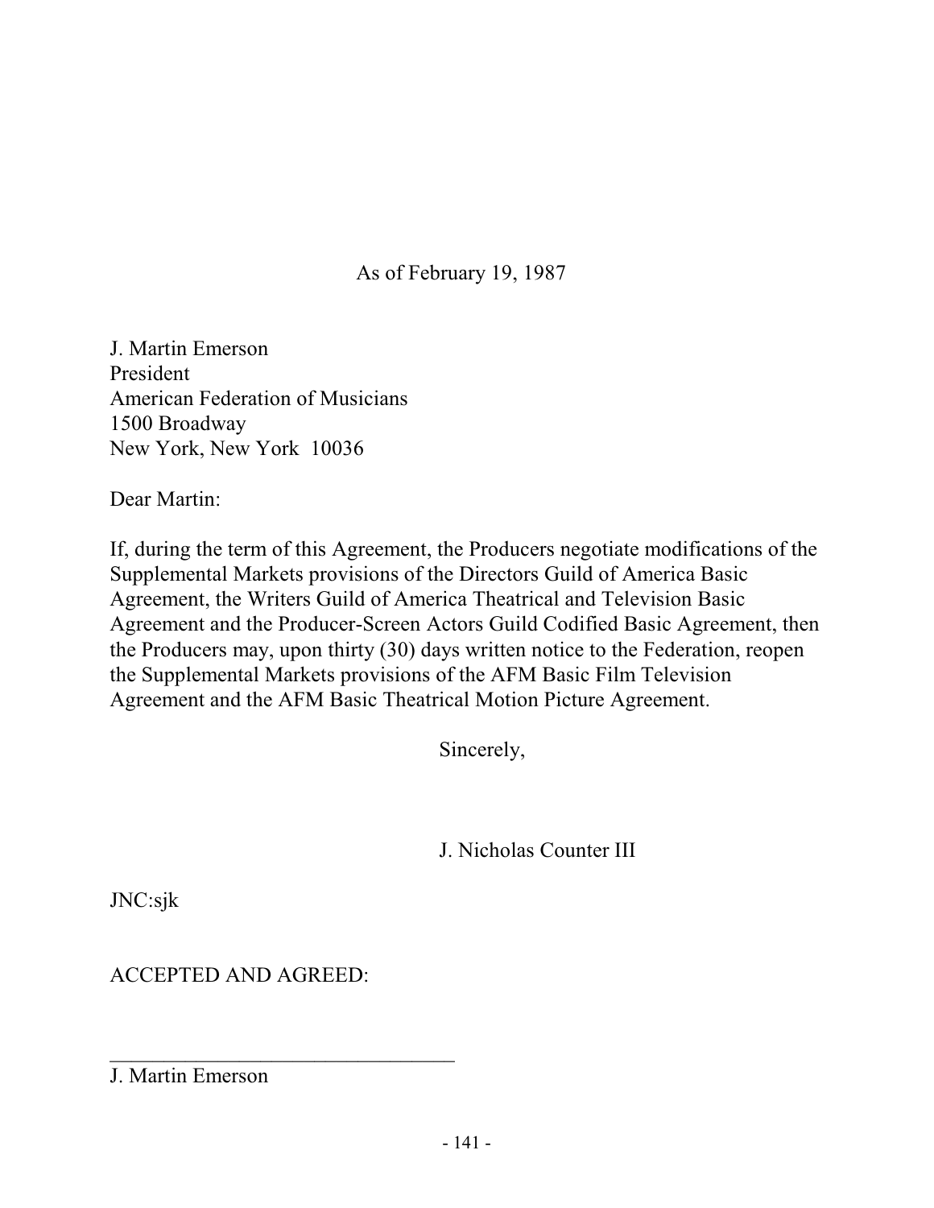As of February 19, 1987

J. Martin Emerson
President
American Federation of Musicians
1500 Broadway
New York, New York 10036

Dear Martin:

If, during the term of this Agreement, the Producers negotiate modifications of the Supplemental Markets provisions of the Directors Guild of America Basic Agreement, the Writers Guild of America Theatrical and Television Basic Agreement and the Producer-Screen Actors Guild Codified Basic Agreement, then the Producers may, upon thirty (30) days written notice to the Federation, reopen the Supplemental Markets provisions of the AFM Basic Film Television Agreement and the AFM Basic Theatrical Motion Picture Agreement.

Sincerely,

J. Nicholas Counter III

JNC:sjk

ACCEPTED AND AGREED:

\_\_\_\_\_\_\_\_\_\_\_\_\_\_\_\_\_\_\_\_\_\_\_\_\_\_\_\_\_\_\_\_\_\_

J. Martin Emerson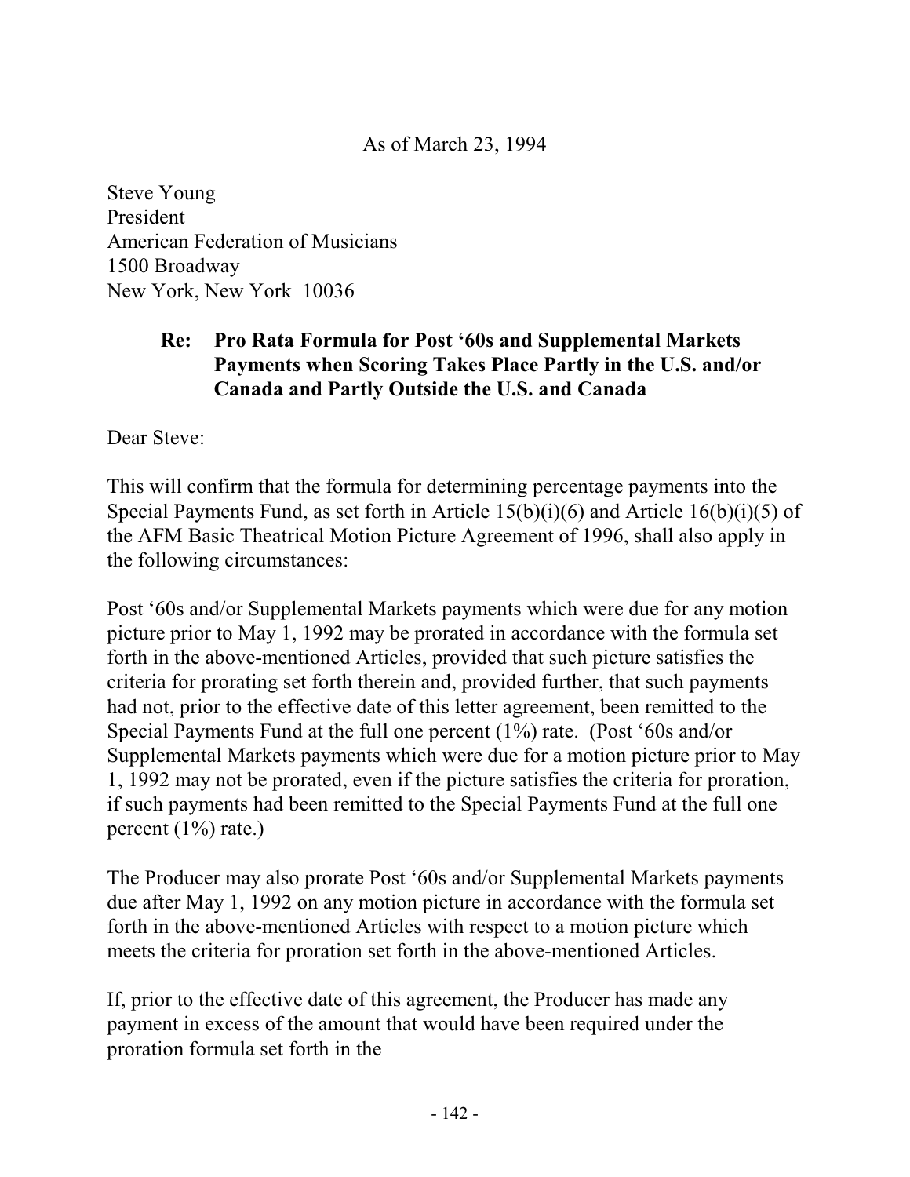As of March 23, 1994

Steve Young
President
American Federation of Musicians
1500 Broadway
New York, New York 10036

**Re: Pro Rata Formula for Post '60s and Supplemental Markets Payments when Scoring Takes Place Partly in the U.S. and/or Canada and Partly Outside the U.S. and Canada**

Dear Steve:

This will confirm that the formula for determining percentage payments into the Special Payments Fund, as set forth in Article 15(b)(i)(6) and Article 16(b)(i)(5) of the AFM Basic Theatrical Motion Picture Agreement of 1996, shall also apply in the following circumstances:

Post '60s and/or Supplemental Markets payments which were due for any motion picture prior to May 1, 1992 may be prorated in accordance with the formula set forth in the above-mentioned Articles, provided that such picture satisfies the criteria for prorating set forth therein and, provided further, that such payments had not, prior to the effective date of this letter agreement, been remitted to the Special Payments Fund at the full one percent (1%) rate. (Post '60s and/or Supplemental Markets payments which were due for a motion picture prior to May 1, 1992 may not be prorated, even if the picture satisfies the criteria for proration, if such payments had been remitted to the Special Payments Fund at the full one percent (1%) rate.)

The Producer may also prorate Post '60s and/or Supplemental Markets payments due after May 1, 1992 on any motion picture in accordance with the formula set forth in the above-mentioned Articles with respect to a motion picture which meets the criteria for proration set forth in the above-mentioned Articles.

If, prior to the effective date of this agreement, the Producer has made any payment in excess of the amount that would have been required under the proration formula set forth in the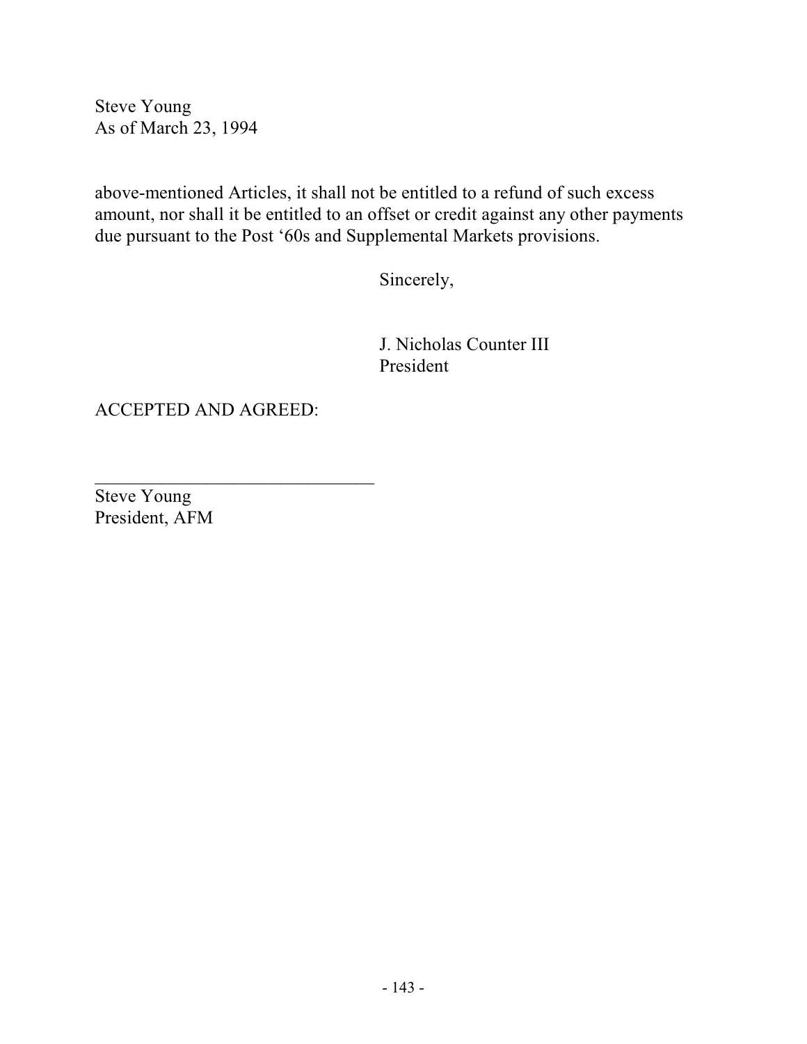Steve Young
As of March 23, 1994

above-mentioned Articles, it shall not be entitled to a refund of such excess amount, nor shall it be entitled to an offset or credit against any other payments due pursuant to the Post '60s and Supplemental Markets provisions.

Sincerely,

J. Nicholas Counter III
President

ACCEPTED AND AGREED:

_______________________________
Steve Young
President, AFM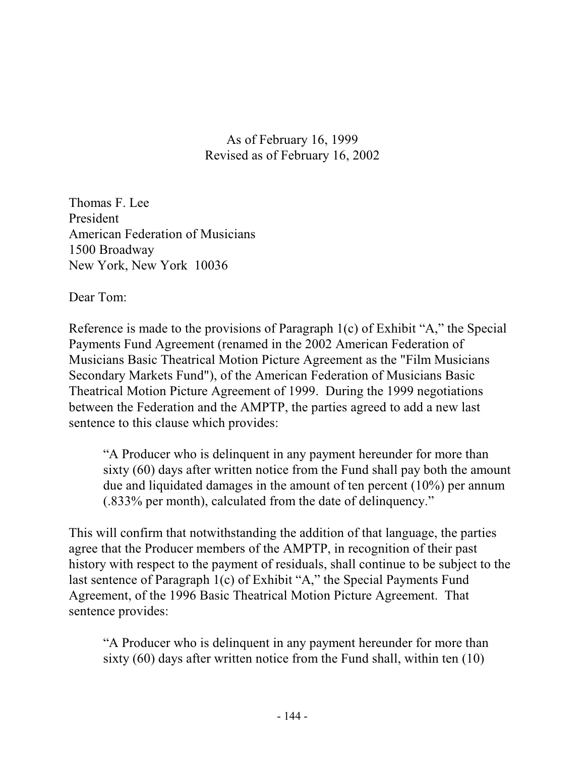As of February 16, 1999
Revised as of February 16, 2002

Thomas F. Lee
President
American Federation of Musicians
1500 Broadway
New York, New York 10036

Dear Tom:

Reference is made to the provisions of Paragraph 1(c) of Exhibit "A," the Special Payments Fund Agreement (renamed in the 2002 American Federation of Musicians Basic Theatrical Motion Picture Agreement as the "Film Musicians Secondary Markets Fund"), of the American Federation of Musicians Basic Theatrical Motion Picture Agreement of 1999. During the 1999 negotiations between the Federation and the AMPTP, the parties agreed to add a new last sentence to this clause which provides:

> "A Producer who is delinquent in any payment hereunder for more than sixty (60) days after written notice from the Fund shall pay both the amount due and liquidated damages in the amount of ten percent (10%) per annum (.833% per month), calculated from the date of delinquency."

This will confirm that notwithstanding the addition of that language, the parties agree that the Producer members of the AMPTP, in recognition of their past history with respect to the payment of residuals, shall continue to be subject to the last sentence of Paragraph 1(c) of Exhibit "A," the Special Payments Fund Agreement, of the 1996 Basic Theatrical Motion Picture Agreement. That sentence provides:

> "A Producer who is delinquent in any payment hereunder for more than sixty (60) days after written notice from the Fund shall, within ten (10)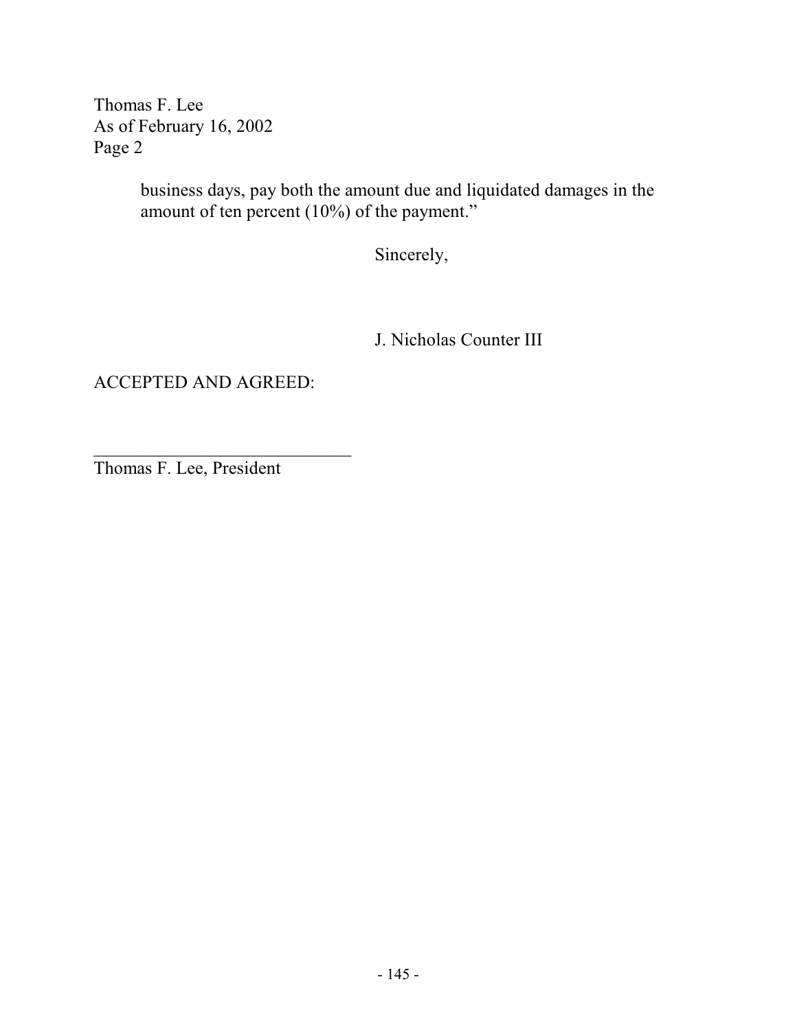Thomas F. Lee
As of February 16, 2002
Page 2

> business days, pay both the amount due and liquidated damages in the amount of ten percent (10%) of the payment."

Sincerely,

J. Nicholas Counter III

ACCEPTED AND AGREED:

\_\_\_\_\_\_\_\_\_\_\_\_\_\_\_\_\_\_\_\_\_\_\_\_\_\_\_\_\_\_

Thomas F. Lee, President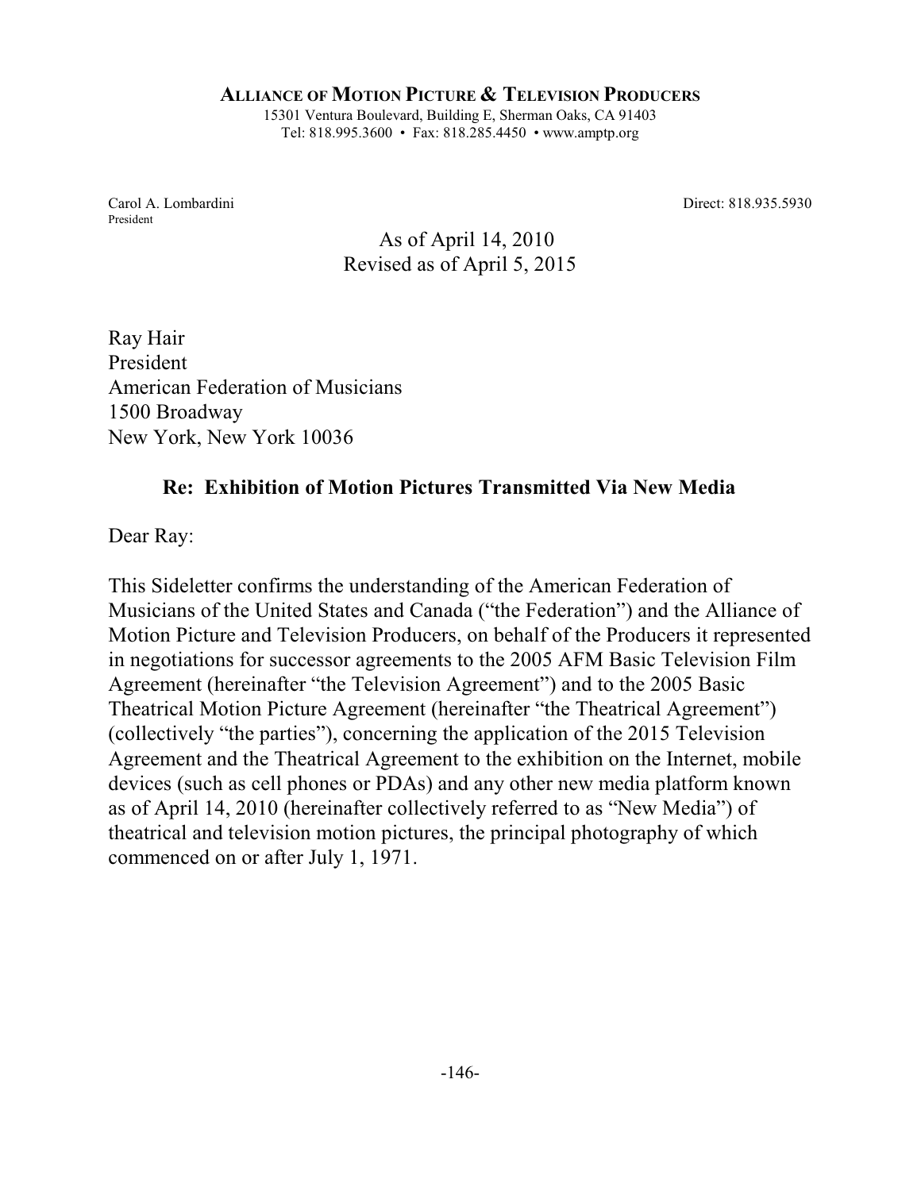**ALLIANCE OF MOTION PICTURE & TELEVISION PRODUCERS**

15301 Ventura Boulevard, Building E, Sherman Oaks, CA 91403
Tel: 818.995.3600 • Fax: 818.285.4450 • www.amptp.org

Carol A. Lombardini
President

Direct: 818.935.5930

As of April 14, 2010
Revised as of April 5, 2015

Ray Hair
President
American Federation of Musicians
1500 Broadway
New York, New York 10036

**Re: Exhibition of Motion Pictures Transmitted Via New Media**

Dear Ray:

This Sideletter confirms the understanding of the American Federation of Musicians of the United States and Canada ("the Federation") and the Alliance of Motion Picture and Television Producers, on behalf of the Producers it represented in negotiations for successor agreements to the 2005 AFM Basic Television Film Agreement (hereinafter "the Television Agreement") and to the 2005 Basic Theatrical Motion Picture Agreement (hereinafter "the Theatrical Agreement") (collectively "the parties"), concerning the application of the 2015 Television Agreement and the Theatrical Agreement to the exhibition on the Internet, mobile devices (such as cell phones or PDAs) and any other new media platform known as of April 14, 2010 (hereinafter collectively referred to as "New Media") of theatrical and television motion pictures, the principal photography of which commenced on or after July 1, 1971.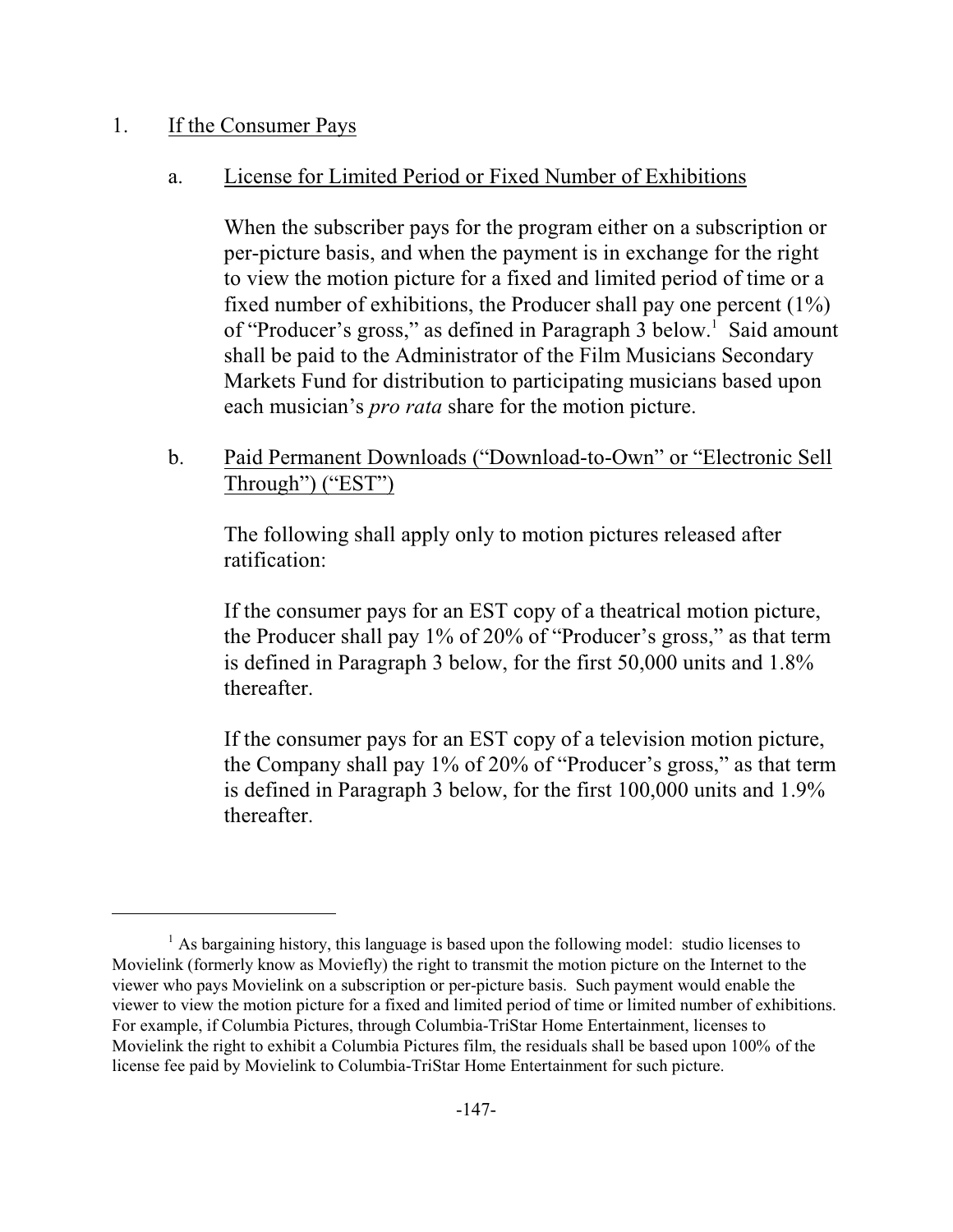1. <u>If the Consumer Pays</u>

   a. <u>License for Limited Period or Fixed Number of Exhibitions</u>

      When the subscriber pays for the program either on a subscription or per-picture basis, and when the payment is in exchange for the right to view the motion picture for a fixed and limited period of time or a fixed number of exhibitions, the Producer shall pay one percent (1%) of "Producer's gross," as defined in Paragraph 3 below.[1] Said amount shall be paid to the Administrator of the Film Musicians Secondary Markets Fund for distribution to participating musicians based upon each musician's *pro rata* share for the motion picture.

   b. <u>Paid Permanent Downloads ("Download-to-Own" or "Electronic Sell Through") ("EST")</u>

      The following shall apply only to motion pictures released after ratification:

      If the consumer pays for an EST copy of a theatrical motion picture, the Producer shall pay 1% of 20% of "Producer's gross," as that term is defined in Paragraph 3 below, for the first 50,000 units and 1.8% thereafter.

      If the consumer pays for an EST copy of a television motion picture, the Company shall pay 1% of 20% of "Producer's gross," as that term is defined in Paragraph 3 below, for the first 100,000 units and 1.9% thereafter.

---

[1] As bargaining history, this language is based upon the following model: studio licenses to Movielink (formerly know as Moviefly) the right to transmit the motion picture on the Internet to the viewer who pays Movielink on a subscription or per-picture basis. Such payment would enable the viewer to view the motion picture for a fixed and limited period of time or limited number of exhibitions. For example, if Columbia Pictures, through Columbia-TriStar Home Entertainment, licenses to Movielink the right to exhibit a Columbia Pictures film, the residuals shall be based upon 100% of the license fee paid by Movielink to Columbia-TriStar Home Entertainment for such picture.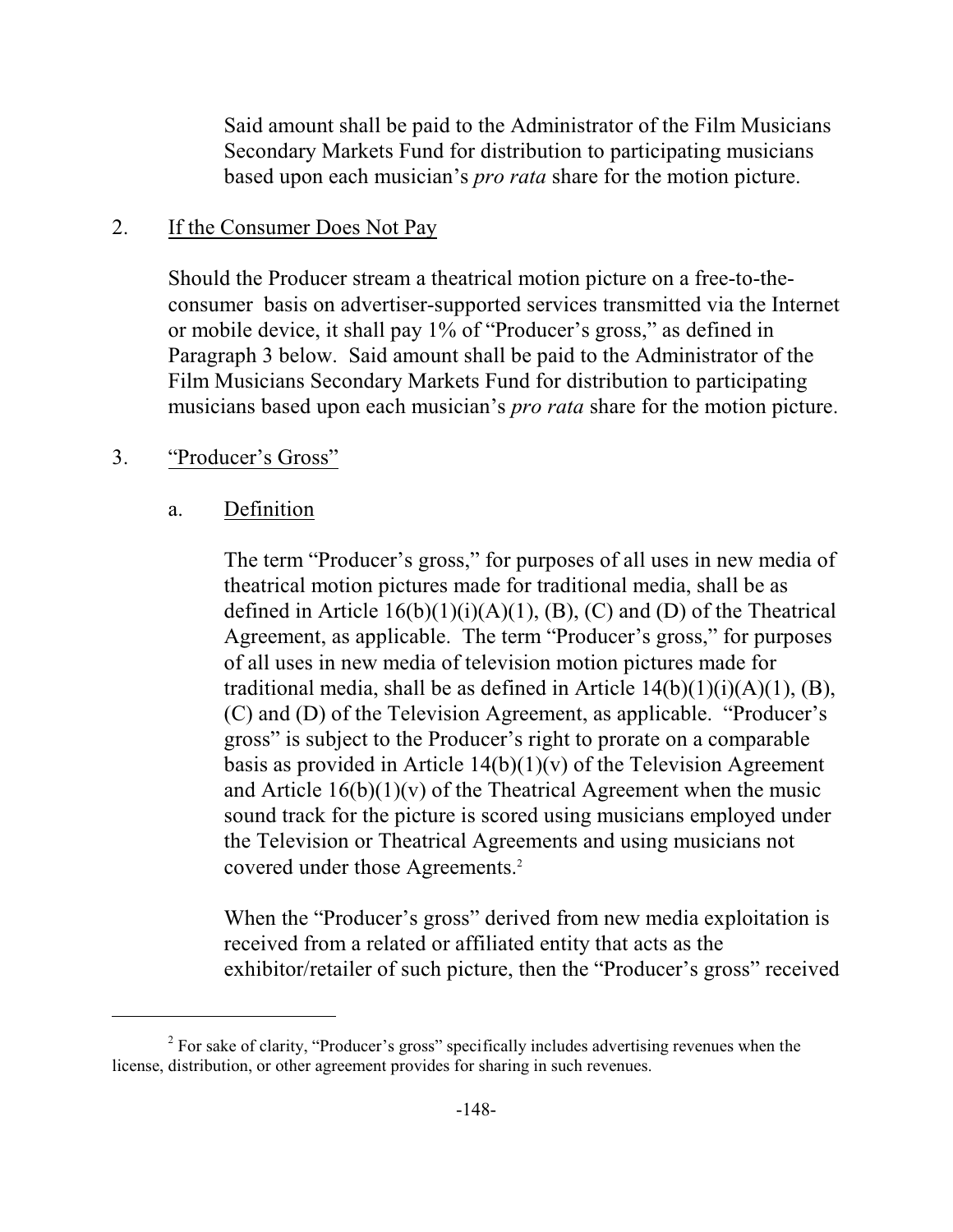Said amount shall be paid to the Administrator of the Film Musicians Secondary Markets Fund for distribution to participating musicians based upon each musician's *pro rata* share for the motion picture.

2. If the Consumer Does Not Pay

Should the Producer stream a theatrical motion picture on a free-to-the-consumer basis on advertiser-supported services transmitted via the Internet or mobile device, it shall pay 1% of "Producer's gross," as defined in Paragraph 3 below. Said amount shall be paid to the Administrator of the Film Musicians Secondary Markets Fund for distribution to participating musicians based upon each musician's *pro rata* share for the motion picture.

3. "Producer's Gross"

a. Definition

The term "Producer's gross," for purposes of all uses in new media of theatrical motion pictures made for traditional media, shall be as defined in Article 16(b)(1)(i)(A)(1), (B), (C) and (D) of the Theatrical Agreement, as applicable. The term "Producer's gross," for purposes of all uses in new media of television motion pictures made for traditional media, shall be as defined in Article 14(b)(1)(i)(A)(1), (B), (C) and (D) of the Television Agreement, as applicable. "Producer's gross" is subject to the Producer's right to prorate on a comparable basis as provided in Article 14(b)(1)(v) of the Television Agreement and Article 16(b)(1)(v) of the Theatrical Agreement when the music sound track for the picture is scored using musicians employed under the Television or Theatrical Agreements and using musicians not covered under those Agreements.[2]

When the "Producer's gross" derived from new media exploitation is received from a related or affiliated entity that acts as the exhibitor/retailer of such picture, then the "Producer's gross" received

[2] For sake of clarity, "Producer's gross" specifically includes advertising revenues when the license, distribution, or other agreement provides for sharing in such revenues.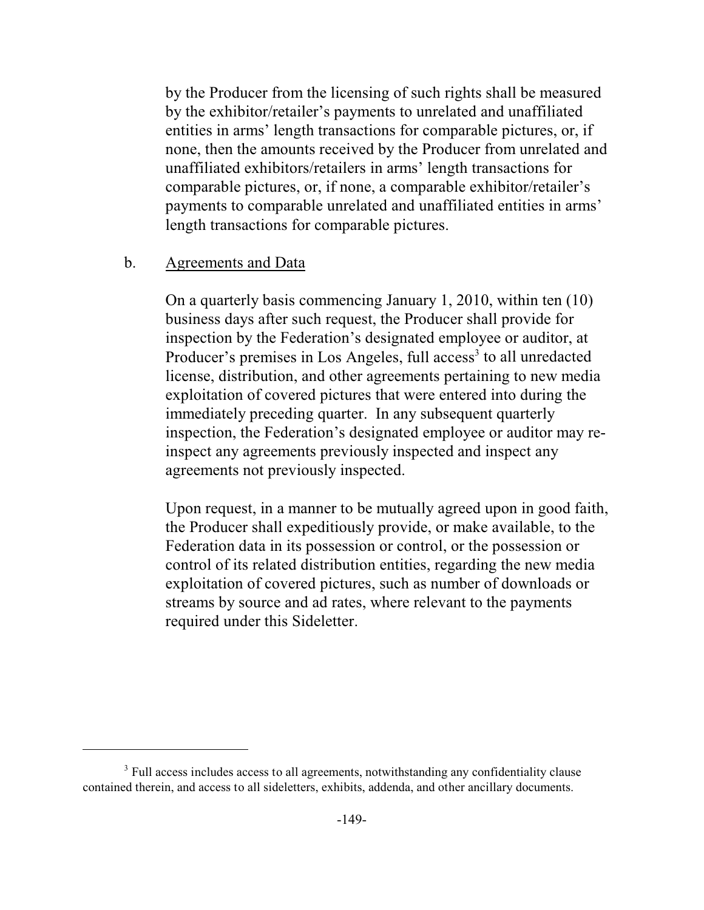by the Producer from the licensing of such rights shall be measured by the exhibitor/retailer's payments to unrelated and unaffiliated entities in arms' length transactions for comparable pictures, or, if none, then the amounts received by the Producer from unrelated and unaffiliated exhibitors/retailers in arms' length transactions for comparable pictures, or, if none, a comparable exhibitor/retailer's payments to comparable unrelated and unaffiliated entities in arms' length transactions for comparable pictures.

b. Agreements and Data

On a quarterly basis commencing January 1, 2010, within ten (10) business days after such request, the Producer shall provide for inspection by the Federation's designated employee or auditor, at Producer's premises in Los Angeles, full access[3] to all unredacted license, distribution, and other agreements pertaining to new media exploitation of covered pictures that were entered into during the immediately preceding quarter. In any subsequent quarterly inspection, the Federation's designated employee or auditor may re-inspect any agreements previously inspected and inspect any agreements not previously inspected.

Upon request, in a manner to be mutually agreed upon in good faith, the Producer shall expeditiously provide, or make available, to the Federation data in its possession or control, or the possession or control of its related distribution entities, regarding the new media exploitation of covered pictures, such as number of downloads or streams by source and ad rates, where relevant to the payments required under this Sideletter.

---

[3] Full access includes access to all agreements, notwithstanding any confidentiality clause contained therein, and access to all sideletters, exhibits, addenda, and other ancillary documents.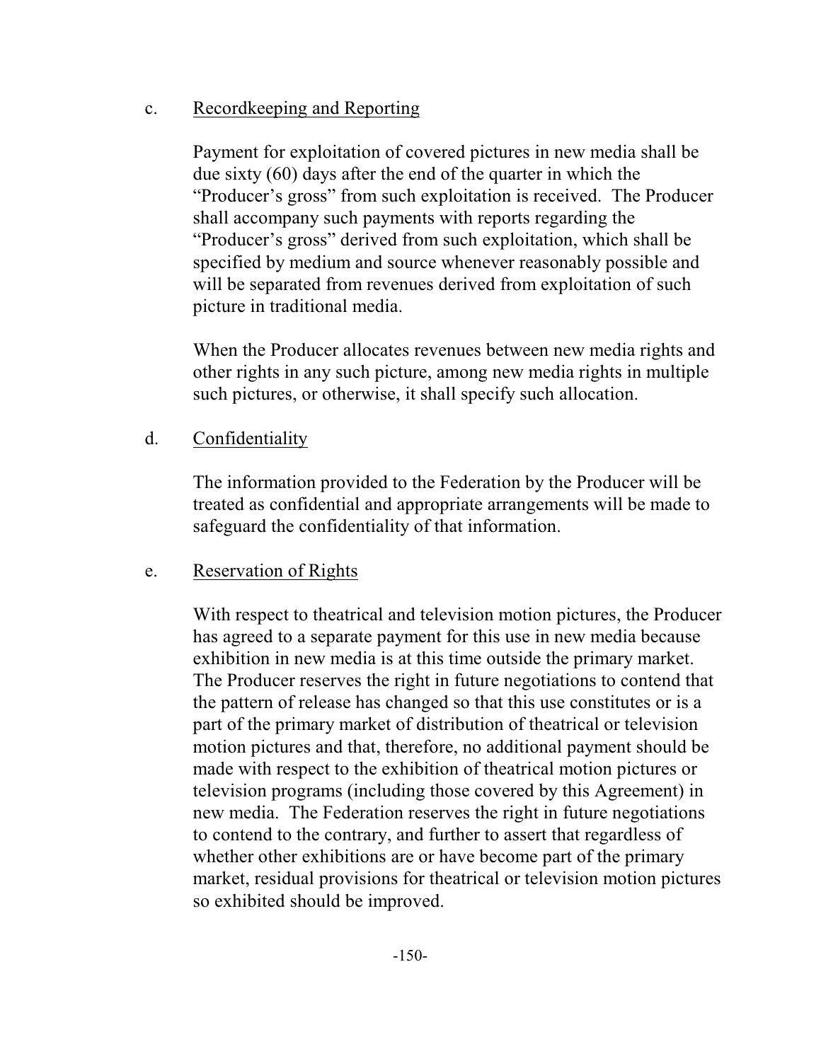c. Recordkeeping and Reporting

Payment for exploitation of covered pictures in new media shall be due sixty (60) days after the end of the quarter in which the "Producer's gross" from such exploitation is received. The Producer shall accompany such payments with reports regarding the "Producer's gross" derived from such exploitation, which shall be specified by medium and source whenever reasonably possible and will be separated from revenues derived from exploitation of such picture in traditional media.

When the Producer allocates revenues between new media rights and other rights in any such picture, among new media rights in multiple such pictures, or otherwise, it shall specify such allocation.

d. Confidentiality

The information provided to the Federation by the Producer will be treated as confidential and appropriate arrangements will be made to safeguard the confidentiality of that information.

e. Reservation of Rights

With respect to theatrical and television motion pictures, the Producer has agreed to a separate payment for this use in new media because exhibition in new media is at this time outside the primary market. The Producer reserves the right in future negotiations to contend that the pattern of release has changed so that this use constitutes or is a part of the primary market of distribution of theatrical or television motion pictures and that, therefore, no additional payment should be made with respect to the exhibition of theatrical motion pictures or television programs (including those covered by this Agreement) in new media. The Federation reserves the right in future negotiations to contend to the contrary, and further to assert that regardless of whether other exhibitions are or have become part of the primary market, residual provisions for theatrical or television motion pictures so exhibited should be improved.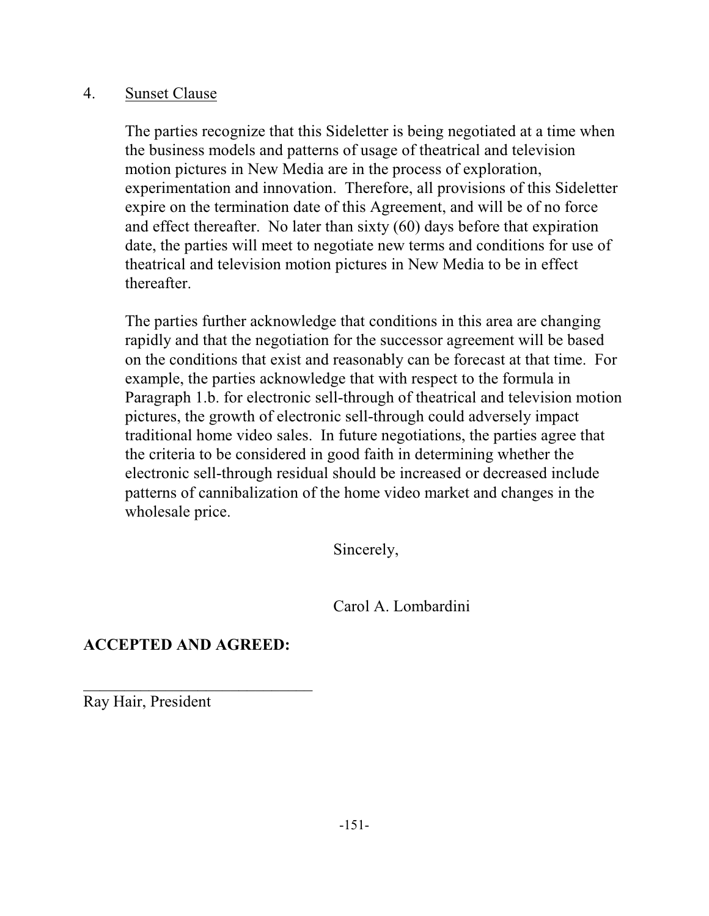4. <u>Sunset Clause</u>

The parties recognize that this Sideletter is being negotiated at a time when the business models and patterns of usage of theatrical and television motion pictures in New Media are in the process of exploration, experimentation and innovation. Therefore, all provisions of this Sideletter expire on the termination date of this Agreement, and will be of no force and effect thereafter. No later than sixty (60) days before that expiration date, the parties will meet to negotiate new terms and conditions for use of theatrical and television motion pictures in New Media to be in effect thereafter.

The parties further acknowledge that conditions in this area are changing rapidly and that the negotiation for the successor agreement will be based on the conditions that exist and reasonably can be forecast at that time. For example, the parties acknowledge that with respect to the formula in Paragraph 1.b. for electronic sell-through of theatrical and television motion pictures, the growth of electronic sell-through could adversely impact traditional home video sales. In future negotiations, the parties agree that the criteria to be considered in good faith in determining whether the electronic sell-through residual should be increased or decreased include patterns of cannibalization of the home video market and changes in the wholesale price.

Sincerely,

Carol A. Lombardini

**ACCEPTED AND AGREED:**

______________________________
Ray Hair, President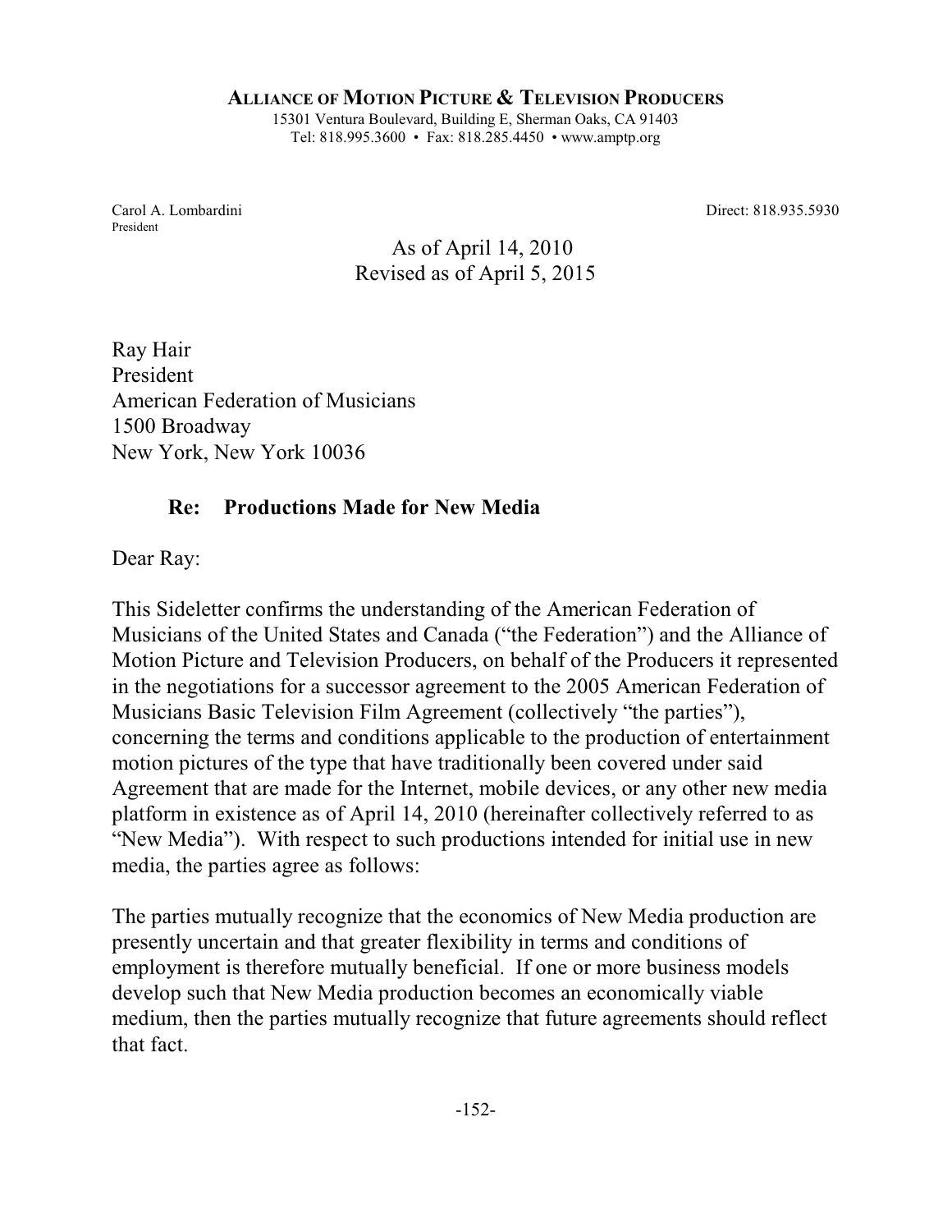**ALLIANCE OF MOTION PICTURE & TELEVISION PRODUCERS**

15301 Ventura Boulevard, Building E, Sherman Oaks, CA 91403
Tel: 818.995.3600 • Fax: 818.285.4450 • www.amptp.org

Carol A. Lombardini
President

Direct: 818.935.5930

As of April 14, 2010
Revised as of April 5, 2015

Ray Hair
President
American Federation of Musicians
1500 Broadway
New York, New York 10036

**Re: Productions Made for New Media**

Dear Ray:

This Sideletter confirms the understanding of the American Federation of Musicians of the United States and Canada ("the Federation") and the Alliance of Motion Picture and Television Producers, on behalf of the Producers it represented in the negotiations for a successor agreement to the 2005 American Federation of Musicians Basic Television Film Agreement (collectively "the parties"), concerning the terms and conditions applicable to the production of entertainment motion pictures of the type that have traditionally been covered under said Agreement that are made for the Internet, mobile devices, or any other new media platform in existence as of April 14, 2010 (hereinafter collectively referred to as "New Media"). With respect to such productions intended for initial use in new media, the parties agree as follows:

The parties mutually recognize that the economics of New Media production are presently uncertain and that greater flexibility in terms and conditions of employment is therefore mutually beneficial. If one or more business models develop such that New Media production becomes an economically viable medium, then the parties mutually recognize that future agreements should reflect that fact.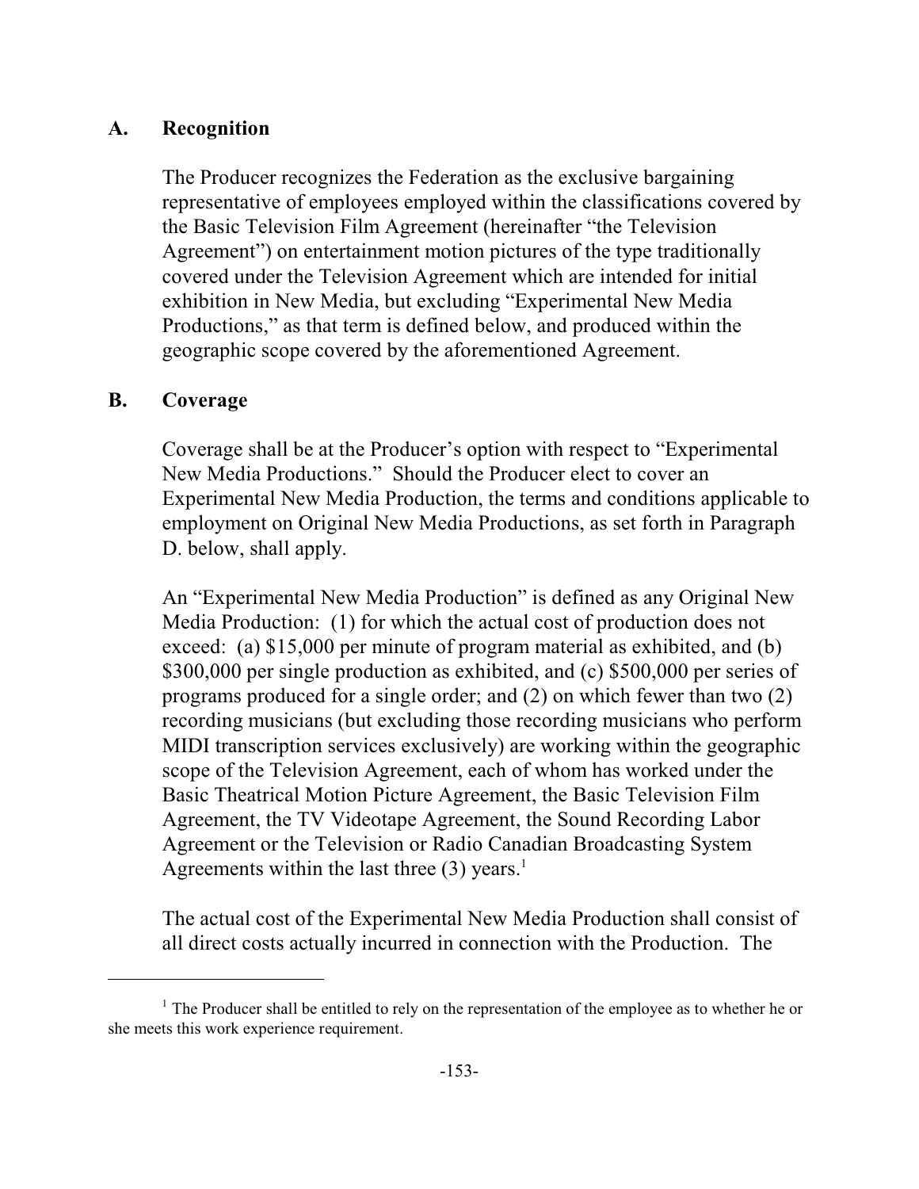## A. Recognition

The Producer recognizes the Federation as the exclusive bargaining representative of employees employed within the classifications covered by the Basic Television Film Agreement (hereinafter "the Television Agreement") on entertainment motion pictures of the type traditionally covered under the Television Agreement which are intended for initial exhibition in New Media, but excluding "Experimental New Media Productions," as that term is defined below, and produced within the geographic scope covered by the aforementioned Agreement.

## B. Coverage

Coverage shall be at the Producer's option with respect to "Experimental New Media Productions." Should the Producer elect to cover an Experimental New Media Production, the terms and conditions applicable to employment on Original New Media Productions, as set forth in Paragraph D. below, shall apply.

An "Experimental New Media Production" is defined as any Original New Media Production: (1) for which the actual cost of production does not exceed: (a) $15,000 per minute of program material as exhibited, and (b) $300,000 per single production as exhibited, and (c) $500,000 per series of programs produced for a single order; and (2) on which fewer than two (2) recording musicians (but excluding those recording musicians who perform MIDI transcription services exclusively) are working within the geographic scope of the Television Agreement, each of whom has worked under the Basic Theatrical Motion Picture Agreement, the Basic Television Film Agreement, the TV Videotape Agreement, the Sound Recording Labor Agreement or the Television or Radio Canadian Broadcasting System Agreements within the last three (3) years.[1]

The actual cost of the Experimental New Media Production shall consist of all direct costs actually incurred in connection with the Production. The

[1] The Producer shall be entitled to rely on the representation of the employee as to whether he or she meets this work experience requirement.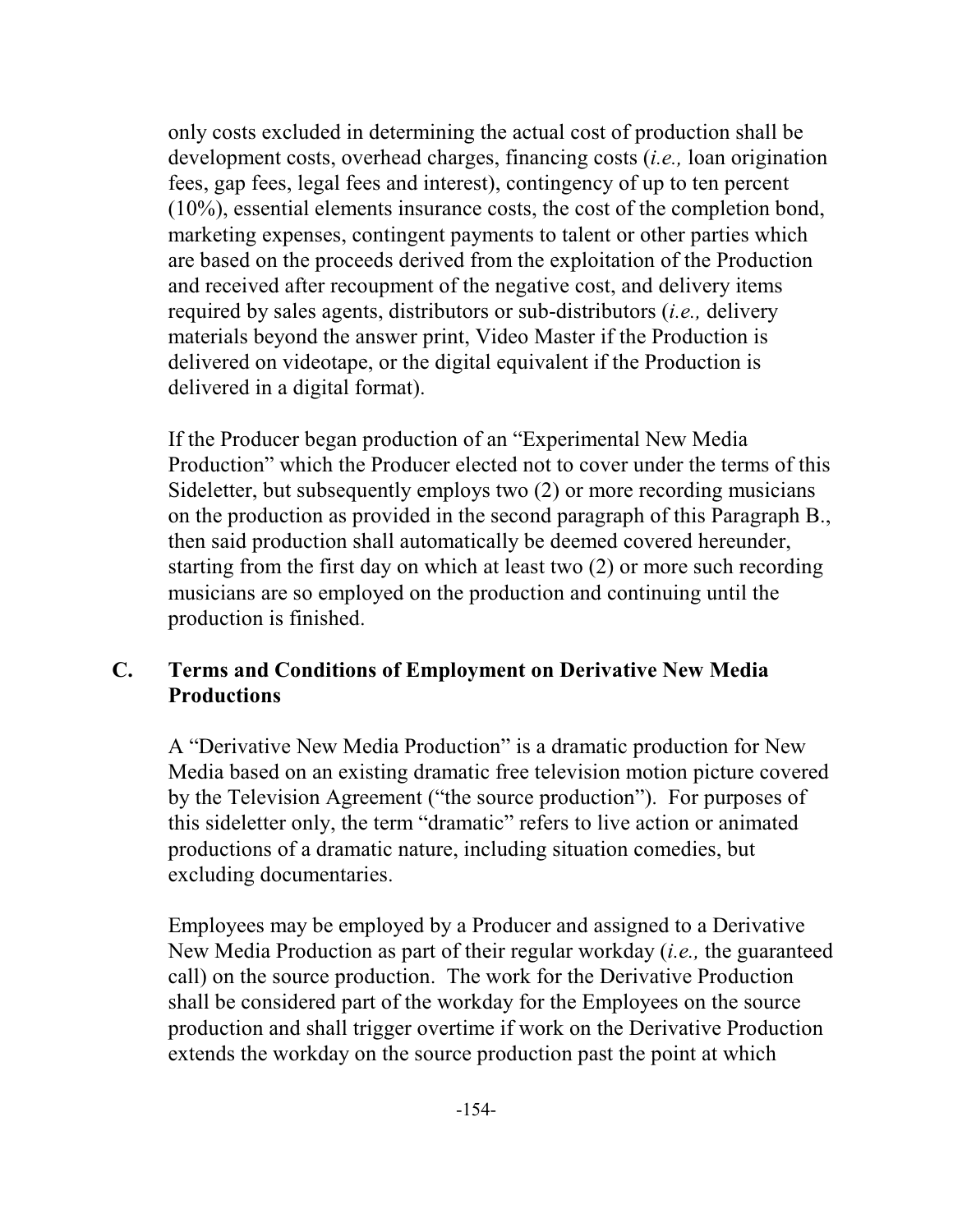only costs excluded in determining the actual cost of production shall be development costs, overhead charges, financing costs (*i.e.,* loan origination fees, gap fees, legal fees and interest), contingency of up to ten percent (10%), essential elements insurance costs, the cost of the completion bond, marketing expenses, contingent payments to talent or other parties which are based on the proceeds derived from the exploitation of the Production and received after recoupment of the negative cost, and delivery items required by sales agents, distributors or sub-distributors (*i.e.,* delivery materials beyond the answer print, Video Master if the Production is delivered on videotape, or the digital equivalent if the Production is delivered in a digital format).

If the Producer began production of an "Experimental New Media Production" which the Producer elected not to cover under the terms of this Sideletter, but subsequently employs two (2) or more recording musicians on the production as provided in the second paragraph of this Paragraph B., then said production shall automatically be deemed covered hereunder, starting from the first day on which at least two (2) or more such recording musicians are so employed on the production and continuing until the production is finished.

## C. Terms and Conditions of Employment on Derivative New Media Productions

A "Derivative New Media Production" is a dramatic production for New Media based on an existing dramatic free television motion picture covered by the Television Agreement ("the source production"). For purposes of this sideletter only, the term "dramatic" refers to live action or animated productions of a dramatic nature, including situation comedies, but excluding documentaries.

Employees may be employed by a Producer and assigned to a Derivative New Media Production as part of their regular workday (*i.e.,* the guaranteed call) on the source production. The work for the Derivative Production shall be considered part of the workday for the Employees on the source production and shall trigger overtime if work on the Derivative Production extends the workday on the source production past the point at which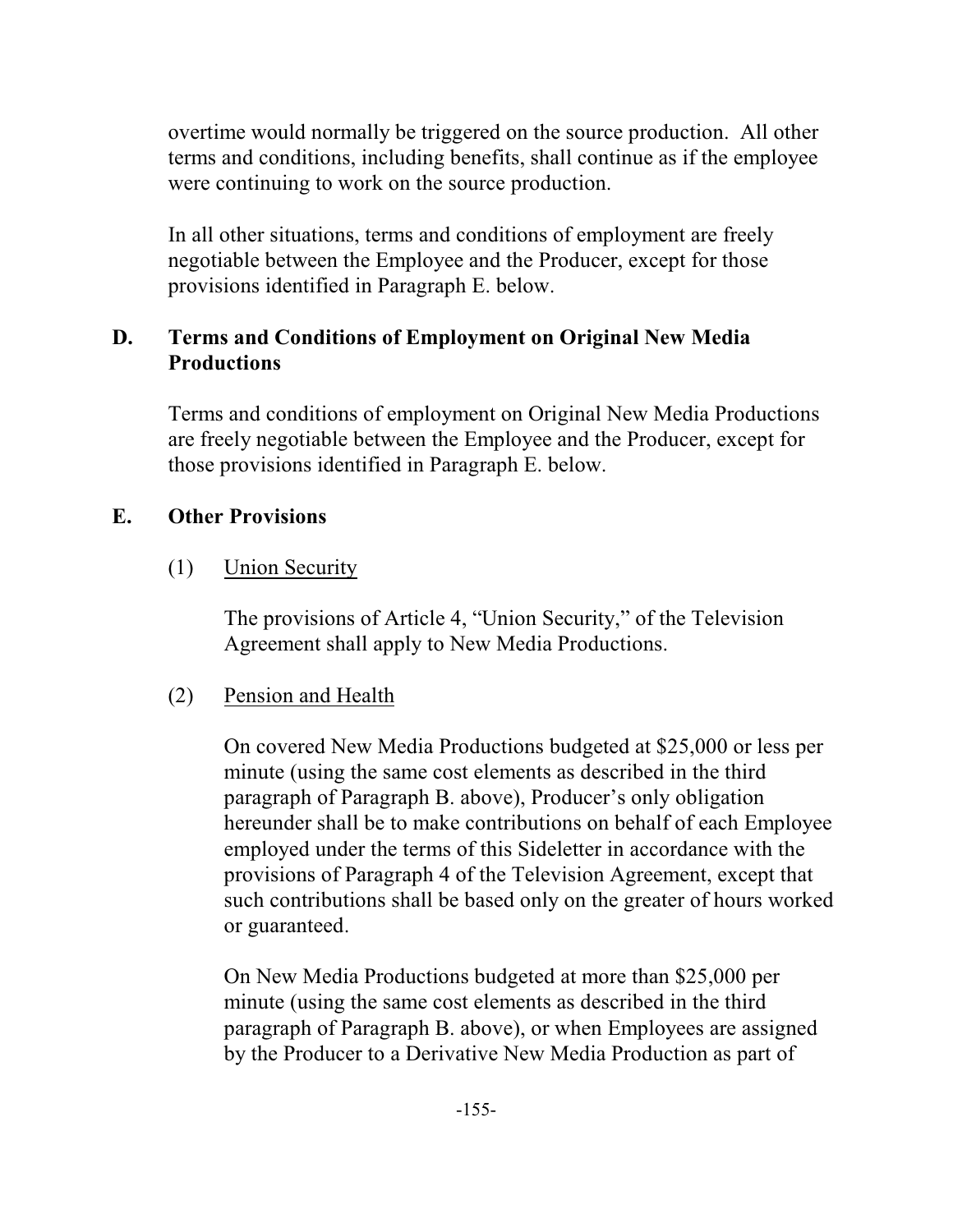overtime would normally be triggered on the source production. All other terms and conditions, including benefits, shall continue as if the employee were continuing to work on the source production.

In all other situations, terms and conditions of employment are freely negotiable between the Employee and the Producer, except for those provisions identified in Paragraph E. below.

## D. Terms and Conditions of Employment on Original New Media Productions

Terms and conditions of employment on Original New Media Productions are freely negotiable between the Employee and the Producer, except for those provisions identified in Paragraph E. below.

## E. Other Provisions

(1) Union Security

The provisions of Article 4, "Union Security," of the Television Agreement shall apply to New Media Productions.

(2) Pension and Health

On covered New Media Productions budgeted at $25,000 or less per minute (using the same cost elements as described in the third paragraph of Paragraph B. above), Producer's only obligation hereunder shall be to make contributions on behalf of each Employee employed under the terms of this Sideletter in accordance with the provisions of Paragraph 4 of the Television Agreement, except that such contributions shall be based only on the greater of hours worked or guaranteed.

On New Media Productions budgeted at more than $25,000 per minute (using the same cost elements as described in the third paragraph of Paragraph B. above), or when Employees are assigned by the Producer to a Derivative New Media Production as part of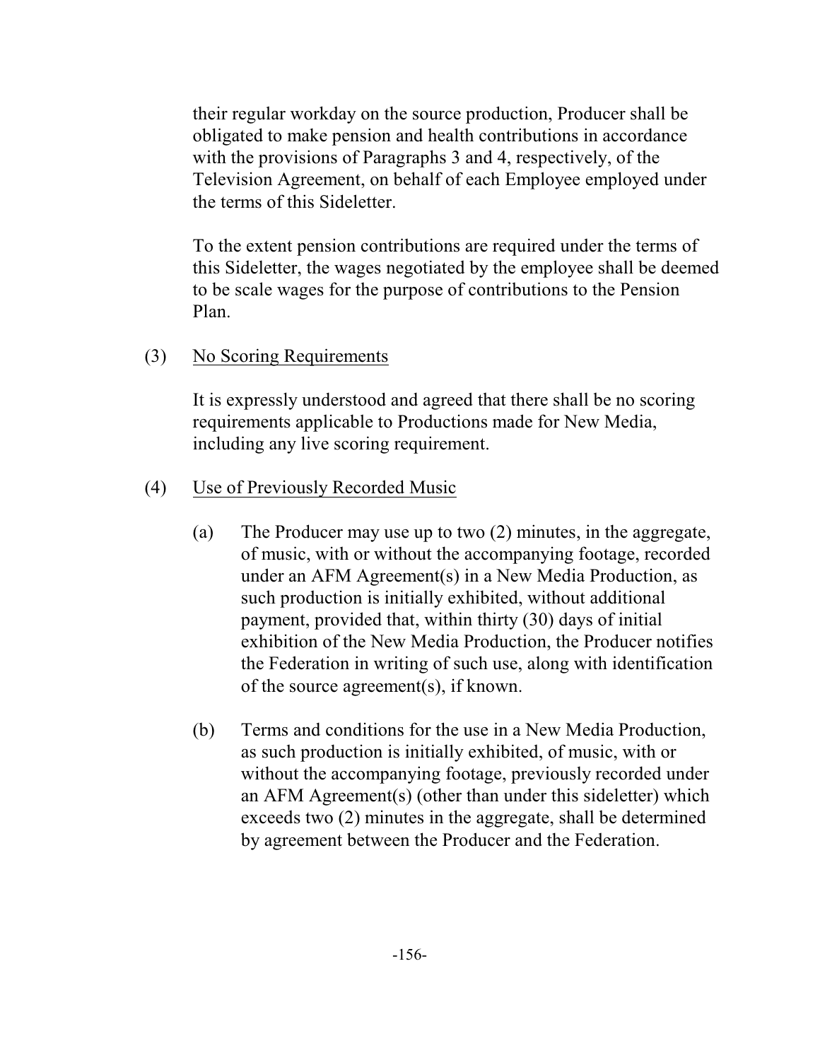their regular workday on the source production, Producer shall be obligated to make pension and health contributions in accordance with the provisions of Paragraphs 3 and 4, respectively, of the Television Agreement, on behalf of each Employee employed under the terms of this Sideletter.

To the extent pension contributions are required under the terms of this Sideletter, the wages negotiated by the employee shall be deemed to be scale wages for the purpose of contributions to the Pension Plan.

(3) <u>No Scoring Requirements</u>

It is expressly understood and agreed that there shall be no scoring requirements applicable to Productions made for New Media, including any live scoring requirement.

(4) <u>Use of Previously Recorded Music</u>

(a) The Producer may use up to two (2) minutes, in the aggregate, of music, with or without the accompanying footage, recorded under an AFM Agreement(s) in a New Media Production, as such production is initially exhibited, without additional payment, provided that, within thirty (30) days of initial exhibition of the New Media Production, the Producer notifies the Federation in writing of such use, along with identification of the source agreement(s), if known.

(b) Terms and conditions for the use in a New Media Production, as such production is initially exhibited, of music, with or without the accompanying footage, previously recorded under an AFM Agreement(s) (other than under this sideletter) which exceeds two (2) minutes in the aggregate, shall be determined by agreement between the Producer and the Federation.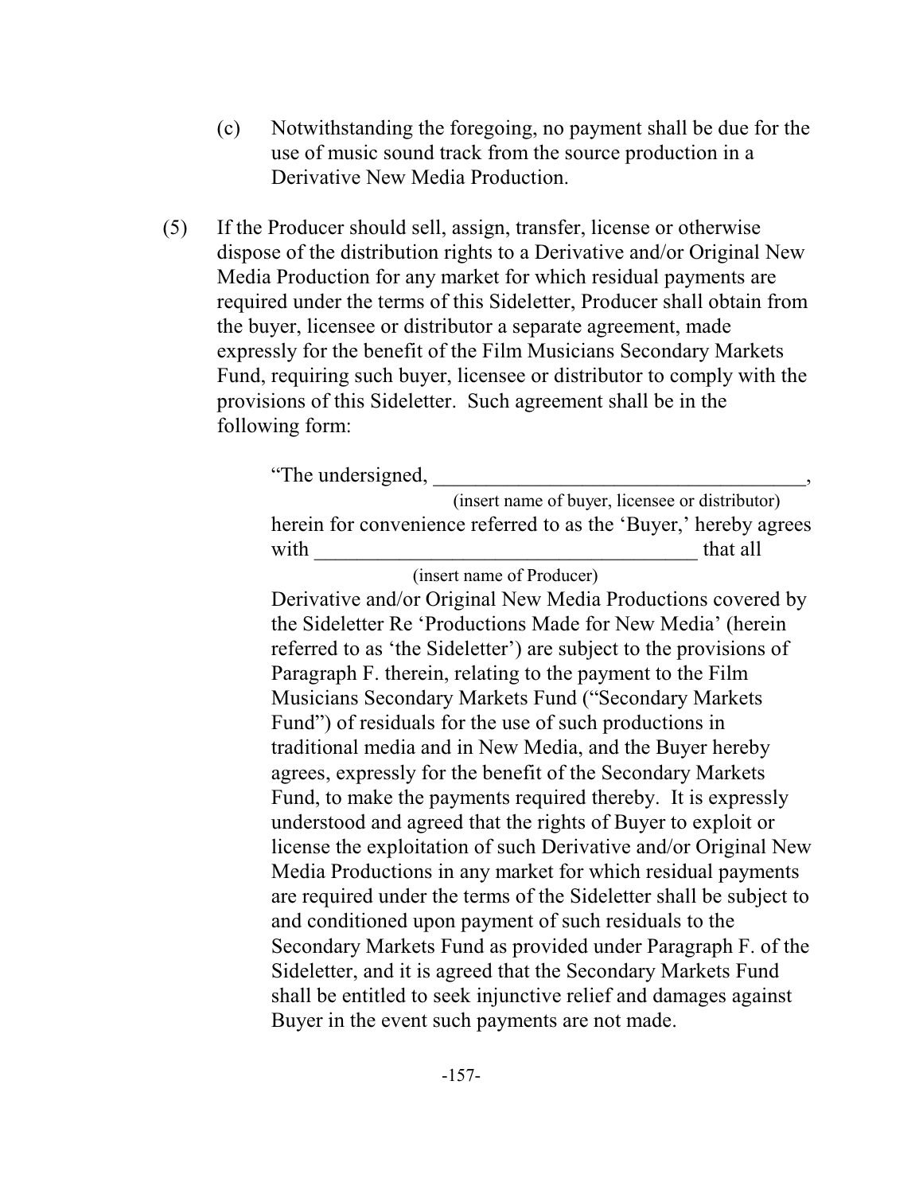(c) Notwithstanding the foregoing, no payment shall be due for the use of music sound track from the source production in a Derivative New Media Production.

(5) If the Producer should sell, assign, transfer, license or otherwise dispose of the distribution rights to a Derivative and/or Original New Media Production for any market for which residual payments are required under the terms of this Sideletter, Producer shall obtain from the buyer, licensee or distributor a separate agreement, made expressly for the benefit of the Film Musicians Secondary Markets Fund, requiring such buyer, licensee or distributor to comply with the provisions of this Sideletter. Such agreement shall be in the following form:

> "The undersigned, ____________________________________,
> (insert name of buyer, licensee or distributor)
> herein for convenience referred to as the 'Buyer,' hereby agrees with ____________________________________ that all
> (insert name of Producer)
> Derivative and/or Original New Media Productions covered by the Sideletter Re 'Productions Made for New Media' (herein referred to as 'the Sideletter') are subject to the provisions of Paragraph F. therein, relating to the payment to the Film Musicians Secondary Markets Fund ("Secondary Markets Fund") of residuals for the use of such productions in traditional media and in New Media, and the Buyer hereby agrees, expressly for the benefit of the Secondary Markets Fund, to make the payments required thereby. It is expressly understood and agreed that the rights of Buyer to exploit or license the exploitation of such Derivative and/or Original New Media Productions in any market for which residual payments are required under the terms of the Sideletter shall be subject to and conditioned upon payment of such residuals to the Secondary Markets Fund as provided under Paragraph F. of the Sideletter, and it is agreed that the Secondary Markets Fund shall be entitled to seek injunctive relief and damages against Buyer in the event such payments are not made.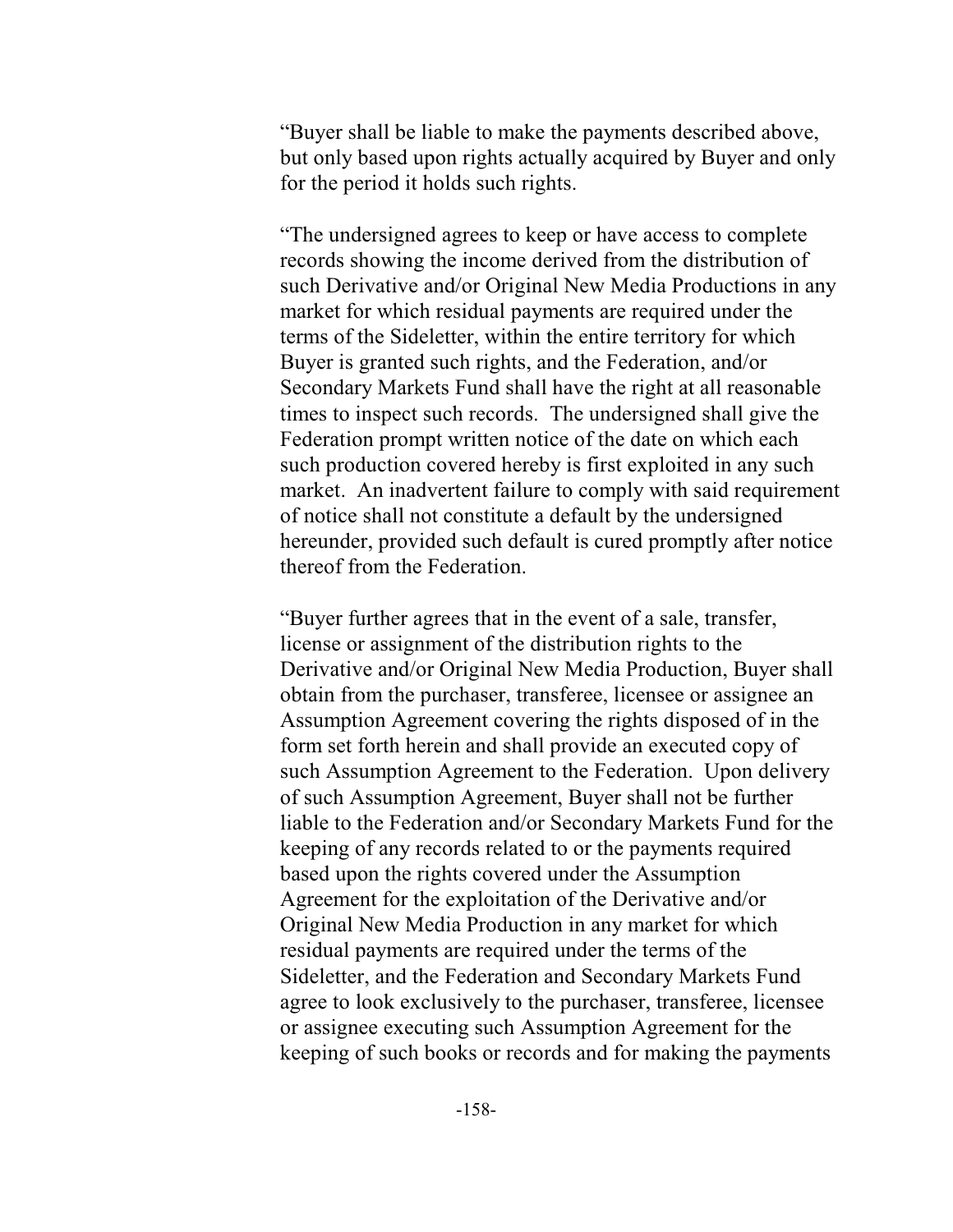"Buyer shall be liable to make the payments described above, but only based upon rights actually acquired by Buyer and only for the period it holds such rights.

"The undersigned agrees to keep or have access to complete records showing the income derived from the distribution of such Derivative and/or Original New Media Productions in any market for which residual payments are required under the terms of the Sideletter, within the entire territory for which Buyer is granted such rights, and the Federation, and/or Secondary Markets Fund shall have the right at all reasonable times to inspect such records. The undersigned shall give the Federation prompt written notice of the date on which each such production covered hereby is first exploited in any such market. An inadvertent failure to comply with said requirement of notice shall not constitute a default by the undersigned hereunder, provided such default is cured promptly after notice thereof from the Federation.

"Buyer further agrees that in the event of a sale, transfer, license or assignment of the distribution rights to the Derivative and/or Original New Media Production, Buyer shall obtain from the purchaser, transferee, licensee or assignee an Assumption Agreement covering the rights disposed of in the form set forth herein and shall provide an executed copy of such Assumption Agreement to the Federation. Upon delivery of such Assumption Agreement, Buyer shall not be further liable to the Federation and/or Secondary Markets Fund for the keeping of any records related to or the payments required based upon the rights covered under the Assumption Agreement for the exploitation of the Derivative and/or Original New Media Production in any market for which residual payments are required under the terms of the Sideletter, and the Federation and Secondary Markets Fund agree to look exclusively to the purchaser, transferee, licensee or assignee executing such Assumption Agreement for the keeping of such books or records and for making the payments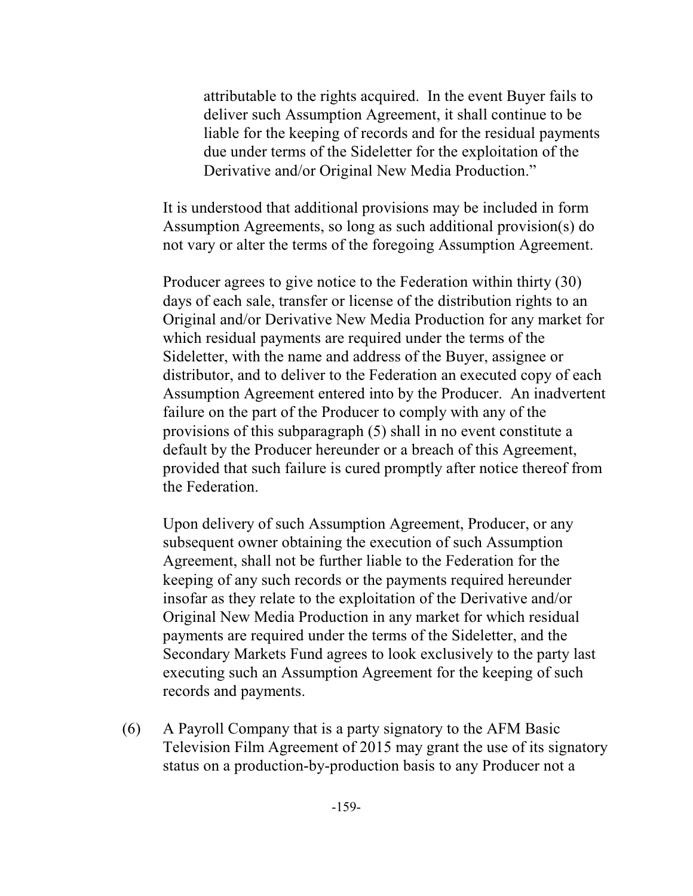attributable to the rights acquired. In the event Buyer fails to deliver such Assumption Agreement, it shall continue to be liable for the keeping of records and for the residual payments due under terms of the Sideletter for the exploitation of the Derivative and/or Original New Media Production."

It is understood that additional provisions may be included in form Assumption Agreements, so long as such additional provision(s) do not vary or alter the terms of the foregoing Assumption Agreement.

Producer agrees to give notice to the Federation within thirty (30) days of each sale, transfer or license of the distribution rights to an Original and/or Derivative New Media Production for any market for which residual payments are required under the terms of the Sideletter, with the name and address of the Buyer, assignee or distributor, and to deliver to the Federation an executed copy of each Assumption Agreement entered into by the Producer. An inadvertent failure on the part of the Producer to comply with any of the provisions of this subparagraph (5) shall in no event constitute a default by the Producer hereunder or a breach of this Agreement, provided that such failure is cured promptly after notice thereof from the Federation.

Upon delivery of such Assumption Agreement, Producer, or any subsequent owner obtaining the execution of such Assumption Agreement, shall not be further liable to the Federation for the keeping of any such records or the payments required hereunder insofar as they relate to the exploitation of the Derivative and/or Original New Media Production in any market for which residual payments are required under the terms of the Sideletter, and the Secondary Markets Fund agrees to look exclusively to the party last executing such an Assumption Agreement for the keeping of such records and payments.

(6) A Payroll Company that is a party signatory to the AFM Basic Television Film Agreement of 2015 may grant the use of its signatory status on a production-by-production basis to any Producer not a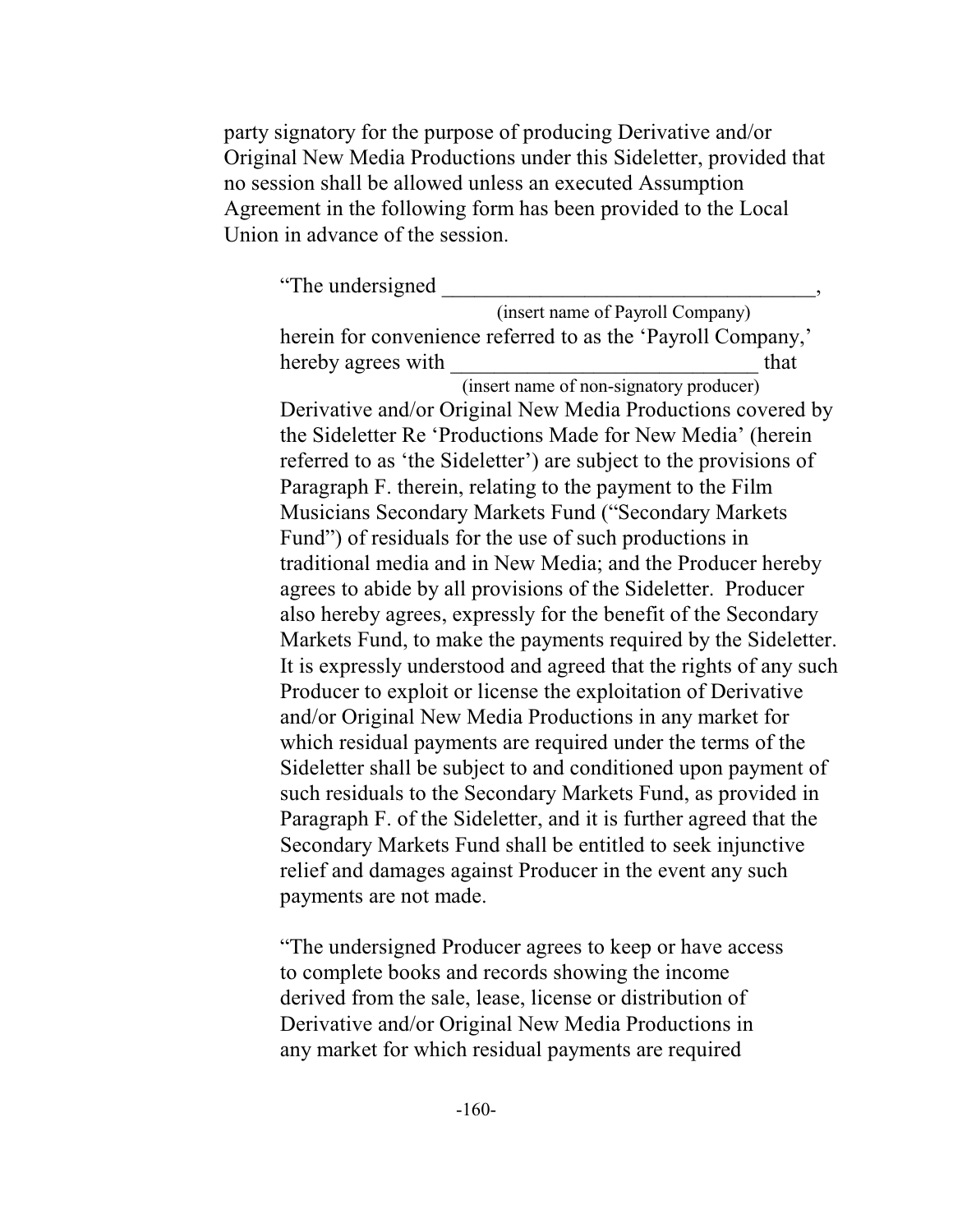party signatory for the purpose of producing Derivative and/or Original New Media Productions under this Sideletter, provided that no session shall be allowed unless an executed Assumption Agreement in the following form has been provided to the Local Union in advance of the session.

> "The undersigned ___________________________________,
> (insert name of Payroll Company)
> herein for convenience referred to as the 'Payroll Company,' hereby agrees with ____________________________ that
> (insert name of non-signatory producer)
> Derivative and/or Original New Media Productions covered by the Sideletter Re 'Productions Made for New Media' (herein referred to as 'the Sideletter') are subject to the provisions of Paragraph F. therein, relating to the payment to the Film Musicians Secondary Markets Fund ("Secondary Markets Fund") of residuals for the use of such productions in traditional media and in New Media; and the Producer hereby agrees to abide by all provisions of the Sideletter. Producer also hereby agrees, expressly for the benefit of the Secondary Markets Fund, to make the payments required by the Sideletter. It is expressly understood and agreed that the rights of any such Producer to exploit or license the exploitation of Derivative and/or Original New Media Productions in any market for which residual payments are required under the terms of the Sideletter shall be subject to and conditioned upon payment of such residuals to the Secondary Markets Fund, as provided in Paragraph F. of the Sideletter, and it is further agreed that the Secondary Markets Fund shall be entitled to seek injunctive relief and damages against Producer in the event any such payments are not made.
>
> "The undersigned Producer agrees to keep or have access to complete books and records showing the income derived from the sale, lease, license or distribution of Derivative and/or Original New Media Productions in any market for which residual payments are required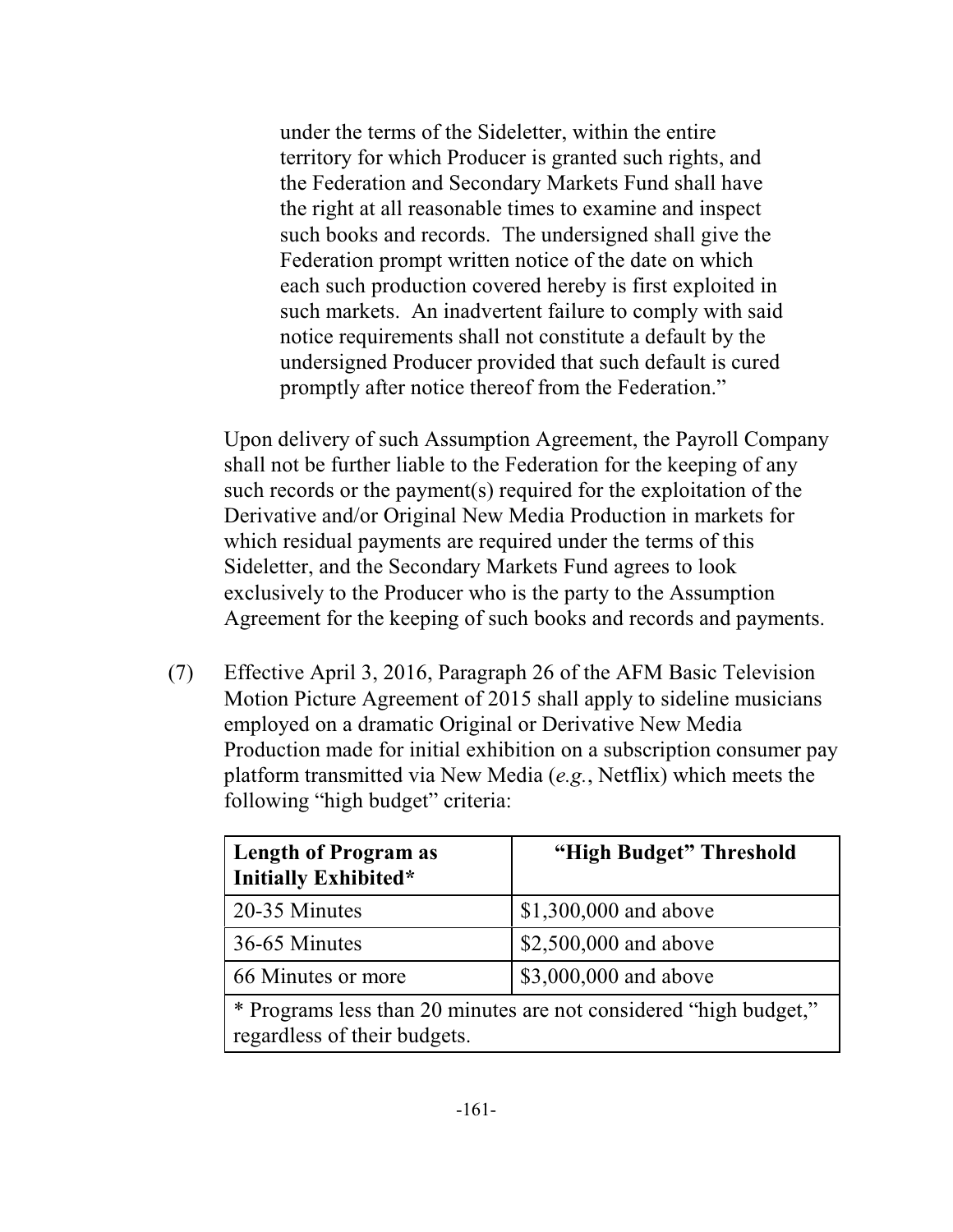under the terms of the Sideletter, within the entire territory for which Producer is granted such rights, and the Federation and Secondary Markets Fund shall have the right at all reasonable times to examine and inspect such books and records. The undersigned shall give the Federation prompt written notice of the date on which each such production covered hereby is first exploited in such markets. An inadvertent failure to comply with said notice requirements shall not constitute a default by the undersigned Producer provided that such default is cured promptly after notice thereof from the Federation."

Upon delivery of such Assumption Agreement, the Payroll Company shall not be further liable to the Federation for the keeping of any such records or the payment(s) required for the exploitation of the Derivative and/or Original New Media Production in markets for which residual payments are required under the terms of this Sideletter, and the Secondary Markets Fund agrees to look exclusively to the Producer who is the party to the Assumption Agreement for the keeping of such books and records and payments.

(7) Effective April 3, 2016, Paragraph 26 of the AFM Basic Television Motion Picture Agreement of 2015 shall apply to sideline musicians employed on a dramatic Original or Derivative New Media Production made for initial exhibition on a subscription consumer pay platform transmitted via New Media (*e.g.*, Netflix) which meets the following "high budget" criteria:

| **Length of Program as Initially Exhibited*** | **"High Budget" Threshold** |
|---|---|
| 20-35 Minutes | $1,300,000 and above |
| 36-65 Minutes | $2,500,000 and above |
| 66 Minutes or more | $3,000,000 and above |
| * Programs less than 20 minutes are not considered "high budget," regardless of their budgets. | |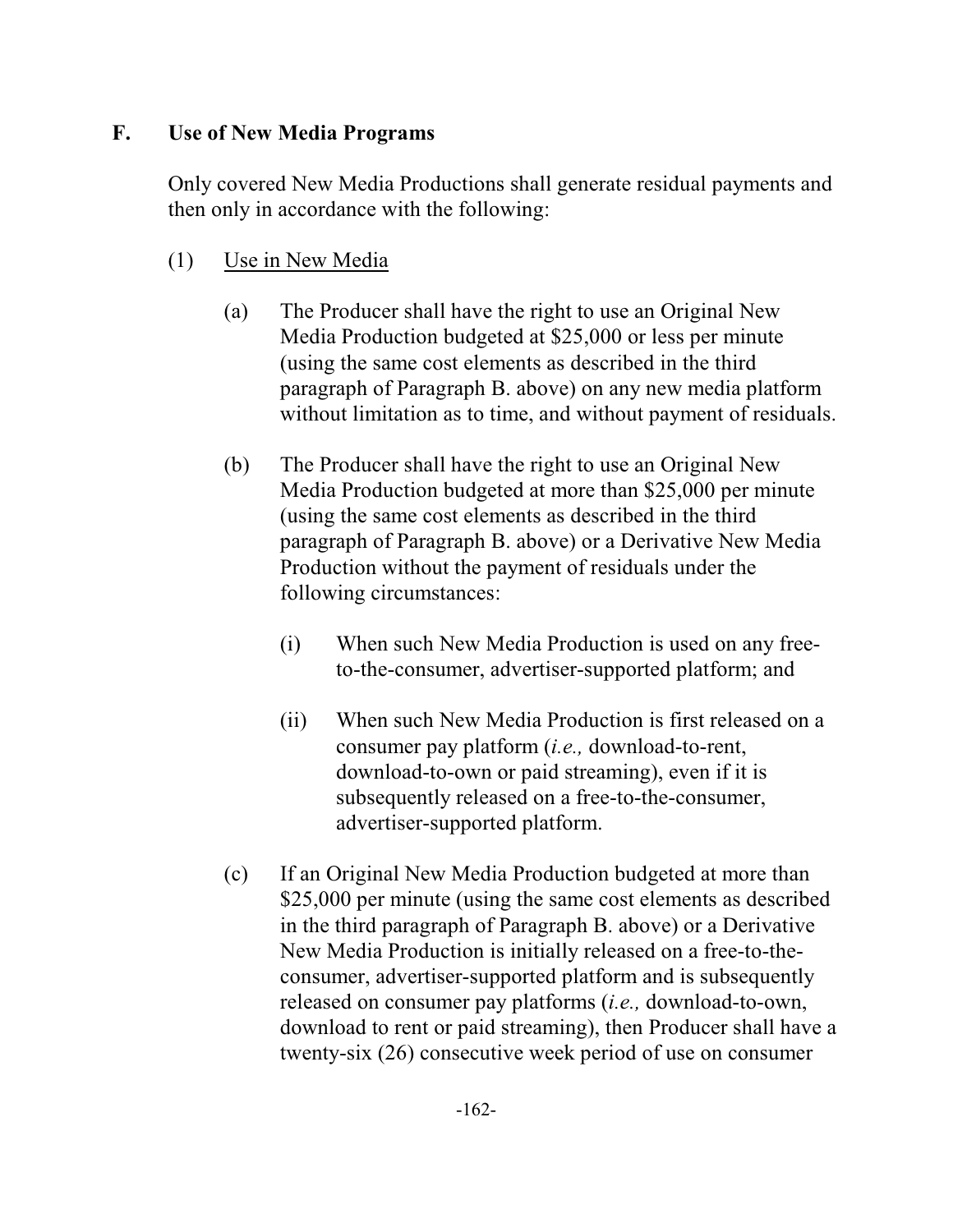## F. Use of New Media Programs

Only covered New Media Productions shall generate residual payments and then only in accordance with the following:

(1) Use in New Media

(a) The Producer shall have the right to use an Original New Media Production budgeted at $25,000 or less per minute (using the same cost elements as described in the third paragraph of Paragraph B. above) on any new media platform without limitation as to time, and without payment of residuals.

(b) The Producer shall have the right to use an Original New Media Production budgeted at more than $25,000 per minute (using the same cost elements as described in the third paragraph of Paragraph B. above) or a Derivative New Media Production without the payment of residuals under the following circumstances:

(i) When such New Media Production is used on any free-to-the-consumer, advertiser-supported platform; and

(ii) When such New Media Production is first released on a consumer pay platform (*i.e.,* download-to-rent, download-to-own or paid streaming), even if it is subsequently released on a free-to-the-consumer, advertiser-supported platform.

(c) If an Original New Media Production budgeted at more than $25,000 per minute (using the same cost elements as described in the third paragraph of Paragraph B. above) or a Derivative New Media Production is initially released on a free-to-the-consumer, advertiser-supported platform and is subsequently released on consumer pay platforms (*i.e.,* download-to-own, download to rent or paid streaming), then Producer shall have a twenty-six (26) consecutive week period of use on consumer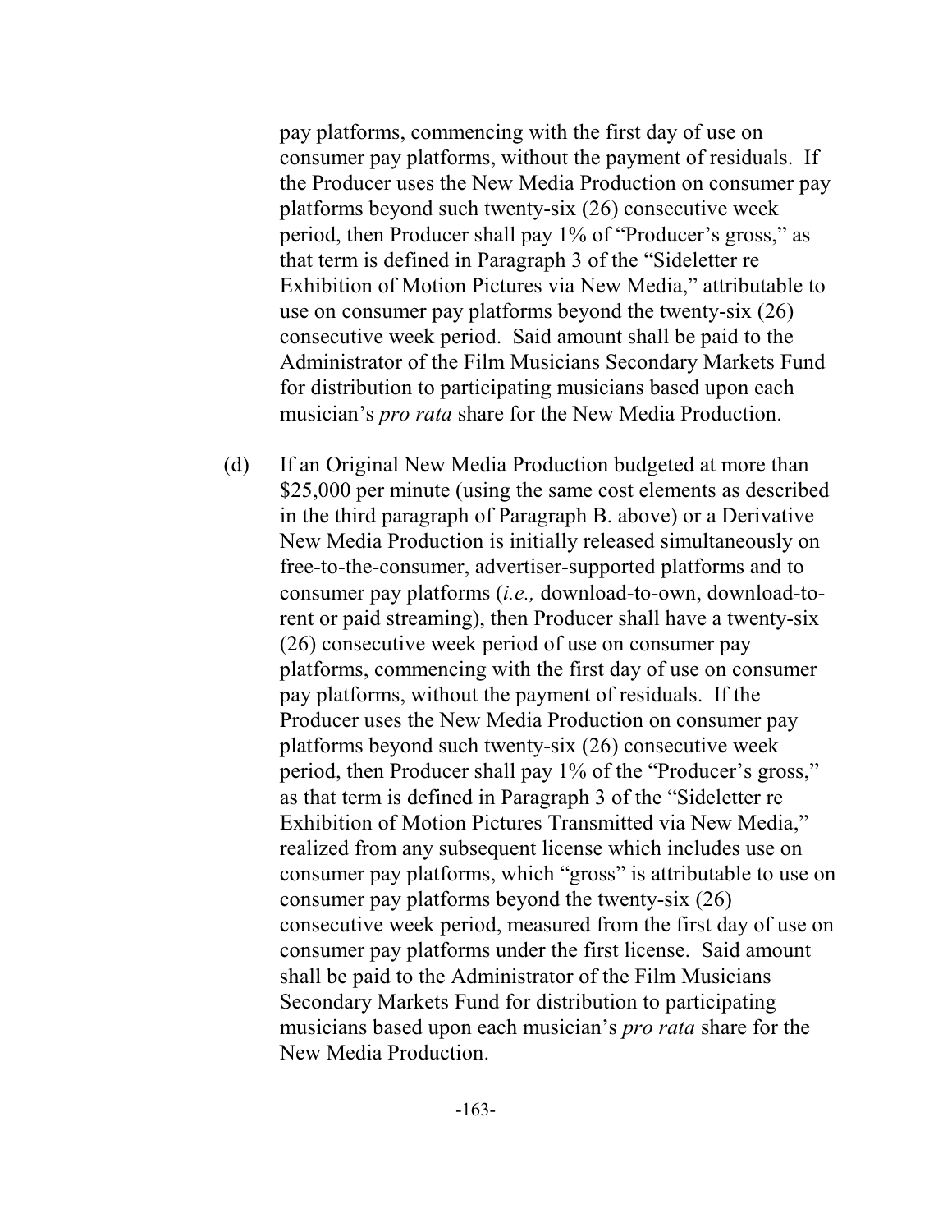pay platforms, commencing with the first day of use on consumer pay platforms, without the payment of residuals. If the Producer uses the New Media Production on consumer pay platforms beyond such twenty-six (26) consecutive week period, then Producer shall pay 1% of "Producer's gross," as that term is defined in Paragraph 3 of the "Sideletter re Exhibition of Motion Pictures via New Media," attributable to use on consumer pay platforms beyond the twenty-six (26) consecutive week period. Said amount shall be paid to the Administrator of the Film Musicians Secondary Markets Fund for distribution to participating musicians based upon each musician's *pro rata* share for the New Media Production.

(d) If an Original New Media Production budgeted at more than $25,000 per minute (using the same cost elements as described in the third paragraph of Paragraph B. above) or a Derivative New Media Production is initially released simultaneously on free-to-the-consumer, advertiser-supported platforms and to consumer pay platforms (*i.e.,* download-to-own, download-to-rent or paid streaming), then Producer shall have a twenty-six (26) consecutive week period of use on consumer pay platforms, commencing with the first day of use on consumer pay platforms, without the payment of residuals. If the Producer uses the New Media Production on consumer pay platforms beyond such twenty-six (26) consecutive week period, then Producer shall pay 1% of the "Producer's gross," as that term is defined in Paragraph 3 of the "Sideletter re Exhibition of Motion Pictures Transmitted via New Media," realized from any subsequent license which includes use on consumer pay platforms, which "gross" is attributable to use on consumer pay platforms beyond the twenty-six (26) consecutive week period, measured from the first day of use on consumer pay platforms under the first license. Said amount shall be paid to the Administrator of the Film Musicians Secondary Markets Fund for distribution to participating musicians based upon each musician's *pro rata* share for the New Media Production.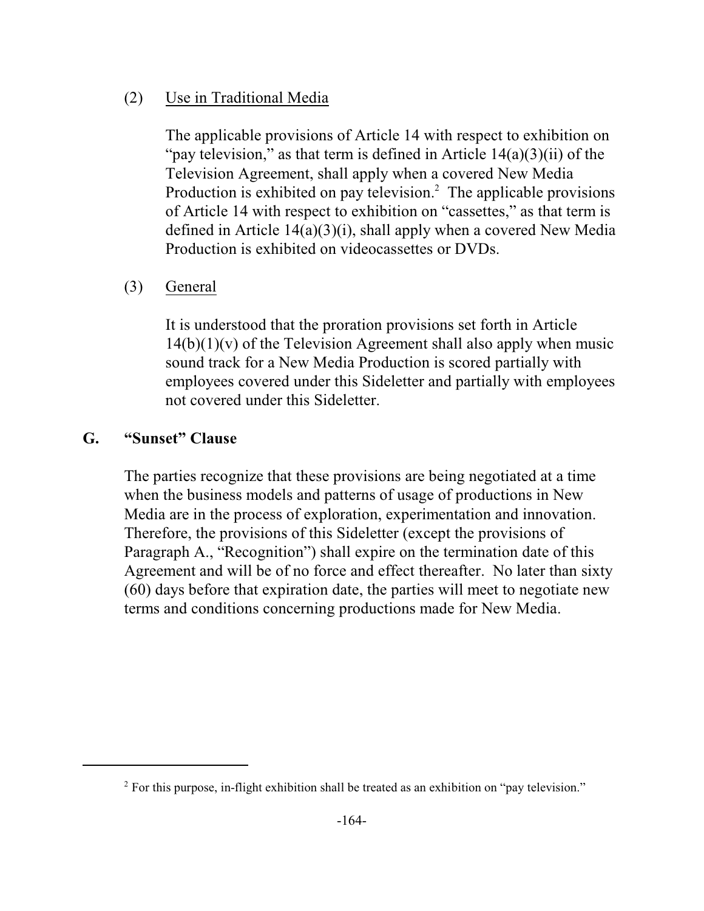(2) Use in Traditional Media

The applicable provisions of Article 14 with respect to exhibition on "pay television," as that term is defined in Article 14(a)(3)(ii) of the Television Agreement, shall apply when a covered New Media Production is exhibited on pay television.[2] The applicable provisions of Article 14 with respect to exhibition on "cassettes," as that term is defined in Article 14(a)(3)(i), shall apply when a covered New Media Production is exhibited on videocassettes or DVDs.

(3) General

It is understood that the proration provisions set forth in Article 14(b)(1)(v) of the Television Agreement shall also apply when music sound track for a New Media Production is scored partially with employees covered under this Sideletter and partially with employees not covered under this Sideletter.

## G. "Sunset" Clause

The parties recognize that these provisions are being negotiated at a time when the business models and patterns of usage of productions in New Media are in the process of exploration, experimentation and innovation. Therefore, the provisions of this Sideletter (except the provisions of Paragraph A., "Recognition") shall expire on the termination date of this Agreement and will be of no force and effect thereafter. No later than sixty (60) days before that expiration date, the parties will meet to negotiate new terms and conditions concerning productions made for New Media.

---

[2] For this purpose, in-flight exhibition shall be treated as an exhibition on "pay television."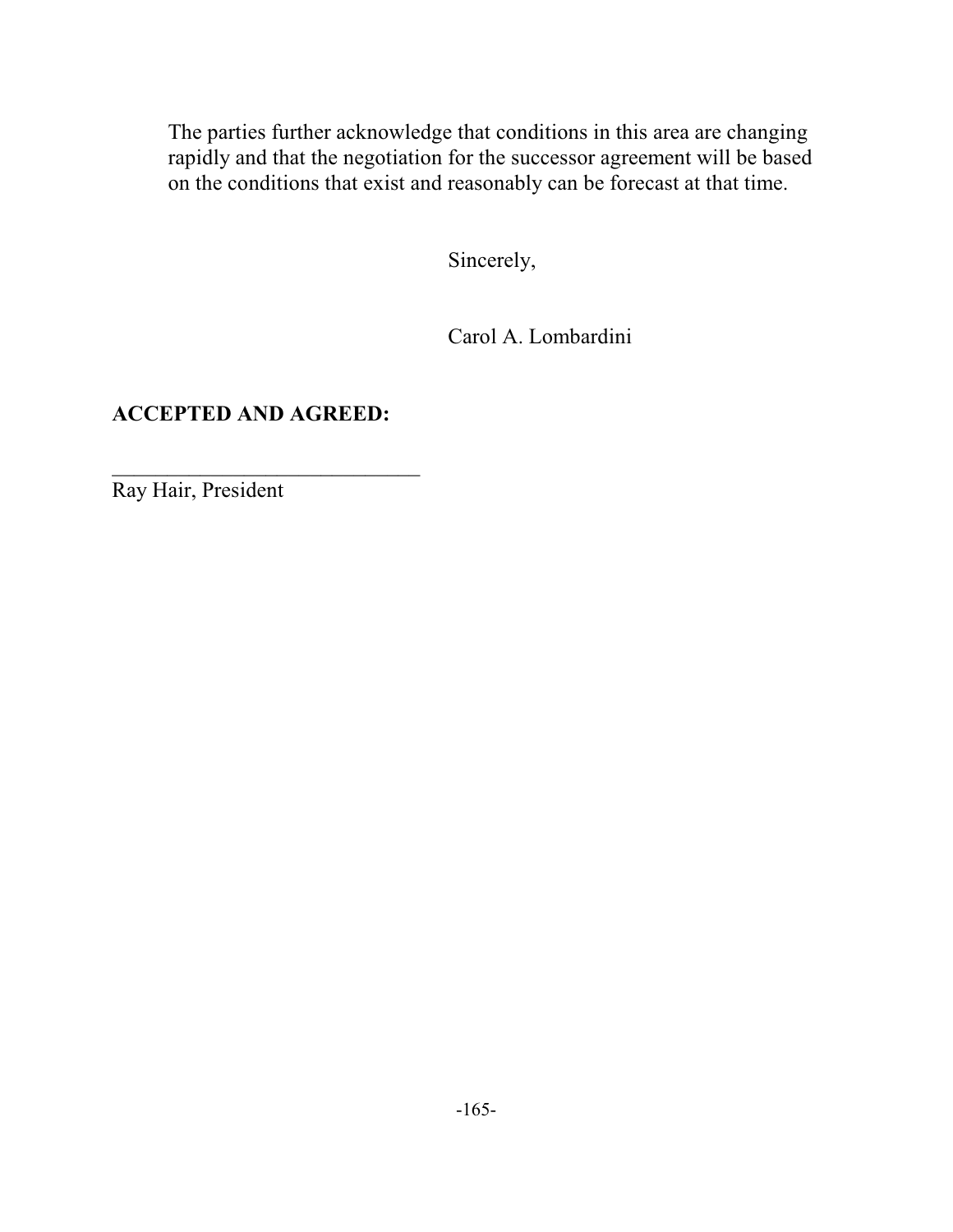The parties further acknowledge that conditions in this area are changing rapidly and that the negotiation for the successor agreement will be based on the conditions that exist and reasonably can be forecast at that time.

Sincerely,

Carol A. Lombardini

**ACCEPTED AND AGREED:**

\_\_\_\_\_\_\_\_\_\_\_\_\_\_\_\_\_\_\_\_\_\_\_\_\_\_\_\_\_\_

Ray Hair, President